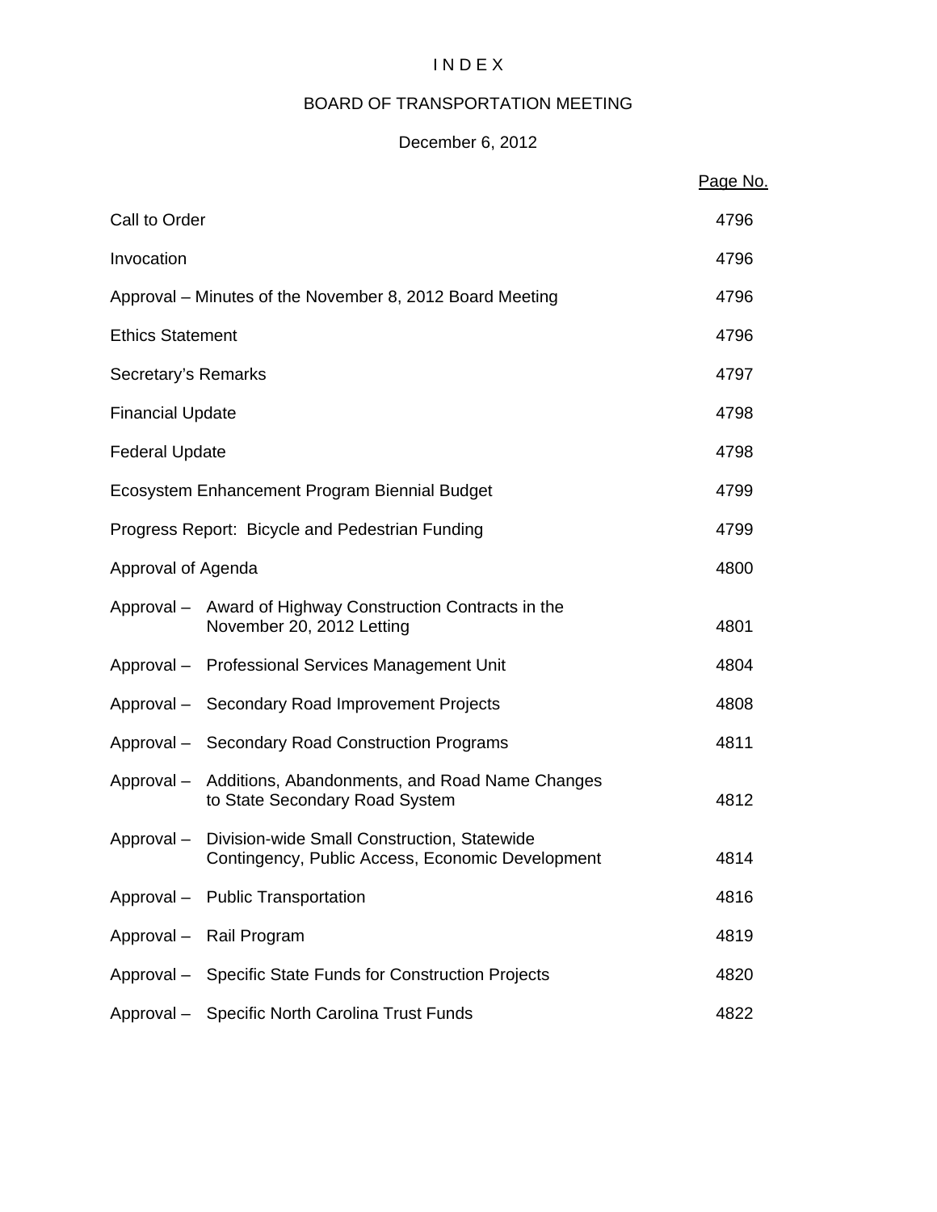# I N D E X

## BOARD OF TRANSPORTATION MEETING

### December 6, 2012

| | Page No. |
|---|---|
| Call to Order | 4796 |
| Invocation | 4796 |
| Approval – Minutes of the November 8, 2012 Board Meeting | 4796 |
| Ethics Statement | 4796 |
| Secretary's Remarks | 4797 |
| Financial Update | 4798 |
| Federal Update | 4798 |
| Ecosystem Enhancement Program Biennial Budget | 4799 |
| Progress Report: Bicycle and Pedestrian Funding | 4799 |
| Approval of Agenda | 4800 |
| Approval – Award of Highway Construction Contracts in the November 20, 2012 Letting | 4801 |
| Approval – Professional Services Management Unit | 4804 |
| Approval – Secondary Road Improvement Projects | 4808 |
| Approval – Secondary Road Construction Programs | 4811 |
| Approval – Additions, Abandonments, and Road Name Changes to State Secondary Road System | 4812 |
| Approval – Division-wide Small Construction, Statewide Contingency, Public Access, Economic Development | 4814 |
| Approval – Public Transportation | 4816 |
| Approval – Rail Program | 4819 |
| Approval – Specific State Funds for Construction Projects | 4820 |
| Approval – Specific North Carolina Trust Funds | 4822 |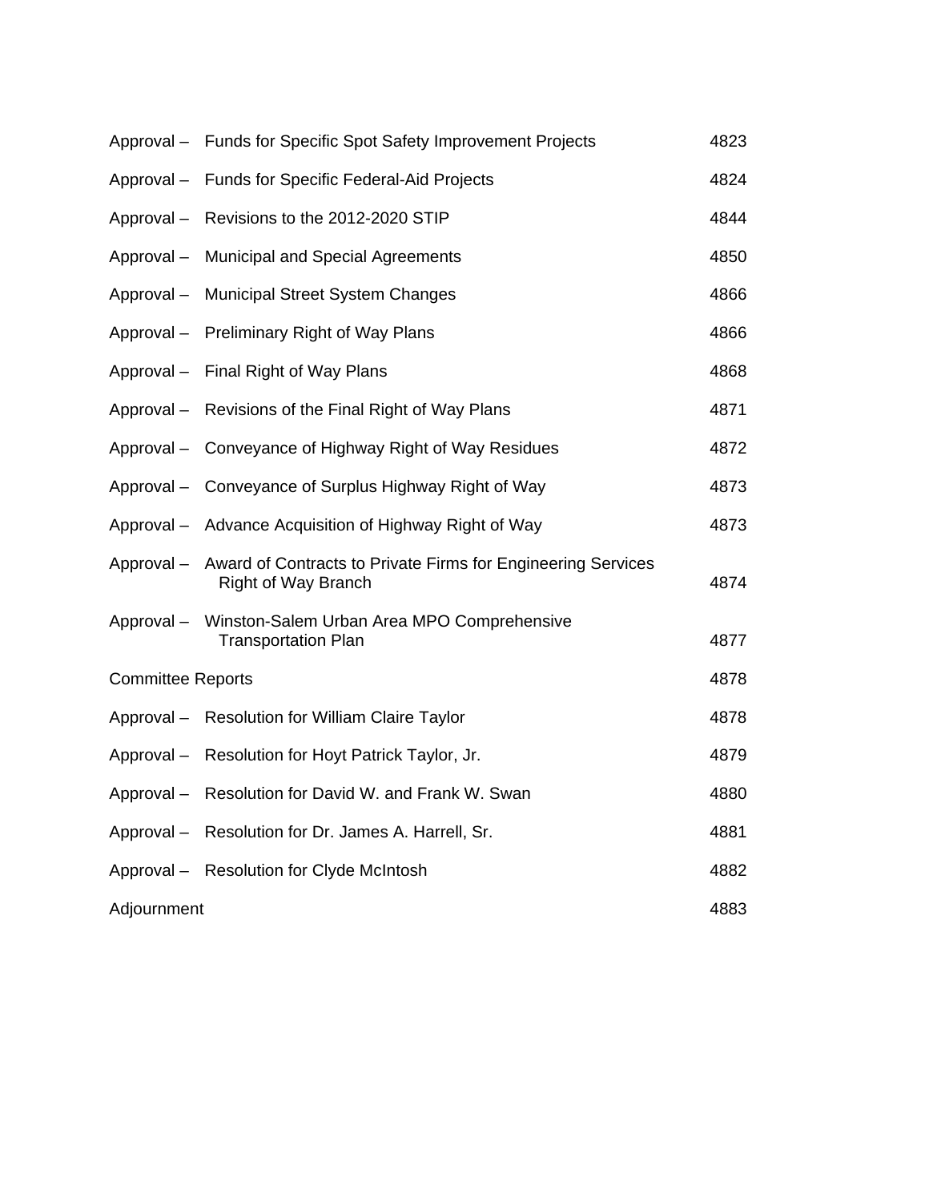| | | |
|---|---|---|
| Approval – | Funds for Specific Spot Safety Improvement Projects | 4823 |
| Approval – | Funds for Specific Federal-Aid Projects | 4824 |
| Approval – | Revisions to the 2012-2020 STIP | 4844 |
| Approval – | Municipal and Special Agreements | 4850 |
| Approval – | Municipal Street System Changes | 4866 |
| Approval – | Preliminary Right of Way Plans | 4866 |
| Approval – | Final Right of Way Plans | 4868 |
| Approval – | Revisions of the Final Right of Way Plans | 4871 |
| Approval – | Conveyance of Highway Right of Way Residues | 4872 |
| Approval – | Conveyance of Surplus Highway Right of Way | 4873 |
| Approval – | Advance Acquisition of Highway Right of Way | 4873 |
| Approval – | Award of Contracts to Private Firms for Engineering Services Right of Way Branch | 4874 |
| Approval – | Winston-Salem Urban Area MPO Comprehensive Transportation Plan | 4877 |
| Committee Reports | | 4878 |
| Approval – | Resolution for William Claire Taylor | 4878 |
| Approval – | Resolution for Hoyt Patrick Taylor, Jr. | 4879 |
| Approval – | Resolution for David W. and Frank W. Swan | 4880 |
| Approval – | Resolution for Dr. James A. Harrell, Sr. | 4881 |
| Approval – | Resolution for Clyde McIntosh | 4882 |
| Adjournment | | 4883 |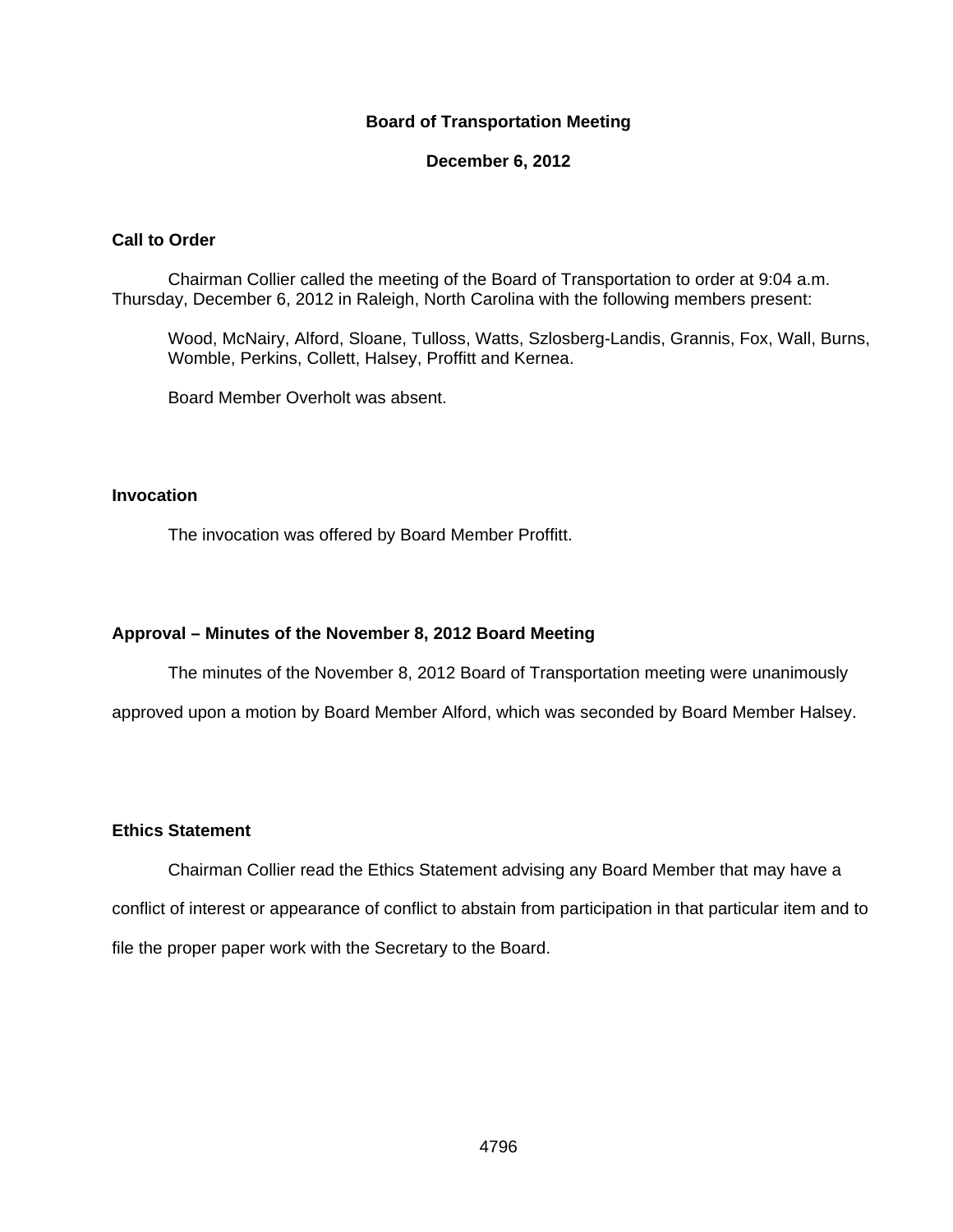# Board of Transportation Meeting

## December 6, 2012

### Call to Order

Chairman Collier called the meeting of the Board of Transportation to order at 9:04 a.m. Thursday, December 6, 2012 in Raleigh, North Carolina with the following members present:

Wood, McNairy, Alford, Sloane, Tulloss, Watts, Szlosberg-Landis, Grannis, Fox, Wall, Burns, Womble, Perkins, Collett, Halsey, Proffitt and Kernea.

Board Member Overholt was absent.

### Invocation

The invocation was offered by Board Member Proffitt.

### Approval – Minutes of the November 8, 2012 Board Meeting

The minutes of the November 8, 2012 Board of Transportation meeting were unanimously approved upon a motion by Board Member Alford, which was seconded by Board Member Halsey.

### Ethics Statement

Chairman Collier read the Ethics Statement advising any Board Member that may have a conflict of interest or appearance of conflict to abstain from participation in that particular item and to file the proper paper work with the Secretary to the Board.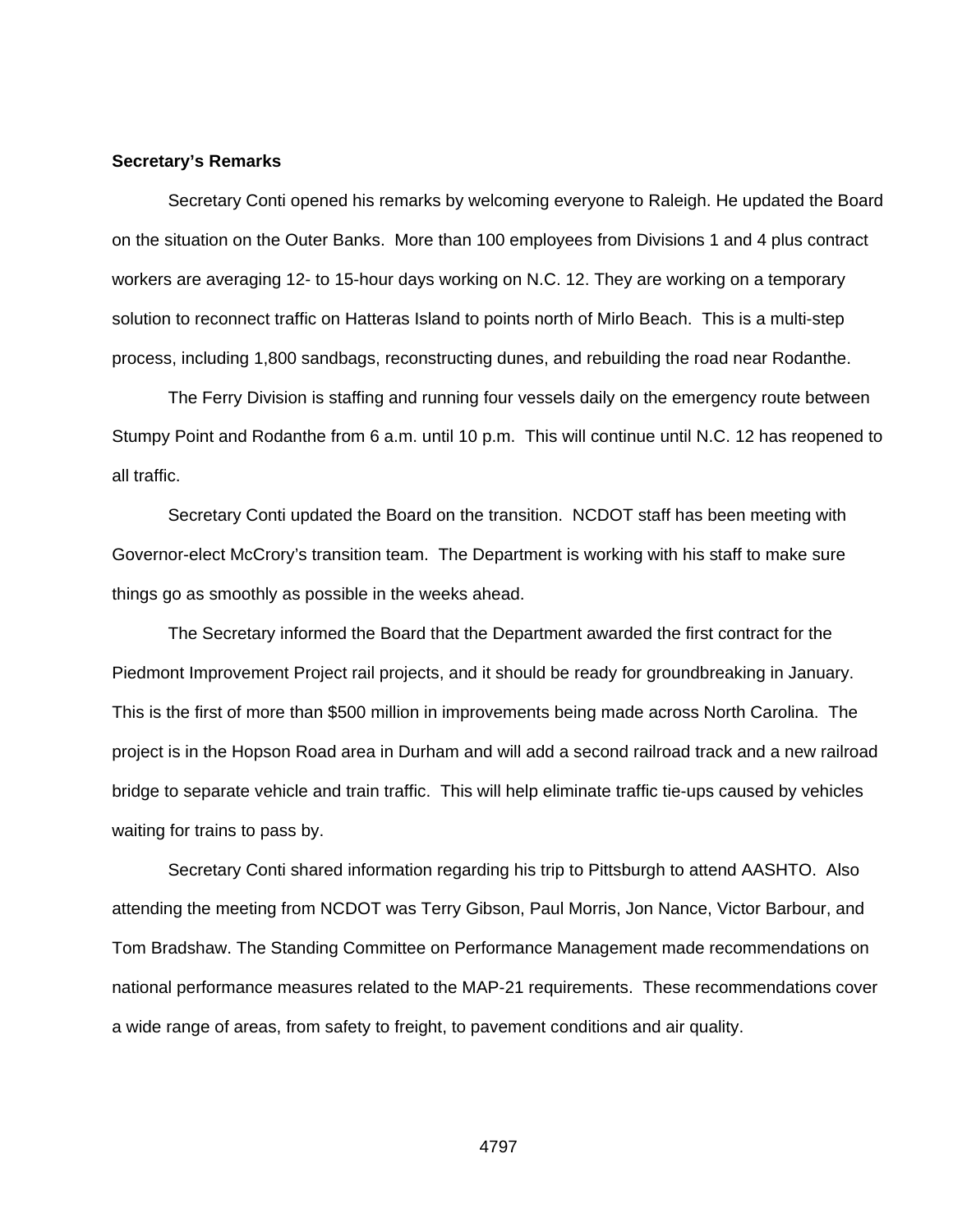**Secretary's Remarks**

Secretary Conti opened his remarks by welcoming everyone to Raleigh. He updated the Board on the situation on the Outer Banks. More than 100 employees from Divisions 1 and 4 plus contract workers are averaging 12- to 15-hour days working on N.C. 12. They are working on a temporary solution to reconnect traffic on Hatteras Island to points north of Mirlo Beach. This is a multi-step process, including 1,800 sandbags, reconstructing dunes, and rebuilding the road near Rodanthe.

The Ferry Division is staffing and running four vessels daily on the emergency route between Stumpy Point and Rodanthe from 6 a.m. until 10 p.m. This will continue until N.C. 12 has reopened to all traffic.

Secretary Conti updated the Board on the transition. NCDOT staff has been meeting with Governor-elect McCrory's transition team. The Department is working with his staff to make sure things go as smoothly as possible in the weeks ahead.

The Secretary informed the Board that the Department awarded the first contract for the Piedmont Improvement Project rail projects, and it should be ready for groundbreaking in January. This is the first of more than $500 million in improvements being made across North Carolina. The project is in the Hopson Road area in Durham and will add a second railroad track and a new railroad bridge to separate vehicle and train traffic. This will help eliminate traffic tie-ups caused by vehicles waiting for trains to pass by.

Secretary Conti shared information regarding his trip to Pittsburgh to attend AASHTO. Also attending the meeting from NCDOT was Terry Gibson, Paul Morris, Jon Nance, Victor Barbour, and Tom Bradshaw. The Standing Committee on Performance Management made recommendations on national performance measures related to the MAP-21 requirements. These recommendations cover a wide range of areas, from safety to freight, to pavement conditions and air quality.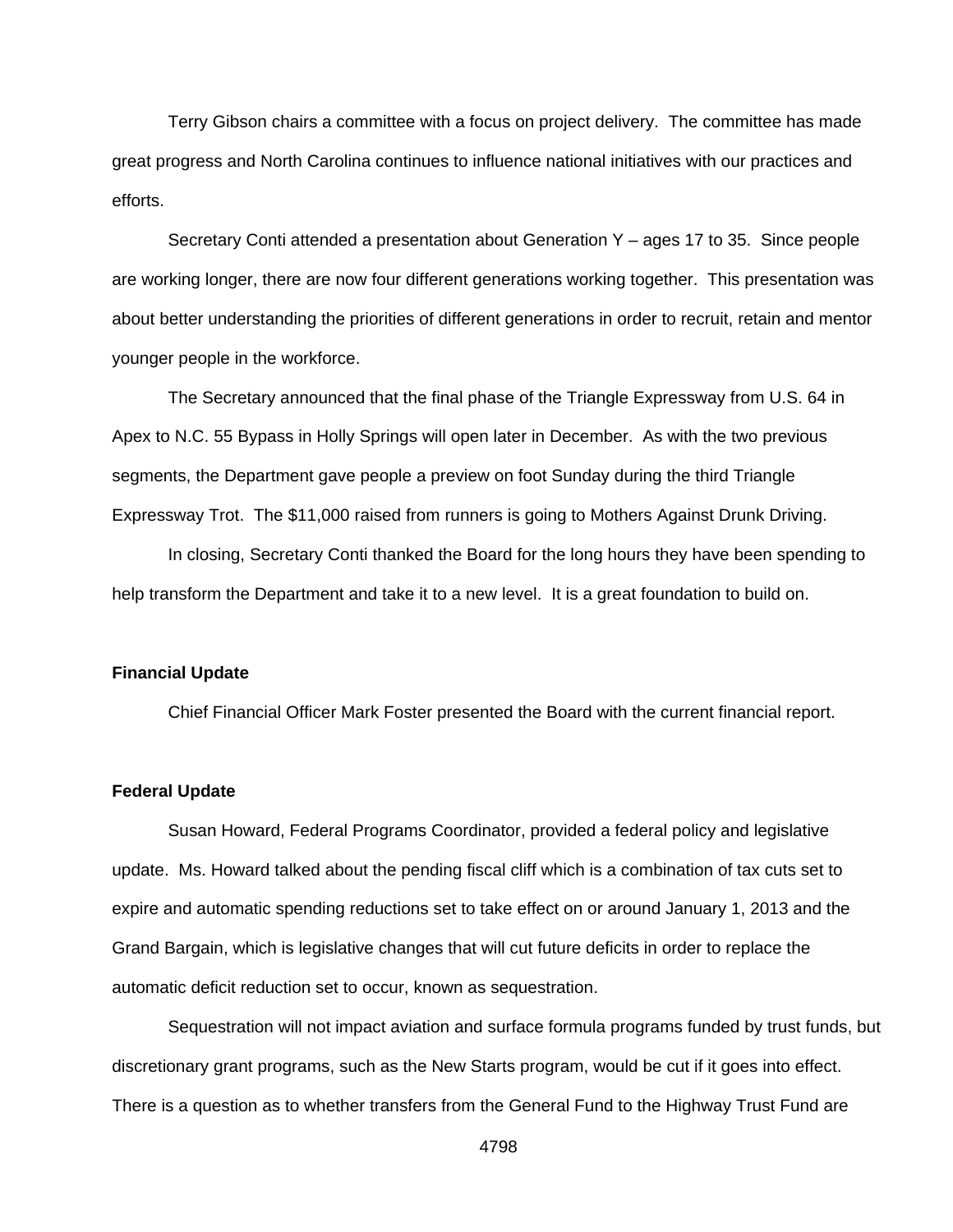Terry Gibson chairs a committee with a focus on project delivery. The committee has made great progress and North Carolina continues to influence national initiatives with our practices and efforts.

Secretary Conti attended a presentation about Generation Y – ages 17 to 35. Since people are working longer, there are now four different generations working together. This presentation was about better understanding the priorities of different generations in order to recruit, retain and mentor younger people in the workforce.

The Secretary announced that the final phase of the Triangle Expressway from U.S. 64 in Apex to N.C. 55 Bypass in Holly Springs will open later in December. As with the two previous segments, the Department gave people a preview on foot Sunday during the third Triangle Expressway Trot. The $11,000 raised from runners is going to Mothers Against Drunk Driving.

In closing, Secretary Conti thanked the Board for the long hours they have been spending to help transform the Department and take it to a new level. It is a great foundation to build on.

**Financial Update**

Chief Financial Officer Mark Foster presented the Board with the current financial report.

**Federal Update**

Susan Howard, Federal Programs Coordinator, provided a federal policy and legislative update. Ms. Howard talked about the pending fiscal cliff which is a combination of tax cuts set to expire and automatic spending reductions set to take effect on or around January 1, 2013 and the Grand Bargain, which is legislative changes that will cut future deficits in order to replace the automatic deficit reduction set to occur, known as sequestration.

Sequestration will not impact aviation and surface formula programs funded by trust funds, but discretionary grant programs, such as the New Starts program, would be cut if it goes into effect. There is a question as to whether transfers from the General Fund to the Highway Trust Fund are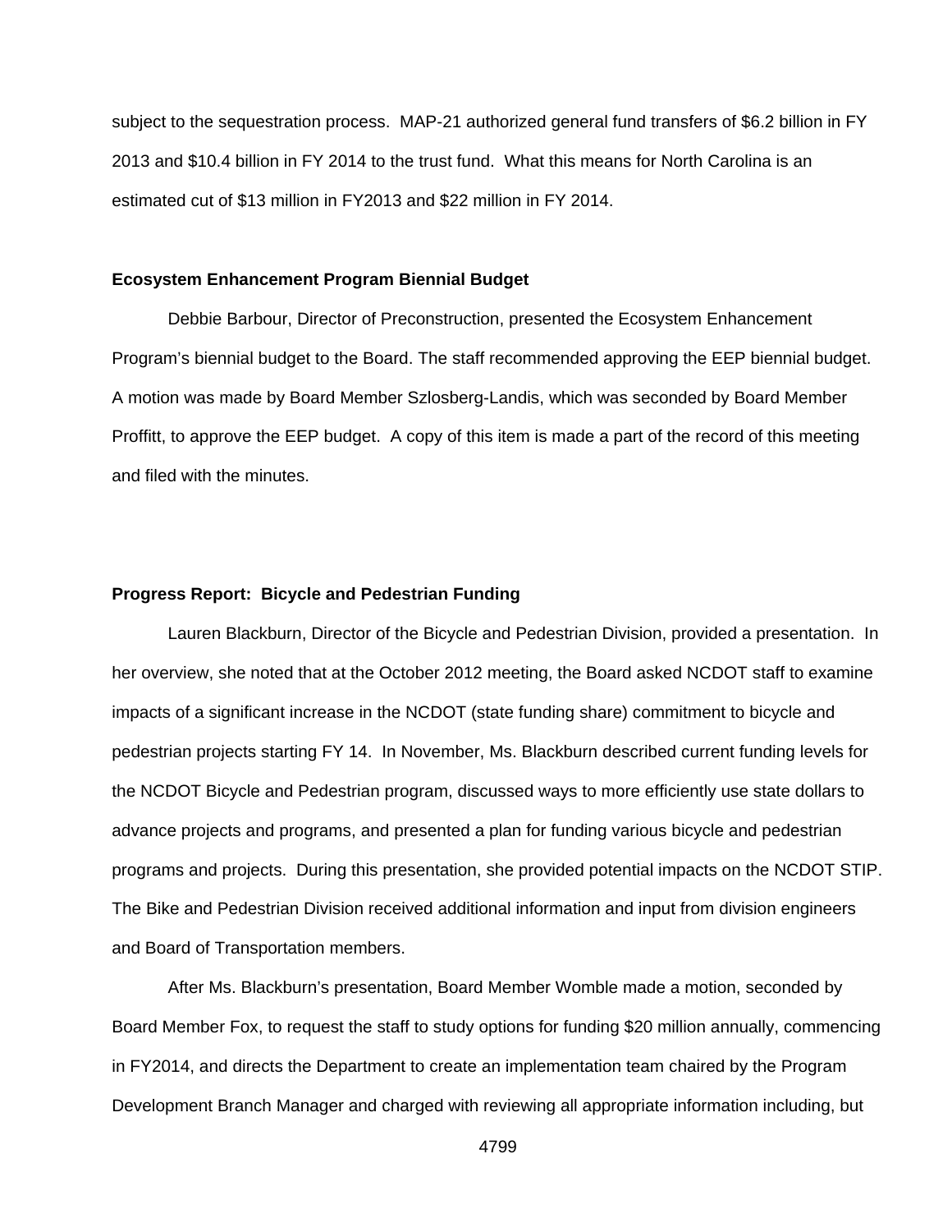subject to the sequestration process. MAP-21 authorized general fund transfers of $6.2 billion in FY 2013 and $10.4 billion in FY 2014 to the trust fund. What this means for North Carolina is an estimated cut of $13 million in FY2013 and $22 million in FY 2014.

**Ecosystem Enhancement Program Biennial Budget**

Debbie Barbour, Director of Preconstruction, presented the Ecosystem Enhancement Program's biennial budget to the Board. The staff recommended approving the EEP biennial budget. A motion was made by Board Member Szlosberg-Landis, which was seconded by Board Member Proffitt, to approve the EEP budget. A copy of this item is made a part of the record of this meeting and filed with the minutes.

**Progress Report: Bicycle and Pedestrian Funding**

Lauren Blackburn, Director of the Bicycle and Pedestrian Division, provided a presentation. In her overview, she noted that at the October 2012 meeting, the Board asked NCDOT staff to examine impacts of a significant increase in the NCDOT (state funding share) commitment to bicycle and pedestrian projects starting FY 14. In November, Ms. Blackburn described current funding levels for the NCDOT Bicycle and Pedestrian program, discussed ways to more efficiently use state dollars to advance projects and programs, and presented a plan for funding various bicycle and pedestrian programs and projects. During this presentation, she provided potential impacts on the NCDOT STIP. The Bike and Pedestrian Division received additional information and input from division engineers and Board of Transportation members.

After Ms. Blackburn's presentation, Board Member Womble made a motion, seconded by Board Member Fox, to request the staff to study options for funding $20 million annually, commencing in FY2014, and directs the Department to create an implementation team chaired by the Program Development Branch Manager and charged with reviewing all appropriate information including, but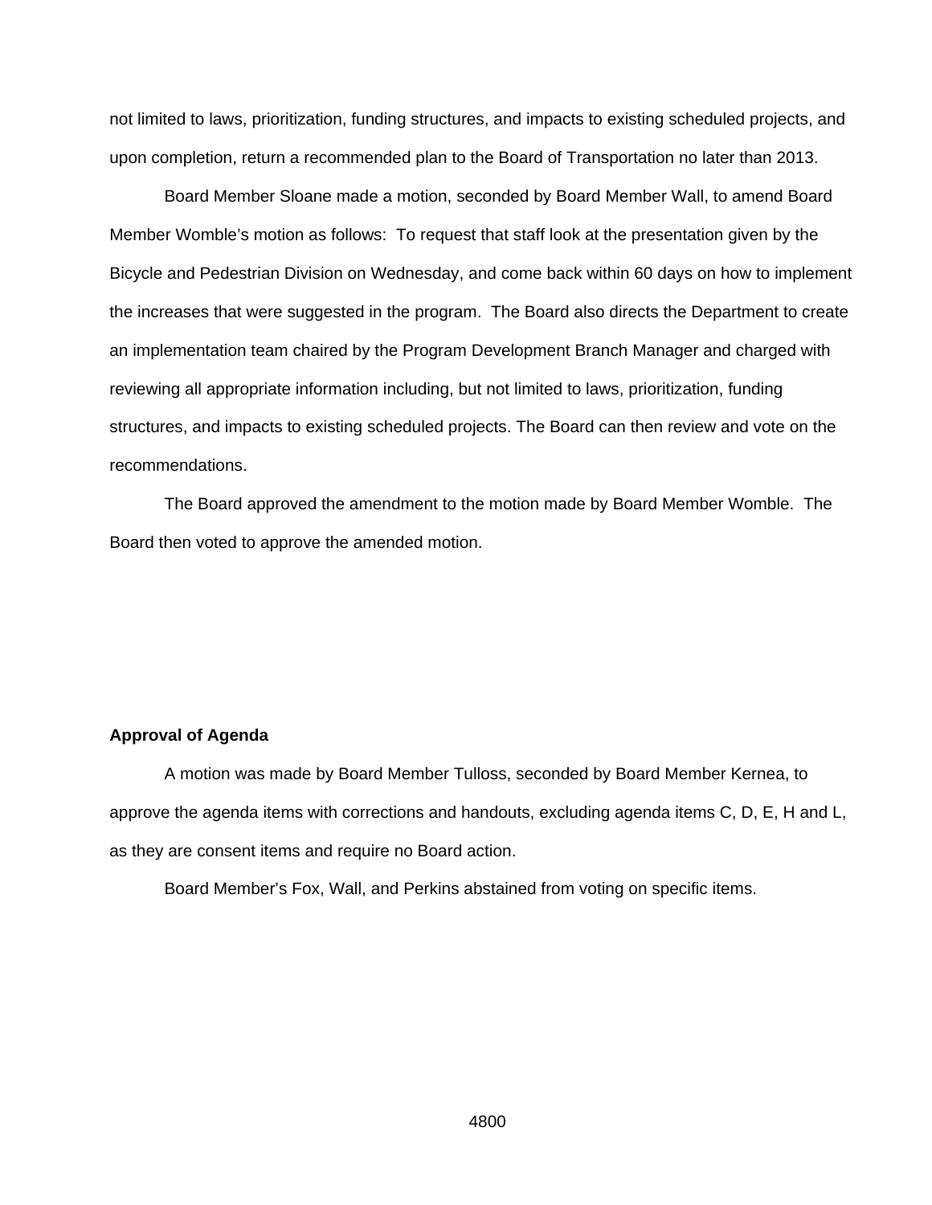not limited to laws, prioritization, funding structures, and impacts to existing scheduled projects, and upon completion, return a recommended plan to the Board of Transportation no later than 2013.

Board Member Sloane made a motion, seconded by Board Member Wall, to amend Board Member Womble's motion as follows: To request that staff look at the presentation given by the Bicycle and Pedestrian Division on Wednesday, and come back within 60 days on how to implement the increases that were suggested in the program. The Board also directs the Department to create an implementation team chaired by the Program Development Branch Manager and charged with reviewing all appropriate information including, but not limited to laws, prioritization, funding structures, and impacts to existing scheduled projects. The Board can then review and vote on the recommendations.

The Board approved the amendment to the motion made by Board Member Womble. The Board then voted to approve the amended motion.

**Approval of Agenda**

A motion was made by Board Member Tulloss, seconded by Board Member Kernea, to approve the agenda items with corrections and handouts, excluding agenda items C, D, E, H and L, as they are consent items and require no Board action.

Board Member's Fox, Wall, and Perkins abstained from voting on specific items.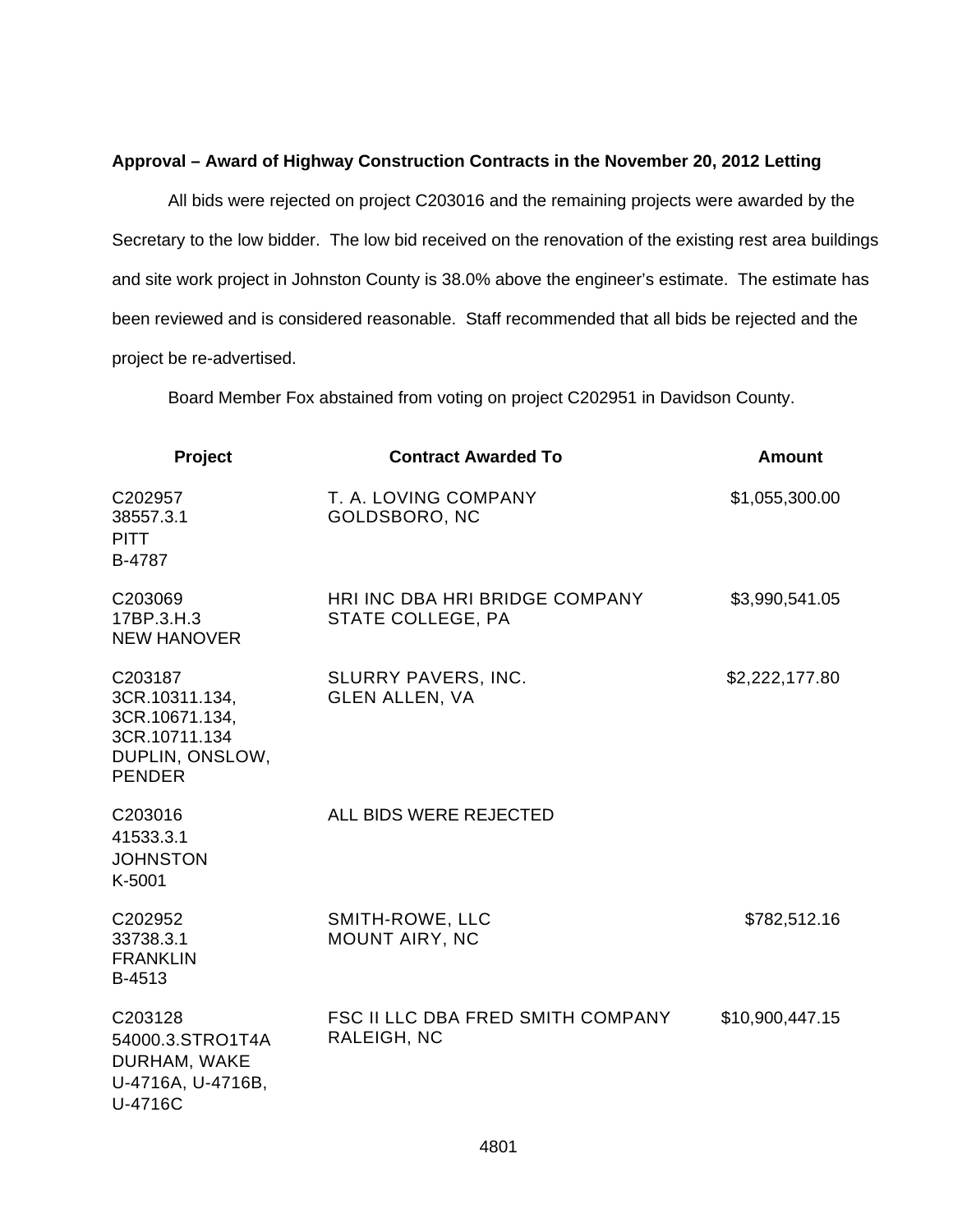**Approval – Award of Highway Construction Contracts in the November 20, 2012 Letting**

All bids were rejected on project C203016 and the remaining projects were awarded by the Secretary to the low bidder. The low bid received on the renovation of the existing rest area buildings and site work project in Johnston County is 38.0% above the engineer's estimate. The estimate has been reviewed and is considered reasonable. Staff recommended that all bids be rejected and the project be re-advertised.

Board Member Fox abstained from voting on project C202951 in Davidson County.

| Project | Contract Awarded To | Amount |
|---|---|---|
| C202957<br>38557.3.1<br>PITT<br>B-4787 | T. A. LOVING COMPANY<br>GOLDSBORO, NC | $1,055,300.00 |
| C203069<br>17BP.3.H.3<br>NEW HANOVER | HRI INC DBA HRI BRIDGE COMPANY<br>STATE COLLEGE, PA | $3,990,541.05 |
| C203187<br>3CR.10311.134,<br>3CR.10671.134,<br>3CR.10711.134<br>DUPLIN, ONSLOW,<br>PENDER | SLURRY PAVERS, INC.<br>GLEN ALLEN, VA | $2,222,177.80 |
| C203016<br>41533.3.1<br>JOHNSTON<br>K-5001 | ALL BIDS WERE REJECTED | |
| C202952<br>33738.3.1<br>FRANKLIN<br>B-4513 | SMITH-ROWE, LLC<br>MOUNT AIRY, NC | $782,512.16 |
| C203128<br>54000.3.STRO1T4A<br>DURHAM, WAKE<br>U-4716A, U-4716B,<br>U-4716C | FSC II LLC DBA FRED SMITH COMPANY<br>RALEIGH, NC | $10,900,447.15 |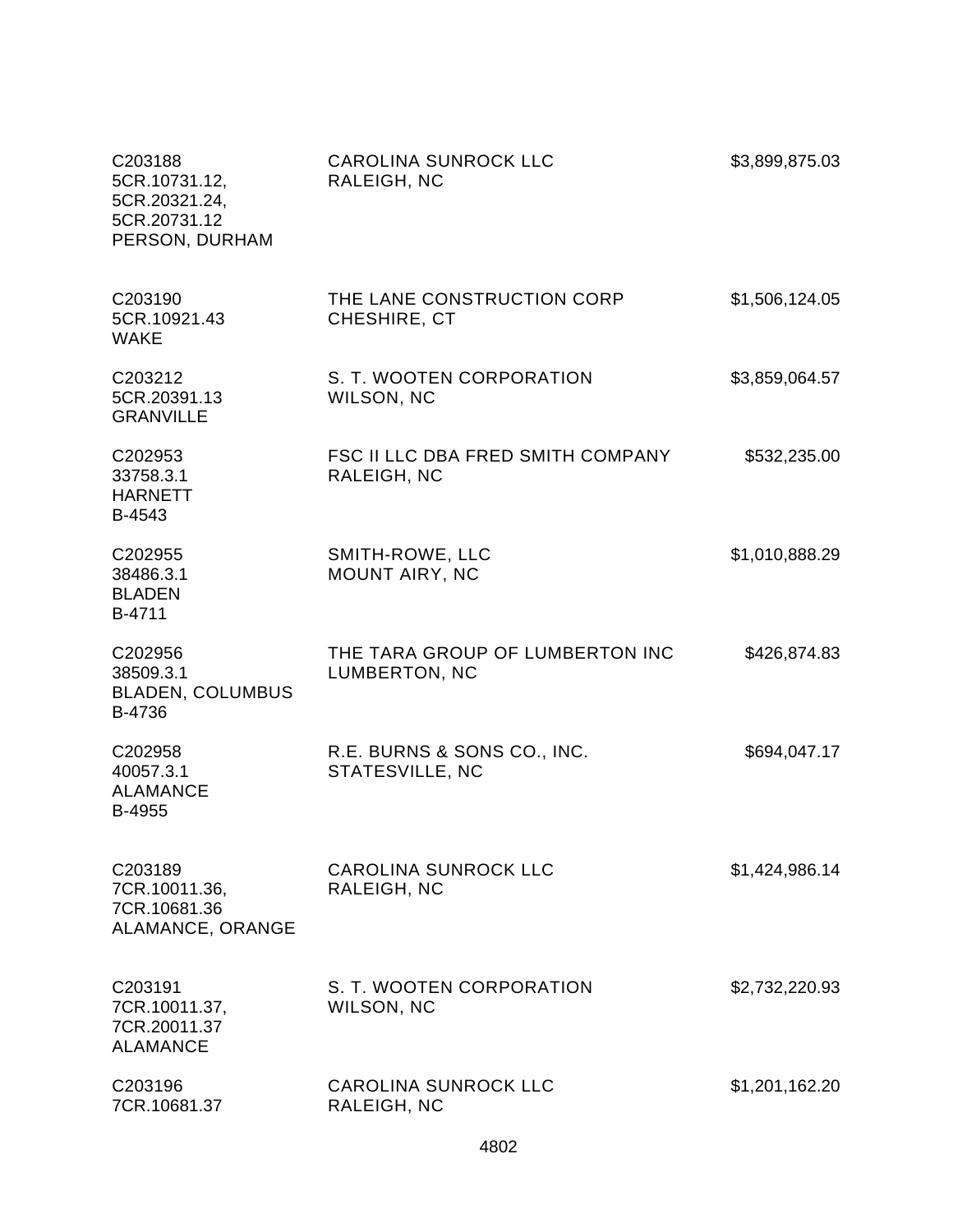| | | |
|---|---|---|
| C203188<br>5CR.10731.12,<br>5CR.20321.24,<br>5CR.20731.12<br>PERSON, DURHAM | CAROLINA SUNROCK LLC<br>RALEIGH, NC | $3,899,875.03 |
| C203190<br>5CR.10921.43<br>WAKE | THE LANE CONSTRUCTION CORP<br>CHESHIRE, CT | $1,506,124.05 |
| C203212<br>5CR.20391.13<br>GRANVILLE | S. T. WOOTEN CORPORATION<br>WILSON, NC | $3,859,064.57 |
| C202953<br>33758.3.1<br>HARNETT<br>B-4543 | FSC II LLC DBA FRED SMITH COMPANY<br>RALEIGH, NC | $532,235.00 |
| C202955<br>38486.3.1<br>BLADEN<br>B-4711 | SMITH-ROWE, LLC<br>MOUNT AIRY, NC | $1,010,888.29 |
| C202956<br>38509.3.1<br>BLADEN, COLUMBUS<br>B-4736 | THE TARA GROUP OF LUMBERTON INC<br>LUMBERTON, NC | $426,874.83 |
| C202958<br>40057.3.1<br>ALAMANCE<br>B-4955 | R.E. BURNS & SONS CO., INC.<br>STATESVILLE, NC | $694,047.17 |
| C203189<br>7CR.10011.36,<br>7CR.10681.36<br>ALAMANCE, ORANGE | CAROLINA SUNROCK LLC<br>RALEIGH, NC | $1,424,986.14 |
| C203191<br>7CR.10011.37,<br>7CR.20011.37<br>ALAMANCE | S. T. WOOTEN CORPORATION<br>WILSON, NC | $2,732,220.93 |
| C203196<br>7CR.10681.37 | CAROLINA SUNROCK LLC<br>RALEIGH, NC | $1,201,162.20 |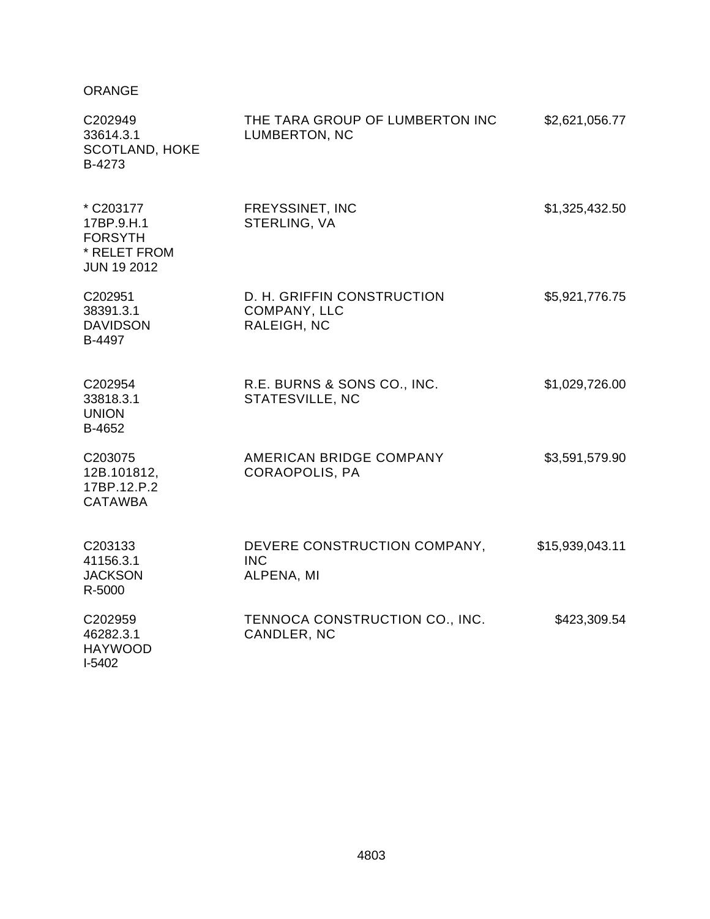ORANGE

| | | |
|---|---|---|
| C202949<br>33614.3.1<br>SCOTLAND, HOKE<br>B-4273 | THE TARA GROUP OF LUMBERTON INC<br>LUMBERTON, NC | $2,621,056.77 |
| * C203177<br>17BP.9.H.1<br>FORSYTH<br>* RELET FROM<br>JUN 19 2012 | FREYSSINET, INC<br>STERLING, VA | $1,325,432.50 |
| C202951<br>38391.3.1<br>DAVIDSON<br>B-4497 | D. H. GRIFFIN CONSTRUCTION<br>COMPANY, LLC<br>RALEIGH, NC | $5,921,776.75 |
| C202954<br>33818.3.1<br>UNION<br>B-4652 | R.E. BURNS & SONS CO., INC.<br>STATESVILLE, NC | $1,029,726.00 |
| C203075<br>12B.101812,<br>17BP.12.P.2<br>CATAWBA | AMERICAN BRIDGE COMPANY<br>CORAOPOLIS, PA | $3,591,579.90 |
| C203133<br>41156.3.1<br>JACKSON<br>R-5000 | DEVERE CONSTRUCTION COMPANY,<br>INC<br>ALPENA, MI | $15,939,043.11 |
| C202959<br>46282.3.1<br>HAYWOOD<br>I-5402 | TENNOCA CONSTRUCTION CO., INC.<br>CANDLER, NC | $423,309.54 |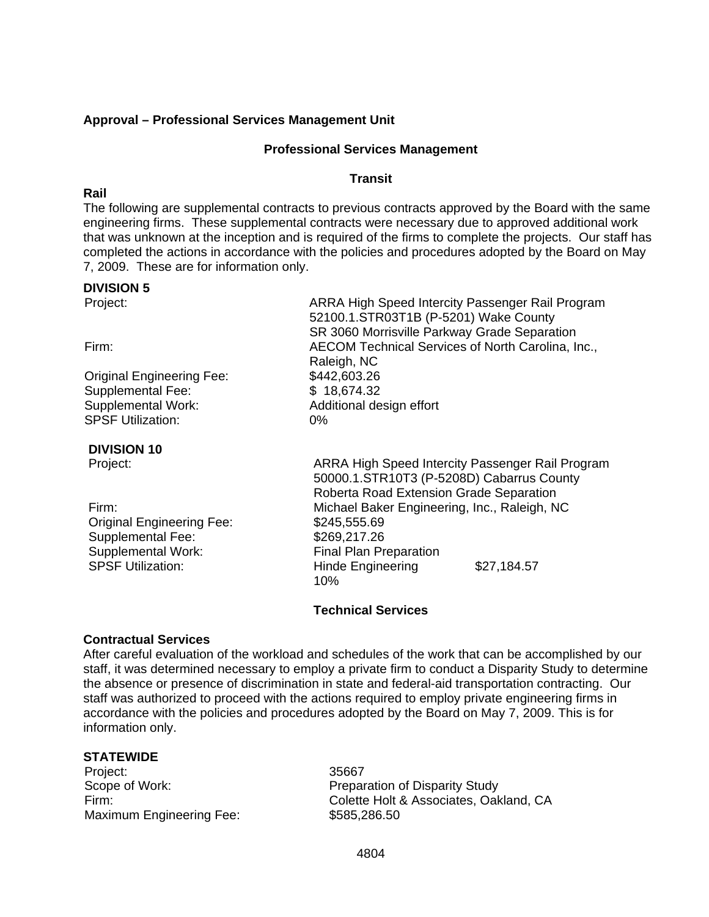**Approval – Professional Services Management Unit**

**Professional Services Management**

**Transit**

**Rail**

The following are supplemental contracts to previous contracts approved by the Board with the same engineering firms. These supplemental contracts were necessary due to approved additional work that was unknown at the inception and is required of the firms to complete the projects. Our staff has completed the actions in accordance with the policies and procedures adopted by the Board on May 7, 2009. These are for information only.

**DIVISION 5**

| | |
|---|---|
| Project: | ARRA High Speed Intercity Passenger Rail Program<br>52100.1.STR03T1B (P-5201) Wake County<br>SR 3060 Morrisville Parkway Grade Separation |
| Firm: | AECOM Technical Services of North Carolina, Inc., Raleigh, NC |
| Original Engineering Fee: | $442,603.26 |
| Supplemental Fee: | $ 18,674.32 |
| Supplemental Work: | Additional design effort |
| SPSF Utilization: | 0% |

**DIVISION 10**

| | |
|---|---|
| Project: | ARRA High Speed Intercity Passenger Rail Program<br>50000.1.STR10T3 (P-5208D) Cabarrus County<br>Roberta Road Extension Grade Separation |
| Firm: | Michael Baker Engineering, Inc., Raleigh, NC |
| Original Engineering Fee: | $245,555.69 |
| Supplemental Fee: | $269,217.26 |
| Supplemental Work: | Final Plan Preparation |
| SPSF Utilization: | Hinde Engineering $27,184.57<br>10% |

**Technical Services**

**Contractual Services**

After careful evaluation of the workload and schedules of the work that can be accomplished by our staff, it was determined necessary to employ a private firm to conduct a Disparity Study to determine the absence or presence of discrimination in state and federal-aid transportation contracting. Our staff was authorized to proceed with the actions required to employ private engineering firms in accordance with the policies and procedures adopted by the Board on May 7, 2009. This is for information only.

**STATEWIDE**

| | |
|---|---|
| Project: | 35667 |
| Scope of Work: | Preparation of Disparity Study |
| Firm: | Colette Holt & Associates, Oakland, CA |
| Maximum Engineering Fee: | $585,286.50 |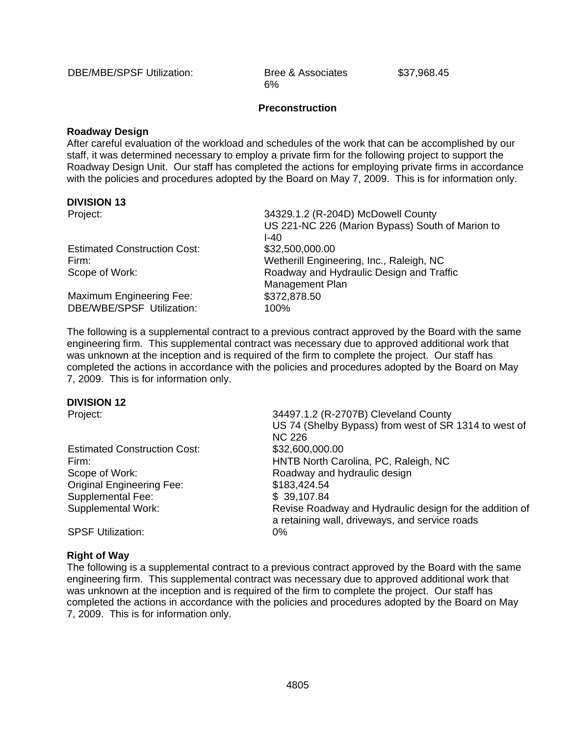| | | |
|---|---|---|
| DBE/MBE/SPSF Utilization: | Bree & Associates 6% | $37,968.45 |

**Preconstruction**

**Roadway Design**

After careful evaluation of the workload and schedules of the work that can be accomplished by our staff, it was determined necessary to employ a private firm for the following project to support the Roadway Design Unit. Our staff has completed the actions for employing private firms in accordance with the policies and procedures adopted by the Board on May 7, 2009. This is for information only.

**DIVISION 13**

| | |
|---|---|
| Project: | 34329.1.2 (R-204D) McDowell County US 221-NC 226 (Marion Bypass) South of Marion to I-40 |
| Estimated Construction Cost: | $32,500,000.00 |
| Firm: | Wetherill Engineering, Inc., Raleigh, NC |
| Scope of Work: | Roadway and Hydraulic Design and Traffic Management Plan |
| Maximum Engineering Fee: | $372,878.50 |
| DBE/WBE/SPSF Utilization: | 100% |

The following is a supplemental contract to a previous contract approved by the Board with the same engineering firm. This supplemental contract was necessary due to approved additional work that was unknown at the inception and is required of the firm to complete the project. Our staff has completed the actions in accordance with the policies and procedures adopted by the Board on May 7, 2009. This is for information only.

**DIVISION 12**

| | |
|---|---|
| Project: | 34497.1.2 (R-2707B) Cleveland County US 74 (Shelby Bypass) from west of SR 1314 to west of NC 226 |
| Estimated Construction Cost: | $32,600,000.00 |
| Firm: | HNTB North Carolina, PC, Raleigh, NC |
| Scope of Work: | Roadway and hydraulic design |
| Original Engineering Fee: | $183,424.54 |
| Supplemental Fee: | $ 39,107.84 |
| Supplemental Work: | Revise Roadway and Hydraulic design for the addition of a retaining wall, driveways, and service roads |
| SPSF Utilization: | 0% |

**Right of Way**

The following is a supplemental contract to a previous contract approved by the Board with the same engineering firm. This supplemental contract was necessary due to approved additional work that was unknown at the inception and is required of the firm to complete the project. Our staff has completed the actions in accordance with the policies and procedures adopted by the Board on May 7, 2009. This is for information only.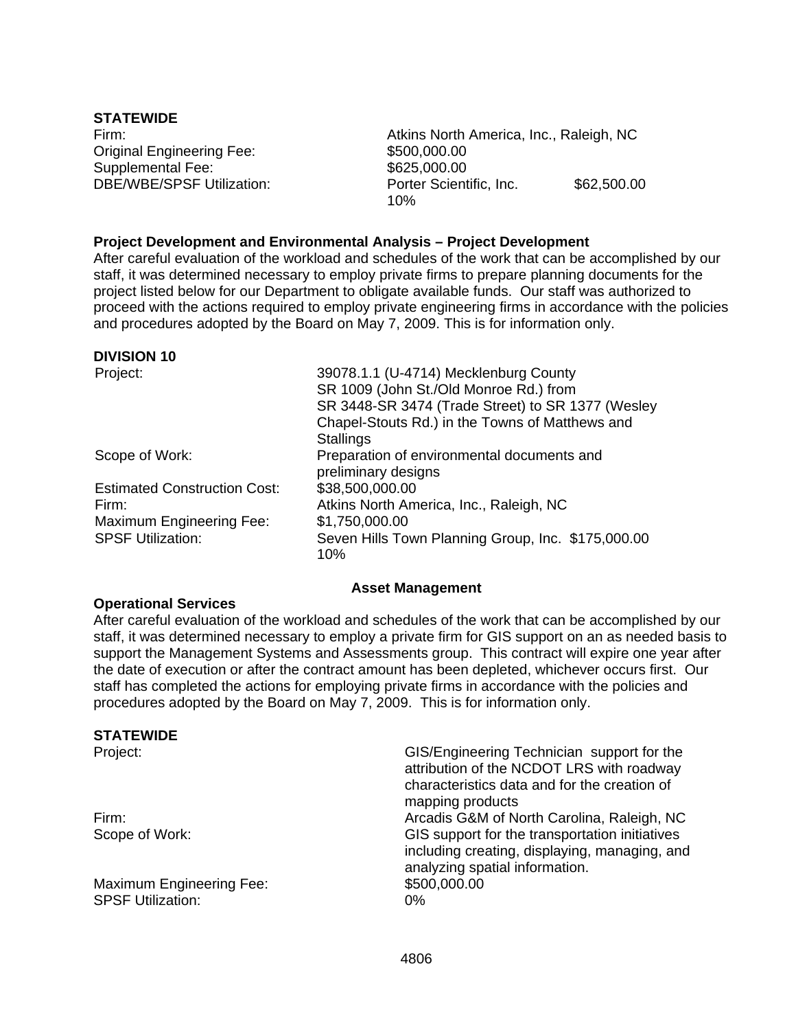**STATEWIDE**

| | |
|---|---|
| Firm: | Atkins North America, Inc., Raleigh, NC |
| Original Engineering Fee: | $500,000.00 |
| Supplemental Fee: | $625,000.00 |
| DBE/WBE/SPSF Utilization: | Porter Scientific, Inc. $62,500.00 10% |

**Project Development and Environmental Analysis – Project Development**

After careful evaluation of the workload and schedules of the work that can be accomplished by our staff, it was determined necessary to employ private firms to prepare planning documents for the project listed below for our Department to obligate available funds. Our staff was authorized to proceed with the actions required to employ private engineering firms in accordance with the policies and procedures adopted by the Board on May 7, 2009. This is for information only.

**DIVISION 10**

| | |
|---|---|
| Project: | 39078.1.1 (U-4714) Mecklenburg County SR 1009 (John St./Old Monroe Rd.) from SR 3448-SR 3474 (Trade Street) to SR 1377 (Wesley Chapel-Stouts Rd.) in the Towns of Matthews and Stallings |
| Scope of Work: | Preparation of environmental documents and preliminary designs |
| Estimated Construction Cost: | $38,500,000.00 |
| Firm: | Atkins North America, Inc., Raleigh, NC |
| Maximum Engineering Fee: | $1,750,000.00 |
| SPSF Utilization: | Seven Hills Town Planning Group, Inc. $175,000.00 10% |

**Asset Management**

**Operational Services**

After careful evaluation of the workload and schedules of the work that can be accomplished by our staff, it was determined necessary to employ a private firm for GIS support on an as needed basis to support the Management Systems and Assessments group. This contract will expire one year after the date of execution or after the contract amount has been depleted, whichever occurs first. Our staff has completed the actions for employing private firms in accordance with the policies and procedures adopted by the Board on May 7, 2009. This is for information only.

**STATEWIDE**

| | |
|---|---|
| Project: | GIS/Engineering Technician support for the attribution of the NCDOT LRS with roadway characteristics data and for the creation of mapping products |
| Firm: | Arcadis G&M of North Carolina, Raleigh, NC |
| Scope of Work: | GIS support for the transportation initiatives including creating, displaying, managing, and analyzing spatial information. |
| Maximum Engineering Fee: | $500,000.00 |
| SPSF Utilization: | 0% |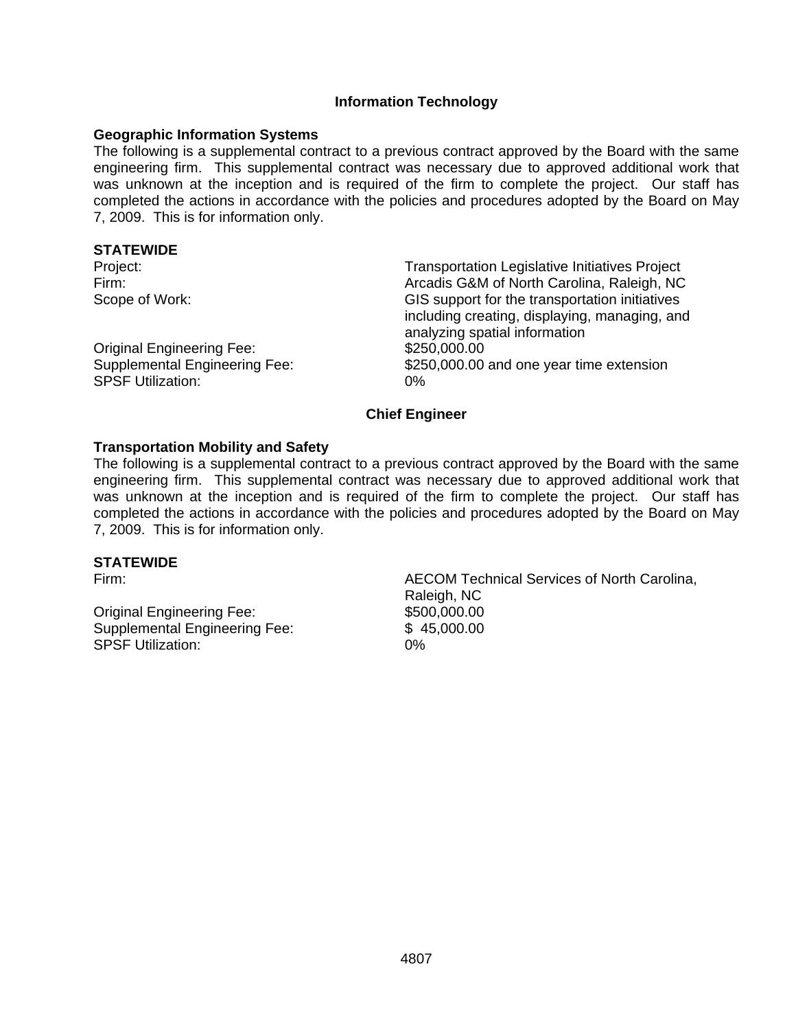## Information Technology

**Geographic Information Systems**

The following is a supplemental contract to a previous contract approved by the Board with the same engineering firm. This supplemental contract was necessary due to approved additional work that was unknown at the inception and is required of the firm to complete the project. Our staff has completed the actions in accordance with the policies and procedures adopted by the Board on May 7, 2009. This is for information only.

**STATEWIDE**

| | |
|---|---|
| Project: | Transportation Legislative Initiatives Project |
| Firm: | Arcadis G&M of North Carolina, Raleigh, NC |
| Scope of Work: | GIS support for the transportation initiatives including creating, displaying, managing, and analyzing spatial information |
| Original Engineering Fee: | $250,000.00 |
| Supplemental Engineering Fee: | $250,000.00 and one year time extension |
| SPSF Utilization: | 0% |

## Chief Engineer

**Transportation Mobility and Safety**

The following is a supplemental contract to a previous contract approved by the Board with the same engineering firm. This supplemental contract was necessary due to approved additional work that was unknown at the inception and is required of the firm to complete the project. Our staff has completed the actions in accordance with the policies and procedures adopted by the Board on May 7, 2009. This is for information only.

**STATEWIDE**

| | |
|---|---|
| Firm: | AECOM Technical Services of North Carolina, Raleigh, NC |
| Original Engineering Fee: | $500,000.00 |
| Supplemental Engineering Fee: | $ 45,000.00 |
| SPSF Utilization: | 0% |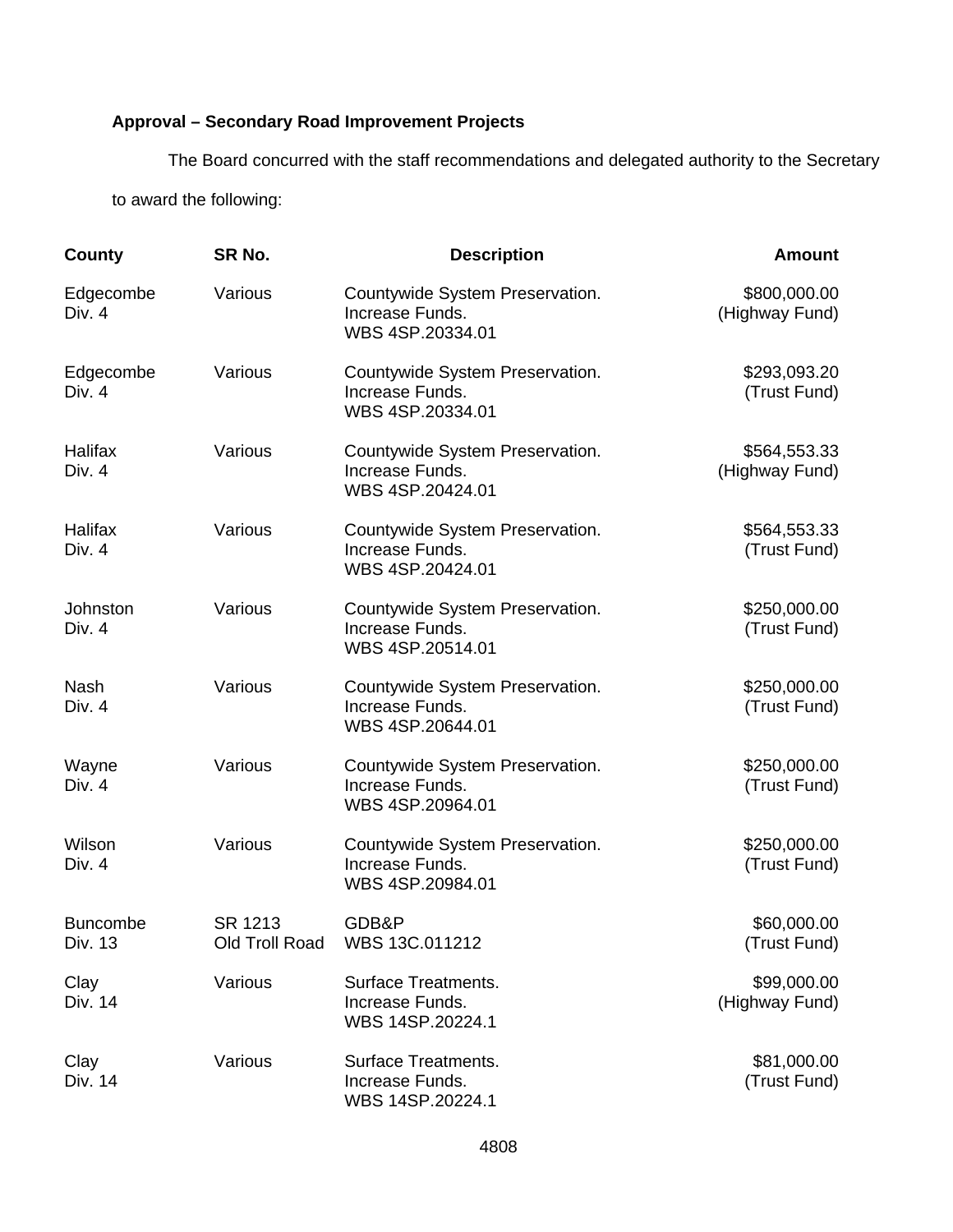**Approval – Secondary Road Improvement Projects**

The Board concurred with the staff recommendations and delegated authority to the Secretary to award the following:

| County | SR No. | Description | Amount |
|---|---|---|---|
| Edgecombe Div. 4 | Various | Countywide System Preservation. Increase Funds. WBS 4SP.20334.01 | $800,000.00 (Highway Fund) |
| Edgecombe Div. 4 | Various | Countywide System Preservation. Increase Funds. WBS 4SP.20334.01 | $293,093.20 (Trust Fund) |
| Halifax Div. 4 | Various | Countywide System Preservation. Increase Funds. WBS 4SP.20424.01 | $564,553.33 (Highway Fund) |
| Halifax Div. 4 | Various | Countywide System Preservation. Increase Funds. WBS 4SP.20424.01 | $564,553.33 (Trust Fund) |
| Johnston Div. 4 | Various | Countywide System Preservation. Increase Funds. WBS 4SP.20514.01 | $250,000.00 (Trust Fund) |
| Nash Div. 4 | Various | Countywide System Preservation. Increase Funds. WBS 4SP.20644.01 | $250,000.00 (Trust Fund) |
| Wayne Div. 4 | Various | Countywide System Preservation. Increase Funds. WBS 4SP.20964.01 | $250,000.00 (Trust Fund) |
| Wilson Div. 4 | Various | Countywide System Preservation. Increase Funds. WBS 4SP.20984.01 | $250,000.00 (Trust Fund) |
| Buncombe Div. 13 | SR 1213 Old Troll Road | GDB&P WBS 13C.011212 | $60,000.00 (Trust Fund) |
| Clay Div. 14 | Various | Surface Treatments. Increase Funds. WBS 14SP.20224.1 | $99,000.00 (Highway Fund) |
| Clay Div. 14 | Various | Surface Treatments. Increase Funds. WBS 14SP.20224.1 | $81,000.00 (Trust Fund) |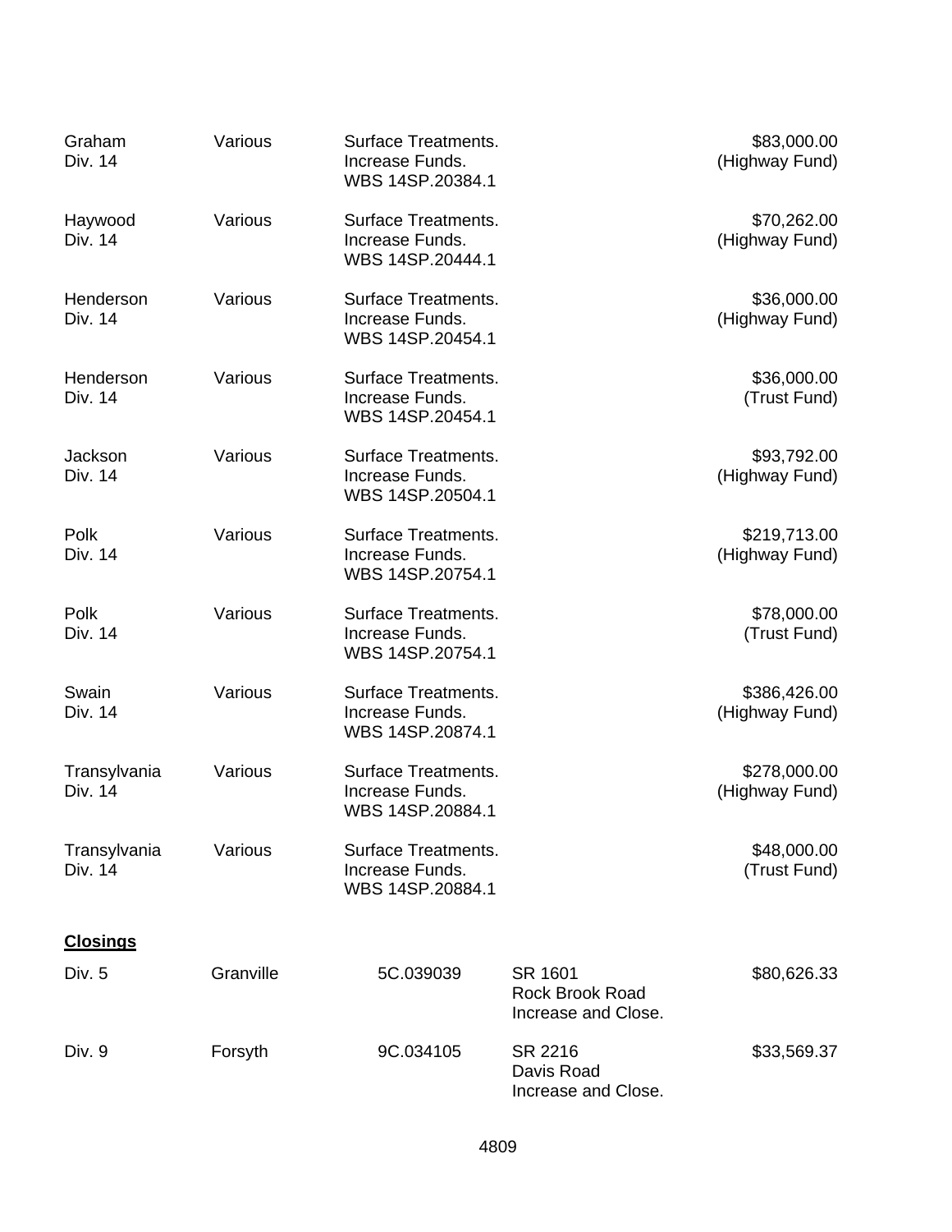| | | | |
|---|---|---|---|
| Graham<br>Div. 14 | Various | Surface Treatments.<br>Increase Funds.<br>WBS 14SP.20384.1 | $83,000.00<br>(Highway Fund) |
| Haywood<br>Div. 14 | Various | Surface Treatments.<br>Increase Funds.<br>WBS 14SP.20444.1 | $70,262.00<br>(Highway Fund) |
| Henderson<br>Div. 14 | Various | Surface Treatments.<br>Increase Funds.<br>WBS 14SP.20454.1 | $36,000.00<br>(Highway Fund) |
| Henderson<br>Div. 14 | Various | Surface Treatments.<br>Increase Funds.<br>WBS 14SP.20454.1 | $36,000.00<br>(Trust Fund) |
| Jackson<br>Div. 14 | Various | Surface Treatments.<br>Increase Funds.<br>WBS 14SP.20504.1 | $93,792.00<br>(Highway Fund) |
| Polk<br>Div. 14 | Various | Surface Treatments.<br>Increase Funds.<br>WBS 14SP.20754.1 | $219,713.00<br>(Highway Fund) |
| Polk<br>Div. 14 | Various | Surface Treatments.<br>Increase Funds.<br>WBS 14SP.20754.1 | $78,000.00<br>(Trust Fund) |
| Swain<br>Div. 14 | Various | Surface Treatments.<br>Increase Funds.<br>WBS 14SP.20874.1 | $386,426.00<br>(Highway Fund) |
| Transylvania<br>Div. 14 | Various | Surface Treatments.<br>Increase Funds.<br>WBS 14SP.20884.1 | $278,000.00<br>(Highway Fund) |
| Transylvania<br>Div. 14 | Various | Surface Treatments.<br>Increase Funds.<br>WBS 14SP.20884.1 | $48,000.00<br>(Trust Fund) |

**Closings**

| | | | | |
|---|---|---|---|---|
| Div. 5 | Granville | 5C.039039 | SR 1601<br>Rock Brook Road<br>Increase and Close. | $80,626.33 |
| Div. 9 | Forsyth | 9C.034105 | SR 2216<br>Davis Road<br>Increase and Close. | $33,569.37 |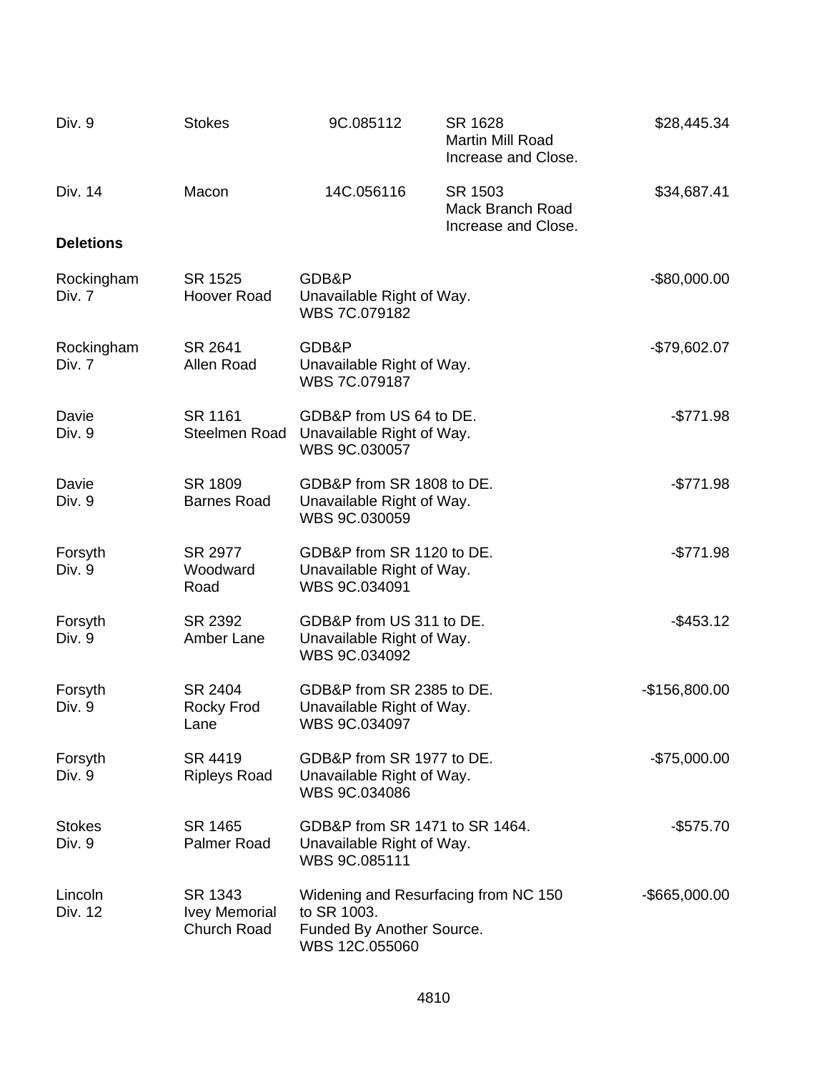| | | | | |
|---|---|---|---|---|
| Div. 9 | Stokes | 9C.085112 | SR 1628<br>Martin Mill Road<br>Increase and Close. | $28,445.34 |
| Div. 14 | Macon | 14C.056116 | SR 1503<br>Mack Branch Road<br>Increase and Close. | $34,687.41 |

**Deletions**

| | | | |
|---|---|---|---|
| Rockingham<br>Div. 7 | SR 1525<br>Hoover Road | GDB&P<br>Unavailable Right of Way.<br>WBS 7C.079182 | -$80,000.00 |
| Rockingham<br>Div. 7 | SR 2641<br>Allen Road | GDB&P<br>Unavailable Right of Way.<br>WBS 7C.079187 | -$79,602.07 |
| Davie<br>Div. 9 | SR 1161<br>Steelmen Road | GDB&P from US 64 to DE.<br>Unavailable Right of Way.<br>WBS 9C.030057 | -$771.98 |
| Davie<br>Div. 9 | SR 1809<br>Barnes Road | GDB&P from SR 1808 to DE.<br>Unavailable Right of Way.<br>WBS 9C.030059 | -$771.98 |
| Forsyth<br>Div. 9 | SR 2977<br>Woodward<br>Road | GDB&P from SR 1120 to DE.<br>Unavailable Right of Way.<br>WBS 9C.034091 | -$771.98 |
| Forsyth<br>Div. 9 | SR 2392<br>Amber Lane | GDB&P from US 311 to DE.<br>Unavailable Right of Way.<br>WBS 9C.034092 | -$453.12 |
| Forsyth<br>Div. 9 | SR 2404<br>Rocky Frod<br>Lane | GDB&P from SR 2385 to DE.<br>Unavailable Right of Way.<br>WBS 9C.034097 | -$156,800.00 |
| Forsyth<br>Div. 9 | SR 4419<br>Ripleys Road | GDB&P from SR 1977 to DE.<br>Unavailable Right of Way.<br>WBS 9C.034086 | -$75,000.00 |
| Stokes<br>Div. 9 | SR 1465<br>Palmer Road | GDB&P from SR 1471 to SR 1464.<br>Unavailable Right of Way.<br>WBS 9C.085111 | -$575.70 |
| Lincoln<br>Div. 12 | SR 1343<br>Ivey Memorial<br>Church Road | Widening and Resurfacing from NC 150 to SR 1003.<br>Funded By Another Source.<br>WBS 12C.055060 | -$665,000.00 |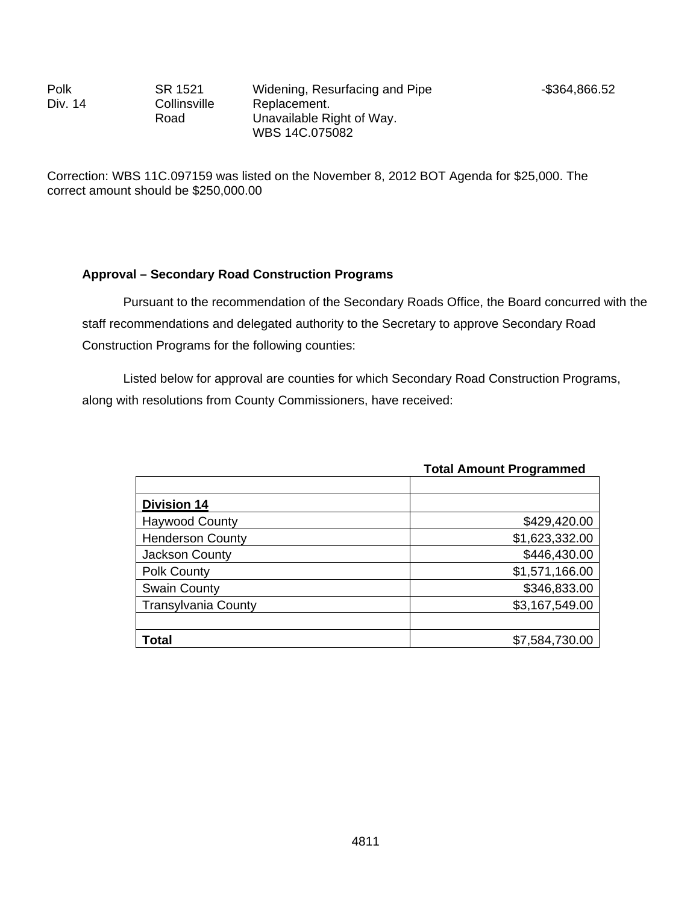| Polk Div. 14 | SR 1521 Collinsville Road | Widening, Resurfacing and Pipe Replacement. Unavailable Right of Way. WBS 14C.075082 | -$364,866.52 |
|---|---|---|---|

Correction: WBS 11C.097159 was listed on the November 8, 2012 BOT Agenda for $25,000. The correct amount should be $250,000.00

**Approval – Secondary Road Construction Programs**

Pursuant to the recommendation of the Secondary Roads Office, the Board concurred with the staff recommendations and delegated authority to the Secretary to approve Secondary Road Construction Programs for the following counties:

Listed below for approval are counties for which Secondary Road Construction Programs, along with resolutions from County Commissioners, have received:

| | **Total Amount Programmed** |
|---|---:|
| | |
| **Division 14** | |
| Haywood County | $429,420.00 |
| Henderson County | $1,623,332.00 |
| Jackson County | $446,430.00 |
| Polk County | $1,571,166.00 |
| Swain County | $346,833.00 |
| Transylvania County | $3,167,549.00 |
| | |
| **Total** | $7,584,730.00 |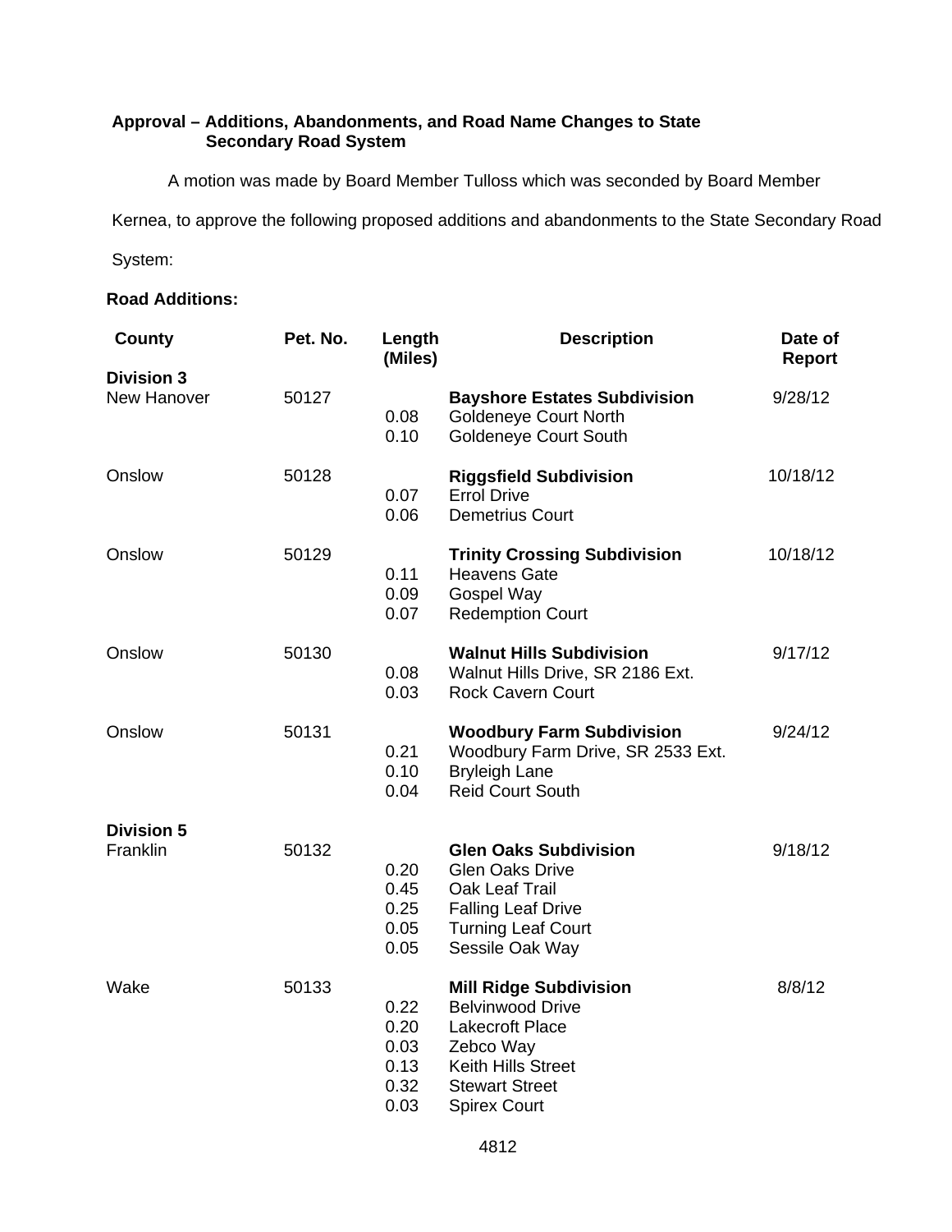**Approval – Additions, Abandonments, and Road Name Changes to State Secondary Road System**

A motion was made by Board Member Tulloss which was seconded by Board Member Kernea, to approve the following proposed additions and abandonments to the State Secondary Road System:

**Road Additions:**

| County | Pet. No. | Length (Miles) | Description | Date of Report |
|---|---|---|---|---|
| **Division 3** | | | | |
| New Hanover | 50127 | | **Bayshore Estates Subdivision** | 9/28/12 |
| | | 0.08 | Goldeneye Court North | |
| | | 0.10 | Goldeneye Court South | |
| Onslow | 50128 | | **Riggsfield Subdivision** | 10/18/12 |
| | | 0.07 | Errol Drive | |
| | | 0.06 | Demetrius Court | |
| Onslow | 50129 | | **Trinity Crossing Subdivision** | 10/18/12 |
| | | 0.11 | Heavens Gate | |
| | | 0.09 | Gospel Way | |
| | | 0.07 | Redemption Court | |
| Onslow | 50130 | | **Walnut Hills Subdivision** | 9/17/12 |
| | | 0.08 | Walnut Hills Drive, SR 2186 Ext. | |
| | | 0.03 | Rock Cavern Court | |
| Onslow | 50131 | | **Woodbury Farm Subdivision** | 9/24/12 |
| | | 0.21 | Woodbury Farm Drive, SR 2533 Ext. | |
| | | 0.10 | Bryleigh Lane | |
| | | 0.04 | Reid Court South | |
| **Division 5** | | | | |
| Franklin | 50132 | | **Glen Oaks Subdivision** | 9/18/12 |
| | | 0.20 | Glen Oaks Drive | |
| | | 0.45 | Oak Leaf Trail | |
| | | 0.25 | Falling Leaf Drive | |
| | | 0.05 | Turning Leaf Court | |
| | | 0.05 | Sessile Oak Way | |
| Wake | 50133 | | **Mill Ridge Subdivision** | 8/8/12 |
| | | 0.22 | Belvinwood Drive | |
| | | 0.20 | Lakecroft Place | |
| | | 0.03 | Zebco Way | |
| | | 0.13 | Keith Hills Street | |
| | | 0.32 | Stewart Street | |
| | | 0.03 | Spirex Court | |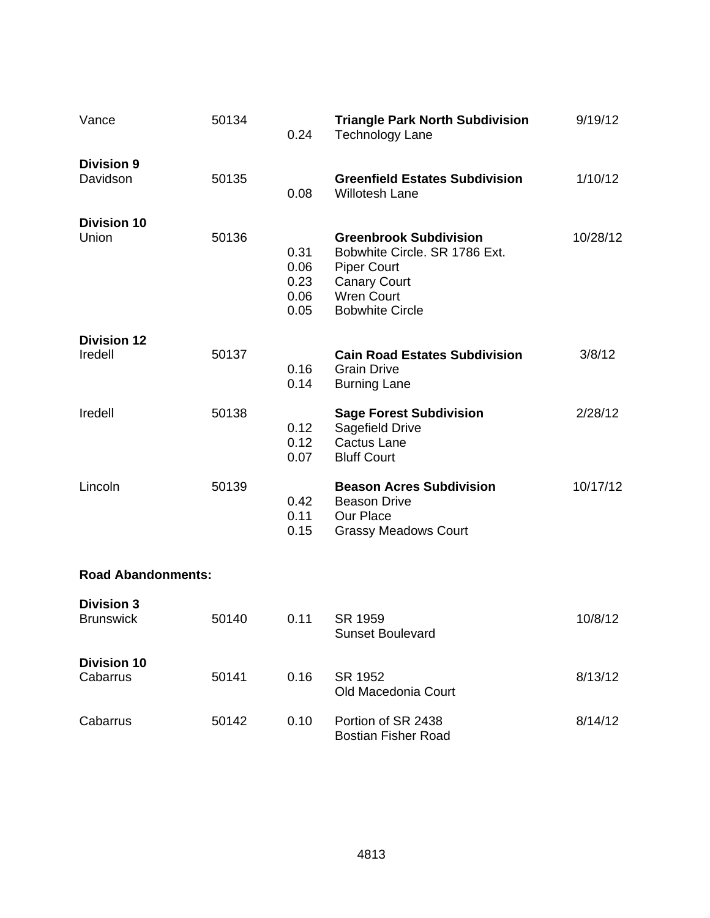| | | | | |
|---|---|---|---|---|
| Vance | 50134 | | **Triangle Park North Subdivision** | 9/19/12 |
| | | 0.24 | Technology Lane | |
| **Division 9** | | | | |
| Davidson | 50135 | | **Greenfield Estates Subdivision** | 1/10/12 |
| | | 0.08 | Willotesh Lane | |
| **Division 10** | | | | |
| Union | 50136 | | **Greenbrook Subdivision** | 10/28/12 |
| | | 0.31 | Bobwhite Circle. SR 1786 Ext. | |
| | | 0.06 | Piper Court | |
| | | 0.23 | Canary Court | |
| | | 0.06 | Wren Court | |
| | | 0.05 | Bobwhite Circle | |
| **Division 12** | | | | |
| Iredell | 50137 | | **Cain Road Estates Subdivision** | 3/8/12 |
| | | 0.16 | Grain Drive | |
| | | 0.14 | Burning Lane | |
| Iredell | 50138 | | **Sage Forest Subdivision** | 2/28/12 |
| | | 0.12 | Sagefield Drive | |
| | | 0.12 | Cactus Lane | |
| | | 0.07 | Bluff Court | |
| Lincoln | 50139 | | **Beason Acres Subdivision** | 10/17/12 |
| | | 0.42 | Beason Drive | |
| | | 0.11 | Our Place | |
| | | 0.15 | Grassy Meadows Court | |

**Road Abandonments:**

| | | | | |
|---|---|---|---|---|
| **Division 3** | | | | |
| Brunswick | 50140 | 0.11 | SR 1959<br>Sunset Boulevard | 10/8/12 |
| **Division 10** | | | | |
| Cabarrus | 50141 | 0.16 | SR 1952<br>Old Macedonia Court | 8/13/12 |
| Cabarrus | 50142 | 0.10 | Portion of SR 2438<br>Bostian Fisher Road | 8/14/12 |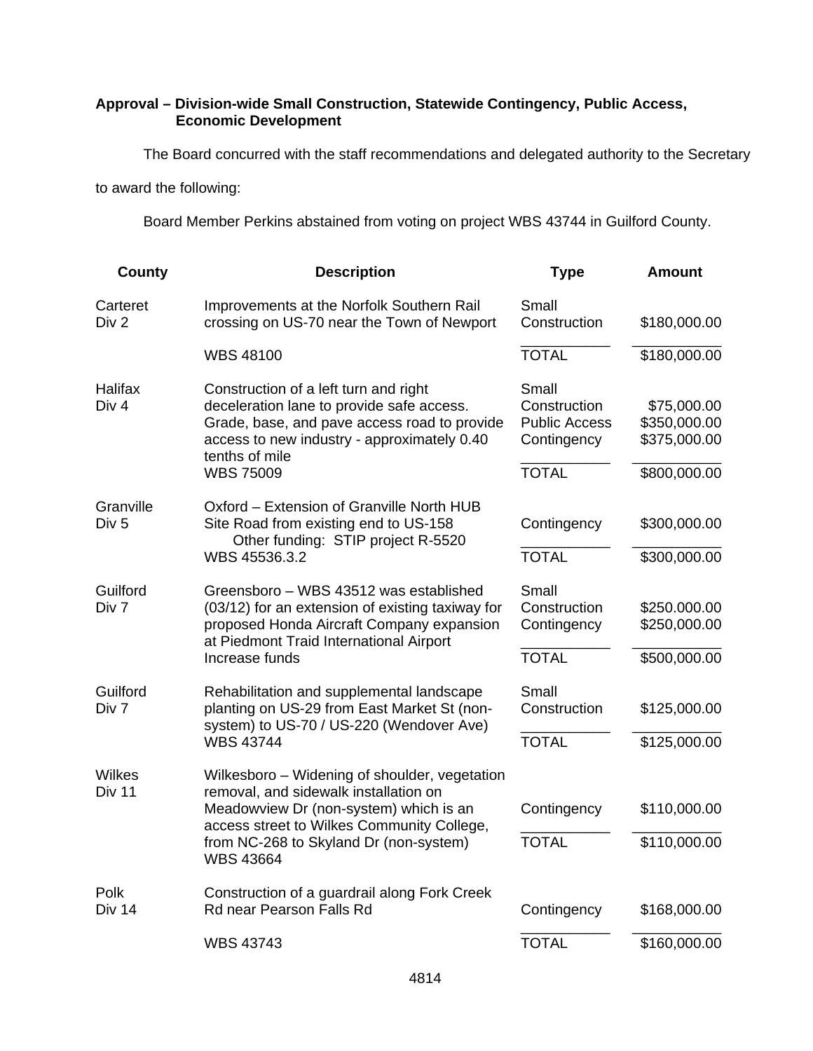**Approval – Division-wide Small Construction, Statewide Contingency, Public Access, Economic Development**

The Board concurred with the staff recommendations and delegated authority to the Secretary to award the following:

Board Member Perkins abstained from voting on project WBS 43744 in Guilford County.

| County | Description | Type | Amount |
|---|---|---|---|
| Carteret Div 2 | Improvements at the Norfolk Southern Rail crossing on US-70 near the Town of Newport | Small Construction | $180,000.00 |
| | WBS 48100 | TOTAL | $180,000.00 |
| Halifax Div 4 | Construction of a left turn and right deceleration lane to provide safe access. Grade, base, and pave access road to provide access to new industry - approximately 0.40 tenths of mile | Small Construction | $75,000.00 |
| | | Public Access | $350,000.00 |
| | | Contingency | $375,000.00 |
| | WBS 75009 | TOTAL | $800,000.00 |
| Granville Div 5 | Oxford – Extension of Granville North HUB Site Road from existing end to US-158 Other funding: STIP project R-5520 | Contingency | $300,000.00 |
| | WBS 45536.3.2 | TOTAL | $300,000.00 |
| Guilford Div 7 | Greensboro – WBS 43512 was established (03/12) for an extension of existing taxiway for proposed Honda Aircraft Company expansion at Piedmont Traid International Airport | Small Construction | $250.000.00 |
| | | Contingency | $250,000.00 |
| | Increase funds | TOTAL | $500,000.00 |
| Guilford Div 7 | Rehabilitation and supplemental landscape planting on US-29 from East Market St (non-system) to US-70 / US-220 (Wendover Ave) | Small Construction | $125,000.00 |
| | WBS 43744 | TOTAL | $125,000.00 |
| Wilkes Div 11 | Wilkesboro – Widening of shoulder, vegetation removal, and sidewalk installation on Meadowview Dr (non-system) which is an access street to Wilkes Community College, from NC-268 to Skyland Dr (non-system) | Contingency | $110,000.00 |
| | WBS 43664 | TOTAL | $110,000.00 |
| Polk Div 14 | Construction of a guardrail along Fork Creek Rd near Pearson Falls Rd | Contingency | $168,000.00 |
| | WBS 43743 | TOTAL | $160,000.00 |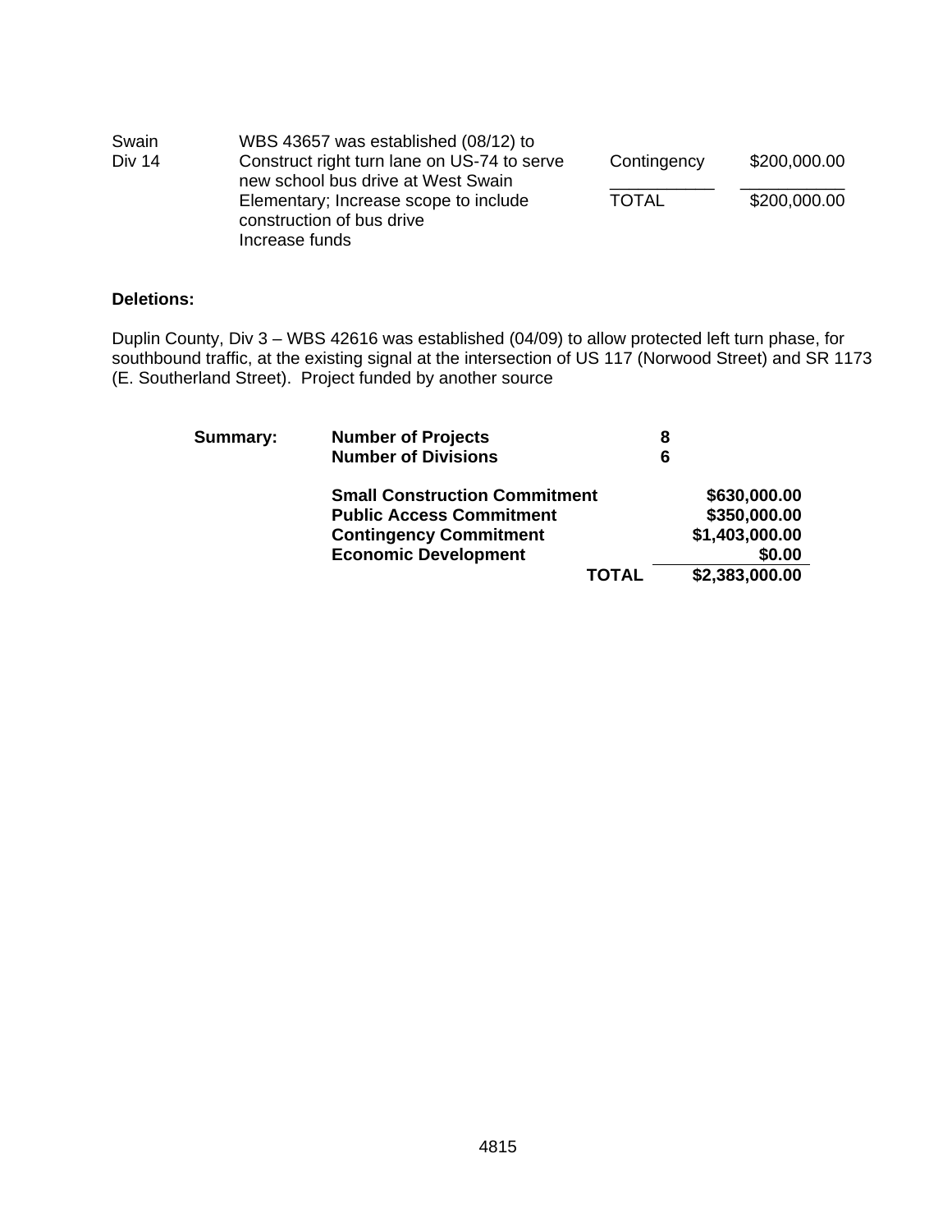| | | | |
|---|---|---|---|
| Swain<br>Div 14 | WBS 43657 was established (08/12) to Construct right turn lane on US-74 to serve new school bus drive at West Swain Elementary; Increase scope to include construction of bus drive<br>Increase funds | Contingency | $200,000.00 |
| | | TOTAL | $200,000.00 |

**Deletions:**

Duplin County, Div 3 – WBS 42616 was established (04/09) to allow protected left turn phase, for southbound traffic, at the existing signal at the intersection of US 117 (Norwood Street) and SR 1173 (E. Southerland Street). Project funded by another source

| **Summary:** | | | |
|---|---|---|---|
| | **Number of Projects** | **8** | |
| | **Number of Divisions** | **6** | |
| | **Small Construction Commitment** | | **$630,000.00** |
| | **Public Access Commitment** | | **$350,000.00** |
| | **Contingency Commitment** | | **$1,403,000.00** |
| | **Economic Development** | | **$0.00** |
| | **TOTAL** | | **$2,383,000.00** |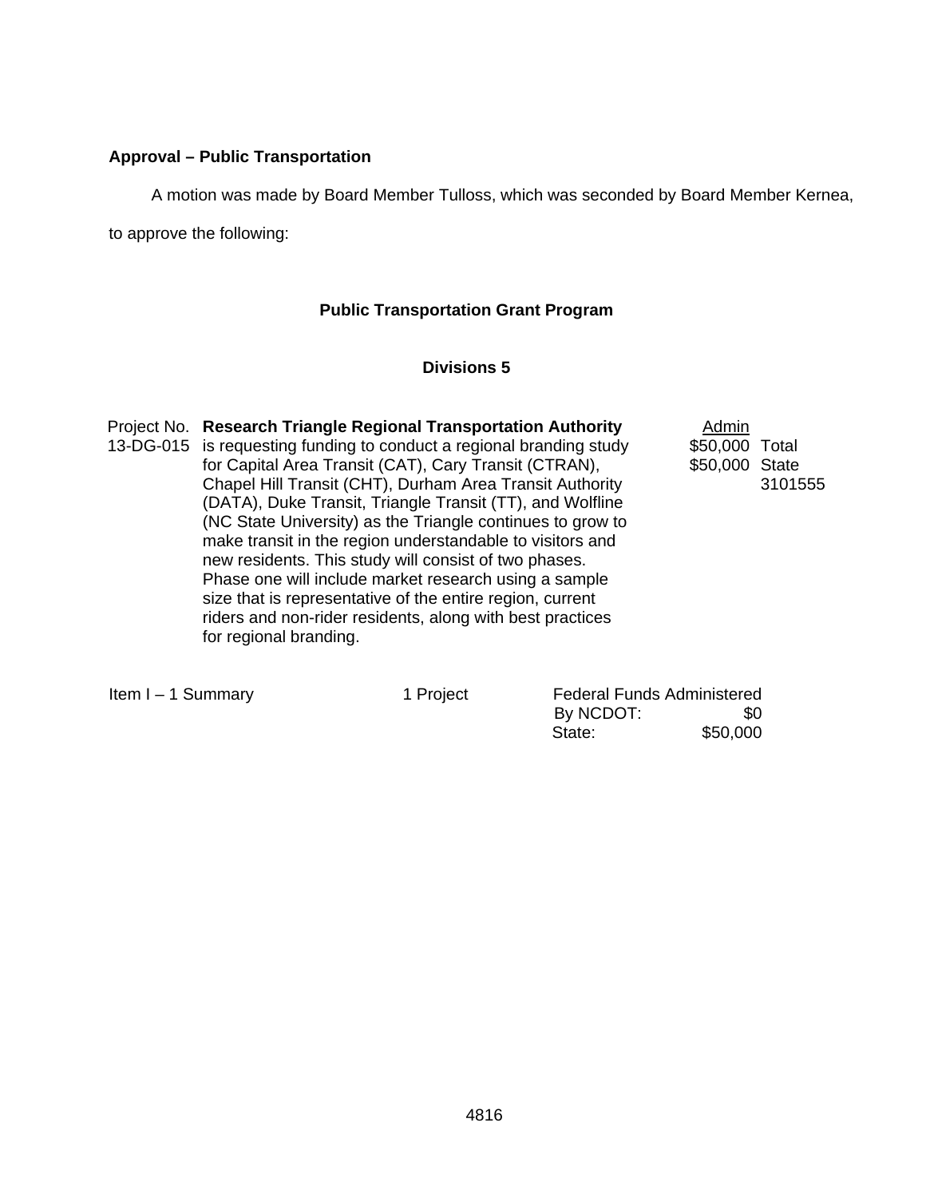**Approval – Public Transportation**

A motion was made by Board Member Tulloss, which was seconded by Board Member Kernea, to approve the following:

**Public Transportation Grant Program**

**Divisions 5**

| Project No. | | Admin | |
|---|---|---|---|
| 13-DG-015 | **Research Triangle Regional Transportation Authority** is requesting funding to conduct a regional branding study for Capital Area Transit (CAT), Cary Transit (CTRAN), Chapel Hill Transit (CHT), Durham Area Transit Authority (DATA), Duke Transit, Triangle Transit (TT), and Wolfline (NC State University) as the Triangle continues to grow to make transit in the region understandable to visitors and new residents. This study will consist of two phases. Phase one will include market research using a sample size that is representative of the entire region, current riders and non-rider residents, along with best practices for regional branding. | $50,000<br>$50,000 | Total<br>State<br>3101555 |

| Item I – 1 Summary | 1 Project | Federal Funds Administered By NCDOT: | $0 |
|---|---|---|---|
| | | State: | $50,000 |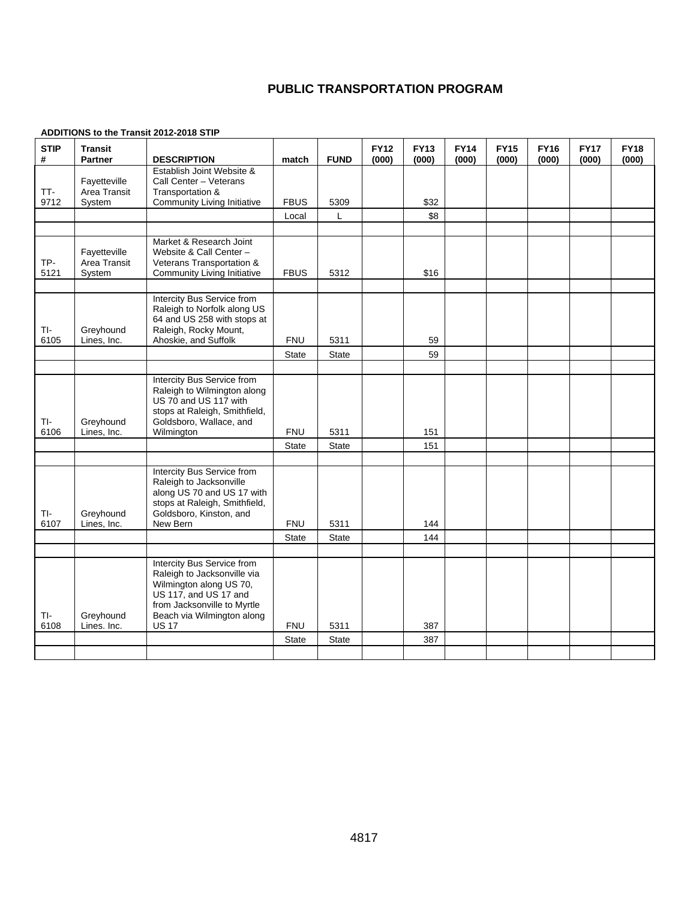# PUBLIC TRANSPORTATION PROGRAM

**ADDITIONS to the Transit 2012-2018 STIP**

| STIP # | Transit Partner | DESCRIPTION | match | FUND | FY12 (000) | FY13 (000) | FY14 (000) | FY15 (000) | FY16 (000) | FY17 (000) | FY18 (000) |
|---|---|---|---|---|---|---|---|---|---|---|---|
| TT-9712 | Fayetteville Area Transit System | Establish Joint Website & Call Center – Veterans Transportation & Community Living Initiative | FBUS | 5309 | | $32 | | | | | |
| | | | Local | L | | $8 | | | | | |
| | | | | | | | | | | | |
| TP-5121 | Fayetteville Area Transit System | Market & Research Joint Website & Call Center – Veterans Transportation & Community Living Initiative | FBUS | 5312 | | $16 | | | | | |
| | | | | | | | | | | | |
| TI-6105 | Greyhound Lines, Inc. | Intercity Bus Service from Raleigh to Norfolk along US 64 and US 258 with stops at Raleigh, Rocky Mount, Ahoskie, and Suffolk | FNU | 5311 | | 59 | | | | | |
| | | | State | State | | 59 | | | | | |
| | | | | | | | | | | | |
| TI-6106 | Greyhound Lines, Inc. | Intercity Bus Service from Raleigh to Wilmington along US 70 and US 117 with stops at Raleigh, Smithfield, Goldsboro, Wallace, and Wilmington | FNU | 5311 | | 151 | | | | | |
| | | | State | State | | 151 | | | | | |
| | | | | | | | | | | | |
| TI-6107 | Greyhound Lines, Inc. | Intercity Bus Service from Raleigh to Jacksonville along US 70 and US 17 with stops at Raleigh, Smithfield, Goldsboro, Kinston, and New Bern | FNU | 5311 | | 144 | | | | | |
| | | | State | State | | 144 | | | | | |
| | | | | | | | | | | | |
| TI-6108 | Greyhound Lines. Inc. | Intercity Bus Service from Raleigh to Jacksonville via Wilmington along US 70, US 117, and US 17 and from Jacksonville to Myrtle Beach via Wilmington along US 17 | FNU | 5311 | | 387 | | | | | |
| | | | State | State | | 387 | | | | | |
| | | | | | | | | | | | |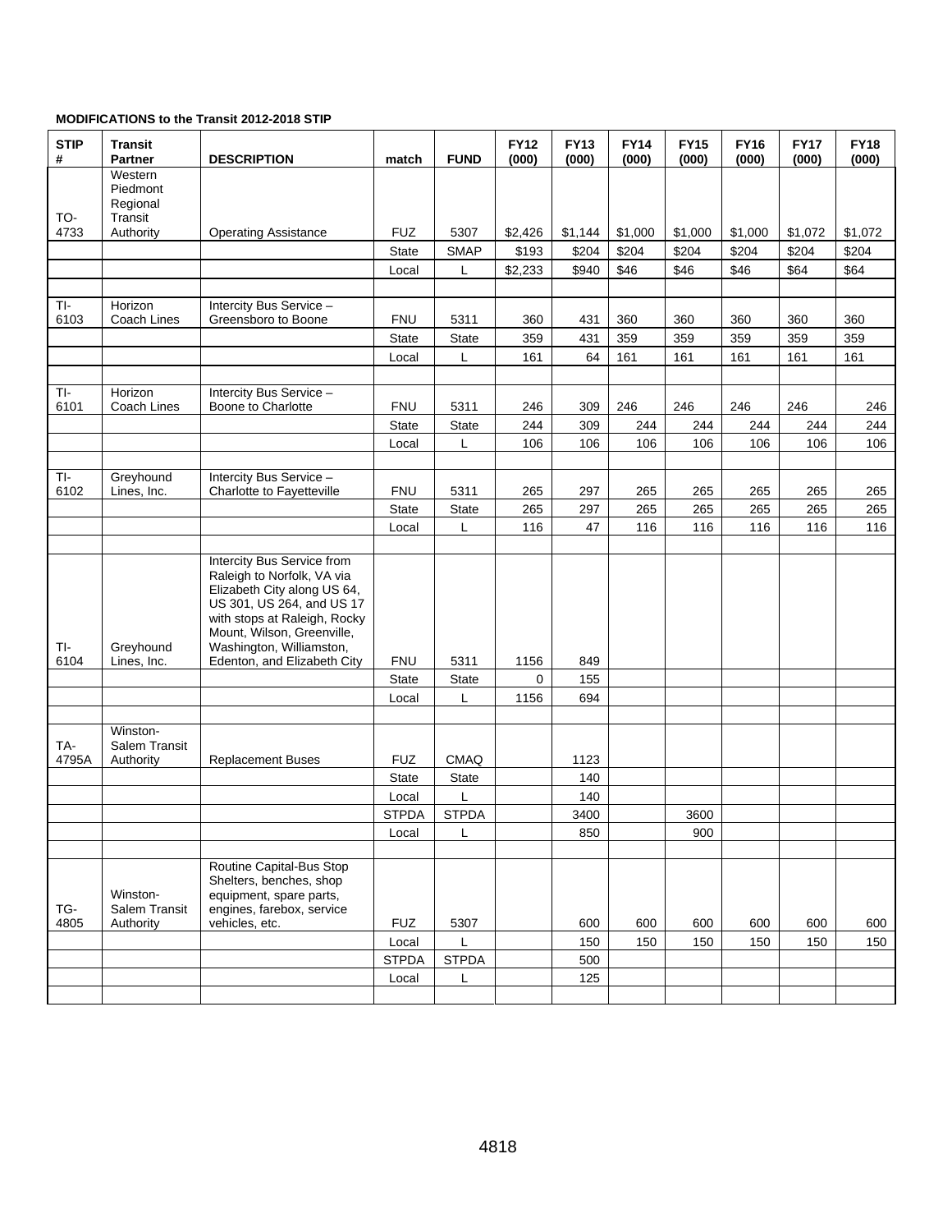**MODIFICATIONS to the Transit 2012-2018 STIP**

| STIP # | Transit Partner | DESCRIPTION | match | FUND | FY12 (000) | FY13 (000) | FY14 (000) | FY15 (000) | FY16 (000) | FY17 (000) | FY18 (000) |
|---|---|---|---|---|---|---|---|---|---|---|---|
| TO-4733 | Western Piedmont Regional Transit Authority | Operating Assistance | FUZ | 5307 | $2,426 | $1,144 | $1,000 | $1,000 | $1,000 | $1,072 | $1,072 |
| | | | State | SMAP | $193 | $204 | $204 | $204 | $204 | $204 | $204 |
| | | | Local | L | $2,233 | $940 | $46 | $46 | $46 | $64 | $64 |
| | | | | | | | | | | | |
| TI-6103 | Horizon Coach Lines | Intercity Bus Service – Greensboro to Boone | FNU | 5311 | 360 | 431 | 360 | 360 | 360 | 360 | 360 |
| | | | State | State | 359 | 431 | 359 | 359 | 359 | 359 | 359 |
| | | | Local | L | 161 | 64 | 161 | 161 | 161 | 161 | 161 |
| | | | | | | | | | | | |
| TI-6101 | Horizon Coach Lines | Intercity Bus Service – Boone to Charlotte | FNU | 5311 | 246 | 309 | 246 | 246 | 246 | 246 | 246 |
| | | | State | State | 244 | 309 | 244 | 244 | 244 | 244 | 244 |
| | | | Local | L | 106 | 106 | 106 | 106 | 106 | 106 | 106 |
| | | | | | | | | | | | |
| TI-6102 | Greyhound Lines, Inc. | Intercity Bus Service – Charlotte to Fayetteville | FNU | 5311 | 265 | 297 | 265 | 265 | 265 | 265 | 265 |
| | | | State | State | 265 | 297 | 265 | 265 | 265 | 265 | 265 |
| | | | Local | L | 116 | 47 | 116 | 116 | 116 | 116 | 116 |
| | | | | | | | | | | | |
| TI-6104 | Greyhound Lines, Inc. | Intercity Bus Service from Raleigh to Norfolk, VA via Elizabeth City along US 64, US 301, US 264, and US 17 with stops at Raleigh, Rocky Mount, Wilson, Greenville, Washington, Williamston, Edenton, and Elizabeth City | FNU | 5311 | 1156 | 849 | | | | | |
| | | | State | State | 0 | 155 | | | | | |
| | | | Local | L | 1156 | 694 | | | | | |
| | | | | | | | | | | | |
| TA-4795A | Winston-Salem Transit Authority | Replacement Buses | FUZ | CMAQ | | 1123 | | | | | |
| | | | State | State | | 140 | | | | | |
| | | | Local | L | | 140 | | | | | |
| | | | STPDA | STPDA | | 3400 | | 3600 | | | |
| | | | Local | L | | 850 | | 900 | | | |
| | | | | | | | | | | | |
| TG-4805 | Winston-Salem Transit Authority | Routine Capital-Bus Stop Shelters, benches, shop equipment, spare parts, engines, farebox, service vehicles, etc. | FUZ | 5307 | | 600 | 600 | 600 | 600 | 600 | 600 |
| | | | Local | L | | 150 | 150 | 150 | 150 | 150 | 150 |
| | | | STPDA | STPDA | | 500 | | | | | |
| | | | Local | L | | 125 | | | | | |
| | | | | | | | | | | | |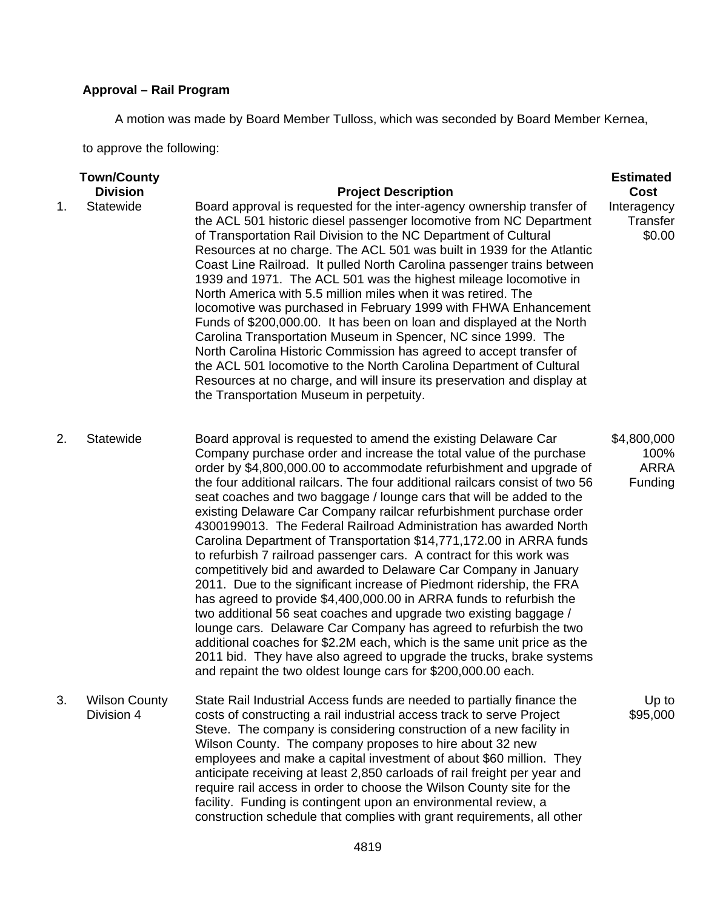**Approval – Rail Program**

A motion was made by Board Member Tulloss, which was seconded by Board Member Kernea, to approve the following:

| | Town/County Division | Project Description | Estimated Cost |
|---|---|---|---|
| 1. | Statewide | Board approval is requested for the inter-agency ownership transfer of the ACL 501 historic diesel passenger locomotive from NC Department of Transportation Rail Division to the NC Department of Cultural Resources at no charge. The ACL 501 was built in 1939 for the Atlantic Coast Line Railroad. It pulled North Carolina passenger trains between 1939 and 1971. The ACL 501 was the highest mileage locomotive in North America with 5.5 million miles when it was retired. The locomotive was purchased in February 1999 with FHWA Enhancement Funds of $200,000.00. It has been on loan and displayed at the North Carolina Transportation Museum in Spencer, NC since 1999. The North Carolina Historic Commission has agreed to accept transfer of the ACL 501 locomotive to the North Carolina Department of Cultural Resources at no charge, and will insure its preservation and display at the Transportation Museum in perpetuity. | Interagency Transfer $0.00 |
| 2. | Statewide | Board approval is requested to amend the existing Delaware Car Company purchase order and increase the total value of the purchase order by $4,800,000.00 to accommodate refurbishment and upgrade of the four additional railcars. The four additional railcars consist of two 56 seat coaches and two baggage / lounge cars that will be added to the existing Delaware Car Company railcar refurbishment purchase order 4300199013. The Federal Railroad Administration has awarded North Carolina Department of Transportation $14,771,172.00 in ARRA funds to refurbish 7 railroad passenger cars. A contract for this work was competitively bid and awarded to Delaware Car Company in January 2011. Due to the significant increase of Piedmont ridership, the FRA has agreed to provide $4,400,000.00 in ARRA funds to refurbish the two additional 56 seat coaches and upgrade two existing baggage / lounge cars. Delaware Car Company has agreed to refurbish the two additional coaches for $2.2M each, which is the same unit price as the 2011 bid. They have also agreed to upgrade the trucks, brake systems and repaint the two oldest lounge cars for $200,000.00 each. | $4,800,000 100% ARRA Funding |
| 3. | Wilson County Division 4 | State Rail Industrial Access funds are needed to partially finance the costs of constructing a rail industrial access track to serve Project Steve. The company is considering construction of a new facility in Wilson County. The company proposes to hire about 32 new employees and make a capital investment of about $60 million. They anticipate receiving at least 2,850 carloads of rail freight per year and require rail access in order to choose the Wilson County site for the facility. Funding is contingent upon an environmental review, a construction schedule that complies with grant requirements, all other | Up to $95,000 |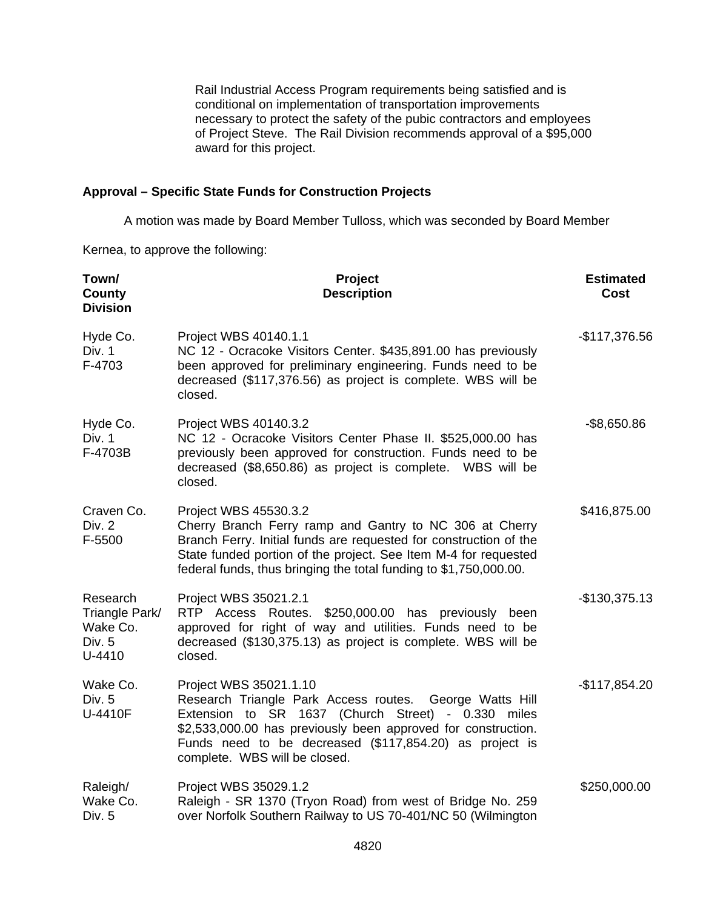Rail Industrial Access Program requirements being satisfied and is conditional on implementation of transportation improvements necessary to protect the safety of the pubic contractors and employees of Project Steve. The Rail Division recommends approval of a $95,000 award for this project.

**Approval – Specific State Funds for Construction Projects**

A motion was made by Board Member Tulloss, which was seconded by Board Member Kernea, to approve the following:

| Town/ County Division | Project Description | Estimated Cost |
|---|---|---|
| Hyde Co. Div. 1 F-4703 | Project WBS 40140.1.1 NC 12 - Ocracoke Visitors Center. $435,891.00 has previously been approved for preliminary engineering. Funds need to be decreased ($117,376.56) as project is complete. WBS will be closed. | -$117,376.56 |
| Hyde Co. Div. 1 F-4703B | Project WBS 40140.3.2 NC 12 - Ocracoke Visitors Center Phase II. $525,000.00 has previously been approved for construction. Funds need to be decreased ($8,650.86) as project is complete. WBS will be closed. | -$8,650.86 |
| Craven Co. Div. 2 F-5500 | Project WBS 45530.3.2 Cherry Branch Ferry ramp and Gantry to NC 306 at Cherry Branch Ferry. Initial funds are requested for construction of the State funded portion of the project. See Item M-4 for requested federal funds, thus bringing the total funding to $1,750,000.00. | $416,875.00 |
| Research Triangle Park/ Wake Co. Div. 5 U-4410 | Project WBS 35021.2.1 RTP Access Routes. $250,000.00 has previously been approved for right of way and utilities. Funds need to be decreased ($130,375.13) as project is complete. WBS will be closed. | -$130,375.13 |
| Wake Co. Div. 5 U-4410F | Project WBS 35021.1.10 Research Triangle Park Access routes. George Watts Hill Extension to SR 1637 (Church Street) - 0.330 miles $2,533,000.00 has previously been approved for construction. Funds need to be decreased ($117,854.20) as project is complete. WBS will be closed. | -$117,854.20 |
| Raleigh/ Wake Co. Div. 5 | Project WBS 35029.1.2 Raleigh - SR 1370 (Tryon Road) from west of Bridge No. 259 over Norfolk Southern Railway to US 70-401/NC 50 (Wilmington | $250,000.00 |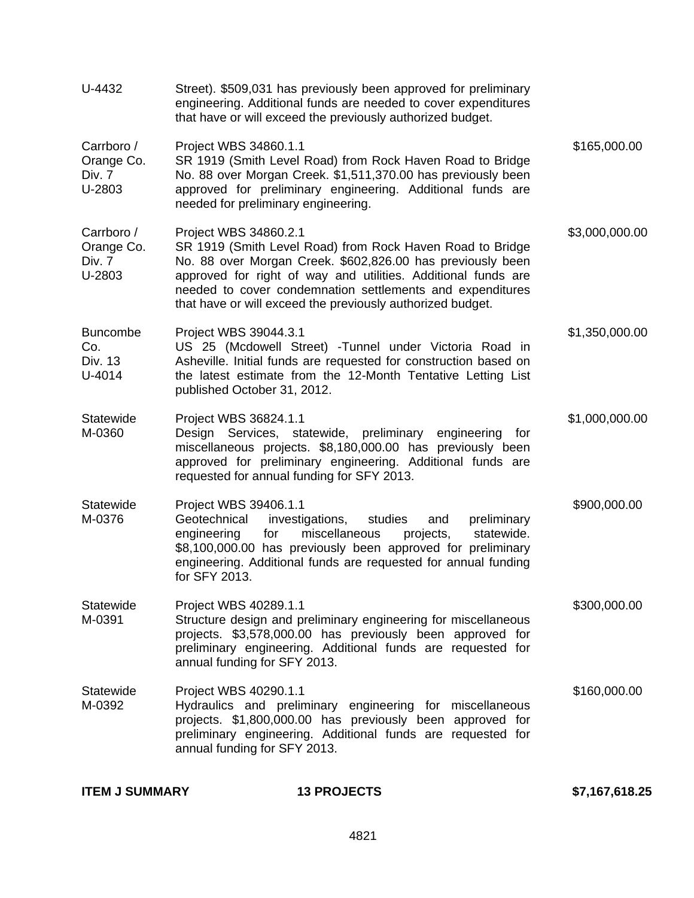| | | |
|---|---|---|
| U-4432 | Street). $509,031 has previously been approved for preliminary engineering. Additional funds are needed to cover expenditures that have or will exceed the previously authorized budget. | |
| Carrboro / Orange Co. Div. 7 U-2803 | Project WBS 34860.1.1 SR 1919 (Smith Level Road) from Rock Haven Road to Bridge No. 88 over Morgan Creek. $1,511,370.00 has previously been approved for preliminary engineering. Additional funds are needed for preliminary engineering. | $165,000.00 |
| Carrboro / Orange Co. Div. 7 U-2803 | Project WBS 34860.2.1 SR 1919 (Smith Level Road) from Rock Haven Road to Bridge No. 88 over Morgan Creek. $602,826.00 has previously been approved for right of way and utilities. Additional funds are needed to cover condemnation settlements and expenditures that have or will exceed the previously authorized budget. | $3,000,000.00 |
| Buncombe Co. Div. 13 U-4014 | Project WBS 39044.3.1 US 25 (Mcdowell Street) -Tunnel under Victoria Road in Asheville. Initial funds are requested for construction based on the latest estimate from the 12-Month Tentative Letting List published October 31, 2012. | $1,350,000.00 |
| Statewide M-0360 | Project WBS 36824.1.1 Design Services, statewide, preliminary engineering for miscellaneous projects. $8,180,000.00 has previously been approved for preliminary engineering. Additional funds are requested for annual funding for SFY 2013. | $1,000,000.00 |
| Statewide M-0376 | Project WBS 39406.1.1 Geotechnical investigations, studies and preliminary engineering for miscellaneous projects, statewide. $8,100,000.00 has previously been approved for preliminary engineering. Additional funds are requested for annual funding for SFY 2013. | $900,000.00 |
| Statewide M-0391 | Project WBS 40289.1.1 Structure design and preliminary engineering for miscellaneous projects. $3,578,000.00 has previously been approved for preliminary engineering. Additional funds are requested for annual funding for SFY 2013. | $300,000.00 |
| Statewide M-0392 | Project WBS 40290.1.1 Hydraulics and preliminary engineering for miscellaneous projects. $1,800,000.00 has previously been approved for preliminary engineering. Additional funds are requested for annual funding for SFY 2013. | $160,000.00 |
| **ITEM J SUMMARY** | **13 PROJECTS** | **$7,167,618.25** |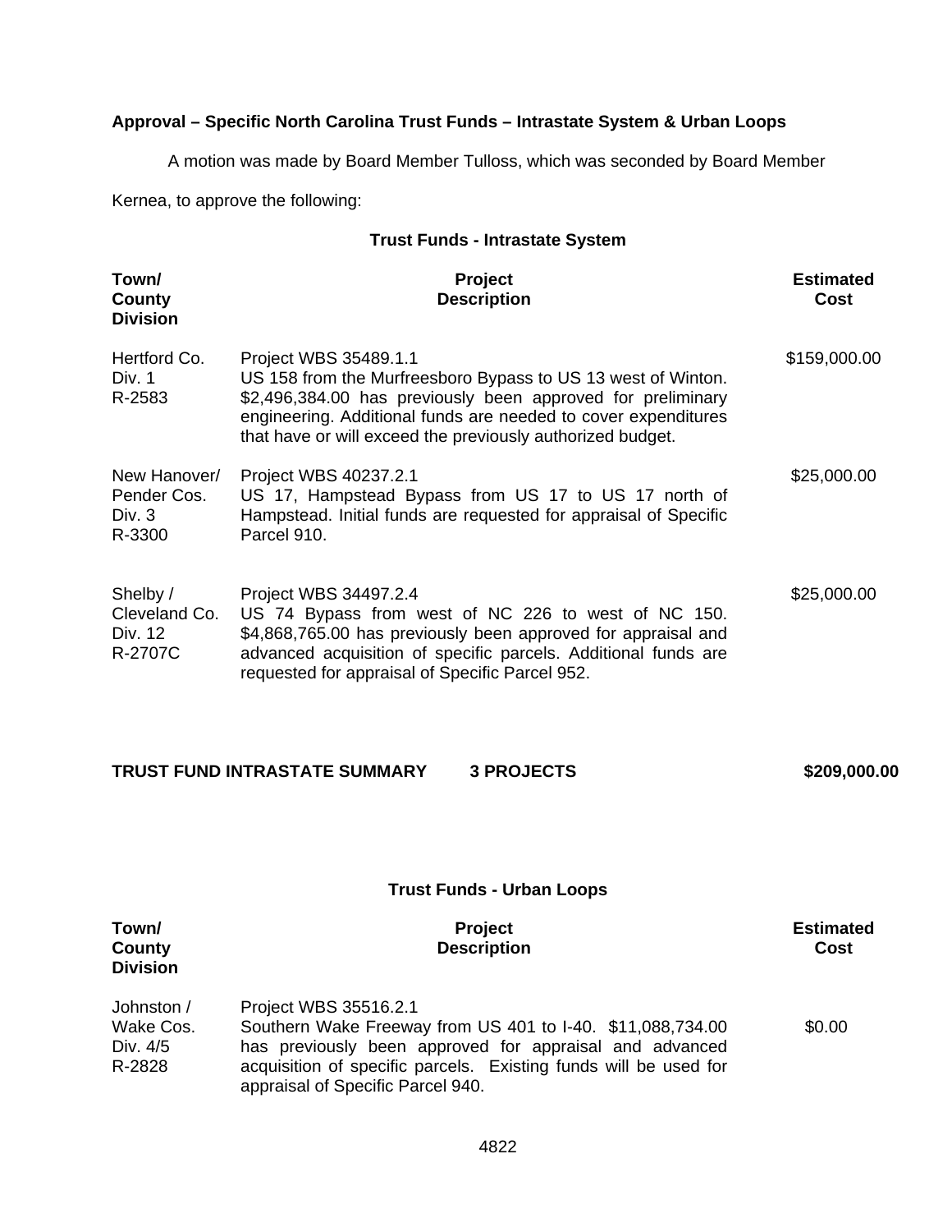**Approval – Specific North Carolina Trust Funds – Intrastate System & Urban Loops**

A motion was made by Board Member Tulloss, which was seconded by Board Member Kernea, to approve the following:

**Trust Funds - Intrastate System**

| Town/ County Division | Project Description | Estimated Cost |
|---|---|---|
| Hertford Co. Div. 1 R-2583 | Project WBS 35489.1.1 US 158 from the Murfreesboro Bypass to US 13 west of Winton. $2,496,384.00 has previously been approved for preliminary engineering. Additional funds are needed to cover expenditures that have or will exceed the previously authorized budget. | $159,000.00 |
| New Hanover/ Pender Cos. Div. 3 R-3300 | Project WBS 40237.2.1 US 17, Hampstead Bypass from US 17 to US 17 north of Hampstead. Initial funds are requested for appraisal of Specific Parcel 910. | $25,000.00 |
| Shelby / Cleveland Co. Div. 12 R-2707C | Project WBS 34497.2.4 US 74 Bypass from west of NC 226 to west of NC 150. $4,868,765.00 has previously been approved for appraisal and advanced acquisition of specific parcels. Additional funds are requested for appraisal of Specific Parcel 952. | $25,000.00 |

**TRUST FUND INTRASTATE SUMMARY 3 PROJECTS $209,000.00**

**Trust Funds - Urban Loops**

| Town/ County Division | Project Description | Estimated Cost |
|---|---|---|
| Johnston / Wake Cos. Div. 4/5 R-2828 | Project WBS 35516.2.1 Southern Wake Freeway from US 401 to I-40. $11,088,734.00 has previously been approved for appraisal and advanced acquisition of specific parcels. Existing funds will be used for appraisal of Specific Parcel 940. | $0.00 |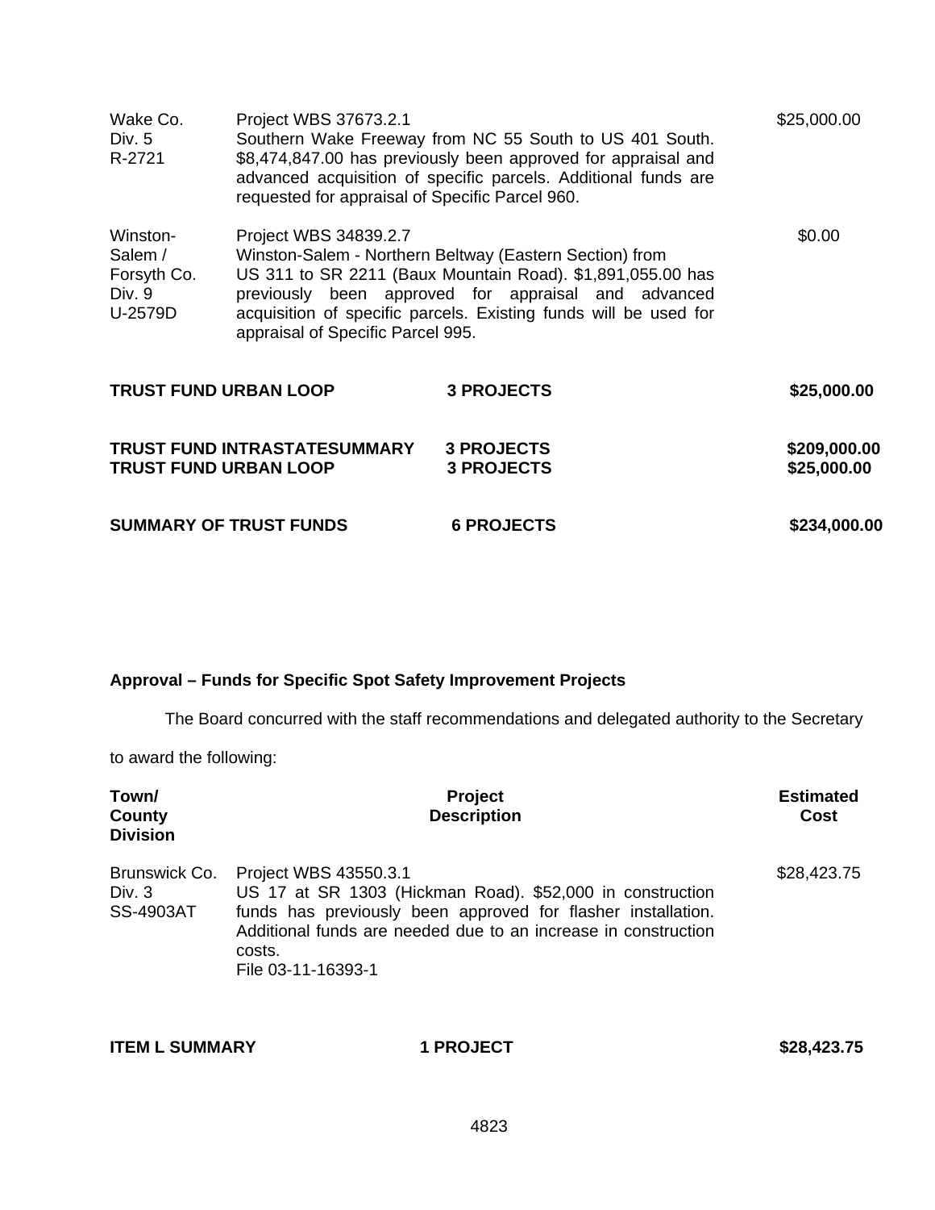| | | |
|---|---|---|
| Wake Co.<br>Div. 5<br>R-2721 | Project WBS 37673.2.1<br>Southern Wake Freeway from NC 55 South to US 401 South. $8,474,847.00 has previously been approved for appraisal and advanced acquisition of specific parcels. Additional funds are requested for appraisal of Specific Parcel 960. | $25,000.00 |
| Winston-Salem /<br>Forsyth Co.<br>Div. 9<br>U-2579D | Project WBS 34839.2.7<br>Winston-Salem - Northern Beltway (Eastern Section) from US 311 to SR 2211 (Baux Mountain Road). $1,891,055.00 has previously been approved for appraisal and advanced acquisition of specific parcels. Existing funds will be used for appraisal of Specific Parcel 995. | $0.00 |

| | | |
|---|---|---|
| **TRUST FUND URBAN LOOP** | **3 PROJECTS** | **$25,000.00** |
| **TRUST FUND INTRASTATESUMMARY** | **3 PROJECTS** | **$209,000.00** |
| **TRUST FUND URBAN LOOP** | **3 PROJECTS** | **$25,000.00** |
| **SUMMARY OF TRUST FUNDS** | **6 PROJECTS** | **$234,000.00** |

**Approval – Funds for Specific Spot Safety Improvement Projects**

The Board concurred with the staff recommendations and delegated authority to the Secretary to award the following:

| **Town/ County Division** | **Project Description** | **Estimated Cost** |
|---|---|---|
| Brunswick Co.<br>Div. 3<br>SS-4903AT | Project WBS 43550.3.1<br>US 17 at SR 1303 (Hickman Road). $52,000 in construction funds has previously been approved for flasher installation. Additional funds are needed due to an increase in construction costs.<br>File 03-11-16393-1 | $28,423.75 |

| | | |
|---|---|---|
| **ITEM L SUMMARY** | **1 PROJECT** | **$28,423.75** |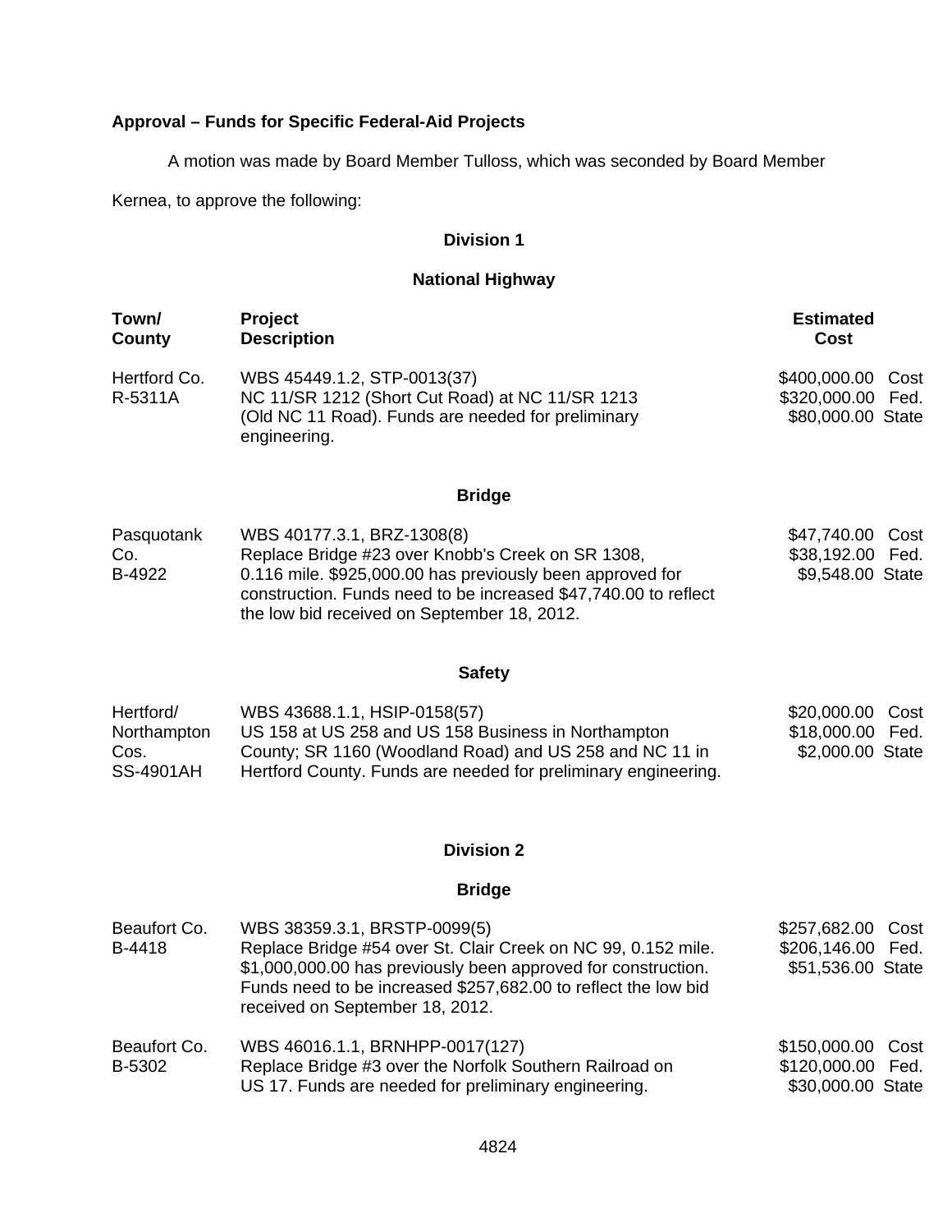**Approval – Funds for Specific Federal-Aid Projects**

A motion was made by Board Member Tulloss, which was seconded by Board Member Kernea, to approve the following:

**Division 1**

**National Highway**

| Town/ County | Project Description | Estimated Cost |
|---|---|---|
| Hertford Co. R-5311A | WBS 45449.1.2, STP-0013(37) NC 11/SR 1212 (Short Cut Road) at NC 11/SR 1213 (Old NC 11 Road). Funds are needed for preliminary engineering. | $400,000.00 Cost $320,000.00 Fed. $80,000.00 State |

**Bridge**

| Town/ County | Project Description | Estimated Cost |
|---|---|---|
| Pasquotank Co. B-4922 | WBS 40177.3.1, BRZ-1308(8) Replace Bridge #23 over Knobb's Creek on SR 1308, 0.116 mile. $925,000.00 has previously been approved for construction. Funds need to be increased $47,740.00 to reflect the low bid received on September 18, 2012. | $47,740.00 Cost $38,192.00 Fed. $9,548.00 State |

**Safety**

| Town/ County | Project Description | Estimated Cost |
|---|---|---|
| Hertford/ Northampton Cos. SS-4901AH | WBS 43688.1.1, HSIP-0158(57) US 158 at US 258 and US 158 Business in Northampton County; SR 1160 (Woodland Road) and US 258 and NC 11 in Hertford County. Funds are needed for preliminary engineering. | $20,000.00 Cost $18,000.00 Fed. $2,000.00 State |

**Division 2**

**Bridge**

| Town/ County | Project Description | Estimated Cost |
|---|---|---|
| Beaufort Co. B-4418 | WBS 38359.3.1, BRSTP-0099(5) Replace Bridge #54 over St. Clair Creek on NC 99, 0.152 mile. $1,000,000.00 has previously been approved for construction. Funds need to be increased $257,682.00 to reflect the low bid received on September 18, 2012. | $257,682.00 Cost $206,146.00 Fed. $51,536.00 State |
| Beaufort Co. B-5302 | WBS 46016.1.1, BRNHPP-0017(127) Replace Bridge #3 over the Norfolk Southern Railroad on US 17. Funds are needed for preliminary engineering. | $150,000.00 Cost $120,000.00 Fed. $30,000.00 State |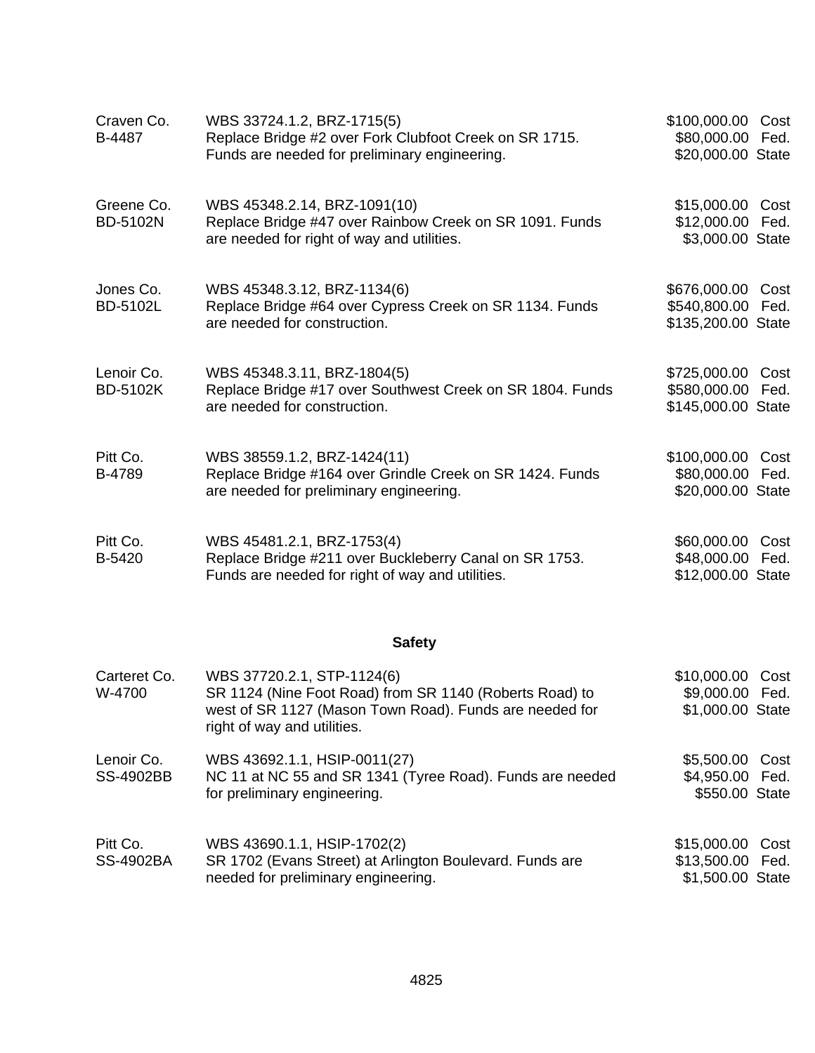| | | |
|---|---|---|
| Craven Co.<br>B-4487 | WBS 33724.1.2, BRZ-1715(5)<br>Replace Bridge #2 over Fork Clubfoot Creek on SR 1715. Funds are needed for preliminary engineering. | $100,000.00 Cost<br>$80,000.00 Fed.<br>$20,000.00 State |
| Greene Co.<br>BD-5102N | WBS 45348.2.14, BRZ-1091(10)<br>Replace Bridge #47 over Rainbow Creek on SR 1091. Funds are needed for right of way and utilities. | $15,000.00 Cost<br>$12,000.00 Fed.<br>$3,000.00 State |
| Jones Co.<br>BD-5102L | WBS 45348.3.12, BRZ-1134(6)<br>Replace Bridge #64 over Cypress Creek on SR 1134. Funds are needed for construction. | $676,000.00 Cost<br>$540,800.00 Fed.<br>$135,200.00 State |
| Lenoir Co.<br>BD-5102K | WBS 45348.3.11, BRZ-1804(5)<br>Replace Bridge #17 over Southwest Creek on SR 1804. Funds are needed for construction. | $725,000.00 Cost<br>$580,000.00 Fed.<br>$145,000.00 State |
| Pitt Co.<br>B-4789 | WBS 38559.1.2, BRZ-1424(11)<br>Replace Bridge #164 over Grindle Creek on SR 1424. Funds are needed for preliminary engineering. | $100,000.00 Cost<br>$80,000.00 Fed.<br>$20,000.00 State |
| Pitt Co.<br>B-5420 | WBS 45481.2.1, BRZ-1753(4)<br>Replace Bridge #211 over Buckleberry Canal on SR 1753. Funds are needed for right of way and utilities. | $60,000.00 Cost<br>$48,000.00 Fed.<br>$12,000.00 State |

**Safety**

| | | |
|---|---|---|
| Carteret Co.<br>W-4700 | WBS 37720.2.1, STP-1124(6)<br>SR 1124 (Nine Foot Road) from SR 1140 (Roberts Road) to west of SR 1127 (Mason Town Road). Funds are needed for right of way and utilities. | $10,000.00 Cost<br>$9,000.00 Fed.<br>$1,000.00 State |
| Lenoir Co.<br>SS-4902BB | WBS 43692.1.1, HSIP-0011(27)<br>NC 11 at NC 55 and SR 1341 (Tyree Road). Funds are needed for preliminary engineering. | $5,500.00 Cost<br>$4,950.00 Fed.<br>$550.00 State |
| Pitt Co.<br>SS-4902BA | WBS 43690.1.1, HSIP-1702(2)<br>SR 1702 (Evans Street) at Arlington Boulevard. Funds are needed for preliminary engineering. | $15,000.00 Cost<br>$13,500.00 Fed.<br>$1,500.00 State |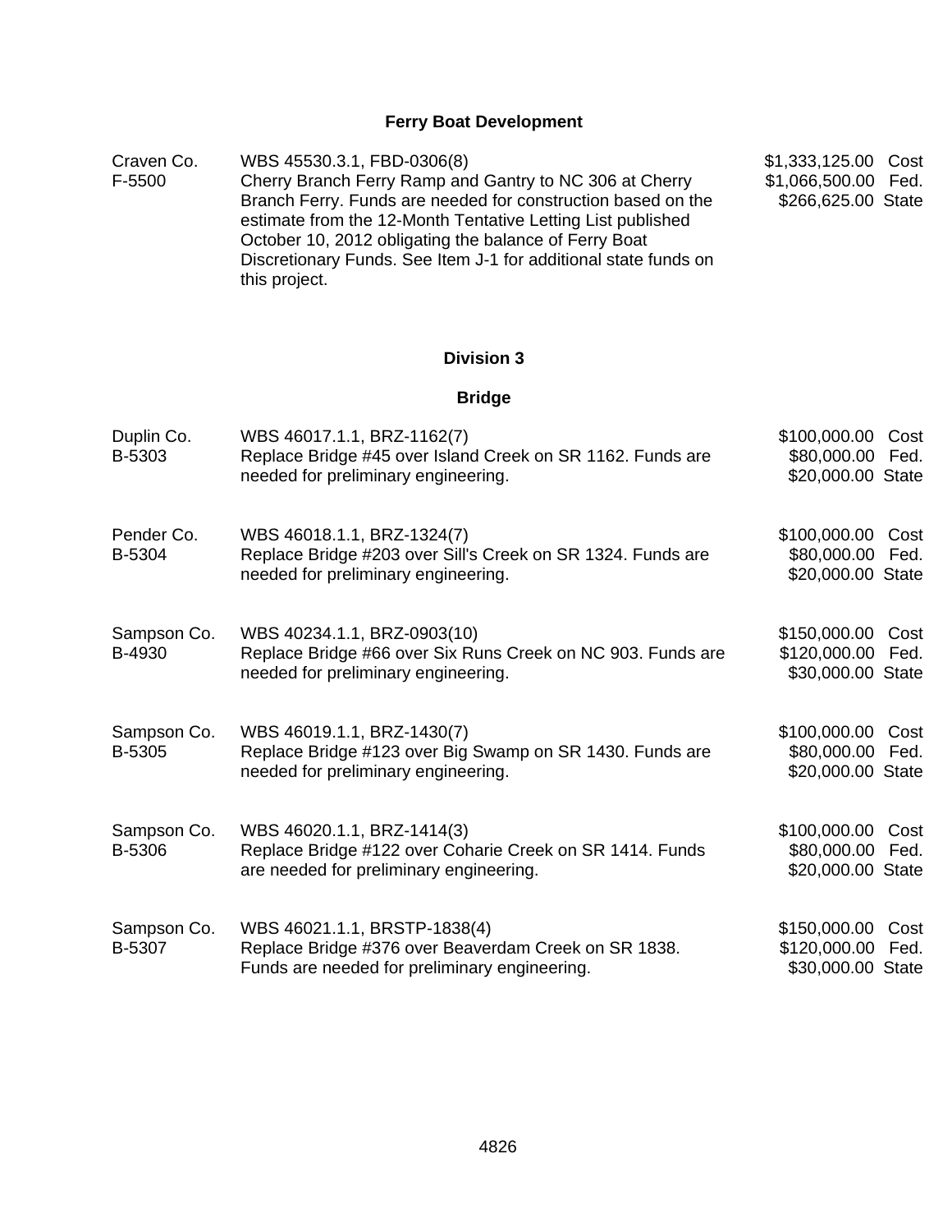## Ferry Boat Development

| | | |
|---|---|---|
| Craven Co.<br>F-5500 | WBS 45530.3.1, FBD-0306(8)<br>Cherry Branch Ferry Ramp and Gantry to NC 306 at Cherry Branch Ferry. Funds are needed for construction based on the estimate from the 12-Month Tentative Letting List published October 10, 2012 obligating the balance of Ferry Boat Discretionary Funds. See Item J-1 for additional state funds on this project. | $1,333,125.00 Cost<br>$1,066,500.00 Fed.<br>$266,625.00 State |

## Division 3

### Bridge

| | | |
|---|---|---|
| Duplin Co.<br>B-5303 | WBS 46017.1.1, BRZ-1162(7)<br>Replace Bridge #45 over Island Creek on SR 1162. Funds are needed for preliminary engineering. | $100,000.00 Cost<br>$80,000.00 Fed.<br>$20,000.00 State |
| Pender Co.<br>B-5304 | WBS 46018.1.1, BRZ-1324(7)<br>Replace Bridge #203 over Sill's Creek on SR 1324. Funds are needed for preliminary engineering. | $100,000.00 Cost<br>$80,000.00 Fed.<br>$20,000.00 State |
| Sampson Co.<br>B-4930 | WBS 40234.1.1, BRZ-0903(10)<br>Replace Bridge #66 over Six Runs Creek on NC 903. Funds are needed for preliminary engineering. | $150,000.00 Cost<br>$120,000.00 Fed.<br>$30,000.00 State |
| Sampson Co.<br>B-5305 | WBS 46019.1.1, BRZ-1430(7)<br>Replace Bridge #123 over Big Swamp on SR 1430. Funds are needed for preliminary engineering. | $100,000.00 Cost<br>$80,000.00 Fed.<br>$20,000.00 State |
| Sampson Co.<br>B-5306 | WBS 46020.1.1, BRZ-1414(3)<br>Replace Bridge #122 over Coharie Creek on SR 1414. Funds are needed for preliminary engineering. | $100,000.00 Cost<br>$80,000.00 Fed.<br>$20,000.00 State |
| Sampson Co.<br>B-5307 | WBS 46021.1.1, BRSTP-1838(4)<br>Replace Bridge #376 over Beaverdam Creek on SR 1838. Funds are needed for preliminary engineering. | $150,000.00 Cost<br>$120,000.00 Fed.<br>$30,000.00 State |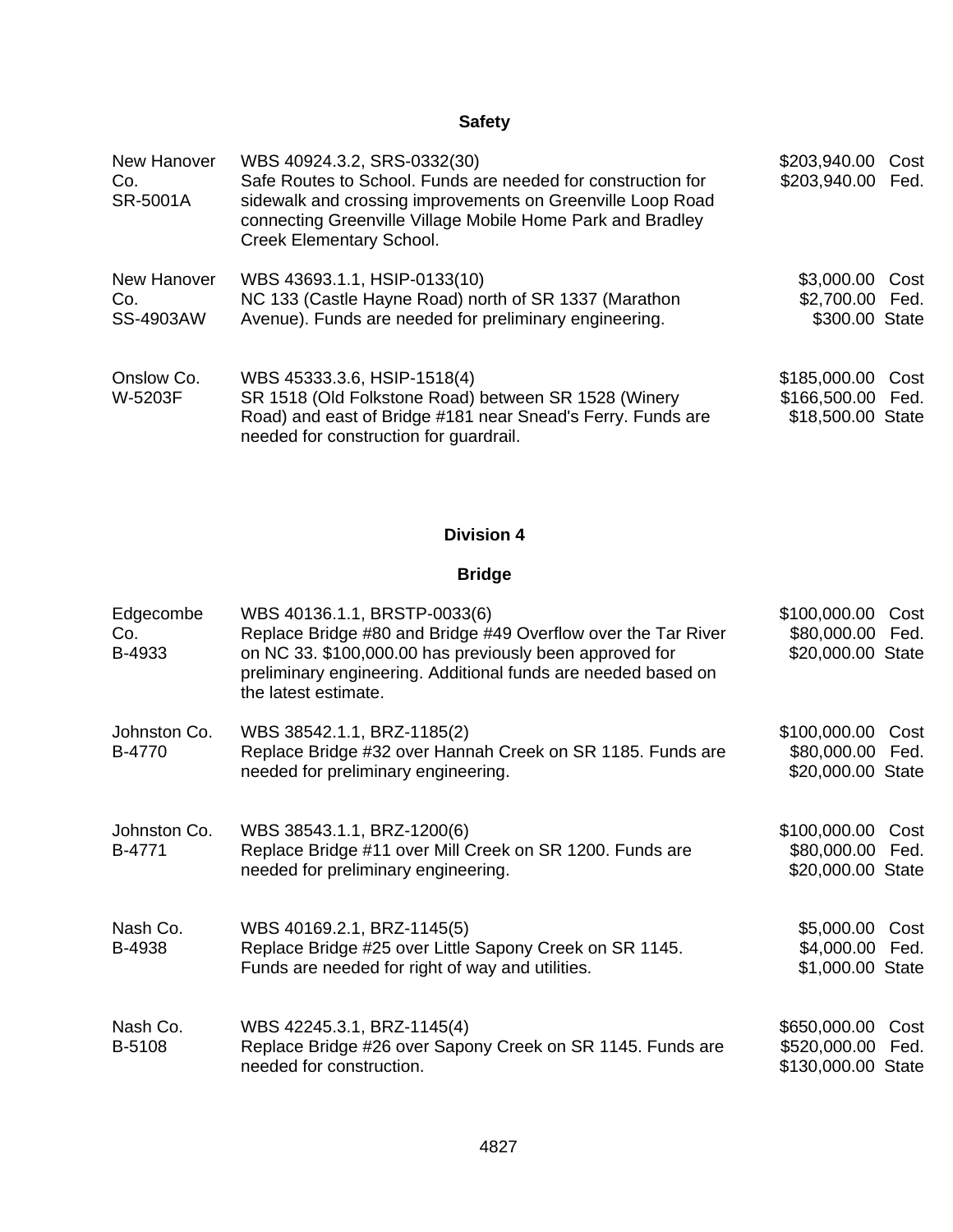## Safety

| | | |
|---|---|---|
| New Hanover Co. SR-5001A | WBS 40924.3.2, SRS-0332(30) Safe Routes to School. Funds are needed for construction for sidewalk and crossing improvements on Greenville Loop Road connecting Greenville Village Mobile Home Park and Bradley Creek Elementary School. | $203,940.00 Cost<br>$203,940.00 Fed. |
| New Hanover Co. SS-4903AW | WBS 43693.1.1, HSIP-0133(10) NC 133 (Castle Hayne Road) north of SR 1337 (Marathon Avenue). Funds are needed for preliminary engineering. | $3,000.00 Cost<br>$2,700.00 Fed.<br>$300.00 State |
| Onslow Co. W-5203F | WBS 45333.3.6, HSIP-1518(4) SR 1518 (Old Folkstone Road) between SR 1528 (Winery Road) and east of Bridge #181 near Snead's Ferry. Funds are needed for construction for guardrail. | $185,000.00 Cost<br>$166,500.00 Fed.<br>$18,500.00 State |

## Division 4

## Bridge

| | | |
|---|---|---|
| Edgecombe Co. B-4933 | WBS 40136.1.1, BRSTP-0033(6) Replace Bridge #80 and Bridge #49 Overflow over the Tar River on NC 33. $100,000.00 has previously been approved for preliminary engineering. Additional funds are needed based on the latest estimate. | $100,000.00 Cost<br>$80,000.00 Fed.<br>$20,000.00 State |
| Johnston Co. B-4770 | WBS 38542.1.1, BRZ-1185(2) Replace Bridge #32 over Hannah Creek on SR 1185. Funds are needed for preliminary engineering. | $100,000.00 Cost<br>$80,000.00 Fed.<br>$20,000.00 State |
| Johnston Co. B-4771 | WBS 38543.1.1, BRZ-1200(6) Replace Bridge #11 over Mill Creek on SR 1200. Funds are needed for preliminary engineering. | $100,000.00 Cost<br>$80,000.00 Fed.<br>$20,000.00 State |
| Nash Co. B-4938 | WBS 40169.2.1, BRZ-1145(5) Replace Bridge #25 over Little Sapony Creek on SR 1145. Funds are needed for right of way and utilities. | $5,000.00 Cost<br>$4,000.00 Fed.<br>$1,000.00 State |
| Nash Co. B-5108 | WBS 42245.3.1, BRZ-1145(4) Replace Bridge #26 over Sapony Creek on SR 1145. Funds are needed for construction. | $650,000.00 Cost<br>$520,000.00 Fed.<br>$130,000.00 State |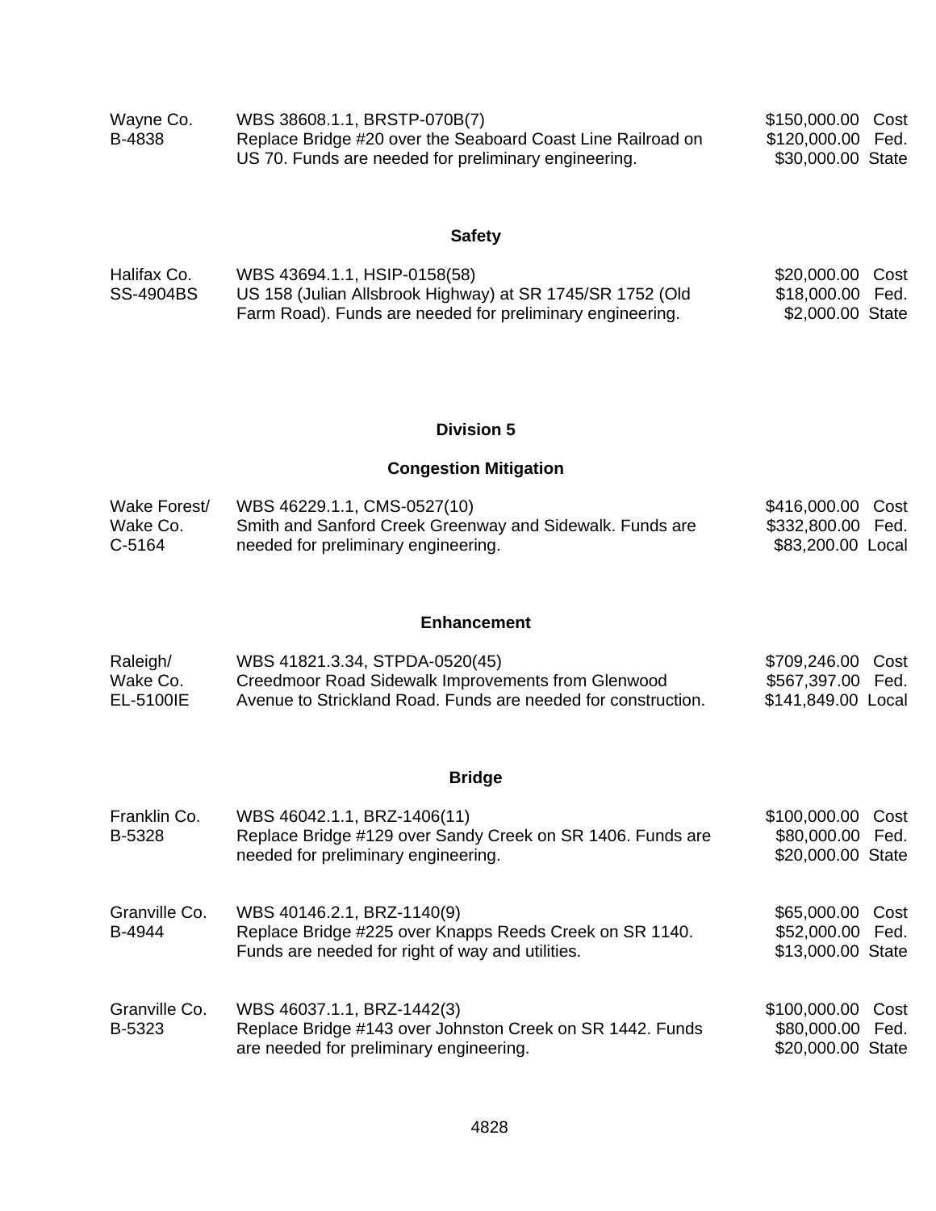| | | |
|---|---|---|
| Wayne Co.<br>B-4838 | WBS 38608.1.1, BRSTP-070B(7)<br>Replace Bridge #20 over the Seaboard Coast Line Railroad on US 70. Funds are needed for preliminary engineering. | $150,000.00 Cost<br>$120,000.00 Fed.<br>$30,000.00 State |

### Safety

| | | |
|---|---|---|
| Halifax Co.<br>SS-4904BS | WBS 43694.1.1, HSIP-0158(58)<br>US 158 (Julian Allsbrook Highway) at SR 1745/SR 1752 (Old Farm Road). Funds are needed for preliminary engineering. | $20,000.00 Cost<br>$18,000.00 Fed.<br>$2,000.00 State |

## Division 5

### Congestion Mitigation

| | | |
|---|---|---|
| Wake Forest/<br>Wake Co.<br>C-5164 | WBS 46229.1.1, CMS-0527(10)<br>Smith and Sanford Creek Greenway and Sidewalk. Funds are needed for preliminary engineering. | $416,000.00 Cost<br>$332,800.00 Fed.<br>$83,200.00 Local |

### Enhancement

| | | |
|---|---|---|
| Raleigh/<br>Wake Co.<br>EL-5100IE | WBS 41821.3.34, STPDA-0520(45)<br>Creedmoor Road Sidewalk Improvements from Glenwood Avenue to Strickland Road. Funds are needed for construction. | $709,246.00 Cost<br>$567,397.00 Fed.<br>$141,849.00 Local |

### Bridge

| | | |
|---|---|---|
| Franklin Co.<br>B-5328 | WBS 46042.1.1, BRZ-1406(11)<br>Replace Bridge #129 over Sandy Creek on SR 1406. Funds are needed for preliminary engineering. | $100,000.00 Cost<br>$80,000.00 Fed.<br>$20,000.00 State |
| Granville Co.<br>B-4944 | WBS 40146.2.1, BRZ-1140(9)<br>Replace Bridge #225 over Knapps Reeds Creek on SR 1140. Funds are needed for right of way and utilities. | $65,000.00 Cost<br>$52,000.00 Fed.<br>$13,000.00 State |
| Granville Co.<br>B-5323 | WBS 46037.1.1, BRZ-1442(3)<br>Replace Bridge #143 over Johnston Creek on SR 1442. Funds are needed for preliminary engineering. | $100,000.00 Cost<br>$80,000.00 Fed.<br>$20,000.00 State |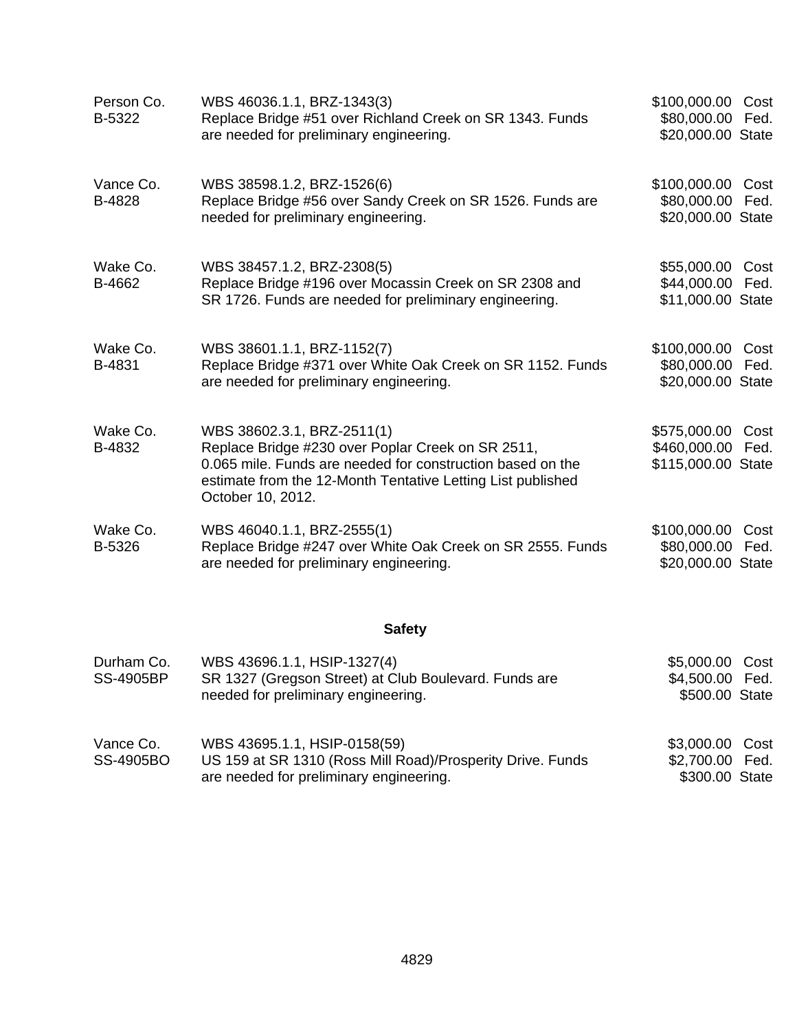| | | |
|---|---|---|
| Person Co.<br>B-5322 | WBS 46036.1.1, BRZ-1343(3)<br>Replace Bridge #51 over Richland Creek on SR 1343. Funds are needed for preliminary engineering. | $100,000.00 Cost<br>$80,000.00 Fed.<br>$20,000.00 State |
| Vance Co.<br>B-4828 | WBS 38598.1.2, BRZ-1526(6)<br>Replace Bridge #56 over Sandy Creek on SR 1526. Funds are needed for preliminary engineering. | $100,000.00 Cost<br>$80,000.00 Fed.<br>$20,000.00 State |
| Wake Co.<br>B-4662 | WBS 38457.1.2, BRZ-2308(5)<br>Replace Bridge #196 over Mocassin Creek on SR 2308 and SR 1726. Funds are needed for preliminary engineering. | $55,000.00 Cost<br>$44,000.00 Fed.<br>$11,000.00 State |
| Wake Co.<br>B-4831 | WBS 38601.1.1, BRZ-1152(7)<br>Replace Bridge #371 over White Oak Creek on SR 1152. Funds are needed for preliminary engineering. | $100,000.00 Cost<br>$80,000.00 Fed.<br>$20,000.00 State |
| Wake Co.<br>B-4832 | WBS 38602.3.1, BRZ-2511(1)<br>Replace Bridge #230 over Poplar Creek on SR 2511, 0.065 mile. Funds are needed for construction based on the estimate from the 12-Month Tentative Letting List published October 10, 2012. | $575,000.00 Cost<br>$460,000.00 Fed.<br>$115,000.00 State |
| Wake Co.<br>B-5326 | WBS 46040.1.1, BRZ-2555(1)<br>Replace Bridge #247 over White Oak Creek on SR 2555. Funds are needed for preliminary engineering. | $100,000.00 Cost<br>$80,000.00 Fed.<br>$20,000.00 State |

**Safety**

| | | |
|---|---|---|
| Durham Co.<br>SS-4905BP | WBS 43696.1.1, HSIP-1327(4)<br>SR 1327 (Gregson Street) at Club Boulevard. Funds are needed for preliminary engineering. | $5,000.00 Cost<br>$4,500.00 Fed.<br>$500.00 State |
| Vance Co.<br>SS-4905BO | WBS 43695.1.1, HSIP-0158(59)<br>US 159 at SR 1310 (Ross Mill Road)/Prosperity Drive. Funds are needed for preliminary engineering. | $3,000.00 Cost<br>$2,700.00 Fed.<br>$300.00 State |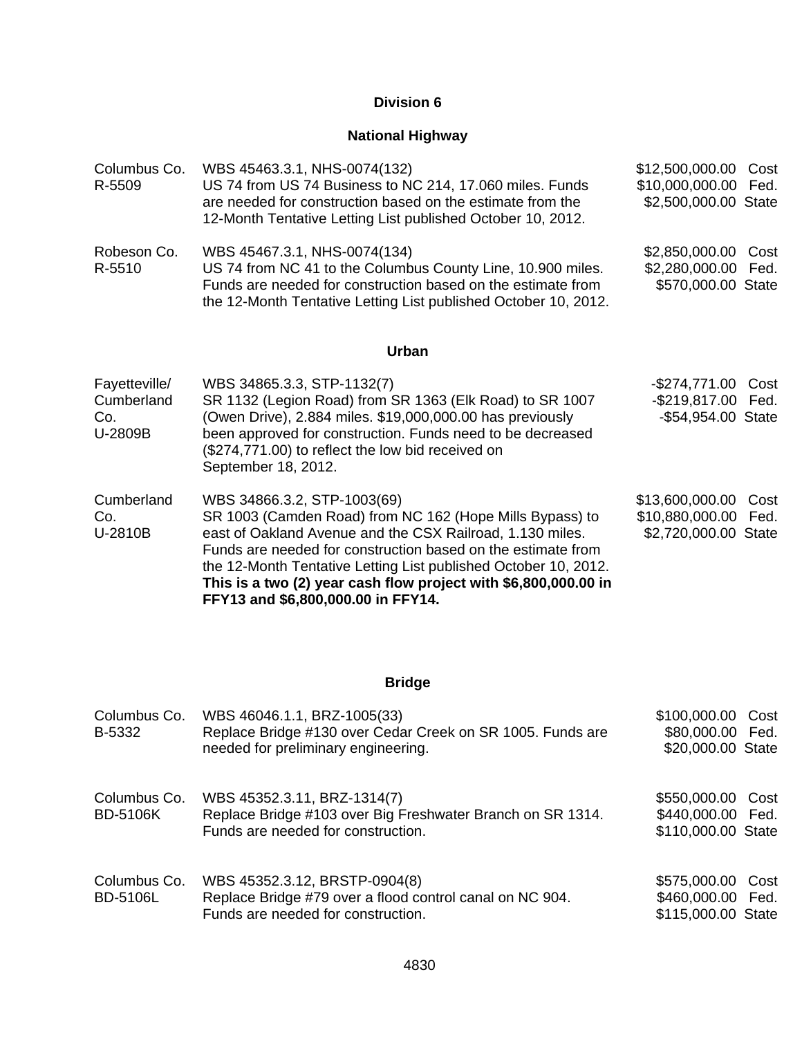# Division 6

## National Highway

| | | |
|---|---|---|
| Columbus Co.<br>R-5509 | WBS 45463.3.1, NHS-0074(132)<br>US 74 from US 74 Business to NC 214, 17.060 miles. Funds are needed for construction based on the estimate from the 12-Month Tentative Letting List published October 10, 2012. | $12,500,000.00 Cost<br>$10,000,000.00 Fed.<br>$2,500,000.00 State |
| Robeson Co.<br>R-5510 | WBS 45467.3.1, NHS-0074(134)<br>US 74 from NC 41 to the Columbus County Line, 10.900 miles. Funds are needed for construction based on the estimate from the 12-Month Tentative Letting List published October 10, 2012. | $2,850,000.00 Cost<br>$2,280,000.00 Fed.<br>$570,000.00 State |

## Urban

| | | |
|---|---|---|
| Fayetteville/ Cumberland Co.<br>U-2809B | WBS 34865.3.3, STP-1132(7)<br>SR 1132 (Legion Road) from SR 1363 (Elk Road) to SR 1007 (Owen Drive), 2.884 miles. $19,000,000.00 has previously been approved for construction. Funds need to be decreased ($274,771.00) to reflect the low bid received on September 18, 2012. | -$274,771.00 Cost<br>-$219,817.00 Fed.<br>-$54,954.00 State |
| Cumberland Co.<br>U-2810B | WBS 34866.3.2, STP-1003(69)<br>SR 1003 (Camden Road) from NC 162 (Hope Mills Bypass) to east of Oakland Avenue and the CSX Railroad, 1.130 miles. Funds are needed for construction based on the estimate from the 12-Month Tentative Letting List published October 10, 2012. **This is a two (2) year cash flow project with $6,800,000.00 in FFY13 and $6,800,000.00 in FFY14.** | $13,600,000.00 Cost<br>$10,880,000.00 Fed.<br>$2,720,000.00 State |

## Bridge

| | | |
|---|---|---|
| Columbus Co.<br>B-5332 | WBS 46046.1.1, BRZ-1005(33)<br>Replace Bridge #130 over Cedar Creek on SR 1005. Funds are needed for preliminary engineering. | $100,000.00 Cost<br>$80,000.00 Fed.<br>$20,000.00 State |
| Columbus Co.<br>BD-5106K | WBS 45352.3.11, BRZ-1314(7)<br>Replace Bridge #103 over Big Freshwater Branch on SR 1314. Funds are needed for construction. | $550,000.00 Cost<br>$440,000.00 Fed.<br>$110,000.00 State |
| Columbus Co.<br>BD-5106L | WBS 45352.3.12, BRSTP-0904(8)<br>Replace Bridge #79 over a flood control canal on NC 904. Funds are needed for construction. | $575,000.00 Cost<br>$460,000.00 Fed.<br>$115,000.00 State |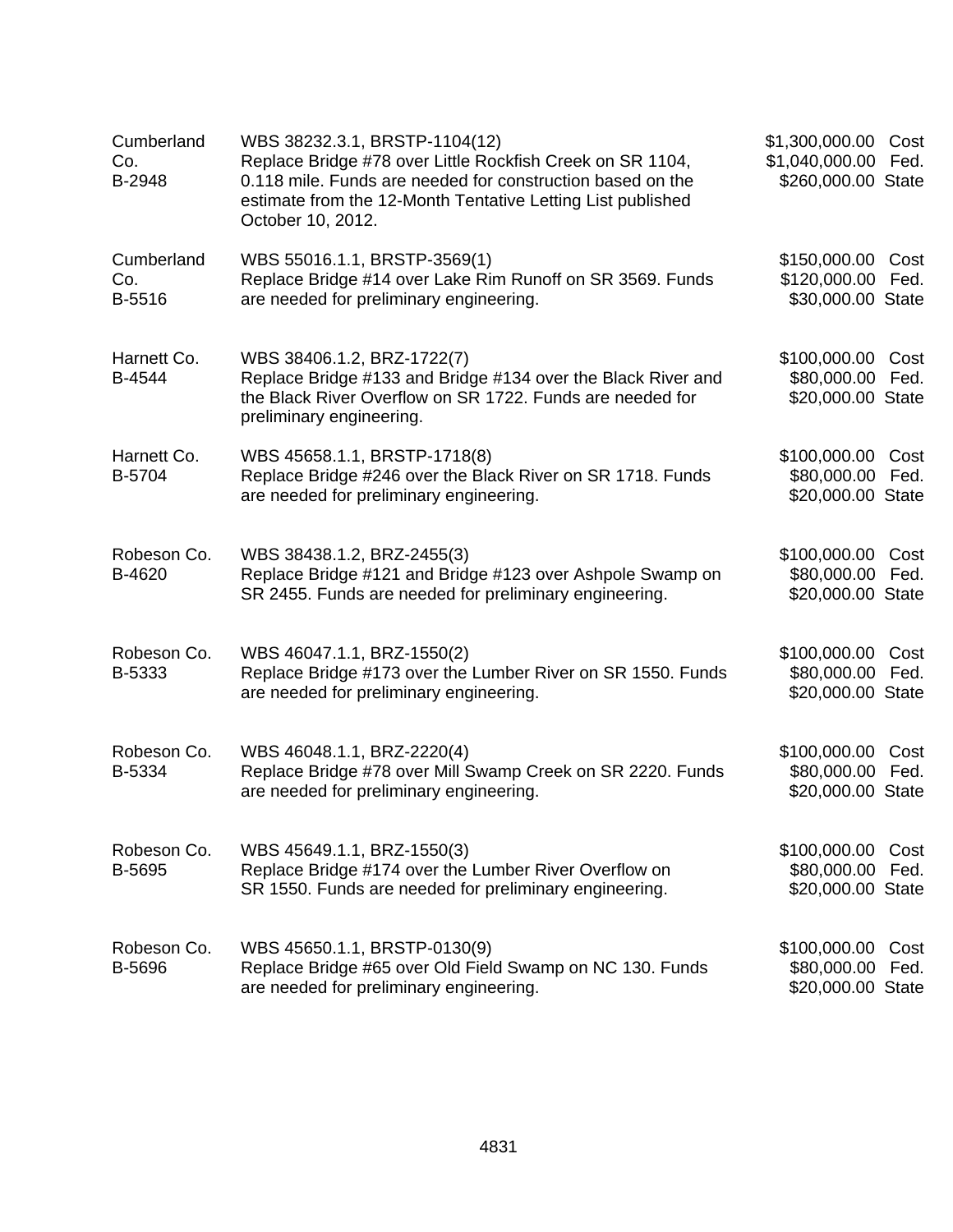| | | |
|---|---|---|
| Cumberland Co.<br>B-2948 | WBS 38232.3.1, BRSTP-1104(12)<br>Replace Bridge #78 over Little Rockfish Creek on SR 1104, 0.118 mile. Funds are needed for construction based on the estimate from the 12-Month Tentative Letting List published October 10, 2012. | $1,300,000.00 Cost<br>$1,040,000.00 Fed.<br>$260,000.00 State |
| Cumberland Co.<br>B-5516 | WBS 55016.1.1, BRSTP-3569(1)<br>Replace Bridge #14 over Lake Rim Runoff on SR 3569. Funds are needed for preliminary engineering. | $150,000.00 Cost<br>$120,000.00 Fed.<br>$30,000.00 State |
| Harnett Co.<br>B-4544 | WBS 38406.1.2, BRZ-1722(7)<br>Replace Bridge #133 and Bridge #134 over the Black River and the Black River Overflow on SR 1722. Funds are needed for preliminary engineering. | $100,000.00 Cost<br>$80,000.00 Fed.<br>$20,000.00 State |
| Harnett Co.<br>B-5704 | WBS 45658.1.1, BRSTP-1718(8)<br>Replace Bridge #246 over the Black River on SR 1718. Funds are needed for preliminary engineering. | $100,000.00 Cost<br>$80,000.00 Fed.<br>$20,000.00 State |
| Robeson Co.<br>B-4620 | WBS 38438.1.2, BRZ-2455(3)<br>Replace Bridge #121 and Bridge #123 over Ashpole Swamp on SR 2455. Funds are needed for preliminary engineering. | $100,000.00 Cost<br>$80,000.00 Fed.<br>$20,000.00 State |
| Robeson Co.<br>B-5333 | WBS 46047.1.1, BRZ-1550(2)<br>Replace Bridge #173 over the Lumber River on SR 1550. Funds are needed for preliminary engineering. | $100,000.00 Cost<br>$80,000.00 Fed.<br>$20,000.00 State |
| Robeson Co.<br>B-5334 | WBS 46048.1.1, BRZ-2220(4)<br>Replace Bridge #78 over Mill Swamp Creek on SR 2220. Funds are needed for preliminary engineering. | $100,000.00 Cost<br>$80,000.00 Fed.<br>$20,000.00 State |
| Robeson Co.<br>B-5695 | WBS 45649.1.1, BRZ-1550(3)<br>Replace Bridge #174 over the Lumber River Overflow on SR 1550. Funds are needed for preliminary engineering. | $100,000.00 Cost<br>$80,000.00 Fed.<br>$20,000.00 State |
| Robeson Co.<br>B-5696 | WBS 45650.1.1, BRSTP-0130(9)<br>Replace Bridge #65 over Old Field Swamp on NC 130. Funds are needed for preliminary engineering. | $100,000.00 Cost<br>$80,000.00 Fed.<br>$20,000.00 State |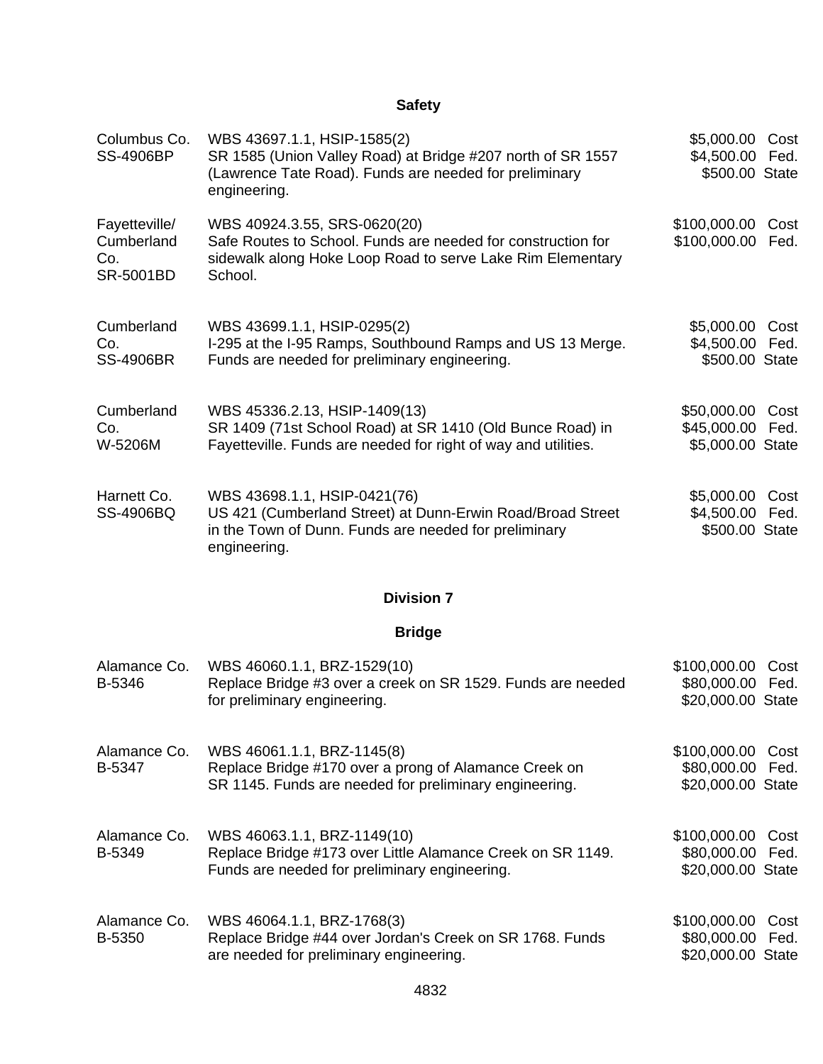## Safety

| | | |
|---|---|---|
| Columbus Co.<br>SS-4906BP | WBS 43697.1.1, HSIP-1585(2)<br>SR 1585 (Union Valley Road) at Bridge #207 north of SR 1557 (Lawrence Tate Road). Funds are needed for preliminary engineering. | $5,000.00 Cost<br>$4,500.00 Fed.<br>$500.00 State |
| Fayetteville/ Cumberland Co.<br>SR-5001BD | WBS 40924.3.55, SRS-0620(20)<br>Safe Routes to School. Funds are needed for construction for sidewalk along Hoke Loop Road to serve Lake Rim Elementary School. | $100,000.00 Cost<br>$100,000.00 Fed. |
| Cumberland Co.<br>SS-4906BR | WBS 43699.1.1, HSIP-0295(2)<br>I-295 at the I-95 Ramps, Southbound Ramps and US 13 Merge. Funds are needed for preliminary engineering. | $5,000.00 Cost<br>$4,500.00 Fed.<br>$500.00 State |
| Cumberland Co.<br>W-5206M | WBS 45336.2.13, HSIP-1409(13)<br>SR 1409 (71st School Road) at SR 1410 (Old Bunce Road) in Fayetteville. Funds are needed for right of way and utilities. | $50,000.00 Cost<br>$45,000.00 Fed.<br>$5,000.00 State |
| Harnett Co.<br>SS-4906BQ | WBS 43698.1.1, HSIP-0421(76)<br>US 421 (Cumberland Street) at Dunn-Erwin Road/Broad Street in the Town of Dunn. Funds are needed for preliminary engineering. | $5,000.00 Cost<br>$4,500.00 Fed.<br>$500.00 State |

## Division 7

## Bridge

| | | |
|---|---|---|
| Alamance Co.<br>B-5346 | WBS 46060.1.1, BRZ-1529(10)<br>Replace Bridge #3 over a creek on SR 1529. Funds are needed for preliminary engineering. | $100,000.00 Cost<br>$80,000.00 Fed.<br>$20,000.00 State |
| Alamance Co.<br>B-5347 | WBS 46061.1.1, BRZ-1145(8)<br>Replace Bridge #170 over a prong of Alamance Creek on SR 1145. Funds are needed for preliminary engineering. | $100,000.00 Cost<br>$80,000.00 Fed.<br>$20,000.00 State |
| Alamance Co.<br>B-5349 | WBS 46063.1.1, BRZ-1149(10)<br>Replace Bridge #173 over Little Alamance Creek on SR 1149. Funds are needed for preliminary engineering. | $100,000.00 Cost<br>$80,000.00 Fed.<br>$20,000.00 State |
| Alamance Co.<br>B-5350 | WBS 46064.1.1, BRZ-1768(3)<br>Replace Bridge #44 over Jordan's Creek on SR 1768. Funds are needed for preliminary engineering. | $100,000.00 Cost<br>$80,000.00 Fed.<br>$20,000.00 State |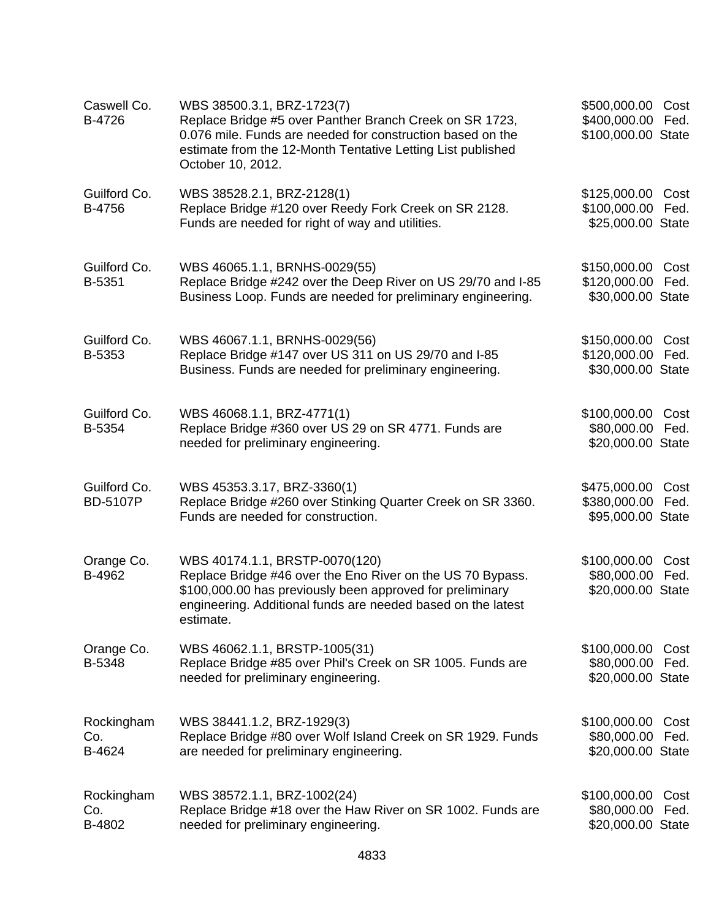| | | |
|---|---|---|
| Caswell Co.<br>B-4726 | WBS 38500.3.1, BRZ-1723(7)<br>Replace Bridge #5 over Panther Branch Creek on SR 1723, 0.076 mile. Funds are needed for construction based on the estimate from the 12-Month Tentative Letting List published October 10, 2012. | $500,000.00 Cost<br>$400,000.00 Fed.<br>$100,000.00 State |
| Guilford Co.<br>B-4756 | WBS 38528.2.1, BRZ-2128(1)<br>Replace Bridge #120 over Reedy Fork Creek on SR 2128. Funds are needed for right of way and utilities. | $125,000.00 Cost<br>$100,000.00 Fed.<br>$25,000.00 State |
| Guilford Co.<br>B-5351 | WBS 46065.1.1, BRNHS-0029(55)<br>Replace Bridge #242 over the Deep River on US 29/70 and I-85 Business Loop. Funds are needed for preliminary engineering. | $150,000.00 Cost<br>$120,000.00 Fed.<br>$30,000.00 State |
| Guilford Co.<br>B-5353 | WBS 46067.1.1, BRNHS-0029(56)<br>Replace Bridge #147 over US 311 on US 29/70 and I-85 Business. Funds are needed for preliminary engineering. | $150,000.00 Cost<br>$120,000.00 Fed.<br>$30,000.00 State |
| Guilford Co.<br>B-5354 | WBS 46068.1.1, BRZ-4771(1)<br>Replace Bridge #360 over US 29 on SR 4771. Funds are needed for preliminary engineering. | $100,000.00 Cost<br>$80,000.00 Fed.<br>$20,000.00 State |
| Guilford Co.<br>BD-5107P | WBS 45353.3.17, BRZ-3360(1)<br>Replace Bridge #260 over Stinking Quarter Creek on SR 3360. Funds are needed for construction. | $475,000.00 Cost<br>$380,000.00 Fed.<br>$95,000.00 State |
| Orange Co.<br>B-4962 | WBS 40174.1.1, BRSTP-0070(120)<br>Replace Bridge #46 over the Eno River on the US 70 Bypass. $100,000.00 has previously been approved for preliminary engineering. Additional funds are needed based on the latest estimate. | $100,000.00 Cost<br>$80,000.00 Fed.<br>$20,000.00 State |
| Orange Co.<br>B-5348 | WBS 46062.1.1, BRSTP-1005(31)<br>Replace Bridge #85 over Phil's Creek on SR 1005. Funds are needed for preliminary engineering. | $100,000.00 Cost<br>$80,000.00 Fed.<br>$20,000.00 State |
| Rockingham Co.<br>B-4624 | WBS 38441.1.2, BRZ-1929(3)<br>Replace Bridge #80 over Wolf Island Creek on SR 1929. Funds are needed for preliminary engineering. | $100,000.00 Cost<br>$80,000.00 Fed.<br>$20,000.00 State |
| Rockingham Co.<br>B-4802 | WBS 38572.1.1, BRZ-1002(24)<br>Replace Bridge #18 over the Haw River on SR 1002. Funds are needed for preliminary engineering. | $100,000.00 Cost<br>$80,000.00 Fed.<br>$20,000.00 State |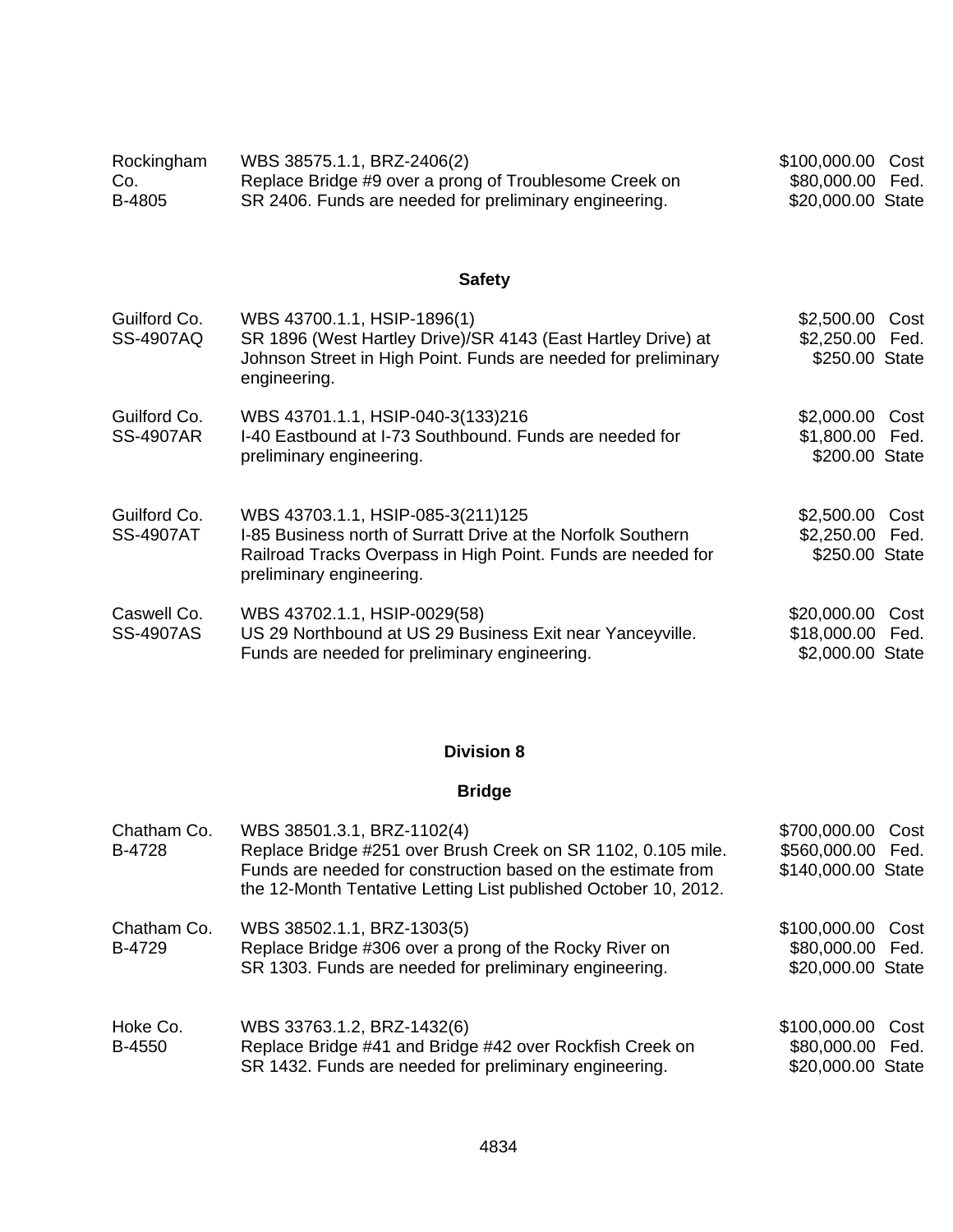| | | |
|---|---|---|
| Rockingham Co.<br>B-4805 | WBS 38575.1.1, BRZ-2406(2)<br>Replace Bridge #9 over a prong of Troublesome Creek on SR 2406. Funds are needed for preliminary engineering. | $100,000.00 Cost<br>$80,000.00 Fed.<br>$20,000.00 State |

### Safety

| | | |
|---|---|---|
| Guilford Co.<br>SS-4907AQ | WBS 43700.1.1, HSIP-1896(1)<br>SR 1896 (West Hartley Drive)/SR 4143 (East Hartley Drive) at Johnson Street in High Point. Funds are needed for preliminary engineering. | $2,500.00 Cost<br>$2,250.00 Fed.<br>$250.00 State |
| Guilford Co.<br>SS-4907AR | WBS 43701.1.1, HSIP-040-3(133)216<br>I-40 Eastbound at I-73 Southbound. Funds are needed for preliminary engineering. | $2,000.00 Cost<br>$1,800.00 Fed.<br>$200.00 State |
| Guilford Co.<br>SS-4907AT | WBS 43703.1.1, HSIP-085-3(211)125<br>I-85 Business north of Surratt Drive at the Norfolk Southern Railroad Tracks Overpass in High Point. Funds are needed for preliminary engineering. | $2,500.00 Cost<br>$2,250.00 Fed.<br>$250.00 State |
| Caswell Co.<br>SS-4907AS | WBS 43702.1.1, HSIP-0029(58)<br>US 29 Northbound at US 29 Business Exit near Yanceyville. Funds are needed for preliminary engineering. | $20,000.00 Cost<br>$18,000.00 Fed.<br>$2,000.00 State |

## Division 8

### Bridge

| | | |
|---|---|---|
| Chatham Co.<br>B-4728 | WBS 38501.3.1, BRZ-1102(4)<br>Replace Bridge #251 over Brush Creek on SR 1102, 0.105 mile. Funds are needed for construction based on the estimate from the 12-Month Tentative Letting List published October 10, 2012. | $700,000.00 Cost<br>$560,000.00 Fed.<br>$140,000.00 State |
| Chatham Co.<br>B-4729 | WBS 38502.1.1, BRZ-1303(5)<br>Replace Bridge #306 over a prong of the Rocky River on SR 1303. Funds are needed for preliminary engineering. | $100,000.00 Cost<br>$80,000.00 Fed.<br>$20,000.00 State |
| Hoke Co.<br>B-4550 | WBS 33763.1.2, BRZ-1432(6)<br>Replace Bridge #41 and Bridge #42 over Rockfish Creek on SR 1432. Funds are needed for preliminary engineering. | $100,000.00 Cost<br>$80,000.00 Fed.<br>$20,000.00 State |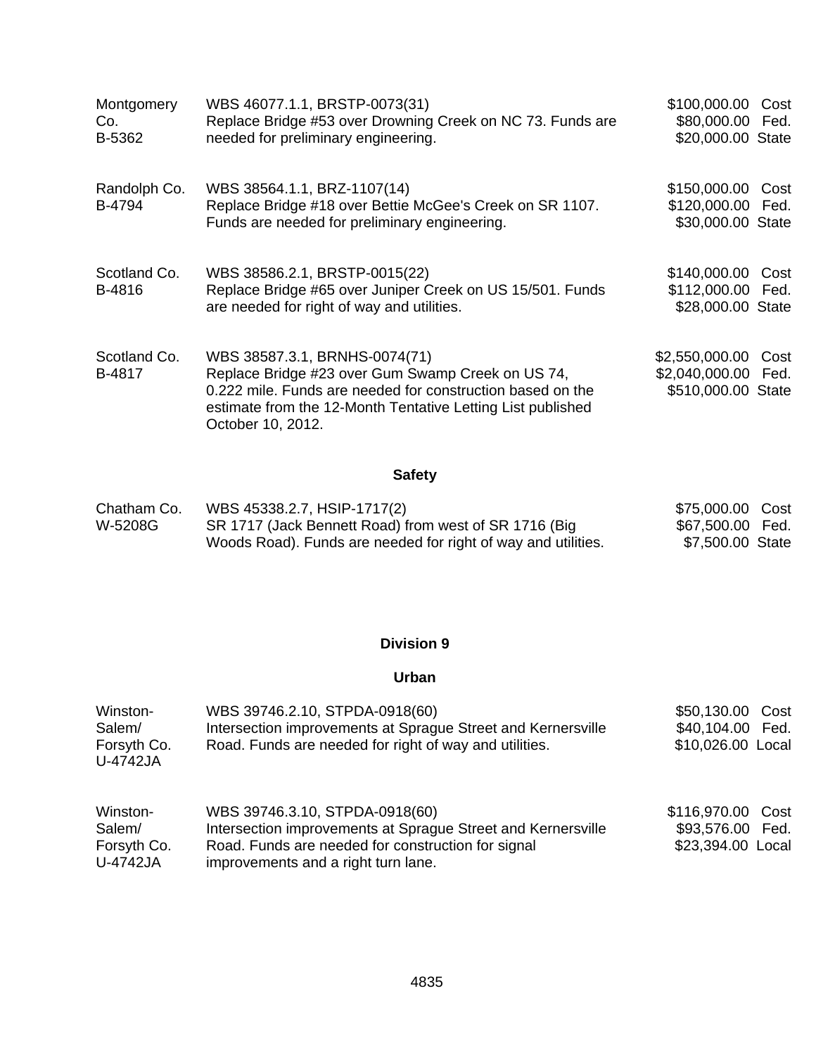| | | |
|---|---|---|
| Montgomery Co.<br>B-5362 | WBS 46077.1.1, BRSTP-0073(31)<br>Replace Bridge #53 over Drowning Creek on NC 73. Funds are needed for preliminary engineering. | $100,000.00 Cost<br>$80,000.00 Fed.<br>$20,000.00 State |
| Randolph Co.<br>B-4794 | WBS 38564.1.1, BRZ-1107(14)<br>Replace Bridge #18 over Bettie McGee's Creek on SR 1107. Funds are needed for preliminary engineering. | $150,000.00 Cost<br>$120,000.00 Fed.<br>$30,000.00 State |
| Scotland Co.<br>B-4816 | WBS 38586.2.1, BRSTP-0015(22)<br>Replace Bridge #65 over Juniper Creek on US 15/501. Funds are needed for right of way and utilities. | $140,000.00 Cost<br>$112,000.00 Fed.<br>$28,000.00 State |
| Scotland Co.<br>B-4817 | WBS 38587.3.1, BRNHS-0074(71)<br>Replace Bridge #23 over Gum Swamp Creek on US 74, 0.222 mile. Funds are needed for construction based on the estimate from the 12-Month Tentative Letting List published October 10, 2012. | $2,550,000.00 Cost<br>$2,040,000.00 Fed.<br>$510,000.00 State |

**Safety**

| | | |
|---|---|---|
| Chatham Co.<br>W-5208G | WBS 45338.2.7, HSIP-1717(2)<br>SR 1717 (Jack Bennett Road) from west of SR 1716 (Big Woods Road). Funds are needed for right of way and utilities. | $75,000.00 Cost<br>$67,500.00 Fed.<br>$7,500.00 State |

## Division 9

**Urban**

| | | |
|---|---|---|
| Winston-Salem/<br>Forsyth Co.<br>U-4742JA | WBS 39746.2.10, STPDA-0918(60)<br>Intersection improvements at Sprague Street and Kernersville Road. Funds are needed for right of way and utilities. | $50,130.00 Cost<br>$40,104.00 Fed.<br>$10,026.00 Local |
| Winston-Salem/<br>Forsyth Co.<br>U-4742JA | WBS 39746.3.10, STPDA-0918(60)<br>Intersection improvements at Sprague Street and Kernersville Road. Funds are needed for construction for signal improvements and a right turn lane. | $116,970.00 Cost<br>$93,576.00 Fed.<br>$23,394.00 Local |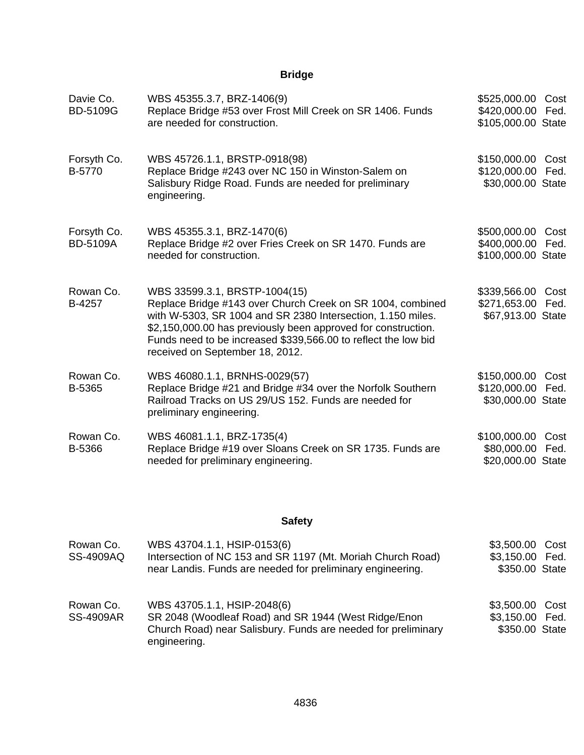## Bridge

| | | |
|---|---|---|
| Davie Co.<br>BD-5109G | WBS 45355.3.7, BRZ-1406(9)<br>Replace Bridge #53 over Frost Mill Creek on SR 1406. Funds are needed for construction. | $525,000.00 Cost<br>$420,000.00 Fed.<br>$105,000.00 State |
| Forsyth Co.<br>B-5770 | WBS 45726.1.1, BRSTP-0918(98)<br>Replace Bridge #243 over NC 150 in Winston-Salem on Salisbury Ridge Road. Funds are needed for preliminary engineering. | $150,000.00 Cost<br>$120,000.00 Fed.<br>$30,000.00 State |
| Forsyth Co.<br>BD-5109A | WBS 45355.3.1, BRZ-1470(6)<br>Replace Bridge #2 over Fries Creek on SR 1470. Funds are needed for construction. | $500,000.00 Cost<br>$400,000.00 Fed.<br>$100,000.00 State |
| Rowan Co.<br>B-4257 | WBS 33599.3.1, BRSTP-1004(15)<br>Replace Bridge #143 over Church Creek on SR 1004, combined with W-5303, SR 1004 and SR 2380 Intersection, 1.150 miles. $2,150,000.00 has previously been approved for construction. Funds need to be increased $339,566.00 to reflect the low bid received on September 18, 2012. | $339,566.00 Cost<br>$271,653.00 Fed.<br>$67,913.00 State |
| Rowan Co.<br>B-5365 | WBS 46080.1.1, BRNHS-0029(57)<br>Replace Bridge #21 and Bridge #34 over the Norfolk Southern Railroad Tracks on US 29/US 152. Funds are needed for preliminary engineering. | $150,000.00 Cost<br>$120,000.00 Fed.<br>$30,000.00 State |
| Rowan Co.<br>B-5366 | WBS 46081.1.1, BRZ-1735(4)<br>Replace Bridge #19 over Sloans Creek on SR 1735. Funds are needed for preliminary engineering. | $100,000.00 Cost<br>$80,000.00 Fed.<br>$20,000.00 State |

## Safety

| | | |
|---|---|---|
| Rowan Co.<br>SS-4909AQ | WBS 43704.1.1, HSIP-0153(6)<br>Intersection of NC 153 and SR 1197 (Mt. Moriah Church Road) near Landis. Funds are needed for preliminary engineering. | $3,500.00 Cost<br>$3,150.00 Fed.<br>$350.00 State |
| Rowan Co.<br>SS-4909AR | WBS 43705.1.1, HSIP-2048(6)<br>SR 2048 (Woodleaf Road) and SR 1944 (West Ridge/Enon Church Road) near Salisbury. Funds are needed for preliminary engineering. | $3,500.00 Cost<br>$3,150.00 Fed.<br>$350.00 State |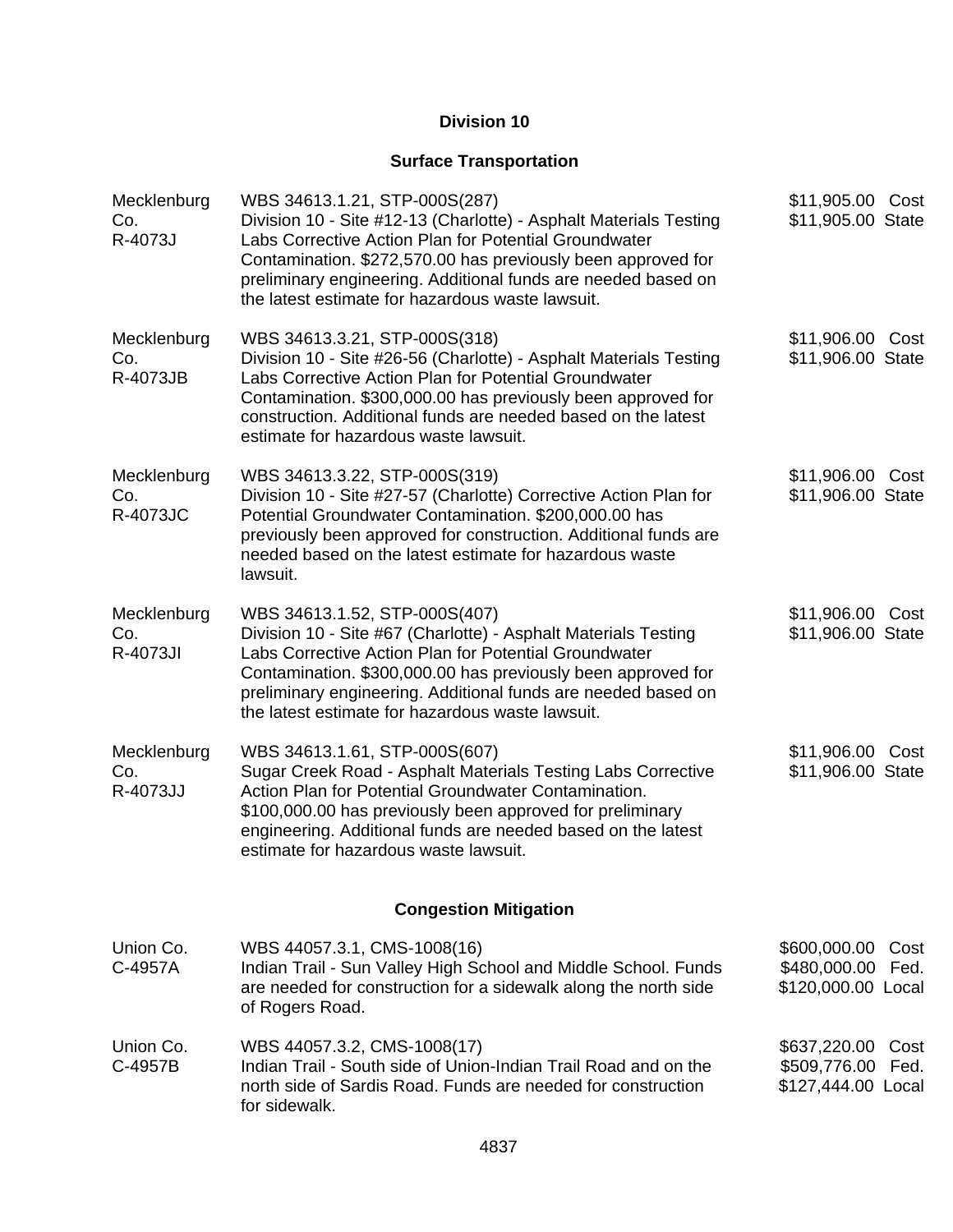## Division 10

### Surface Transportation

| | | |
|---|---|---|
| Mecklenburg Co.<br>R-4073J | WBS 34613.1.21, STP-000S(287)<br>Division 10 - Site #12-13 (Charlotte) - Asphalt Materials Testing Labs Corrective Action Plan for Potential Groundwater Contamination. $272,570.00 has previously been approved for preliminary engineering. Additional funds are needed based on the latest estimate for hazardous waste lawsuit. | $11,905.00 Cost<br>$11,905.00 State |
| Mecklenburg Co.<br>R-4073JB | WBS 34613.3.21, STP-000S(318)<br>Division 10 - Site #26-56 (Charlotte) - Asphalt Materials Testing Labs Corrective Action Plan for Potential Groundwater Contamination. $300,000.00 has previously been approved for construction. Additional funds are needed based on the latest estimate for hazardous waste lawsuit. | $11,906.00 Cost<br>$11,906.00 State |
| Mecklenburg Co.<br>R-4073JC | WBS 34613.3.22, STP-000S(319)<br>Division 10 - Site #27-57 (Charlotte) Corrective Action Plan for Potential Groundwater Contamination. $200,000.00 has previously been approved for construction. Additional funds are needed based on the latest estimate for hazardous waste lawsuit. | $11,906.00 Cost<br>$11,906.00 State |
| Mecklenburg Co.<br>R-4073JI | WBS 34613.1.52, STP-000S(407)<br>Division 10 - Site #67 (Charlotte) - Asphalt Materials Testing Labs Corrective Action Plan for Potential Groundwater Contamination. $300,000.00 has previously been approved for preliminary engineering. Additional funds are needed based on the latest estimate for hazardous waste lawsuit. | $11,906.00 Cost<br>$11,906.00 State |
| Mecklenburg Co.<br>R-4073JJ | WBS 34613.1.61, STP-000S(607)<br>Sugar Creek Road - Asphalt Materials Testing Labs Corrective Action Plan for Potential Groundwater Contamination. $100,000.00 has previously been approved for preliminary engineering. Additional funds are needed based on the latest estimate for hazardous waste lawsuit. | $11,906.00 Cost<br>$11,906.00 State |

### Congestion Mitigation

| | | |
|---|---|---|
| Union Co.<br>C-4957A | WBS 44057.3.1, CMS-1008(16)<br>Indian Trail - Sun Valley High School and Middle School. Funds are needed for construction for a sidewalk along the north side of Rogers Road. | $600,000.00 Cost<br>$480,000.00 Fed.<br>$120,000.00 Local |
| Union Co.<br>C-4957B | WBS 44057.3.2, CMS-1008(17)<br>Indian Trail - South side of Union-Indian Trail Road and on the north side of Sardis Road. Funds are needed for construction for sidewalk. | $637,220.00 Cost<br>$509,776.00 Fed.<br>$127,444.00 Local |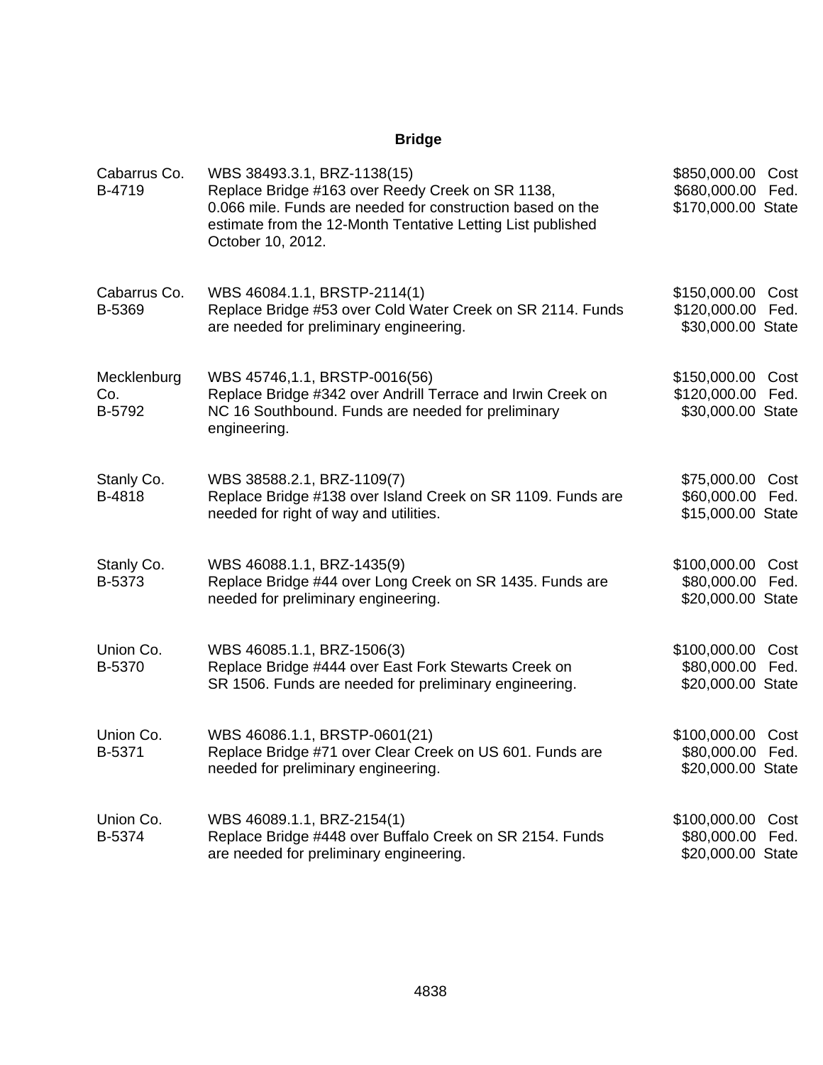## Bridge

| | | |
|---|---|---|
| Cabarrus Co.<br>B-4719 | WBS 38493.3.1, BRZ-1138(15)<br>Replace Bridge #163 over Reedy Creek on SR 1138, 0.066 mile. Funds are needed for construction based on the estimate from the 12-Month Tentative Letting List published October 10, 2012. | $850,000.00 Cost<br>$680,000.00 Fed.<br>$170,000.00 State |
| Cabarrus Co.<br>B-5369 | WBS 46084.1.1, BRSTP-2114(1)<br>Replace Bridge #53 over Cold Water Creek on SR 2114. Funds are needed for preliminary engineering. | $150,000.00 Cost<br>$120,000.00 Fed.<br>$30,000.00 State |
| Mecklenburg Co.<br>B-5792 | WBS 45746,1.1, BRSTP-0016(56)<br>Replace Bridge #342 over Andrill Terrace and Irwin Creek on NC 16 Southbound. Funds are needed for preliminary engineering. | $150,000.00 Cost<br>$120,000.00 Fed.<br>$30,000.00 State |
| Stanly Co.<br>B-4818 | WBS 38588.2.1, BRZ-1109(7)<br>Replace Bridge #138 over Island Creek on SR 1109. Funds are needed for right of way and utilities. | $75,000.00 Cost<br>$60,000.00 Fed.<br>$15,000.00 State |
| Stanly Co.<br>B-5373 | WBS 46088.1.1, BRZ-1435(9)<br>Replace Bridge #44 over Long Creek on SR 1435. Funds are needed for preliminary engineering. | $100,000.00 Cost<br>$80,000.00 Fed.<br>$20,000.00 State |
| Union Co.<br>B-5370 | WBS 46085.1.1, BRZ-1506(3)<br>Replace Bridge #444 over East Fork Stewarts Creek on SR 1506. Funds are needed for preliminary engineering. | $100,000.00 Cost<br>$80,000.00 Fed.<br>$20,000.00 State |
| Union Co.<br>B-5371 | WBS 46086.1.1, BRSTP-0601(21)<br>Replace Bridge #71 over Clear Creek on US 601. Funds are needed for preliminary engineering. | $100,000.00 Cost<br>$80,000.00 Fed.<br>$20,000.00 State |
| Union Co.<br>B-5374 | WBS 46089.1.1, BRZ-2154(1)<br>Replace Bridge #448 over Buffalo Creek on SR 2154. Funds are needed for preliminary engineering. | $100,000.00 Cost<br>$80,000.00 Fed.<br>$20,000.00 State |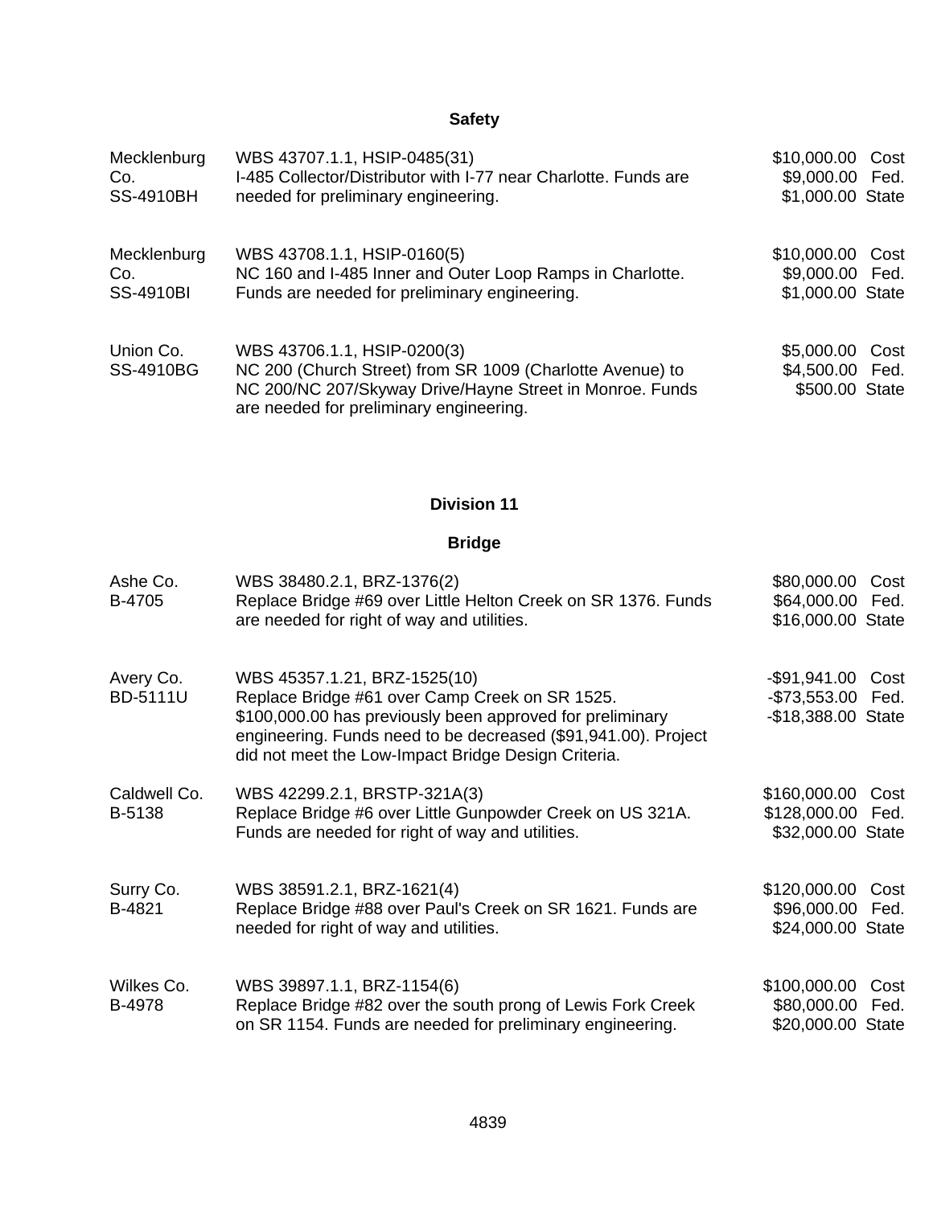## Safety

| | | |
|---|---|---|
| Mecklenburg Co.<br>SS-4910BH | WBS 43707.1.1, HSIP-0485(31)<br>I-485 Collector/Distributor with I-77 near Charlotte. Funds are needed for preliminary engineering. | $10,000.00 Cost<br>$9,000.00 Fed.<br>$1,000.00 State |
| Mecklenburg Co.<br>SS-4910BI | WBS 43708.1.1, HSIP-0160(5)<br>NC 160 and I-485 Inner and Outer Loop Ramps in Charlotte. Funds are needed for preliminary engineering. | $10,000.00 Cost<br>$9,000.00 Fed.<br>$1,000.00 State |
| Union Co.<br>SS-4910BG | WBS 43706.1.1, HSIP-0200(3)<br>NC 200 (Church Street) from SR 1009 (Charlotte Avenue) to NC 200/NC 207/Skyway Drive/Hayne Street in Monroe. Funds are needed for preliminary engineering. | $5,000.00 Cost<br>$4,500.00 Fed.<br>$500.00 State |

## Division 11

## Bridge

| | | |
|---|---|---|
| Ashe Co.<br>B-4705 | WBS 38480.2.1, BRZ-1376(2)<br>Replace Bridge #69 over Little Helton Creek on SR 1376. Funds are needed for right of way and utilities. | $80,000.00 Cost<br>$64,000.00 Fed.<br>$16,000.00 State |
| Avery Co.<br>BD-5111U | WBS 45357.1.21, BRZ-1525(10)<br>Replace Bridge #61 over Camp Creek on SR 1525. $100,000.00 has previously been approved for preliminary engineering. Funds need to be decreased ($91,941.00). Project did not meet the Low-Impact Bridge Design Criteria. | -$91,941.00 Cost<br>-$73,553.00 Fed.<br>-$18,388.00 State |
| Caldwell Co.<br>B-5138 | WBS 42299.2.1, BRSTP-321A(3)<br>Replace Bridge #6 over Little Gunpowder Creek on US 321A. Funds are needed for right of way and utilities. | $160,000.00 Cost<br>$128,000.00 Fed.<br>$32,000.00 State |
| Surry Co.<br>B-4821 | WBS 38591.2.1, BRZ-1621(4)<br>Replace Bridge #88 over Paul's Creek on SR 1621. Funds are needed for right of way and utilities. | $120,000.00 Cost<br>$96,000.00 Fed.<br>$24,000.00 State |
| Wilkes Co.<br>B-4978 | WBS 39897.1.1, BRZ-1154(6)<br>Replace Bridge #82 over the south prong of Lewis Fork Creek on SR 1154. Funds are needed for preliminary engineering. | $100,000.00 Cost<br>$80,000.00 Fed.<br>$20,000.00 State |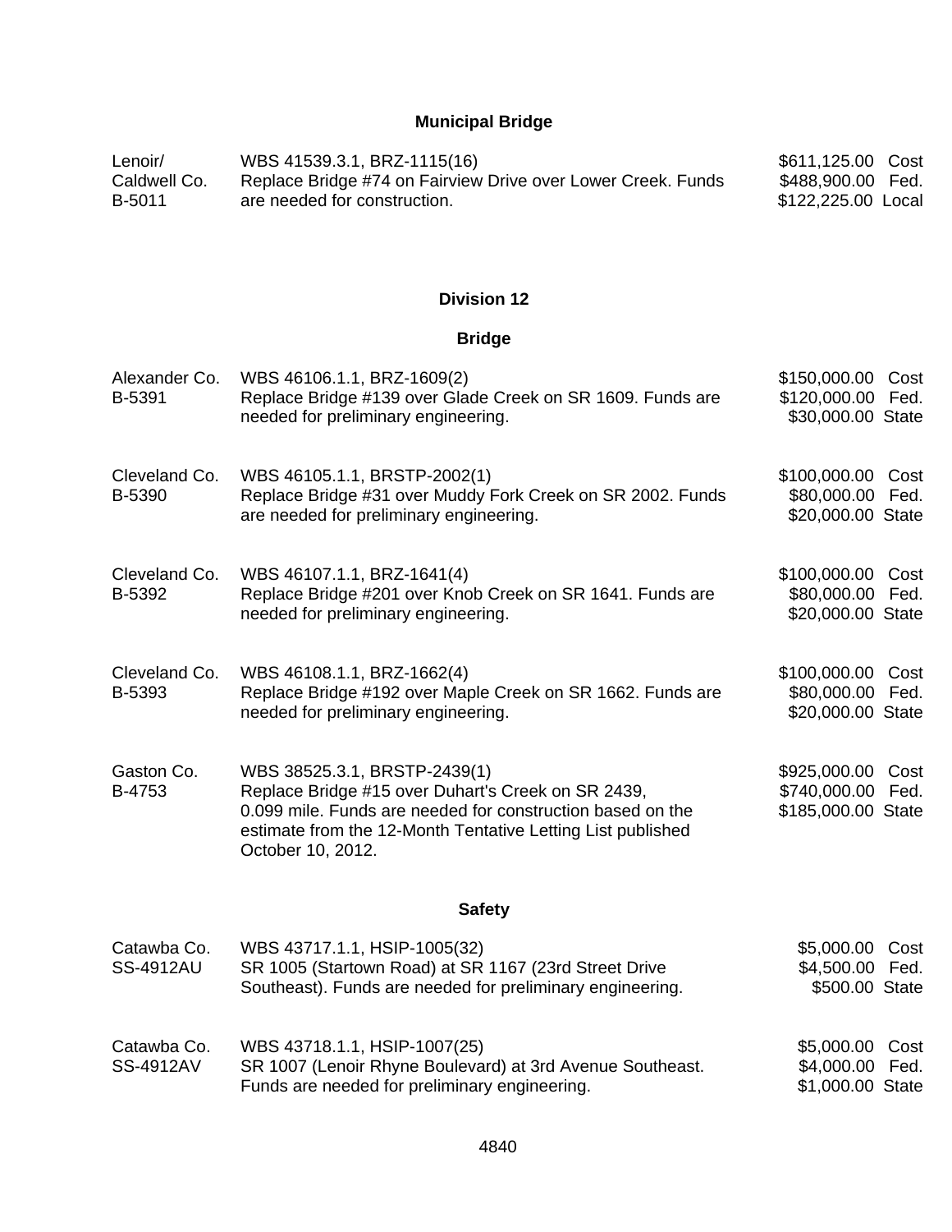## Municipal Bridge

| | | |
|---|---|---|
| Lenoir/<br>Caldwell Co.<br>B-5011 | WBS 41539.3.1, BRZ-1115(16)<br>Replace Bridge #74 on Fairview Drive over Lower Creek. Funds are needed for construction. | $611,125.00 Cost<br>$488,900.00 Fed.<br>$122,225.00 Local |

## Division 12

### Bridge

| | | |
|---|---|---|
| Alexander Co.<br>B-5391 | WBS 46106.1.1, BRZ-1609(2)<br>Replace Bridge #139 over Glade Creek on SR 1609. Funds are needed for preliminary engineering. | $150,000.00 Cost<br>$120,000.00 Fed.<br>$30,000.00 State |
| Cleveland Co.<br>B-5390 | WBS 46105.1.1, BRSTP-2002(1)<br>Replace Bridge #31 over Muddy Fork Creek on SR 2002. Funds are needed for preliminary engineering. | $100,000.00 Cost<br>$80,000.00 Fed.<br>$20,000.00 State |
| Cleveland Co.<br>B-5392 | WBS 46107.1.1, BRZ-1641(4)<br>Replace Bridge #201 over Knob Creek on SR 1641. Funds are needed for preliminary engineering. | $100,000.00 Cost<br>$80,000.00 Fed.<br>$20,000.00 State |
| Cleveland Co.<br>B-5393 | WBS 46108.1.1, BRZ-1662(4)<br>Replace Bridge #192 over Maple Creek on SR 1662. Funds are needed for preliminary engineering. | $100,000.00 Cost<br>$80,000.00 Fed.<br>$20,000.00 State |
| Gaston Co.<br>B-4753 | WBS 38525.3.1, BRSTP-2439(1)<br>Replace Bridge #15 over Duhart's Creek on SR 2439, 0.099 mile. Funds are needed for construction based on the estimate from the 12-Month Tentative Letting List published October 10, 2012. | $925,000.00 Cost<br>$740,000.00 Fed.<br>$185,000.00 State |

### Safety

| | | |
|---|---|---|
| Catawba Co.<br>SS-4912AU | WBS 43717.1.1, HSIP-1005(32)<br>SR 1005 (Startown Road) at SR 1167 (23rd Street Drive Southeast). Funds are needed for preliminary engineering. | $5,000.00 Cost<br>$4,500.00 Fed.<br>$500.00 State |
| Catawba Co.<br>SS-4912AV | WBS 43718.1.1, HSIP-1007(25)<br>SR 1007 (Lenoir Rhyne Boulevard) at 3rd Avenue Southeast. Funds are needed for preliminary engineering. | $5,000.00 Cost<br>$4,000.00 Fed.<br>$1,000.00 State |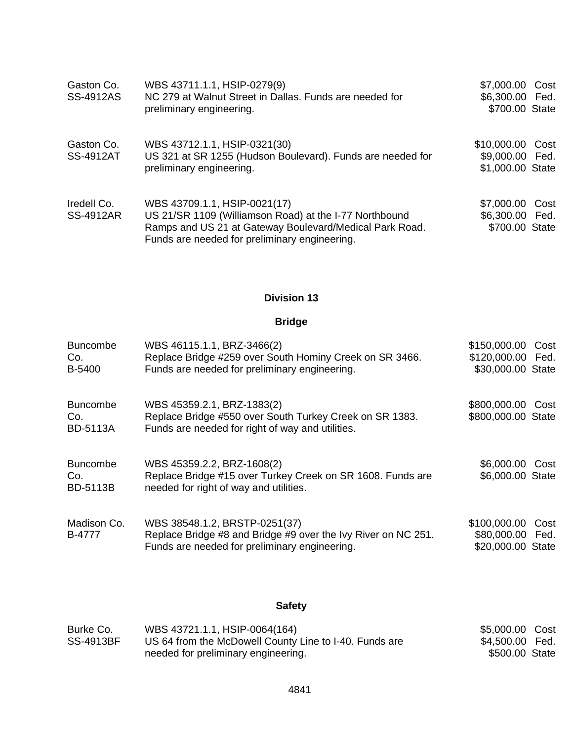Gaston Co.
SS-4912AS

WBS 43711.1.1, HSIP-0279(9)
NC 279 at Walnut Street in Dallas. Funds are needed for preliminary engineering.

$7,000.00 Cost
$6,300.00 Fed.
$700.00 State

Gaston Co.
SS-4912AT

WBS 43712.1.1, HSIP-0321(30)
US 321 at SR 1255 (Hudson Boulevard). Funds are needed for preliminary engineering.

$10,000.00 Cost
$9,000.00 Fed.
$1,000.00 State

Iredell Co.
SS-4912AR

WBS 43709.1.1, HSIP-0021(17)
US 21/SR 1109 (Williamson Road) at the I-77 Northbound Ramps and US 21 at Gateway Boulevard/Medical Park Road. Funds are needed for preliminary engineering.

$7,000.00 Cost
$6,300.00 Fed.
$700.00 State

## Division 13

### Bridge

Buncombe Co.
B-5400

WBS 46115.1.1, BRZ-3466(2)
Replace Bridge #259 over South Hominy Creek on SR 3466. Funds are needed for preliminary engineering.

$150,000.00 Cost
$120,000.00 Fed.
$30,000.00 State

Buncombe Co.
BD-5113A

WBS 45359.2.1, BRZ-1383(2)
Replace Bridge #550 over South Turkey Creek on SR 1383. Funds are needed for right of way and utilities.

$800,000.00 Cost
$800,000.00 State

Buncombe Co.
BD-5113B

WBS 45359.2.2, BRZ-1608(2)
Replace Bridge #15 over Turkey Creek on SR 1608. Funds are needed for right of way and utilities.

$6,000.00 Cost
$6,000.00 State

Madison Co.
B-4777

WBS 38548.1.2, BRSTP-0251(37)
Replace Bridge #8 and Bridge #9 over the Ivy River on NC 251. Funds are needed for preliminary engineering.

$100,000.00 Cost
$80,000.00 Fed.
$20,000.00 State

### Safety

Burke Co.
SS-4913BF

WBS 43721.1.1, HSIP-0064(164)
US 64 from the McDowell County Line to I-40. Funds are needed for preliminary engineering.

$5,000.00 Cost
$4,500.00 Fed.
$500.00 State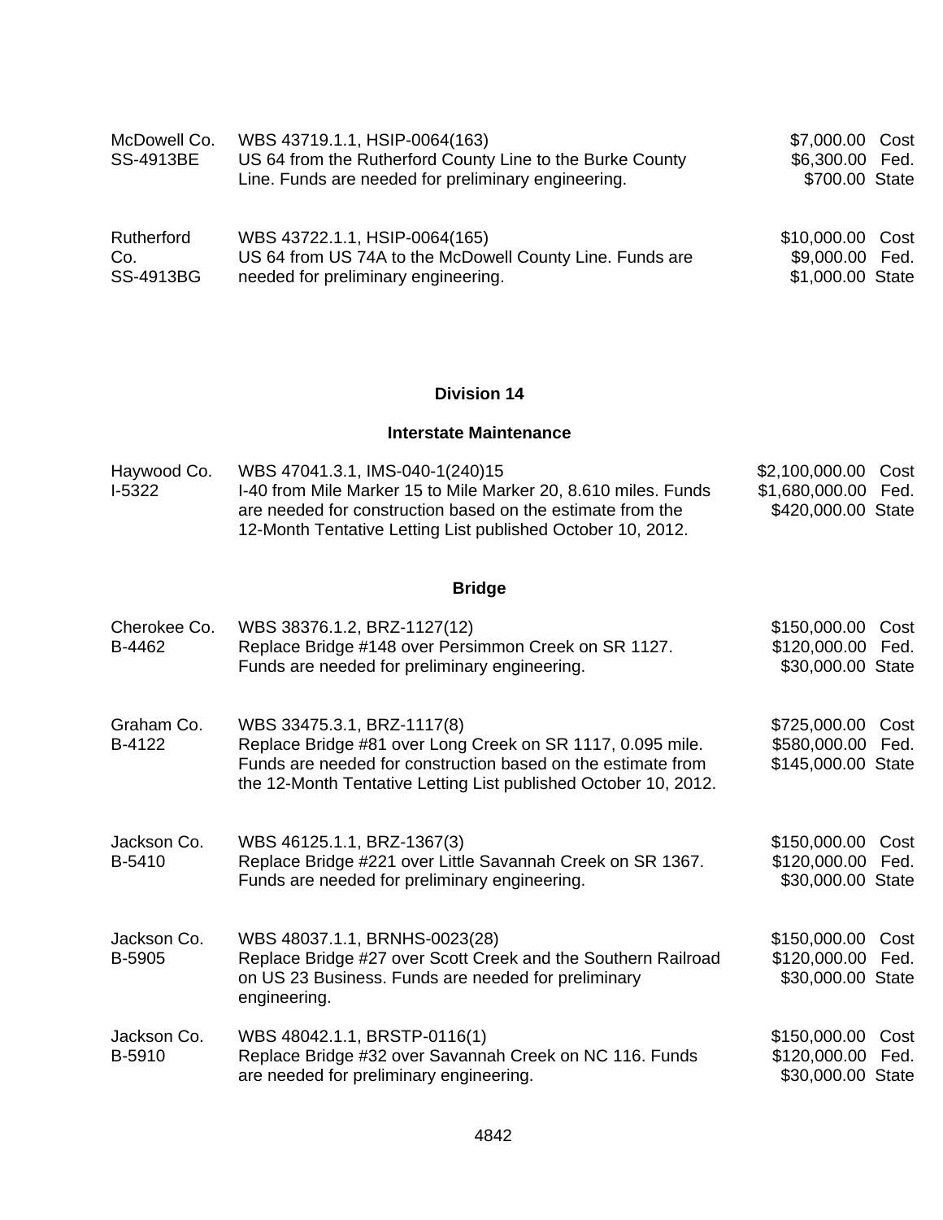| | | |
|---|---|---|
| McDowell Co.<br>SS-4913BE | WBS 43719.1.1, HSIP-0064(163)<br>US 64 from the Rutherford County Line to the Burke County Line. Funds are needed for preliminary engineering. | $7,000.00 Cost<br>$6,300.00 Fed.<br>$700.00 State |
| Rutherford Co.<br>SS-4913BG | WBS 43722.1.1, HSIP-0064(165)<br>US 64 from US 74A to the McDowell County Line. Funds are needed for preliminary engineering. | $10,000.00 Cost<br>$9,000.00 Fed.<br>$1,000.00 State |

## Division 14

### Interstate Maintenance

| | | |
|---|---|---|
| Haywood Co.<br>I-5322 | WBS 47041.3.1, IMS-040-1(240)15<br>I-40 from Mile Marker 15 to Mile Marker 20, 8.610 miles. Funds are needed for construction based on the estimate from the 12-Month Tentative Letting List published October 10, 2012. | $2,100,000.00 Cost<br>$1,680,000.00 Fed.<br>$420,000.00 State |

### Bridge

| | | |
|---|---|---|
| Cherokee Co.<br>B-4462 | WBS 38376.1.2, BRZ-1127(12)<br>Replace Bridge #148 over Persimmon Creek on SR 1127. Funds are needed for preliminary engineering. | $150,000.00 Cost<br>$120,000.00 Fed.<br>$30,000.00 State |
| Graham Co.<br>B-4122 | WBS 33475.3.1, BRZ-1117(8)<br>Replace Bridge #81 over Long Creek on SR 1117, 0.095 mile. Funds are needed for construction based on the estimate from the 12-Month Tentative Letting List published October 10, 2012. | $725,000.00 Cost<br>$580,000.00 Fed.<br>$145,000.00 State |
| Jackson Co.<br>B-5410 | WBS 46125.1.1, BRZ-1367(3)<br>Replace Bridge #221 over Little Savannah Creek on SR 1367. Funds are needed for preliminary engineering. | $150,000.00 Cost<br>$120,000.00 Fed.<br>$30,000.00 State |
| Jackson Co.<br>B-5905 | WBS 48037.1.1, BRNHS-0023(28)<br>Replace Bridge #27 over Scott Creek and the Southern Railroad on US 23 Business. Funds are needed for preliminary engineering. | $150,000.00 Cost<br>$120,000.00 Fed.<br>$30,000.00 State |
| Jackson Co.<br>B-5910 | WBS 48042.1.1, BRSTP-0116(1)<br>Replace Bridge #32 over Savannah Creek on NC 116. Funds are needed for preliminary engineering. | $150,000.00 Cost<br>$120,000.00 Fed.<br>$30,000.00 State |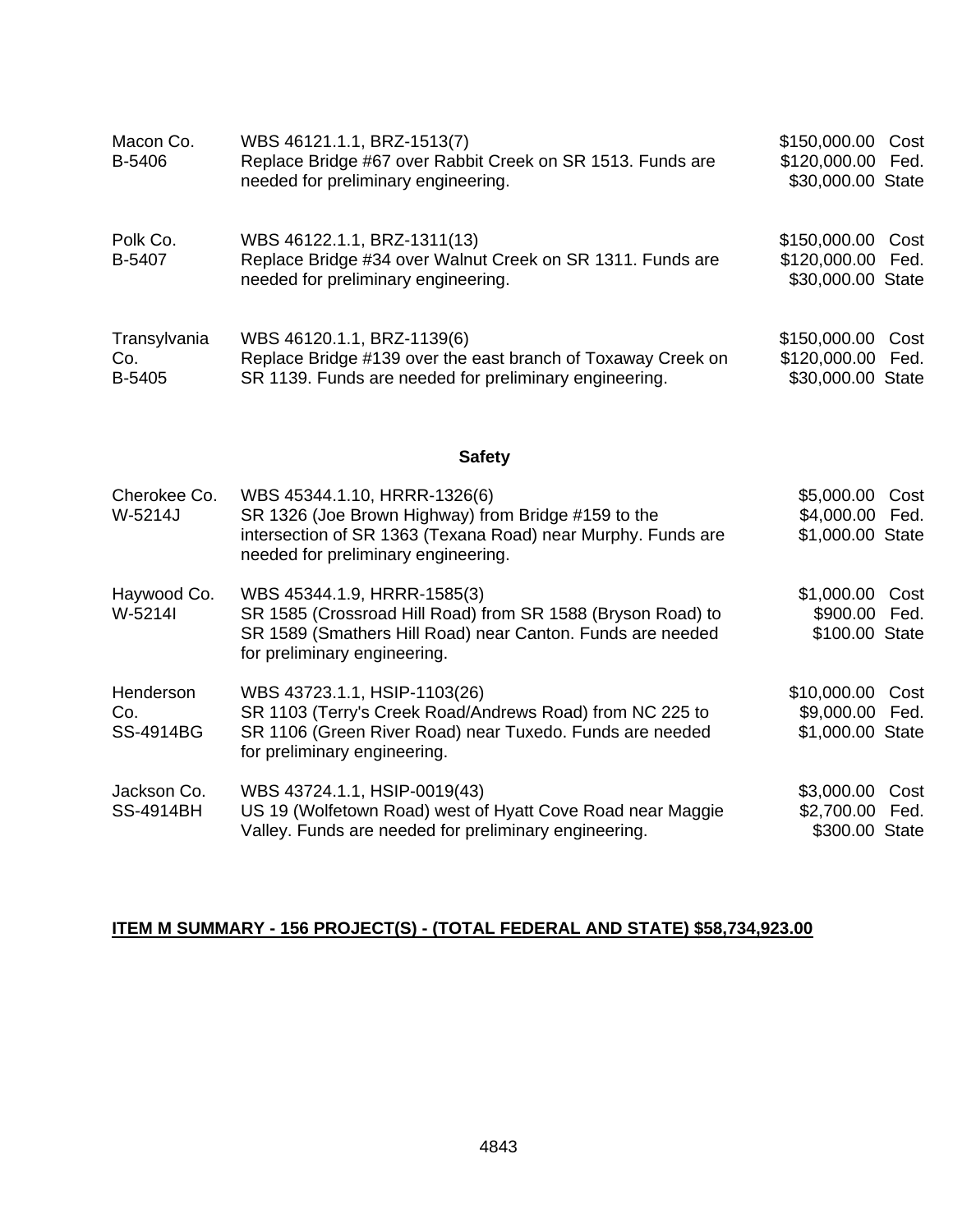| | | |
|---|---|---|
| Macon Co.<br>B-5406 | WBS 46121.1.1, BRZ-1513(7)<br>Replace Bridge #67 over Rabbit Creek on SR 1513. Funds are needed for preliminary engineering. | $150,000.00 Cost<br>$120,000.00 Fed.<br>$30,000.00 State |
| Polk Co.<br>B-5407 | WBS 46122.1.1, BRZ-1311(13)<br>Replace Bridge #34 over Walnut Creek on SR 1311. Funds are needed for preliminary engineering. | $150,000.00 Cost<br>$120,000.00 Fed.<br>$30,000.00 State |
| Transylvania Co.<br>B-5405 | WBS 46120.1.1, BRZ-1139(6)<br>Replace Bridge #139 over the east branch of Toxaway Creek on SR 1139. Funds are needed for preliminary engineering. | $150,000.00 Cost<br>$120,000.00 Fed.<br>$30,000.00 State |

**Safety**

| | | |
|---|---|---|
| Cherokee Co.<br>W-5214J | WBS 45344.1.10, HRRR-1326(6)<br>SR 1326 (Joe Brown Highway) from Bridge #159 to the intersection of SR 1363 (Texana Road) near Murphy. Funds are needed for preliminary engineering. | $5,000.00 Cost<br>$4,000.00 Fed.<br>$1,000.00 State |
| Haywood Co.<br>W-5214I | WBS 45344.1.9, HRRR-1585(3)<br>SR 1585 (Crossroad Hill Road) from SR 1588 (Bryson Road) to SR 1589 (Smathers Hill Road) near Canton. Funds are needed for preliminary engineering. | $1,000.00 Cost<br>$900.00 Fed.<br>$100.00 State |
| Henderson Co.<br>SS-4914BG | WBS 43723.1.1, HSIP-1103(26)<br>SR 1103 (Terry's Creek Road/Andrews Road) from NC 225 to SR 1106 (Green River Road) near Tuxedo. Funds are needed for preliminary engineering. | $10,000.00 Cost<br>$9,000.00 Fed.<br>$1,000.00 State |
| Jackson Co.<br>SS-4914BH | WBS 43724.1.1, HSIP-0019(43)<br>US 19 (Wolfetown Road) west of Hyatt Cove Road near Maggie Valley. Funds are needed for preliminary engineering. | $3,000.00 Cost<br>$2,700.00 Fed.<br>$300.00 State |

**ITEM M SUMMARY - 156 PROJECT(S) - (TOTAL FEDERAL AND STATE) $58,734,923.00**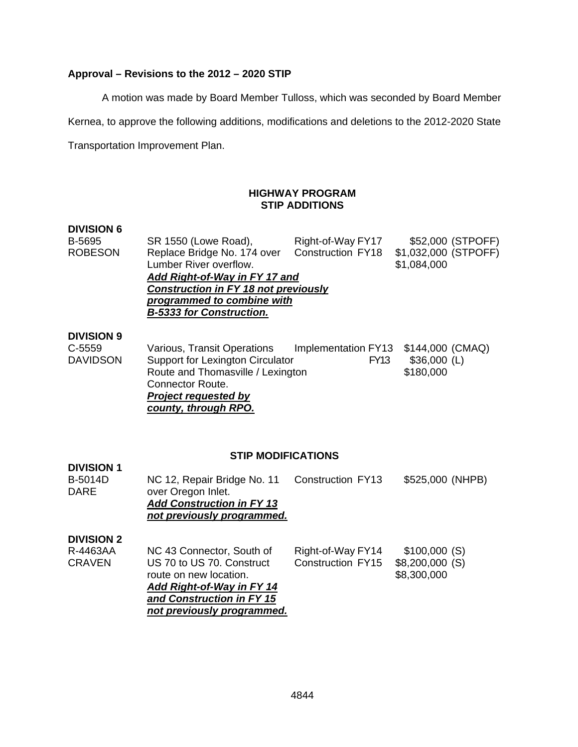**Approval – Revisions to the 2012 – 2020 STIP**

A motion was made by Board Member Tulloss, which was seconded by Board Member Kernea, to approve the following additions, modifications and deletions to the 2012-2020 State Transportation Improvement Plan.

**HIGHWAY PROGRAM**
**STIP ADDITIONS**

**DIVISION 6**

| | | | |
|---|---|---|---|
| B-5695 ROBESON | SR 1550 (Lowe Road), Replace Bridge No. 174 over Lumber River overflow. ***Add Right-of-Way in FY 17 and Construction in FY 18 not previously programmed to combine with B-5333 for Construction.*** | Right-of-Way FY17<br>Construction FY18 | $52,000 (STPOFF)<br>$1,032,000 (STPOFF)<br>$1,084,000 |

**DIVISION 9**

| | | | |
|---|---|---|---|
| C-5559 DAVIDSON | Various, Transit Operations Support for Lexington Circulator Route and Thomasville / Lexington Connector Route. ***Project requested by county, through RPO.*** | Implementation FY13<br>FY13 | $144,000 (CMAQ)<br>$36,000 (L)<br>$180,000 |

**STIP MODIFICATIONS**

**DIVISION 1**

| | | | |
|---|---|---|---|
| B-5014D DARE | NC 12, Repair Bridge No. 11 over Oregon Inlet. ***Add Construction in FY 13 not previously programmed.*** | Construction FY13 | $525,000 (NHPB) |

**DIVISION 2**

| | | | |
|---|---|---|---|
| R-4463AA CRAVEN | NC 43 Connector, South of US 70 to US 70. Construct route on new location. ***Add Right-of-Way in FY 14 and Construction in FY 15 not previously programmed.*** | Right-of-Way FY14<br>Construction FY15 | $100,000 (S)<br>$8,200,000 (S)<br>$8,300,000 |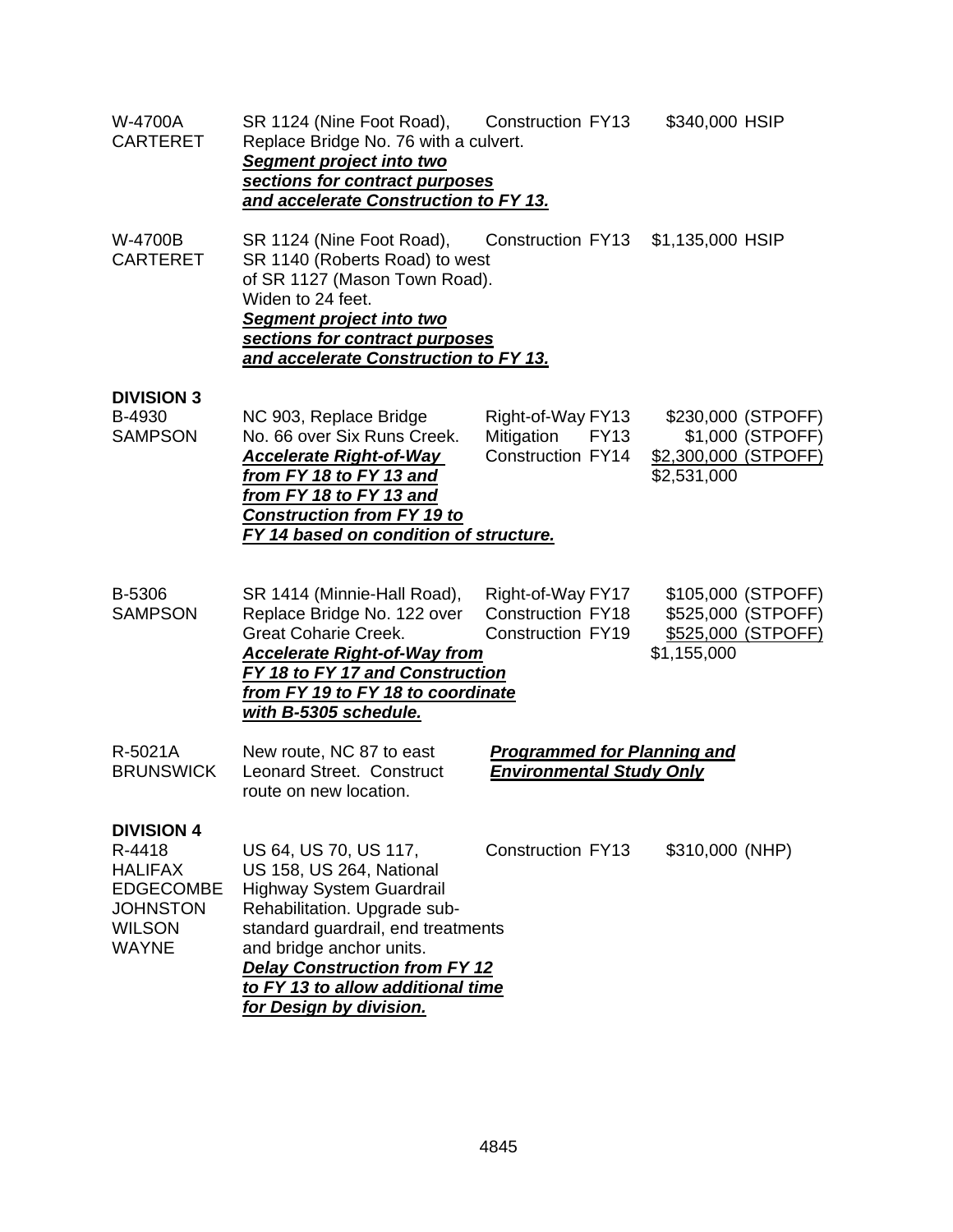| | | | |
|---|---|---|---|
| W-4700A<br>CARTERET | SR 1124 (Nine Foot Road), Replace Bridge No. 76 with a culvert.<br>***Segment project into two sections for contract purposes and accelerate Construction to FY 13.*** | Construction FY13 | $340,000 HSIP |
| W-4700B<br>CARTERET | SR 1124 (Nine Foot Road), SR 1140 (Roberts Road) to west of SR 1127 (Mason Town Road). Widen to 24 feet.<br>***Segment project into two sections for contract purposes and accelerate Construction to FY 13.*** | Construction FY13 | $1,135,000 HSIP |
| **DIVISION 3**<br>B-4930<br>SAMPSON | NC 903, Replace Bridge No. 66 over Six Runs Creek.<br>***Accelerate Right-of-Way from FY 18 to FY 13 and from FY 18 to FY 13 and Construction from FY 19 to FY 14 based on condition of structure.*** | Right-of-Way FY13<br>Mitigation FY13<br>Construction FY14 | $230,000 (STPOFF)<br>$1,000 (STPOFF)<br>$2,300,000 (STPOFF)<br>$2,531,000 |
| B-5306<br>SAMPSON | SR 1414 (Minnie-Hall Road), Replace Bridge No. 122 over Great Coharie Creek.<br>***Accelerate Right-of-Way from FY 18 to FY 17 and Construction from FY 19 to FY 18 to coordinate with B-5305 schedule.*** | Right-of-Way FY17<br>Construction FY18<br>Construction FY19 | $105,000 (STPOFF)<br>$525,000 (STPOFF)<br>$525,000 (STPOFF)<br>$1,155,000 |
| R-5021A<br>BRUNSWICK | New route, NC 87 to east Leonard Street. Construct route on new location. | ***Programmed for Planning and Environmental Study Only*** | |
| **DIVISION 4**<br>R-4418<br>HALIFAX<br>EDGECOMBE<br>JOHNSTON<br>WILSON<br>WAYNE | US 64, US 70, US 117, US 158, US 264, National Highway System Guardrail Rehabilitation. Upgrade sub-standard guardrail, end treatments and bridge anchor units.<br>***Delay Construction from FY 12 to FY 13 to allow additional time for Design by division.*** | Construction FY13 | $310,000 (NHP) |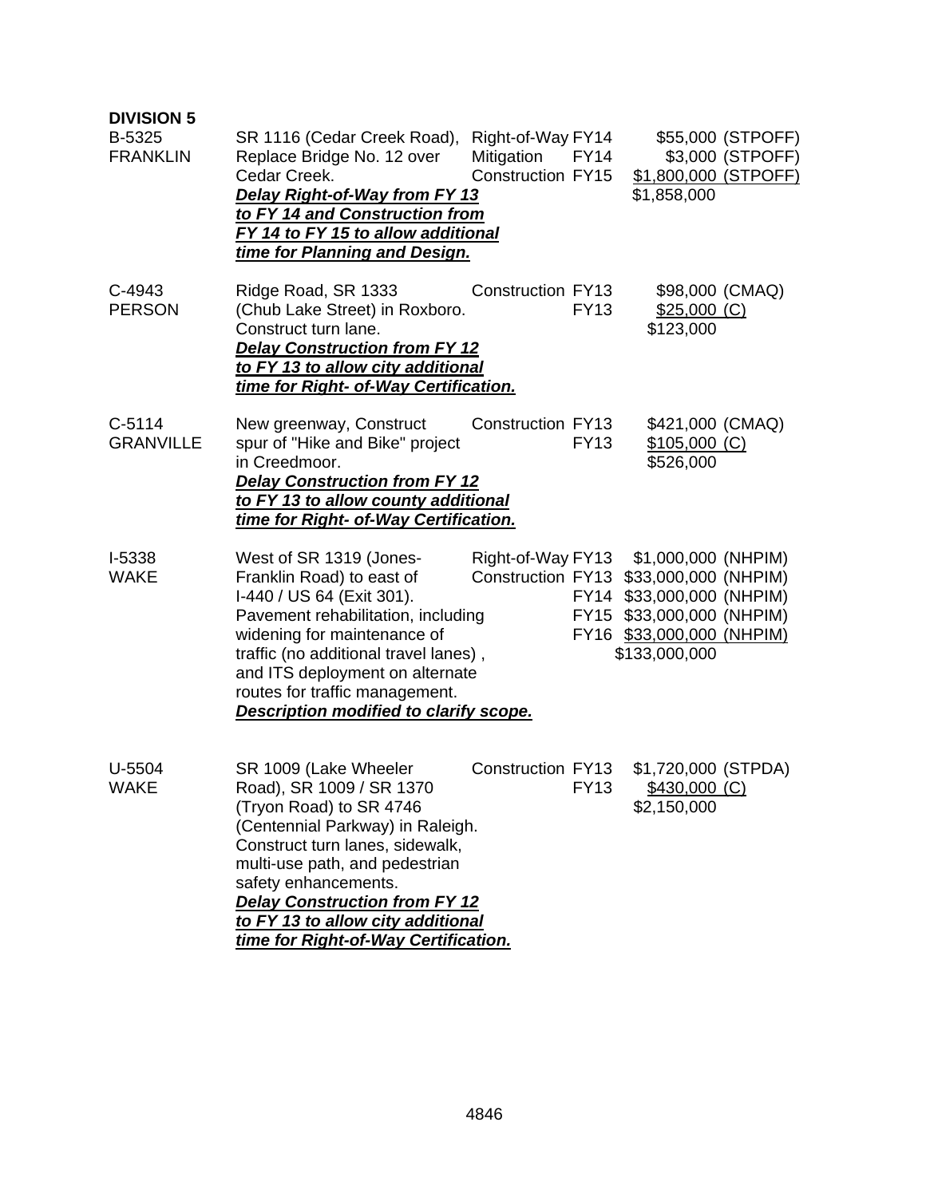**DIVISION 5**

| | | | | |
|---|---|---|---|---|
| B-5325<br>FRANKLIN | SR 1116 (Cedar Creek Road), Replace Bridge No. 12 over Cedar Creek.<br>***Delay Right-of-Way from FY 13 to FY 14 and Construction from FY 14 to FY 15 to allow additional time for Planning and Design.*** | Right-of-Way<br>Mitigation<br>Construction | FY14<br>FY14<br>FY15 | $55,000 (STPOFF)<br>$3,000 (STPOFF)<br>$1,800,000 (STPOFF)<br>$1,858,000 |
| C-4943<br>PERSON | Ridge Road, SR 1333 (Chub Lake Street) in Roxboro. Construct turn lane.<br>***Delay Construction from FY 12 to FY 13 to allow city additional time for Right- of-Way Certification.*** | Construction | FY13<br>FY13 | $98,000 (CMAQ)<br>$25,000 (C)<br>$123,000 |
| C-5114<br>GRANVILLE | New greenway, Construct spur of "Hike and Bike" project in Creedmoor.<br>***Delay Construction from FY 12 to FY 13 to allow county additional time for Right- of-Way Certification.*** | Construction | FY13<br>FY13 | $421,000 (CMAQ)<br>$105,000 (C)<br>$526,000 |
| I-5338<br>WAKE | West of SR 1319 (Jones-Franklin Road) to east of I-440 / US 64 (Exit 301). Pavement rehabilitation, including widening for maintenance of traffic (no additional travel lanes) , and ITS deployment on alternate routes for traffic management.<br>***Description modified to clarify scope.*** | Right-of-Way<br>Construction | FY13<br>FY13<br>FY14<br>FY15<br>FY16 | $1,000,000 (NHPIM)<br>$33,000,000 (NHPIM)<br>$33,000,000 (NHPIM)<br>$33,000,000 (NHPIM)<br>$33,000,000 (NHPIM)<br>$133,000,000 |
| U-5504<br>WAKE | SR 1009 (Lake Wheeler Road), SR 1009 / SR 1370 (Tryon Road) to SR 4746 (Centennial Parkway) in Raleigh. Construct turn lanes, sidewalk, multi-use path, and pedestrian safety enhancements.<br>***Delay Construction from FY 12 to FY 13 to allow city additional time for Right-of-Way Certification.*** | Construction | FY13<br>FY13 | $1,720,000 (STPDA)<br>$430,000 (C)<br>$2,150,000 |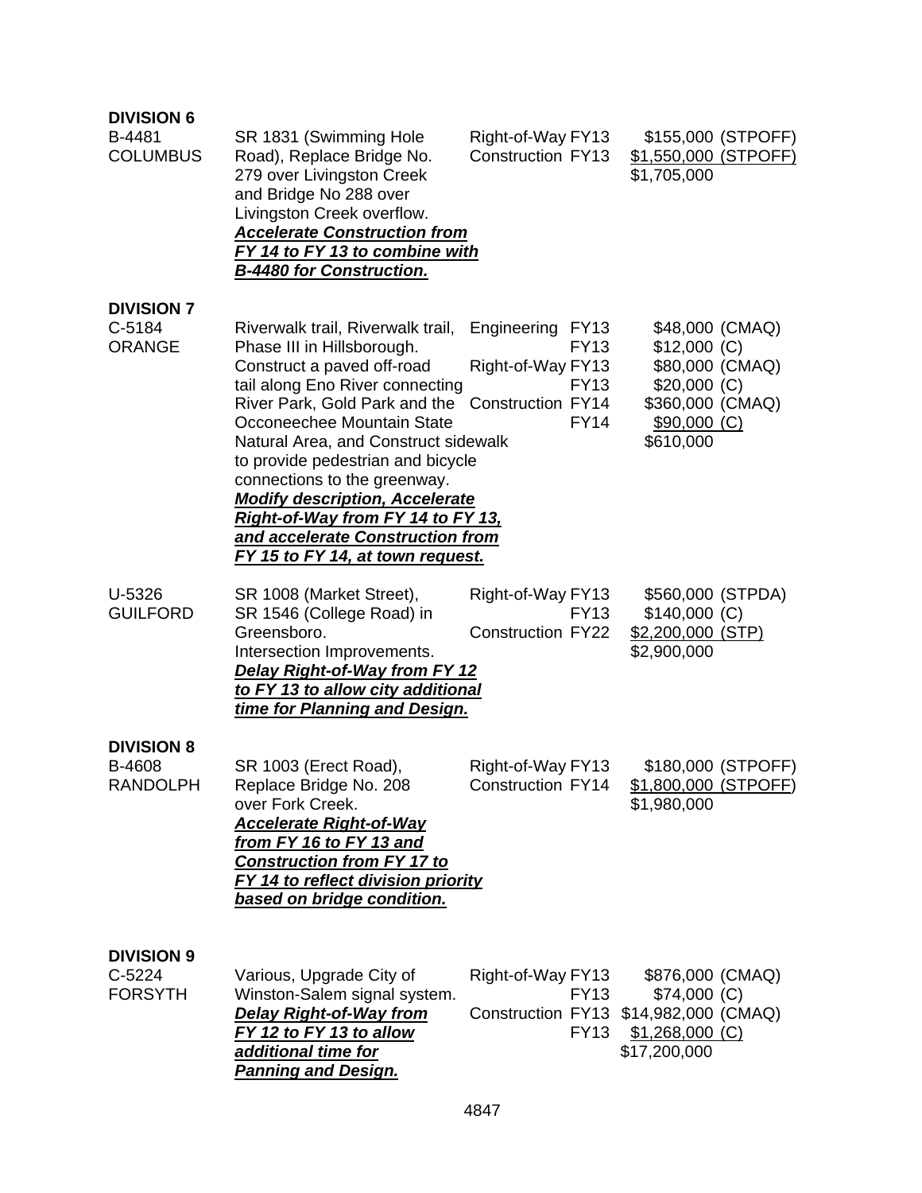**DIVISION 6**

| | | | |
|---|---|---|---|
| B-4481<br>COLUMBUS | SR 1831 (Swimming Hole Road), Replace Bridge No. 279 over Livingston Creek and Bridge No 288 over Livingston Creek overflow.<br>***Accelerate Construction from FY 14 to FY 13 to combine with B-4480 for Construction.*** | Right-of-Way FY13<br>Construction FY13 | $155,000 (STPOFF)<br>$1,550,000 (STPOFF)<br>$1,705,000 |

**DIVISION 7**

| | | | |
|---|---|---|---|
| C-5184<br>ORANGE | Riverwalk trail, Riverwalk trail, Phase III in Hillsborough. Construct a paved off-road tail along Eno River connecting River Park, Gold Park and the Occoneechee Mountain State Natural Area, and Construct sidewalk to provide pedestrian and bicycle connections to the greenway.<br>***Modify description, Accelerate Right-of-Way from FY 14 to FY 13, and accelerate Construction from FY 15 to FY 14, at town request.*** | Engineering FY13<br>FY13<br>Right-of-Way FY13<br>FY13<br>Construction FY14<br>FY14 | $48,000 (CMAQ)<br>$12,000 (C)<br>$80,000 (CMAQ)<br>$20,000 (C)<br>$360,000 (CMAQ)<br>$90,000 (C)<br>$610,000 |
| U-5326<br>GUILFORD | SR 1008 (Market Street), SR 1546 (College Road) in Greensboro. Intersection Improvements.<br>***Delay Right-of-Way from FY 12 to FY 13 to allow city additional time for Planning and Design.*** | Right-of-Way FY13<br>FY13<br>Construction FY22 | $560,000 (STPDA)<br>$140,000 (C)<br>$2,200,000 (STP)<br>$2,900,000 |

**DIVISION 8**

| | | | |
|---|---|---|---|
| B-4608<br>RANDOLPH | SR 1003 (Erect Road), Replace Bridge No. 208 over Fork Creek.<br>***Accelerate Right-of-Way from FY 16 to FY 13 and Construction from FY 17 to FY 14 to reflect division priority based on bridge condition.*** | Right-of-Way FY13<br>Construction FY14 | $180,000 (STPOFF)<br>$1,800,000 (STPOFF)<br>$1,980,000 |

**DIVISION 9**

| | | | |
|---|---|---|---|
| C-5224<br>FORSYTH | Various, Upgrade City of Winston-Salem signal system.<br>***Delay Right-of-Way from FY 12 to FY 13 to allow additional time for Panning and Design.*** | Right-of-Way FY13<br>FY13<br>Construction FY13<br>FY13 | $876,000 (CMAQ)<br>$74,000 (C)<br>$14,982,000 (CMAQ)<br>$1,268,000 (C)<br>$17,200,000 |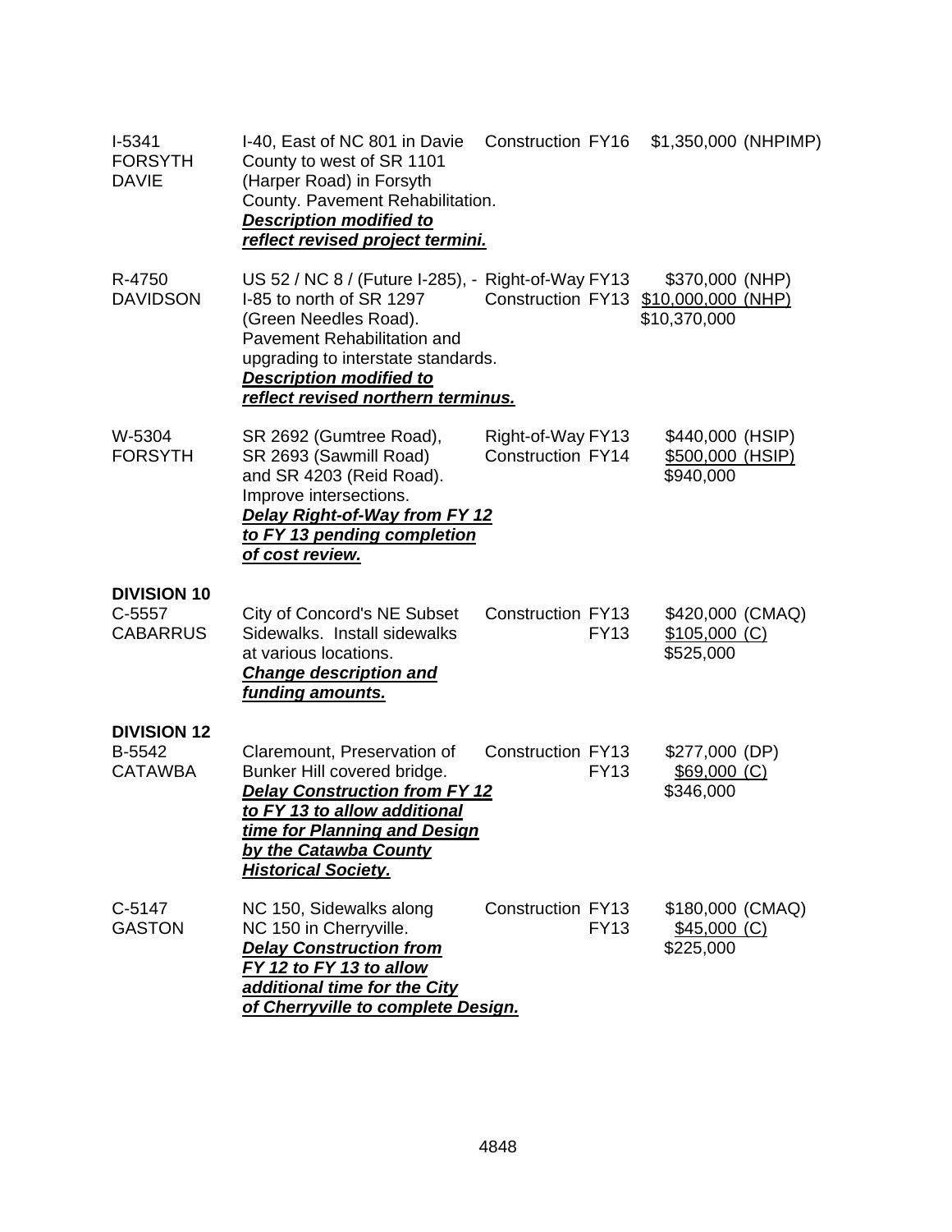| | | | |
|---|---|---|---|
| I-5341<br>FORSYTH<br>DAVIE | I-40, East of NC 801 in Davie County to west of SR 1101 (Harper Road) in Forsyth County. Pavement Rehabilitation.<br>***Description modified to reflect revised project termini.*** | Construction FY16 | $1,350,000 (NHPIMP) |
| R-4750<br>DAVIDSON | US 52 / NC 8 / (Future I-285), - I-85 to north of SR 1297 (Green Needles Road). Pavement Rehabilitation and upgrading to interstate standards.<br>***Description modified to reflect revised northern terminus.*** | Right-of-Way FY13<br>Construction FY13 | $370,000 (NHP)<br>$10,000,000 (NHP)<br>$10,370,000 |
| W-5304<br>FORSYTH | SR 2692 (Gumtree Road), SR 2693 (Sawmill Road) and SR 4203 (Reid Road). Improve intersections.<br>***Delay Right-of-Way from FY 12 to FY 13 pending completion of cost review.*** | Right-of-Way FY13<br>Construction FY14 | $440,000 (HSIP)<br>$500,000 (HSIP)<br>$940,000 |
| **DIVISION 10** | | | |
| C-5557<br>CABARRUS | City of Concord's NE Subset Sidewalks. Install sidewalks at various locations.<br>***Change description and funding amounts.*** | Construction FY13<br>FY13 | $420,000 (CMAQ)<br>$105,000 (C)<br>$525,000 |
| **DIVISION 12** | | | |
| B-5542<br>CATAWBA | Claremount, Preservation of Bunker Hill covered bridge.<br>***Delay Construction from FY 12 to FY 13 to allow additional time for Planning and Design by the Catawba County Historical Society.*** | Construction FY13<br>FY13 | $277,000 (DP)<br>$69,000 (C)<br>$346,000 |
| C-5147<br>GASTON | NC 150, Sidewalks along NC 150 in Cherryville.<br>***Delay Construction from FY 12 to FY 13 to allow additional time for the City of Cherryville to complete Design.*** | Construction FY13<br>FY13 | $180,000 (CMAQ)<br>$45,000 (C)<br>$225,000 |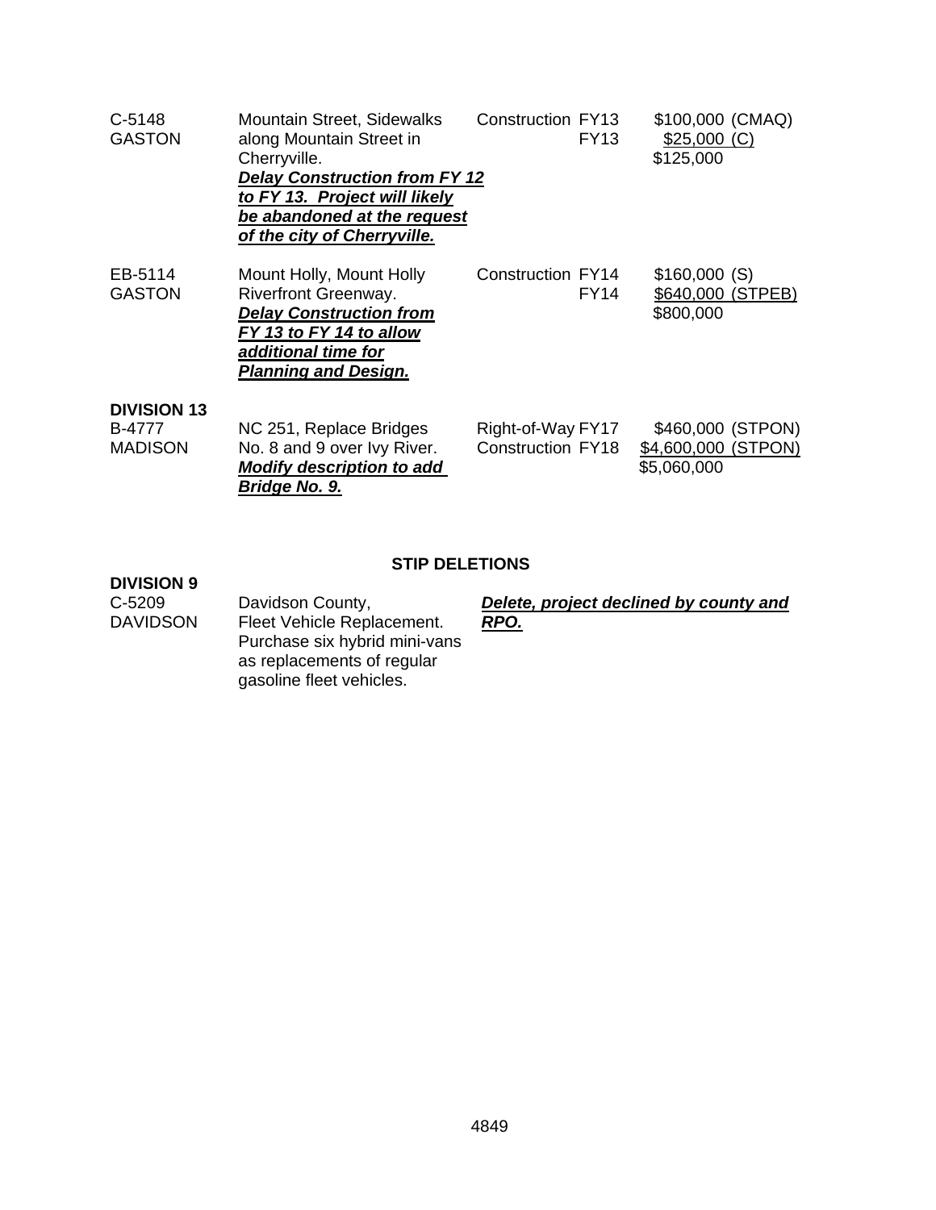| | | | | |
|---|---|---|---|---|
| C-5148<br>GASTON | Mountain Street, Sidewalks along Mountain Street in Cherryville.<br>***Delay Construction from FY 12 to FY 13. Project will likely be abandoned at the request of the city of Cherryville.*** | Construction | FY13<br>FY13 | $100,000 (CMAQ)<br>$25,000 (C)<br>$125,000 |
| EB-5114<br>GASTON | Mount Holly, Mount Holly Riverfront Greenway.<br>***Delay Construction from FY 13 to FY 14 to allow additional time for Planning and Design.*** | Construction | FY14<br>FY14 | $160,000 (S)<br>$640,000 (STPEB)<br>$800,000 |
| **DIVISION 13** | | | | |
| B-4777<br>MADISON | NC 251, Replace Bridges No. 8 and 9 over Ivy River.<br>***Modify description to add Bridge No. 9.*** | Right-of-Way<br>Construction | FY17<br>FY18 | $460,000 (STPON)<br>$4,600,000 (STPON)<br>$5,060,000 |

**STIP DELETIONS**

**DIVISION 9**

| | | |
|---|---|---|
| C-5209<br>DAVIDSON | Davidson County, Fleet Vehicle Replacement. Purchase six hybrid mini-vans as replacements of regular gasoline fleet vehicles. | ***Delete, project declined by county and RPO.*** |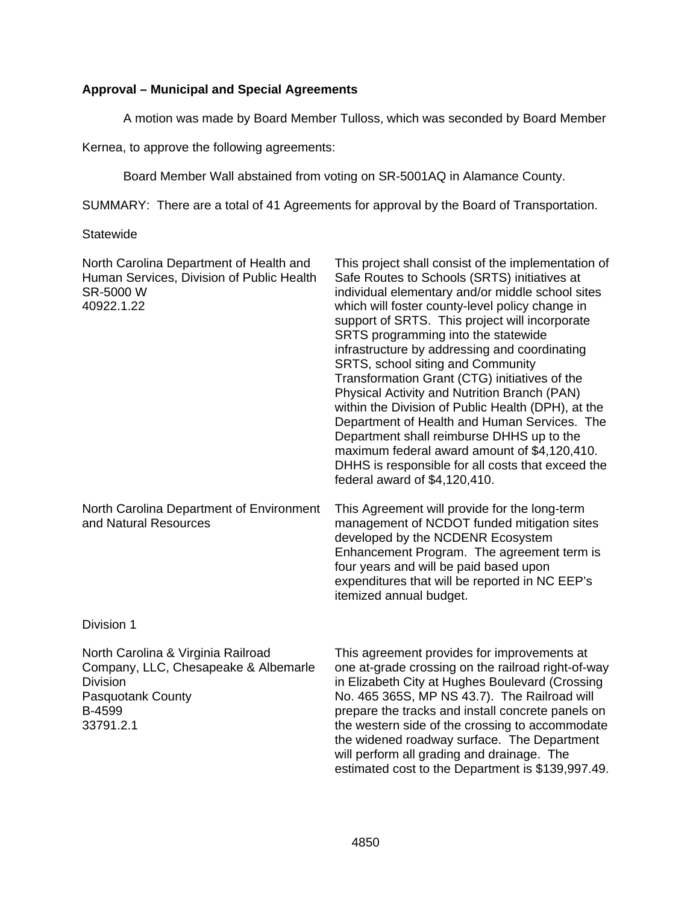**Approval – Municipal and Special Agreements**

A motion was made by Board Member Tulloss, which was seconded by Board Member Kernea, to approve the following agreements:

Board Member Wall abstained from voting on SR-5001AQ in Alamance County.

SUMMARY: There are a total of 41 Agreements for approval by the Board of Transportation.

Statewide

| | |
|---|---|
| North Carolina Department of Health and Human Services, Division of Public Health<br>SR-5000 W<br>40922.1.22 | This project shall consist of the implementation of Safe Routes to Schools (SRTS) initiatives at individual elementary and/or middle school sites which will foster county-level policy change in support of SRTS. This project will incorporate SRTS programming into the statewide infrastructure by addressing and coordinating SRTS, school siting and Community Transformation Grant (CTG) initiatives of the Physical Activity and Nutrition Branch (PAN) within the Division of Public Health (DPH), at the Department of Health and Human Services. The Department shall reimburse DHHS up to the maximum federal award amount of $4,120,410. DHHS is responsible for all costs that exceed the federal award of $4,120,410. |
| North Carolina Department of Environment and Natural Resources | This Agreement will provide for the long-term management of NCDOT funded mitigation sites developed by the NCDENR Ecosystem Enhancement Program. The agreement term is four years and will be paid based upon expenditures that will be reported in NC EEP's itemized annual budget. |

Division 1

| | |
|---|---|
| North Carolina & Virginia Railroad Company, LLC, Chesapeake & Albemarle Division<br>Pasquotank County<br>B-4599<br>33791.2.1 | This agreement provides for improvements at one at-grade crossing on the railroad right-of-way in Elizabeth City at Hughes Boulevard (Crossing No. 465 365S, MP NS 43.7). The Railroad will prepare the tracks and install concrete panels on the western side of the crossing to accommodate the widened roadway surface. The Department will perform all grading and drainage. The estimated cost to the Department is $139,997.49. |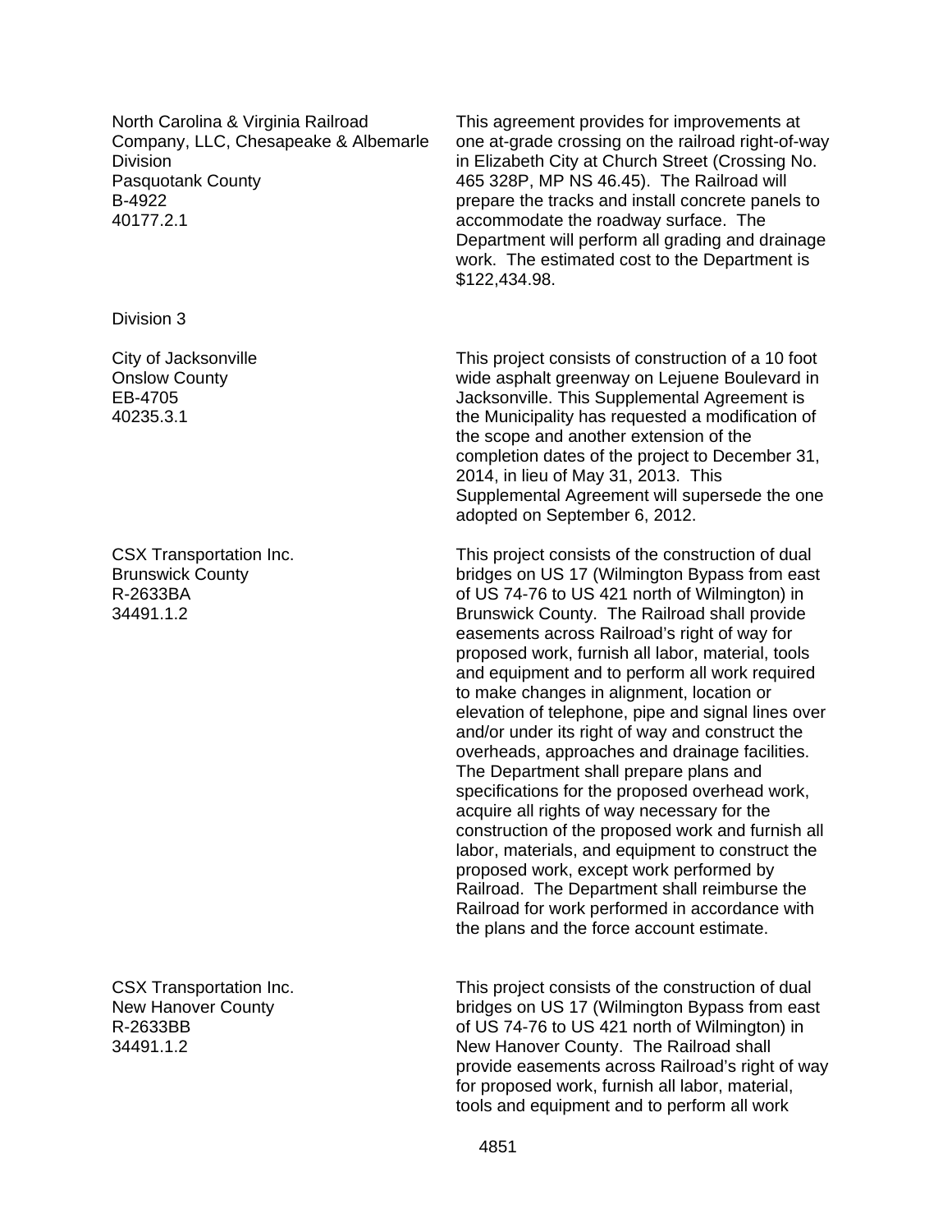North Carolina & Virginia Railroad Company, LLC, Chesapeake & Albemarle Division
Pasquotank County
B-4922
40177.2.1

This agreement provides for improvements at one at-grade crossing on the railroad right-of-way in Elizabeth City at Church Street (Crossing No. 465 328P, MP NS 46.45). The Railroad will prepare the tracks and install concrete panels to accommodate the roadway surface. The Department will perform all grading and drainage work. The estimated cost to the Department is $122,434.98.

Division 3

City of Jacksonville
Onslow County
EB-4705
40235.3.1

This project consists of construction of a 10 foot wide asphalt greenway on Lejuene Boulevard in Jacksonville. This Supplemental Agreement is the Municipality has requested a modification of the scope and another extension of the completion dates of the project to December 31, 2014, in lieu of May 31, 2013. This Supplemental Agreement will supersede the one adopted on September 6, 2012.

CSX Transportation Inc.
Brunswick County
R-2633BA
34491.1.2

This project consists of the construction of dual bridges on US 17 (Wilmington Bypass from east of US 74-76 to US 421 north of Wilmington) in Brunswick County. The Railroad shall provide easements across Railroad's right of way for proposed work, furnish all labor, material, tools and equipment and to perform all work required to make changes in alignment, location or elevation of telephone, pipe and signal lines over and/or under its right of way and construct the overheads, approaches and drainage facilities. The Department shall prepare plans and specifications for the proposed overhead work, acquire all rights of way necessary for the construction of the proposed work and furnish all labor, materials, and equipment to construct the proposed work, except work performed by Railroad. The Department shall reimburse the Railroad for work performed in accordance with the plans and the force account estimate.

CSX Transportation Inc.
New Hanover County
R-2633BB
34491.1.2

This project consists of the construction of dual bridges on US 17 (Wilmington Bypass from east of US 74-76 to US 421 north of Wilmington) in New Hanover County. The Railroad shall provide easements across Railroad's right of way for proposed work, furnish all labor, material, tools and equipment and to perform all work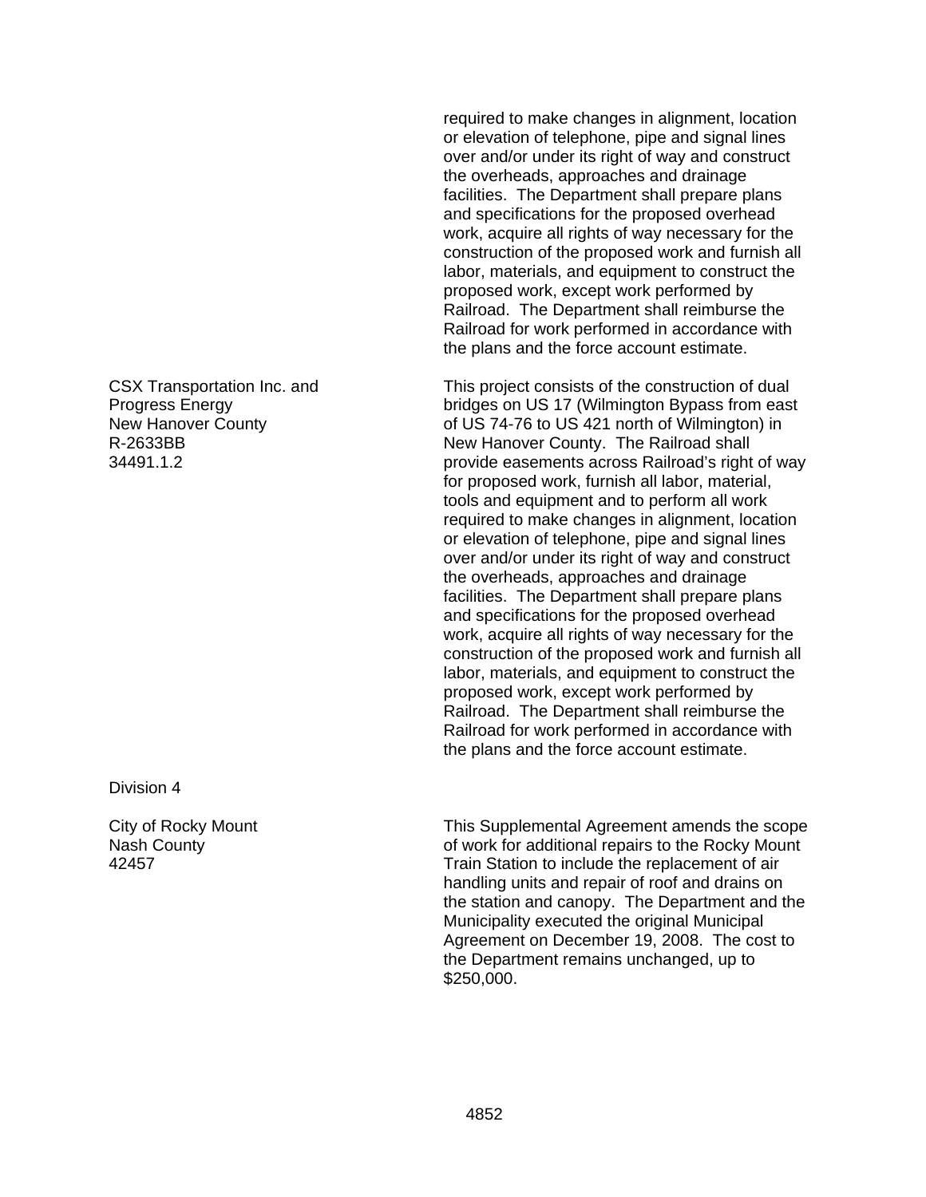required to make changes in alignment, location or elevation of telephone, pipe and signal lines over and/or under its right of way and construct the overheads, approaches and drainage facilities. The Department shall prepare plans and specifications for the proposed overhead work, acquire all rights of way necessary for the construction of the proposed work and furnish all labor, materials, and equipment to construct the proposed work, except work performed by Railroad. The Department shall reimburse the Railroad for work performed in accordance with the plans and the force account estimate.

CSX Transportation Inc. and Progress Energy
New Hanover County
R-2633BB
34491.1.2

This project consists of the construction of dual bridges on US 17 (Wilmington Bypass from east of US 74-76 to US 421 north of Wilmington) in New Hanover County. The Railroad shall provide easements across Railroad's right of way for proposed work, furnish all labor, material, tools and equipment and to perform all work required to make changes in alignment, location or elevation of telephone, pipe and signal lines over and/or under its right of way and construct the overheads, approaches and drainage facilities. The Department shall prepare plans and specifications for the proposed overhead work, acquire all rights of way necessary for the construction of the proposed work and furnish all labor, materials, and equipment to construct the proposed work, except work performed by Railroad. The Department shall reimburse the Railroad for work performed in accordance with the plans and the force account estimate.

Division 4

City of Rocky Mount
Nash County
42457

This Supplemental Agreement amends the scope of work for additional repairs to the Rocky Mount Train Station to include the replacement of air handling units and repair of roof and drains on the station and canopy. The Department and the Municipality executed the original Municipal Agreement on December 19, 2008. The cost to the Department remains unchanged, up to $250,000.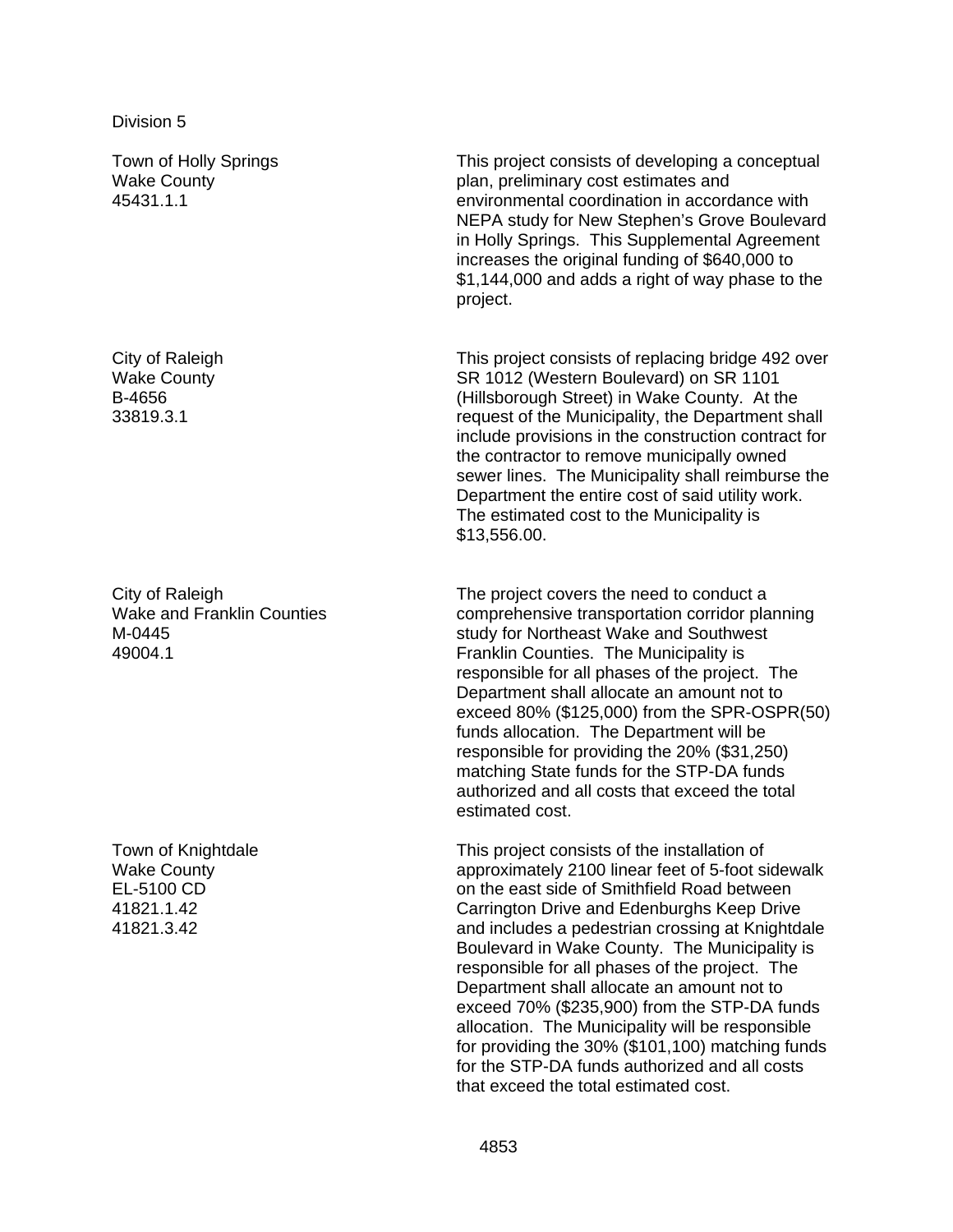Division 5

| | |
|---|---|
| Town of Holly Springs<br>Wake County<br>45431.1.1 | This project consists of developing a conceptual plan, preliminary cost estimates and environmental coordination in accordance with NEPA study for New Stephen's Grove Boulevard in Holly Springs. This Supplemental Agreement increases the original funding of $640,000 to $1,144,000 and adds a right of way phase to the project. |
| City of Raleigh<br>Wake County<br>B-4656<br>33819.3.1 | This project consists of replacing bridge 492 over SR 1012 (Western Boulevard) on SR 1101 (Hillsborough Street) in Wake County. At the request of the Municipality, the Department shall include provisions in the construction contract for the contractor to remove municipally owned sewer lines. The Municipality shall reimburse the Department the entire cost of said utility work. The estimated cost to the Municipality is $13,556.00. |
| City of Raleigh<br>Wake and Franklin Counties<br>M-0445<br>49004.1 | The project covers the need to conduct a comprehensive transportation corridor planning study for Northeast Wake and Southwest Franklin Counties. The Municipality is responsible for all phases of the project. The Department shall allocate an amount not to exceed 80% ($125,000) from the SPR-OSPR(50) funds allocation. The Department will be responsible for providing the 20% ($31,250) matching State funds for the STP-DA funds authorized and all costs that exceed the total estimated cost. |
| Town of Knightdale<br>Wake County<br>EL-5100 CD<br>41821.1.42<br>41821.3.42 | This project consists of the installation of approximately 2100 linear feet of 5-foot sidewalk on the east side of Smithfield Road between Carrington Drive and Edenburghs Keep Drive and includes a pedestrian crossing at Knightdale Boulevard in Wake County. The Municipality is responsible for all phases of the project. The Department shall allocate an amount not to exceed 70% ($235,900) from the STP-DA funds allocation. The Municipality will be responsible for providing the 30% ($101,100) matching funds for the STP-DA funds authorized and all costs that exceed the total estimated cost. |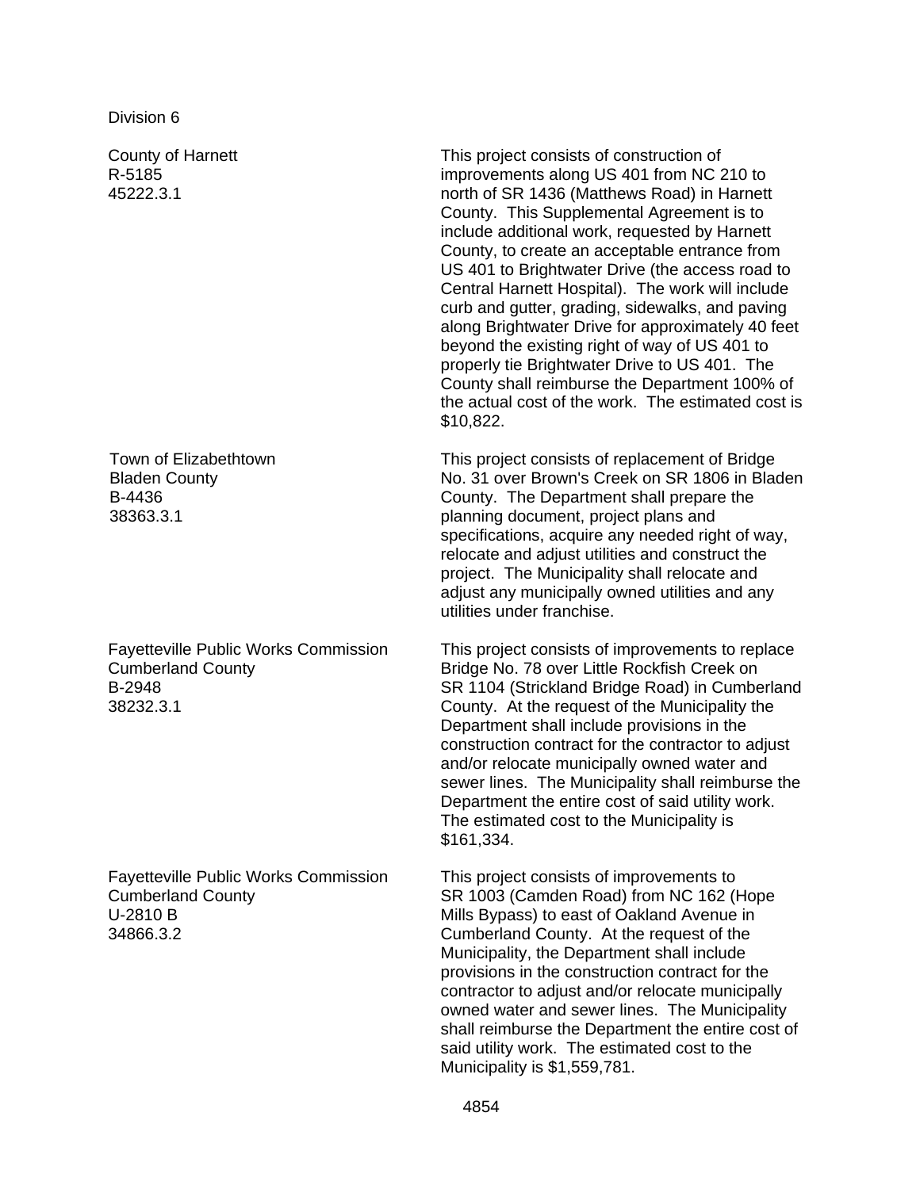Division 6

| | |
|---|---|
| County of Harnett<br>R-5185<br>45222.3.1 | This project consists of construction of improvements along US 401 from NC 210 to north of SR 1436 (Matthews Road) in Harnett County. This Supplemental Agreement is to include additional work, requested by Harnett County, to create an acceptable entrance from US 401 to Brightwater Drive (the access road to Central Harnett Hospital). The work will include curb and gutter, grading, sidewalks, and paving along Brightwater Drive for approximately 40 feet beyond the existing right of way of US 401 to properly tie Brightwater Drive to US 401. The County shall reimburse the Department 100% of the actual cost of the work. The estimated cost is $10,822. |
| Town of Elizabethtown<br>Bladen County<br>B-4436<br>38363.3.1 | This project consists of replacement of Bridge No. 31 over Brown's Creek on SR 1806 in Bladen County. The Department shall prepare the planning document, project plans and specifications, acquire any needed right of way, relocate and adjust utilities and construct the project. The Municipality shall relocate and adjust any municipally owned utilities and any utilities under franchise. |
| Fayetteville Public Works Commission<br>Cumberland County<br>B-2948<br>38232.3.1 | This project consists of improvements to replace Bridge No. 78 over Little Rockfish Creek on SR 1104 (Strickland Bridge Road) in Cumberland County. At the request of the Municipality the Department shall include provisions in the construction contract for the contractor to adjust and/or relocate municipally owned water and sewer lines. The Municipality shall reimburse the Department the entire cost of said utility work. The estimated cost to the Municipality is $161,334. |
| Fayetteville Public Works Commission<br>Cumberland County<br>U-2810 B<br>34866.3.2 | This project consists of improvements to SR 1003 (Camden Road) from NC 162 (Hope Mills Bypass) to east of Oakland Avenue in Cumberland County. At the request of the Municipality, the Department shall include provisions in the construction contract for the contractor to adjust and/or relocate municipally owned water and sewer lines. The Municipality shall reimburse the Department the entire cost of said utility work. The estimated cost to the Municipality is $1,559,781. |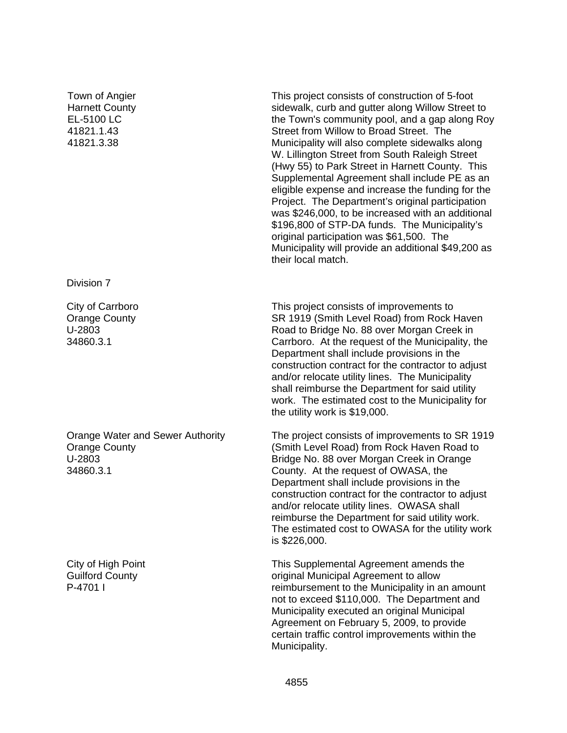| | |
|---|---|
| Town of Angier<br>Harnett County<br>EL-5100 LC<br>41821.1.43<br>41821.3.38 | This project consists of construction of 5-foot sidewalk, curb and gutter along Willow Street to the Town's community pool, and a gap along Roy Street from Willow to Broad Street. The Municipality will also complete sidewalks along W. Lillington Street from South Raleigh Street (Hwy 55) to Park Street in Harnett County. This Supplemental Agreement shall include PE as an eligible expense and increase the funding for the Project. The Department's original participation was \$246,000, to be increased with an additional \$196,800 of STP-DA funds. The Municipality's original participation was \$61,500. The Municipality will provide an additional \$49,200 as their local match. |

Division 7

| | |
|---|---|
| City of Carrboro<br>Orange County<br>U-2803<br>34860.3.1 | This project consists of improvements to SR 1919 (Smith Level Road) from Rock Haven Road to Bridge No. 88 over Morgan Creek in Carrboro. At the request of the Municipality, the Department shall include provisions in the construction contract for the contractor to adjust and/or relocate utility lines. The Municipality shall reimburse the Department for said utility work. The estimated cost to the Municipality for the utility work is \$19,000. |
| Orange Water and Sewer Authority<br>Orange County<br>U-2803<br>34860.3.1 | The project consists of improvements to SR 1919 (Smith Level Road) from Rock Haven Road to Bridge No. 88 over Morgan Creek in Orange County. At the request of OWASA, the Department shall include provisions in the construction contract for the contractor to adjust and/or relocate utility lines. OWASA shall reimburse the Department for said utility work. The estimated cost to OWASA for the utility work is \$226,000. |
| City of High Point<br>Guilford County<br>P-4701 I | This Supplemental Agreement amends the original Municipal Agreement to allow reimbursement to the Municipality in an amount not to exceed \$110,000. The Department and Municipality executed an original Municipal Agreement on February 5, 2009, to provide certain traffic control improvements within the Municipality. |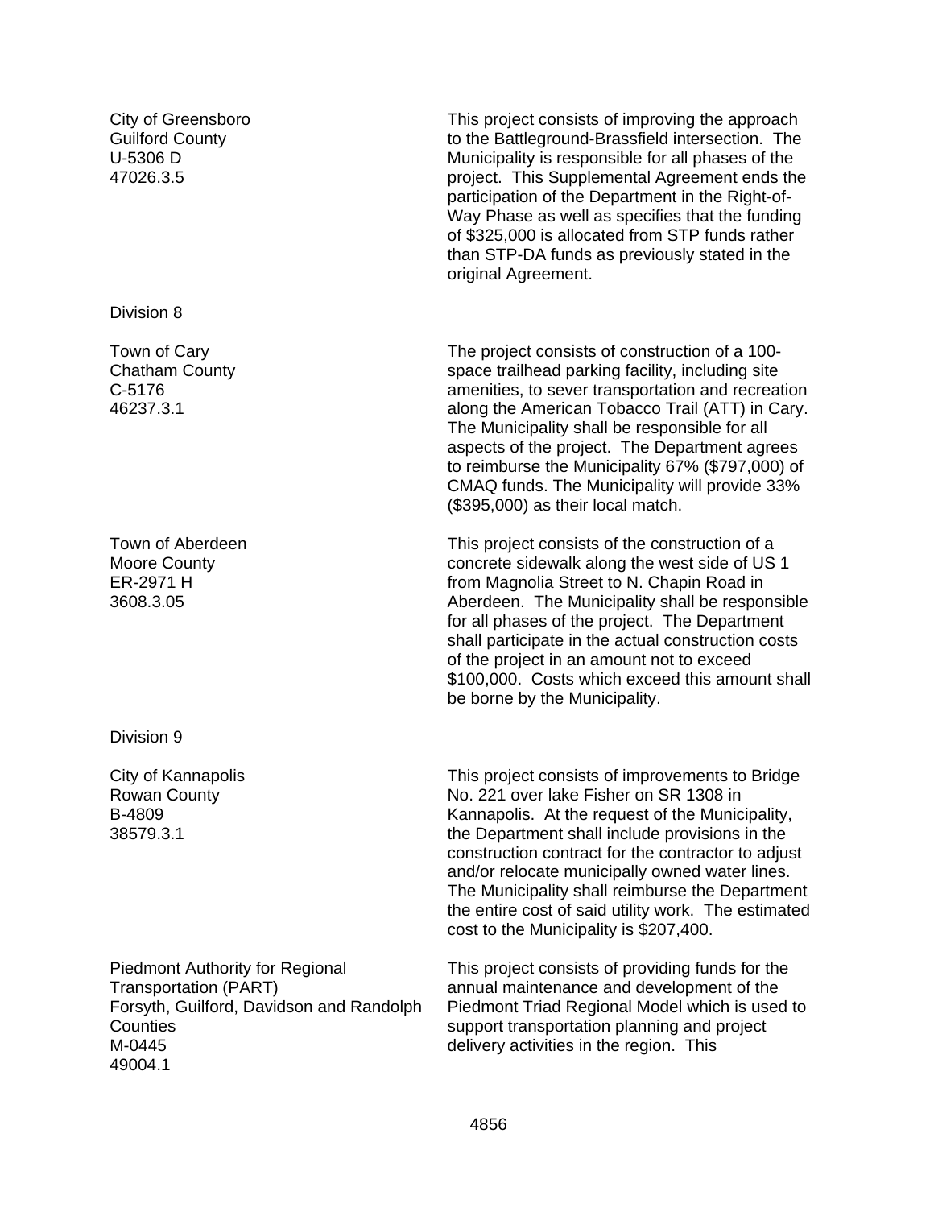City of Greensboro
Guilford County
U-5306 D
47026.3.5

This project consists of improving the approach to the Battleground-Brassfield intersection. The Municipality is responsible for all phases of the project. This Supplemental Agreement ends the participation of the Department in the Right-of-Way Phase as well as specifies that the funding of $325,000 is allocated from STP funds rather than STP-DA funds as previously stated in the original Agreement.

Division 8

Town of Cary
Chatham County
C-5176
46237.3.1

The project consists of construction of a 100-space trailhead parking facility, including site amenities, to sever transportation and recreation along the American Tobacco Trail (ATT) in Cary. The Municipality shall be responsible for all aspects of the project. The Department agrees to reimburse the Municipality 67% ($797,000) of CMAQ funds. The Municipality will provide 33% ($395,000) as their local match.

Town of Aberdeen
Moore County
ER-2971 H
3608.3.05

This project consists of the construction of a concrete sidewalk along the west side of US 1 from Magnolia Street to N. Chapin Road in Aberdeen. The Municipality shall be responsible for all phases of the project. The Department shall participate in the actual construction costs of the project in an amount not to exceed $100,000. Costs which exceed this amount shall be borne by the Municipality.

Division 9

City of Kannapolis
Rowan County
B-4809
38579.3.1

This project consists of improvements to Bridge No. 221 over lake Fisher on SR 1308 in Kannapolis. At the request of the Municipality, the Department shall include provisions in the construction contract for the contractor to adjust and/or relocate municipally owned water lines. The Municipality shall reimburse the Department the entire cost of said utility work. The estimated cost to the Municipality is $207,400.

Piedmont Authority for Regional Transportation (PART)
Forsyth, Guilford, Davidson and Randolph Counties
M-0445
49004.1

This project consists of providing funds for the annual maintenance and development of the Piedmont Triad Regional Model which is used to support transportation planning and project delivery activities in the region. This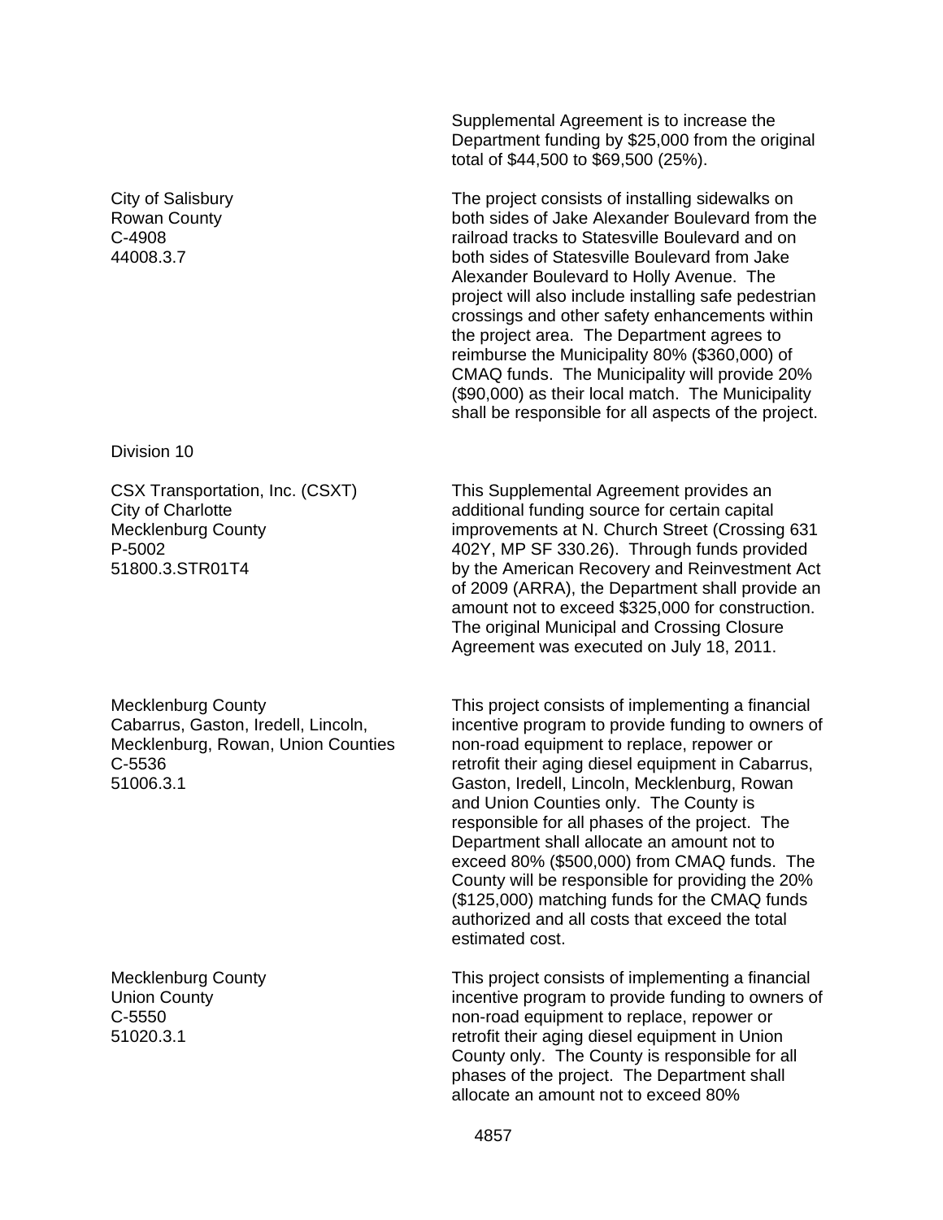Supplemental Agreement is to increase the Department funding by $25,000 from the original total of $44,500 to $69,500 (25%).

| | |
|---|---|
| City of Salisbury<br>Rowan County<br>C-4908<br>44008.3.7 | The project consists of installing sidewalks on both sides of Jake Alexander Boulevard from the railroad tracks to Statesville Boulevard and on both sides of Statesville Boulevard from Jake Alexander Boulevard to Holly Avenue. The project will also include installing safe pedestrian crossings and other safety enhancements within the project area. The Department agrees to reimburse the Municipality 80% ($360,000) of CMAQ funds. The Municipality will provide 20% ($90,000) as their local match. The Municipality shall be responsible for all aspects of the project. |

Division 10

| | |
|---|---|
| CSX Transportation, Inc. (CSXT)<br>City of Charlotte<br>Mecklenburg County<br>P-5002<br>51800.3.STR01T4 | This Supplemental Agreement provides an additional funding source for certain capital improvements at N. Church Street (Crossing 631 402Y, MP SF 330.26). Through funds provided by the American Recovery and Reinvestment Act of 2009 (ARRA), the Department shall provide an amount not to exceed $325,000 for construction. The original Municipal and Crossing Closure Agreement was executed on July 18, 2011. |
| Mecklenburg County<br>Cabarrus, Gaston, Iredell, Lincoln, Mecklenburg, Rowan, Union Counties<br>C-5536<br>51006.3.1 | This project consists of implementing a financial incentive program to provide funding to owners of non-road equipment to replace, repower or retrofit their aging diesel equipment in Cabarrus, Gaston, Iredell, Lincoln, Mecklenburg, Rowan and Union Counties only. The County is responsible for all phases of the project. The Department shall allocate an amount not to exceed 80% ($500,000) from CMAQ funds. The County will be responsible for providing the 20% ($125,000) matching funds for the CMAQ funds authorized and all costs that exceed the total estimated cost. |
| Mecklenburg County<br>Union County<br>C-5550<br>51020.3.1 | This project consists of implementing a financial incentive program to provide funding to owners of non-road equipment to replace, repower or retrofit their aging diesel equipment in Union County only. The County is responsible for all phases of the project. The Department shall allocate an amount not to exceed 80% |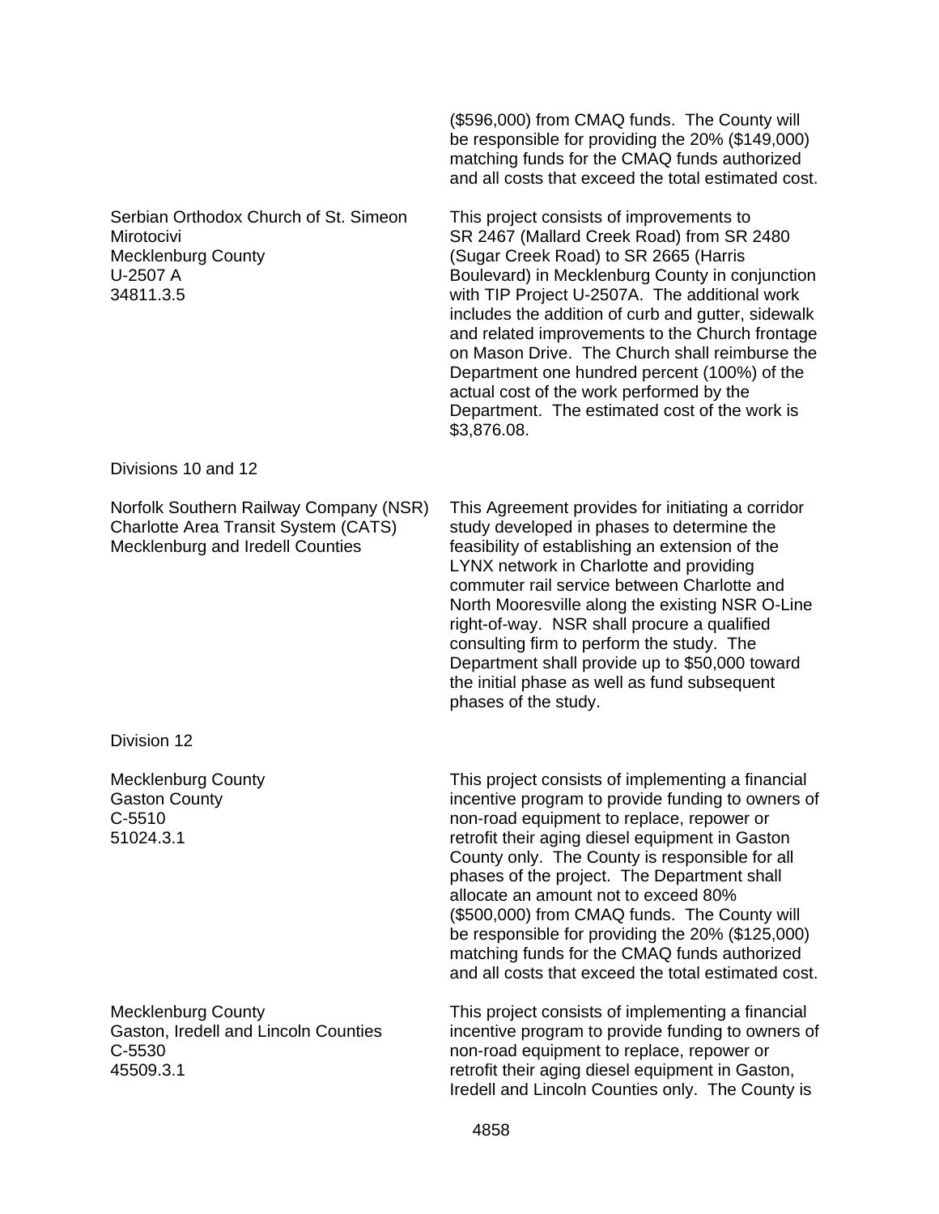($596,000) from CMAQ funds. The County will be responsible for providing the 20% ($149,000) matching funds for the CMAQ funds authorized and all costs that exceed the total estimated cost.

| | |
|---|---|
| Serbian Orthodox Church of St. Simeon Mirotocivi<br>Mecklenburg County<br>U-2507 A<br>34811.3.5 | This project consists of improvements to SR 2467 (Mallard Creek Road) from SR 2480 (Sugar Creek Road) to SR 2665 (Harris Boulevard) in Mecklenburg County in conjunction with TIP Project U-2507A. The additional work includes the addition of curb and gutter, sidewalk and related improvements to the Church frontage on Mason Drive. The Church shall reimburse the Department one hundred percent (100%) of the actual cost of the work performed by the Department. The estimated cost of the work is $3,876.08. |

Divisions 10 and 12

| | |
|---|---|
| Norfolk Southern Railway Company (NSR)<br>Charlotte Area Transit System (CATS)<br>Mecklenburg and Iredell Counties | This Agreement provides for initiating a corridor study developed in phases to determine the feasibility of establishing an extension of the LYNX network in Charlotte and providing commuter rail service between Charlotte and North Mooresville along the existing NSR O-Line right-of-way. NSR shall procure a qualified consulting firm to perform the study. The Department shall provide up to $50,000 toward the initial phase as well as fund subsequent phases of the study. |

Division 12

| | |
|---|---|
| Mecklenburg County<br>Gaston County<br>C-5510<br>51024.3.1 | This project consists of implementing a financial incentive program to provide funding to owners of non-road equipment to replace, repower or retrofit their aging diesel equipment in Gaston County only. The County is responsible for all phases of the project. The Department shall allocate an amount not to exceed 80% ($500,000) from CMAQ funds. The County will be responsible for providing the 20% ($125,000) matching funds for the CMAQ funds authorized and all costs that exceed the total estimated cost. |
| Mecklenburg County<br>Gaston, Iredell and Lincoln Counties<br>C-5530<br>45509.3.1 | This project consists of implementing a financial incentive program to provide funding to owners of non-road equipment to replace, repower or retrofit their aging diesel equipment in Gaston, Iredell and Lincoln Counties only. The County is |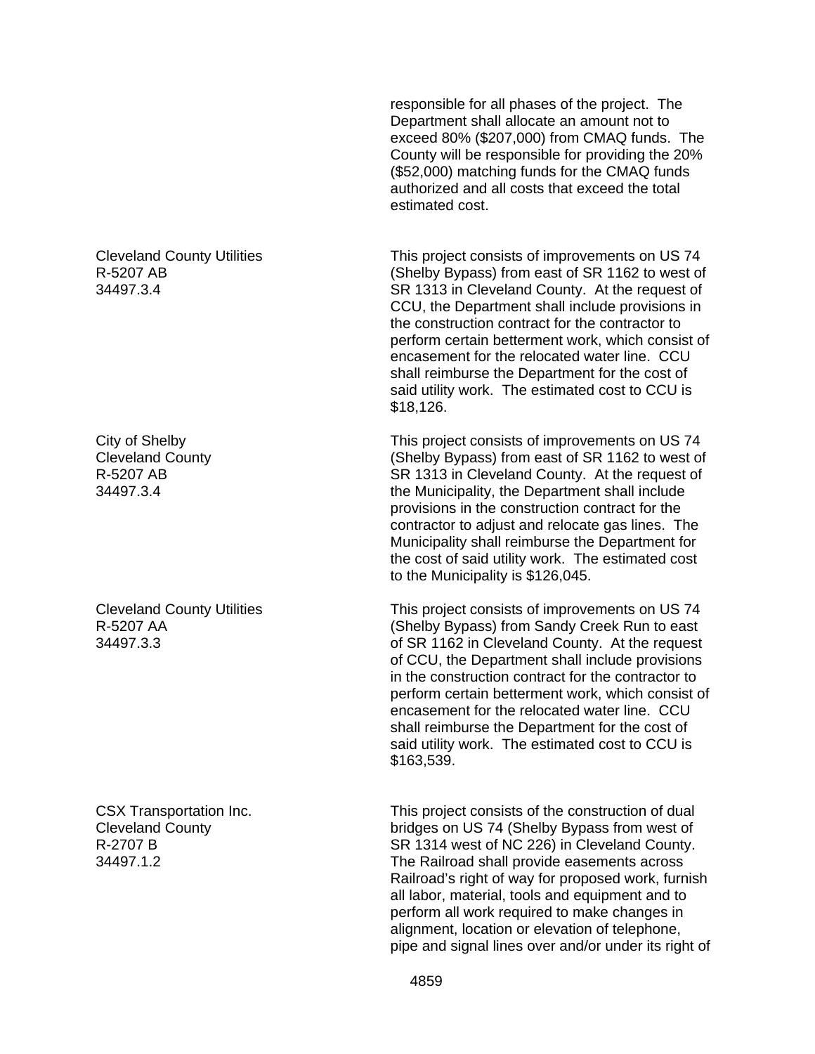responsible for all phases of the project. The Department shall allocate an amount not to exceed 80% ($207,000) from CMAQ funds. The County will be responsible for providing the 20% ($52,000) matching funds for the CMAQ funds authorized and all costs that exceed the total estimated cost.

Cleveland County Utilities
R-5207 AB
34497.3.4

This project consists of improvements on US 74 (Shelby Bypass) from east of SR 1162 to west of SR 1313 in Cleveland County. At the request of CCU, the Department shall include provisions in the construction contract for the contractor to perform certain betterment work, which consist of encasement for the relocated water line. CCU shall reimburse the Department for the cost of said utility work. The estimated cost to CCU is $18,126.

City of Shelby
Cleveland County
R-5207 AB
34497.3.4

This project consists of improvements on US 74 (Shelby Bypass) from east of SR 1162 to west of SR 1313 in Cleveland County. At the request of the Municipality, the Department shall include provisions in the construction contract for the contractor to adjust and relocate gas lines. The Municipality shall reimburse the Department for the cost of said utility work. The estimated cost to the Municipality is $126,045.

Cleveland County Utilities
R-5207 AA
34497.3.3

This project consists of improvements on US 74 (Shelby Bypass) from Sandy Creek Run to east of SR 1162 in Cleveland County. At the request of CCU, the Department shall include provisions in the construction contract for the contractor to perform certain betterment work, which consist of encasement for the relocated water line. CCU shall reimburse the Department for the cost of said utility work. The estimated cost to CCU is $163,539.

CSX Transportation Inc.
Cleveland County
R-2707 B
34497.1.2

This project consists of the construction of dual bridges on US 74 (Shelby Bypass from west of SR 1314 west of NC 226) in Cleveland County. The Railroad shall provide easements across Railroad's right of way for proposed work, furnish all labor, material, tools and equipment and to perform all work required to make changes in alignment, location or elevation of telephone, pipe and signal lines over and/or under its right of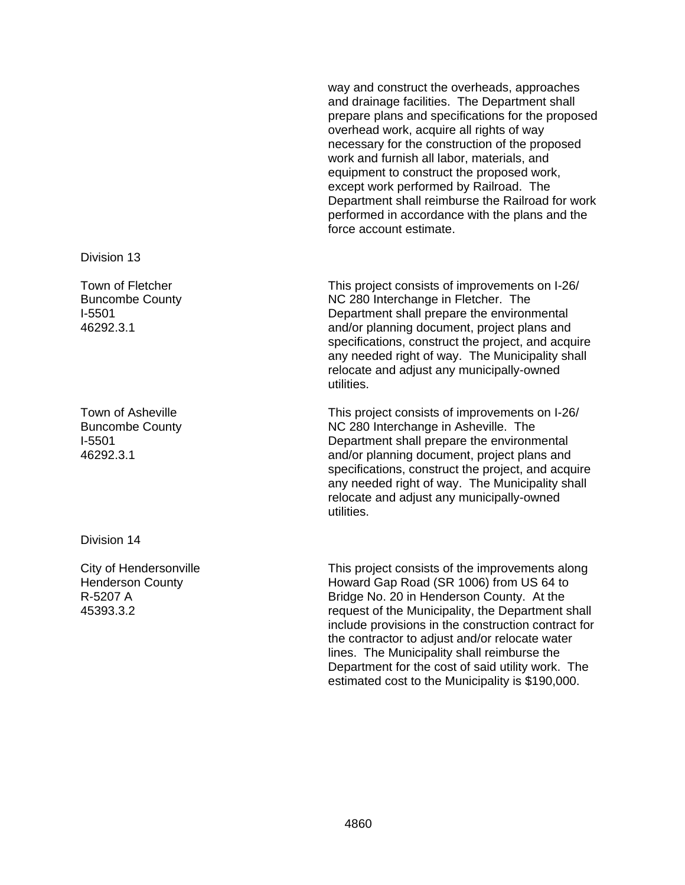way and construct the overheads, approaches and drainage facilities. The Department shall prepare plans and specifications for the proposed overhead work, acquire all rights of way necessary for the construction of the proposed work and furnish all labor, materials, and equipment to construct the proposed work, except work performed by Railroad. The Department shall reimburse the Railroad for work performed in accordance with the plans and the force account estimate.

Division 13

| | |
|---|---|
| Town of Fletcher<br>Buncombe County<br>I-5501<br>46292.3.1 | This project consists of improvements on I-26/ NC 280 Interchange in Fletcher. The Department shall prepare the environmental and/or planning document, project plans and specifications, construct the project, and acquire any needed right of way. The Municipality shall relocate and adjust any municipally-owned utilities. |
| Town of Asheville<br>Buncombe County<br>I-5501<br>46292.3.1 | This project consists of improvements on I-26/ NC 280 Interchange in Asheville. The Department shall prepare the environmental and/or planning document, project plans and specifications, construct the project, and acquire any needed right of way. The Municipality shall relocate and adjust any municipally-owned utilities. |

Division 14

| | |
|---|---|
| City of Hendersonville<br>Henderson County<br>R-5207 A<br>45393.3.2 | This project consists of the improvements along Howard Gap Road (SR 1006) from US 64 to Bridge No. 20 in Henderson County. At the request of the Municipality, the Department shall include provisions in the construction contract for the contractor to adjust and/or relocate water lines. The Municipality shall reimburse the Department for the cost of said utility work. The estimated cost to the Municipality is $190,000. |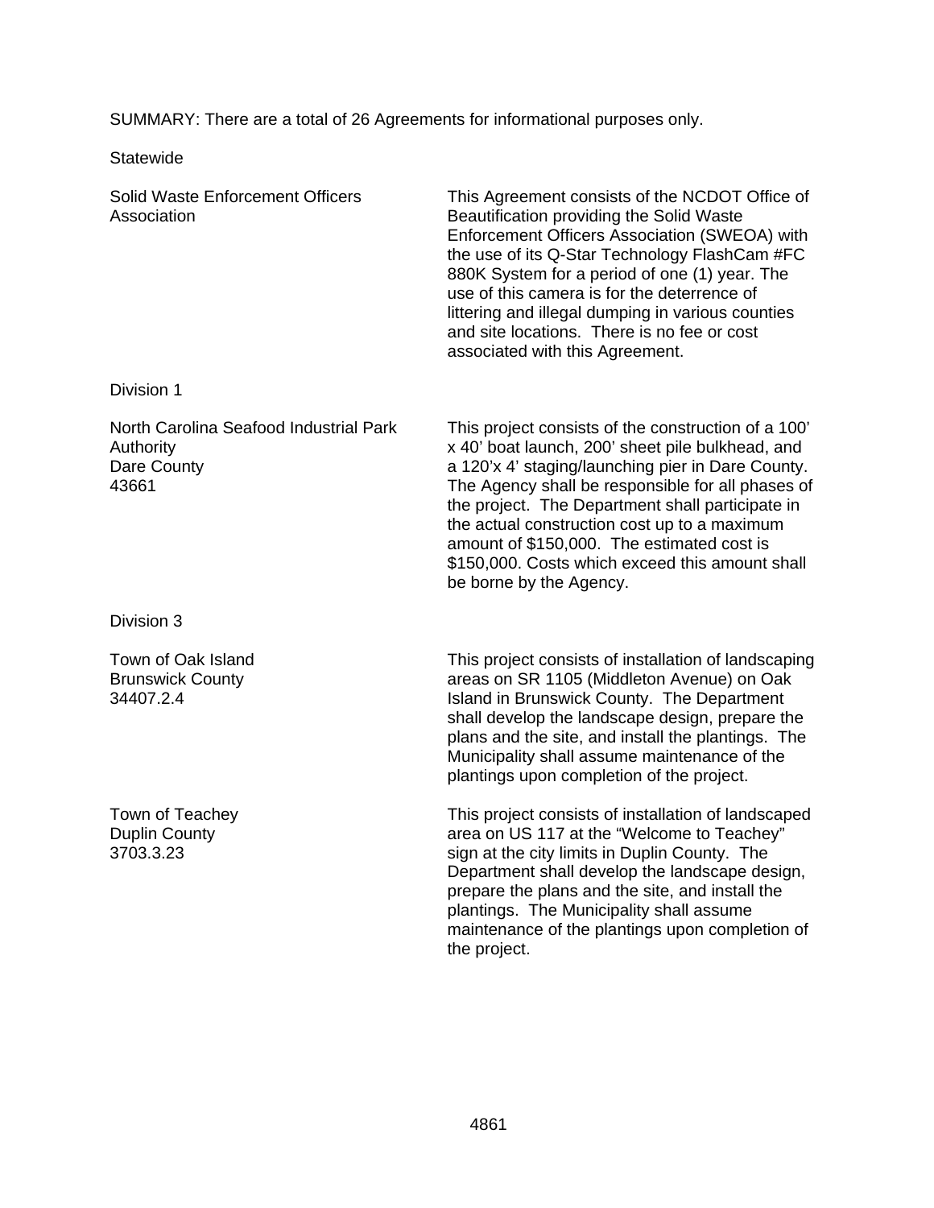SUMMARY: There are a total of 26 Agreements for informational purposes only.

Statewide

| | |
|---|---|
| Solid Waste Enforcement Officers Association | This Agreement consists of the NCDOT Office of Beautification providing the Solid Waste Enforcement Officers Association (SWEOA) with the use of its Q-Star Technology FlashCam #FC 880K System for a period of one (1) year. The use of this camera is for the deterrence of littering and illegal dumping in various counties and site locations. There is no fee or cost associated with this Agreement. |

Division 1

| | |
|---|---|
| North Carolina Seafood Industrial Park Authority<br>Dare County<br>43661 | This project consists of the construction of a 100' x 40' boat launch, 200' sheet pile bulkhead, and a 120'x 4' staging/launching pier in Dare County. The Agency shall be responsible for all phases of the project. The Department shall participate in the actual construction cost up to a maximum amount of $150,000. The estimated cost is $150,000. Costs which exceed this amount shall be borne by the Agency. |

Division 3

| | |
|---|---|
| Town of Oak Island<br>Brunswick County<br>34407.2.4 | This project consists of installation of landscaping areas on SR 1105 (Middleton Avenue) on Oak Island in Brunswick County. The Department shall develop the landscape design, prepare the plans and the site, and install the plantings. The Municipality shall assume maintenance of the plantings upon completion of the project. |
| Town of Teachey<br>Duplin County<br>3703.3.23 | This project consists of installation of landscaped area on US 117 at the "Welcome to Teachey" sign at the city limits in Duplin County. The Department shall develop the landscape design, prepare the plans and the site, and install the plantings. The Municipality shall assume maintenance of the plantings upon completion of the project. |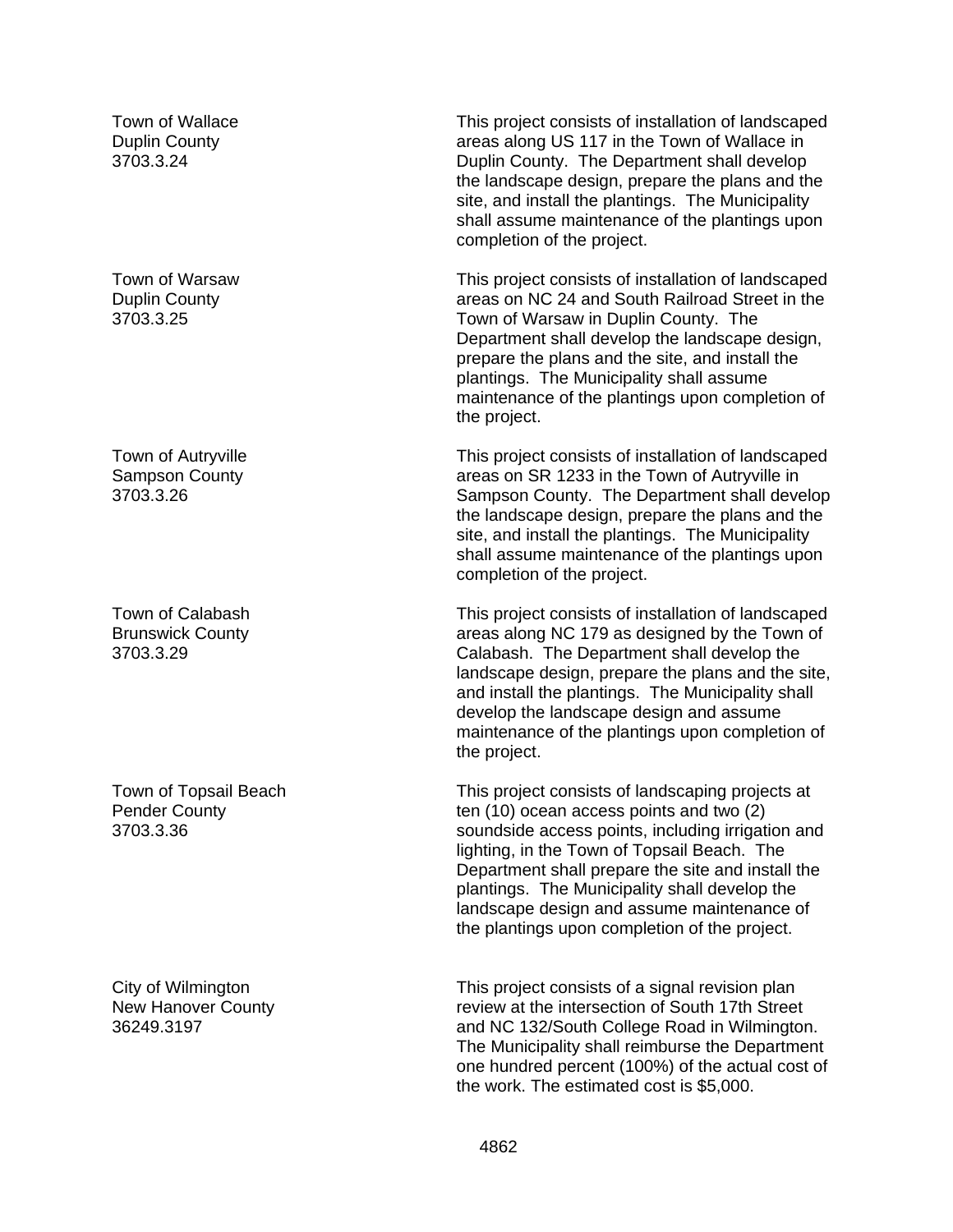| | |
|---|---|
| Town of Wallace<br>Duplin County<br>3703.3.24 | This project consists of installation of landscaped areas along US 117 in the Town of Wallace in Duplin County. The Department shall develop the landscape design, prepare the plans and the site, and install the plantings. The Municipality shall assume maintenance of the plantings upon completion of the project. |
| Town of Warsaw<br>Duplin County<br>3703.3.25 | This project consists of installation of landscaped areas on NC 24 and South Railroad Street in the Town of Warsaw in Duplin County. The Department shall develop the landscape design, prepare the plans and the site, and install the plantings. The Municipality shall assume maintenance of the plantings upon completion of the project. |
| Town of Autryville<br>Sampson County<br>3703.3.26 | This project consists of installation of landscaped areas on SR 1233 in the Town of Autryville in Sampson County. The Department shall develop the landscape design, prepare the plans and the site, and install the plantings. The Municipality shall assume maintenance of the plantings upon completion of the project. |
| Town of Calabash<br>Brunswick County<br>3703.3.29 | This project consists of installation of landscaped areas along NC 179 as designed by the Town of Calabash. The Department shall develop the landscape design, prepare the plans and the site, and install the plantings. The Municipality shall develop the landscape design and assume maintenance of the plantings upon completion of the project. |
| Town of Topsail Beach<br>Pender County<br>3703.3.36 | This project consists of landscaping projects at ten (10) ocean access points and two (2) soundside access points, including irrigation and lighting, in the Town of Topsail Beach. The Department shall prepare the site and install the plantings. The Municipality shall develop the landscape design and assume maintenance of the plantings upon completion of the project. |
| City of Wilmington<br>New Hanover County<br>36249.3197 | This project consists of a signal revision plan review at the intersection of South 17th Street and NC 132/South College Road in Wilmington. The Municipality shall reimburse the Department one hundred percent (100%) of the actual cost of the work. The estimated cost is $5,000. |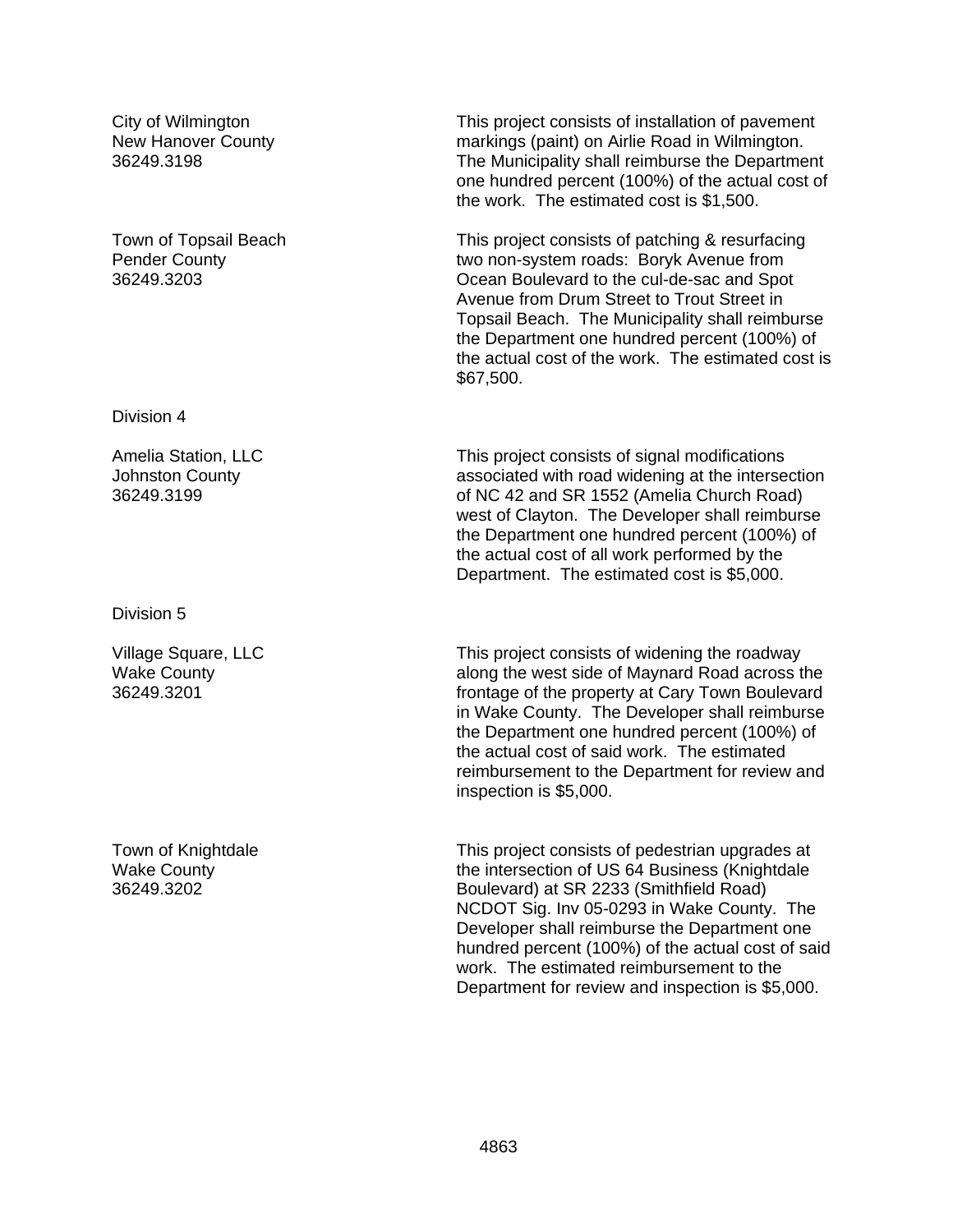| | |
|---|---|
| City of Wilmington<br>New Hanover County<br>36249.3198 | This project consists of installation of pavement markings (paint) on Airlie Road in Wilmington. The Municipality shall reimburse the Department one hundred percent (100%) of the actual cost of the work. The estimated cost is $1,500. |
| Town of Topsail Beach<br>Pender County<br>36249.3203 | This project consists of patching & resurfacing two non-system roads: Boryk Avenue from Ocean Boulevard to the cul-de-sac and Spot Avenue from Drum Street to Trout Street in Topsail Beach. The Municipality shall reimburse the Department one hundred percent (100%) of the actual cost of the work. The estimated cost is $67,500. |

Division 4

| | |
|---|---|
| Amelia Station, LLC<br>Johnston County<br>36249.3199 | This project consists of signal modifications associated with road widening at the intersection of NC 42 and SR 1552 (Amelia Church Road) west of Clayton. The Developer shall reimburse the Department one hundred percent (100%) of the actual cost of all work performed by the Department. The estimated cost is $5,000. |

Division 5

| | |
|---|---|
| Village Square, LLC<br>Wake County<br>36249.3201 | This project consists of widening the roadway along the west side of Maynard Road across the frontage of the property at Cary Town Boulevard in Wake County. The Developer shall reimburse the Department one hundred percent (100%) of the actual cost of said work. The estimated reimbursement to the Department for review and inspection is $5,000. |
| Town of Knightdale<br>Wake County<br>36249.3202 | This project consists of pedestrian upgrades at the intersection of US 64 Business (Knightdale Boulevard) at SR 2233 (Smithfield Road) NCDOT Sig. Inv 05-0293 in Wake County. The Developer shall reimburse the Department one hundred percent (100%) of the actual cost of said work. The estimated reimbursement to the Department for review and inspection is $5,000. |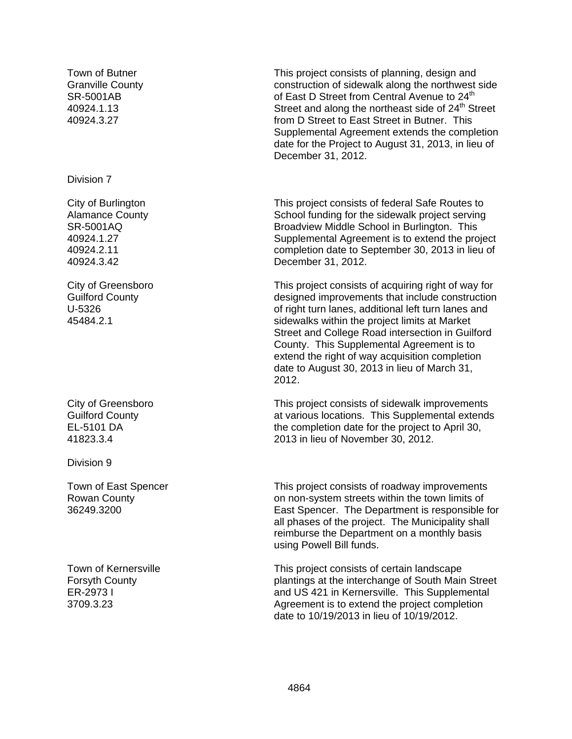| | |
|---|---|
| Town of Butner<br>Granville County<br>SR-5001AB<br>40924.1.13<br>40924.3.27 | This project consists of planning, design and construction of sidewalk along the northwest side of East D Street from Central Avenue to 24th Street and along the northeast side of 24th Street from D Street to East Street in Butner. This Supplemental Agreement extends the completion date for the Project to August 31, 2013, in lieu of December 31, 2012. |

Division 7

| | |
|---|---|
| City of Burlington<br>Alamance County<br>SR-5001AQ<br>40924.1.27<br>40924.2.11<br>40924.3.42 | This project consists of federal Safe Routes to School funding for the sidewalk project serving Broadview Middle School in Burlington. This Supplemental Agreement is to extend the project completion date to September 30, 2013 in lieu of December 31, 2012. |
| City of Greensboro<br>Guilford County<br>U-5326<br>45484.2.1 | This project consists of acquiring right of way for designed improvements that include construction of right turn lanes, additional left turn lanes and sidewalks within the project limits at Market Street and College Road intersection in Guilford County. This Supplemental Agreement is to extend the right of way acquisition completion date to August 30, 2013 in lieu of March 31, 2012. |
| City of Greensboro<br>Guilford County<br>EL-5101 DA<br>41823.3.4 | This project consists of sidewalk improvements at various locations. This Supplemental extends the completion date for the project to April 30, 2013 in lieu of November 30, 2012. |

Division 9

| | |
|---|---|
| Town of East Spencer<br>Rowan County<br>36249.3200 | This project consists of roadway improvements on non-system streets within the town limits of East Spencer. The Department is responsible for all phases of the project. The Municipality shall reimburse the Department on a monthly basis using Powell Bill funds. |
| Town of Kernersville<br>Forsyth County<br>ER-2973 I<br>3709.3.23 | This project consists of certain landscape plantings at the interchange of South Main Street and US 421 in Kernersville. This Supplemental Agreement is to extend the project completion date to 10/19/2013 in lieu of 10/19/2012. |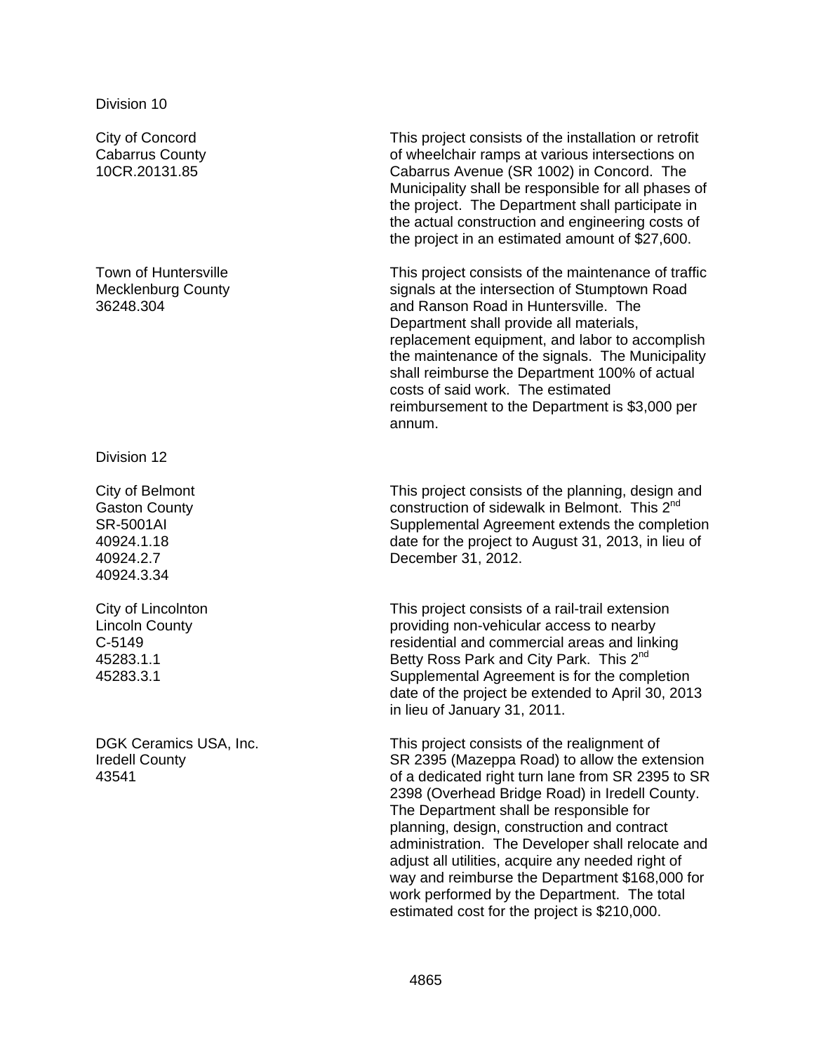Division 10

| | |
|---|---|
| City of Concord<br>Cabarrus County<br>10CR.20131.85 | This project consists of the installation or retrofit of wheelchair ramps at various intersections on Cabarrus Avenue (SR 1002) in Concord. The Municipality shall be responsible for all phases of the project. The Department shall participate in the actual construction and engineering costs of the project in an estimated amount of $27,600. |
| Town of Huntersville<br>Mecklenburg County<br>36248.304 | This project consists of the maintenance of traffic signals at the intersection of Stumptown Road and Ranson Road in Huntersville. The Department shall provide all materials, replacement equipment, and labor to accomplish the maintenance of the signals. The Municipality shall reimburse the Department 100% of actual costs of said work. The estimated reimbursement to the Department is $3,000 per annum. |

Division 12

| | |
|---|---|
| City of Belmont<br>Gaston County<br>SR-5001AI<br>40924.1.18<br>40924.2.7<br>40924.3.34 | This project consists of the planning, design and construction of sidewalk in Belmont. This 2nd Supplemental Agreement extends the completion date for the project to August 31, 2013, in lieu of December 31, 2012. |
| City of Lincolnton<br>Lincoln County<br>C-5149<br>45283.1.1<br>45283.3.1 | This project consists of a rail-trail extension providing non-vehicular access to nearby residential and commercial areas and linking Betty Ross Park and City Park. This 2nd Supplemental Agreement is for the completion date of the project be extended to April 30, 2013 in lieu of January 31, 2011. |
| DGK Ceramics USA, Inc.<br>Iredell County<br>43541 | This project consists of the realignment of SR 2395 (Mazeppa Road) to allow the extension of a dedicated right turn lane from SR 2395 to SR 2398 (Overhead Bridge Road) in Iredell County. The Department shall be responsible for planning, design, construction and contract administration. The Developer shall relocate and adjust all utilities, acquire any needed right of way and reimburse the Department $168,000 for work performed by the Department. The total estimated cost for the project is $210,000. |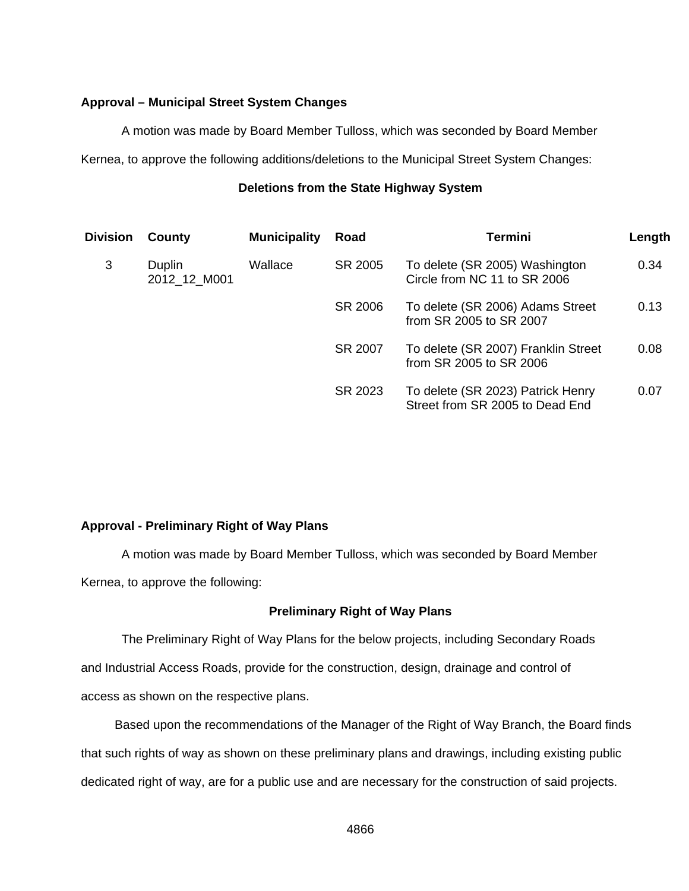**Approval – Municipal Street System Changes**

A motion was made by Board Member Tulloss, which was seconded by Board Member Kernea, to approve the following additions/deletions to the Municipal Street System Changes:

**Deletions from the State Highway System**

| Division | County | Municipality | Road | Termini | Length |
|---|---|---|---|---|---|
| 3 | Duplin 2012_12_M001 | Wallace | SR 2005 | To delete (SR 2005) Washington Circle from NC 11 to SR 2006 | 0.34 |
| | | | SR 2006 | To delete (SR 2006) Adams Street from SR 2005 to SR 2007 | 0.13 |
| | | | SR 2007 | To delete (SR 2007) Franklin Street from SR 2005 to SR 2006 | 0.08 |
| | | | SR 2023 | To delete (SR 2023) Patrick Henry Street from SR 2005 to Dead End | 0.07 |

**Approval - Preliminary Right of Way Plans**

A motion was made by Board Member Tulloss, which was seconded by Board Member Kernea, to approve the following:

**Preliminary Right of Way Plans**

The Preliminary Right of Way Plans for the below projects, including Secondary Roads and Industrial Access Roads, provide for the construction, design, drainage and control of access as shown on the respective plans.

Based upon the recommendations of the Manager of the Right of Way Branch, the Board finds that such rights of way as shown on these preliminary plans and drawings, including existing public dedicated right of way, are for a public use and are necessary for the construction of said projects.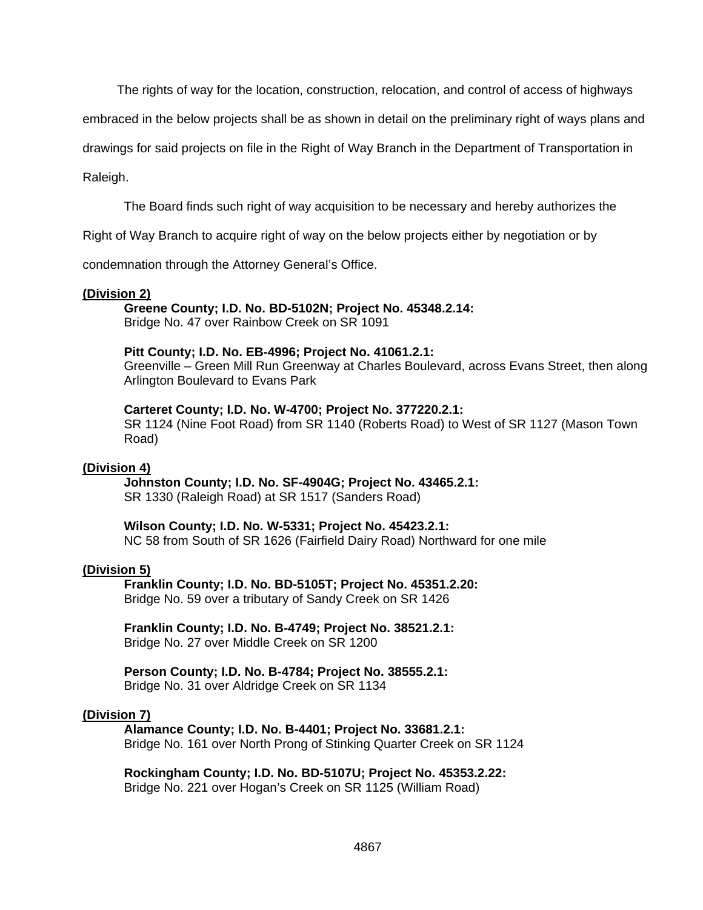The rights of way for the location, construction, relocation, and control of access of highways embraced in the below projects shall be as shown in detail on the preliminary right of ways plans and drawings for said projects on file in the Right of Way Branch in the Department of Transportation in Raleigh.

The Board finds such right of way acquisition to be necessary and hereby authorizes the Right of Way Branch to acquire right of way on the below projects either by negotiation or by condemnation through the Attorney General's Office.

**(Division 2)**

**Greene County; I.D. No. BD-5102N; Project No. 45348.2.14:**
Bridge No. 47 over Rainbow Creek on SR 1091

**Pitt County; I.D. No. EB-4996; Project No. 41061.2.1:**
Greenville – Green Mill Run Greenway at Charles Boulevard, across Evans Street, then along Arlington Boulevard to Evans Park

**Carteret County; I.D. No. W-4700; Project No. 377220.2.1:**
SR 1124 (Nine Foot Road) from SR 1140 (Roberts Road) to West of SR 1127 (Mason Town Road)

**(Division 4)**

**Johnston County; I.D. No. SF-4904G; Project No. 43465.2.1:**
SR 1330 (Raleigh Road) at SR 1517 (Sanders Road)

**Wilson County; I.D. No. W-5331; Project No. 45423.2.1:**
NC 58 from South of SR 1626 (Fairfield Dairy Road) Northward for one mile

**(Division 5)**

**Franklin County; I.D. No. BD-5105T; Project No. 45351.2.20:**
Bridge No. 59 over a tributary of Sandy Creek on SR 1426

**Franklin County; I.D. No. B-4749; Project No. 38521.2.1:**
Bridge No. 27 over Middle Creek on SR 1200

**Person County; I.D. No. B-4784; Project No. 38555.2.1:**
Bridge No. 31 over Aldridge Creek on SR 1134

**(Division 7)**

**Alamance County; I.D. No. B-4401; Project No. 33681.2.1:**
Bridge No. 161 over North Prong of Stinking Quarter Creek on SR 1124

**Rockingham County; I.D. No. BD-5107U; Project No. 45353.2.22:**
Bridge No. 221 over Hogan's Creek on SR 1125 (William Road)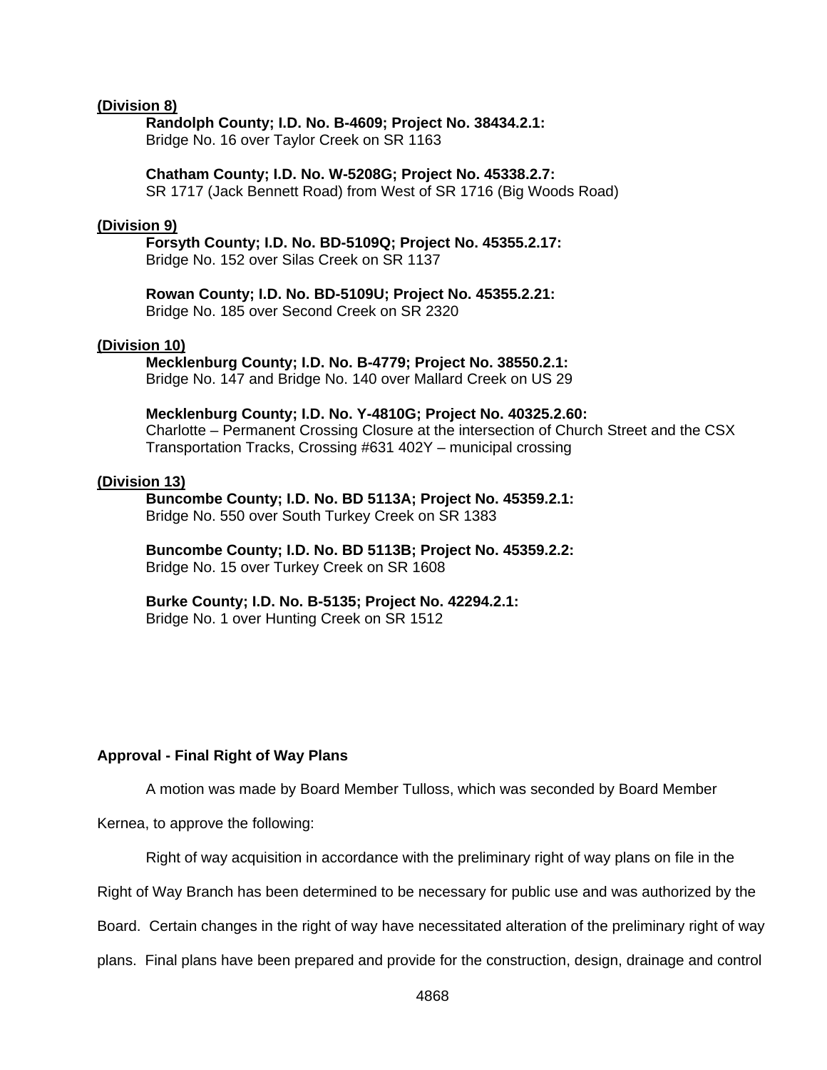**(Division 8)**

**Randolph County; I.D. No. B-4609; Project No. 38434.2.1:**
Bridge No. 16 over Taylor Creek on SR 1163

**Chatham County; I.D. No. W-5208G; Project No. 45338.2.7:**
SR 1717 (Jack Bennett Road) from West of SR 1716 (Big Woods Road)

**(Division 9)**

**Forsyth County; I.D. No. BD-5109Q; Project No. 45355.2.17:**
Bridge No. 152 over Silas Creek on SR 1137

**Rowan County; I.D. No. BD-5109U; Project No. 45355.2.21:**
Bridge No. 185 over Second Creek on SR 2320

**(Division 10)**

**Mecklenburg County; I.D. No. B-4779; Project No. 38550.2.1:**
Bridge No. 147 and Bridge No. 140 over Mallard Creek on US 29

**Mecklenburg County; I.D. No. Y-4810G; Project No. 40325.2.60:**
Charlotte – Permanent Crossing Closure at the intersection of Church Street and the CSX Transportation Tracks, Crossing #631 402Y – municipal crossing

**(Division 13)**

**Buncombe County; I.D. No. BD 5113A; Project No. 45359.2.1:**
Bridge No. 550 over South Turkey Creek on SR 1383

**Buncombe County; I.D. No. BD 5113B; Project No. 45359.2.2:**
Bridge No. 15 over Turkey Creek on SR 1608

**Burke County; I.D. No. B-5135; Project No. 42294.2.1:**
Bridge No. 1 over Hunting Creek on SR 1512

**Approval - Final Right of Way Plans**

A motion was made by Board Member Tulloss, which was seconded by Board Member Kernea, to approve the following:

Right of way acquisition in accordance with the preliminary right of way plans on file in the Right of Way Branch has been determined to be necessary for public use and was authorized by the Board. Certain changes in the right of way have necessitated alteration of the preliminary right of way plans. Final plans have been prepared and provide for the construction, design, drainage and control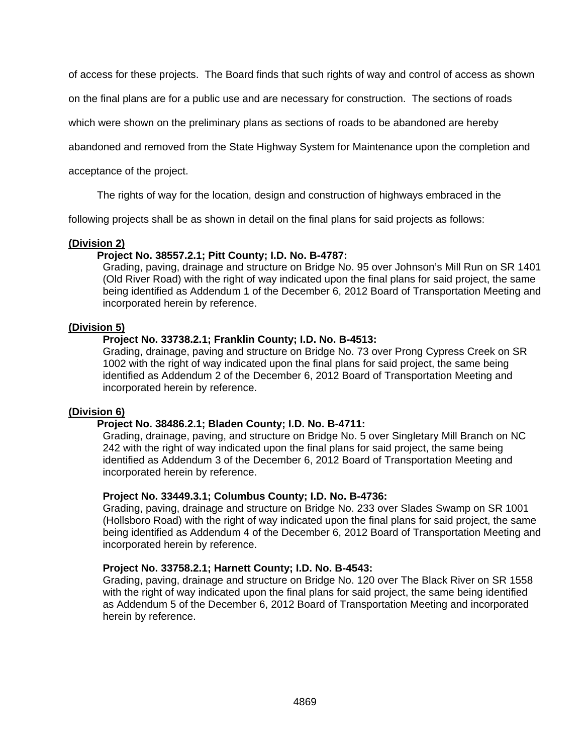of access for these projects. The Board finds that such rights of way and control of access as shown on the final plans are for a public use and are necessary for construction. The sections of roads which were shown on the preliminary plans as sections of roads to be abandoned are hereby abandoned and removed from the State Highway System for Maintenance upon the completion and acceptance of the project.

The rights of way for the location, design and construction of highways embraced in the following projects shall be as shown in detail on the final plans for said projects as follows:

**(Division 2)**

**Project No. 38557.2.1; Pitt County; I.D. No. B-4787:**
Grading, paving, drainage and structure on Bridge No. 95 over Johnson's Mill Run on SR 1401 (Old River Road) with the right of way indicated upon the final plans for said project, the same being identified as Addendum 1 of the December 6, 2012 Board of Transportation Meeting and incorporated herein by reference.

**(Division 5)**

**Project No. 33738.2.1; Franklin County; I.D. No. B-4513:**
Grading, drainage, paving and structure on Bridge No. 73 over Prong Cypress Creek on SR 1002 with the right of way indicated upon the final plans for said project, the same being identified as Addendum 2 of the December 6, 2012 Board of Transportation Meeting and incorporated herein by reference.

**(Division 6)**

**Project No. 38486.2.1; Bladen County; I.D. No. B-4711:**
Grading, drainage, paving, and structure on Bridge No. 5 over Singletary Mill Branch on NC 242 with the right of way indicated upon the final plans for said project, the same being identified as Addendum 3 of the December 6, 2012 Board of Transportation Meeting and incorporated herein by reference.

**Project No. 33449.3.1; Columbus County; I.D. No. B-4736:**
Grading, paving, drainage and structure on Bridge No. 233 over Slades Swamp on SR 1001 (Hollsboro Road) with the right of way indicated upon the final plans for said project, the same being identified as Addendum 4 of the December 6, 2012 Board of Transportation Meeting and incorporated herein by reference.

**Project No. 33758.2.1; Harnett County; I.D. No. B-4543:**
Grading, paving, drainage and structure on Bridge No. 120 over The Black River on SR 1558 with the right of way indicated upon the final plans for said project, the same being identified as Addendum 5 of the December 6, 2012 Board of Transportation Meeting and incorporated herein by reference.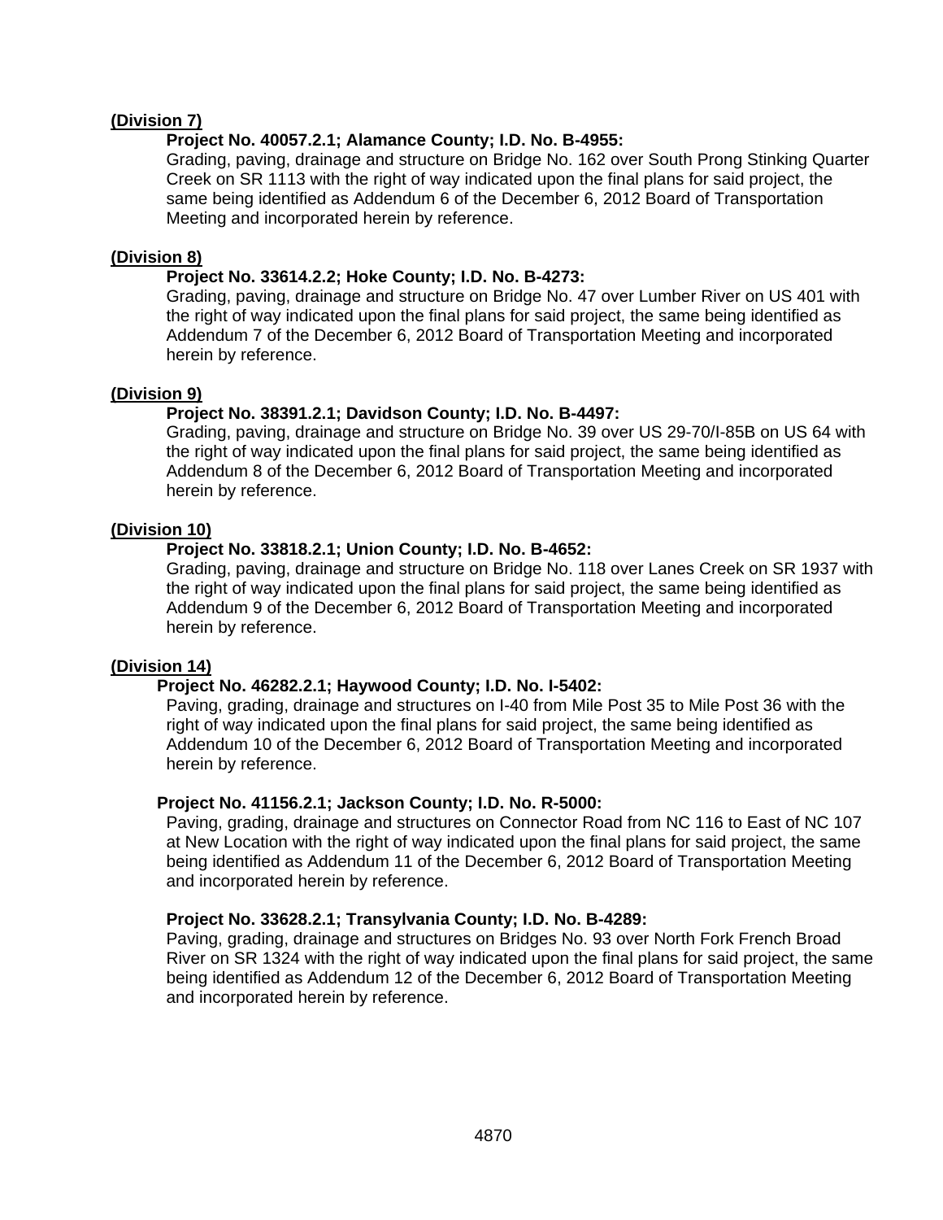**(Division 7)**

**Project No. 40057.2.1; Alamance County; I.D. No. B-4955:**
Grading, paving, drainage and structure on Bridge No. 162 over South Prong Stinking Quarter Creek on SR 1113 with the right of way indicated upon the final plans for said project, the same being identified as Addendum 6 of the December 6, 2012 Board of Transportation Meeting and incorporated herein by reference.

**(Division 8)**

**Project No. 33614.2.2; Hoke County; I.D. No. B-4273:**
Grading, paving, drainage and structure on Bridge No. 47 over Lumber River on US 401 with the right of way indicated upon the final plans for said project, the same being identified as Addendum 7 of the December 6, 2012 Board of Transportation Meeting and incorporated herein by reference.

**(Division 9)**

**Project No. 38391.2.1; Davidson County; I.D. No. B-4497:**
Grading, paving, drainage and structure on Bridge No. 39 over US 29-70/I-85B on US 64 with the right of way indicated upon the final plans for said project, the same being identified as Addendum 8 of the December 6, 2012 Board of Transportation Meeting and incorporated herein by reference.

**(Division 10)**

**Project No. 33818.2.1; Union County; I.D. No. B-4652:**
Grading, paving, drainage and structure on Bridge No. 118 over Lanes Creek on SR 1937 with the right of way indicated upon the final plans for said project, the same being identified as Addendum 9 of the December 6, 2012 Board of Transportation Meeting and incorporated herein by reference.

**(Division 14)**

**Project No. 46282.2.1; Haywood County; I.D. No. I-5402:**
Paving, grading, drainage and structures on I-40 from Mile Post 35 to Mile Post 36 with the right of way indicated upon the final plans for said project, the same being identified as Addendum 10 of the December 6, 2012 Board of Transportation Meeting and incorporated herein by reference.

**Project No. 41156.2.1; Jackson County; I.D. No. R-5000:**
Paving, grading, drainage and structures on Connector Road from NC 116 to East of NC 107 at New Location with the right of way indicated upon the final plans for said project, the same being identified as Addendum 11 of the December 6, 2012 Board of Transportation Meeting and incorporated herein by reference.

**Project No. 33628.2.1; Transylvania County; I.D. No. B-4289:**
Paving, grading, drainage and structures on Bridges No. 93 over North Fork French Broad River on SR 1324 with the right of way indicated upon the final plans for said project, the same being identified as Addendum 12 of the December 6, 2012 Board of Transportation Meeting and incorporated herein by reference.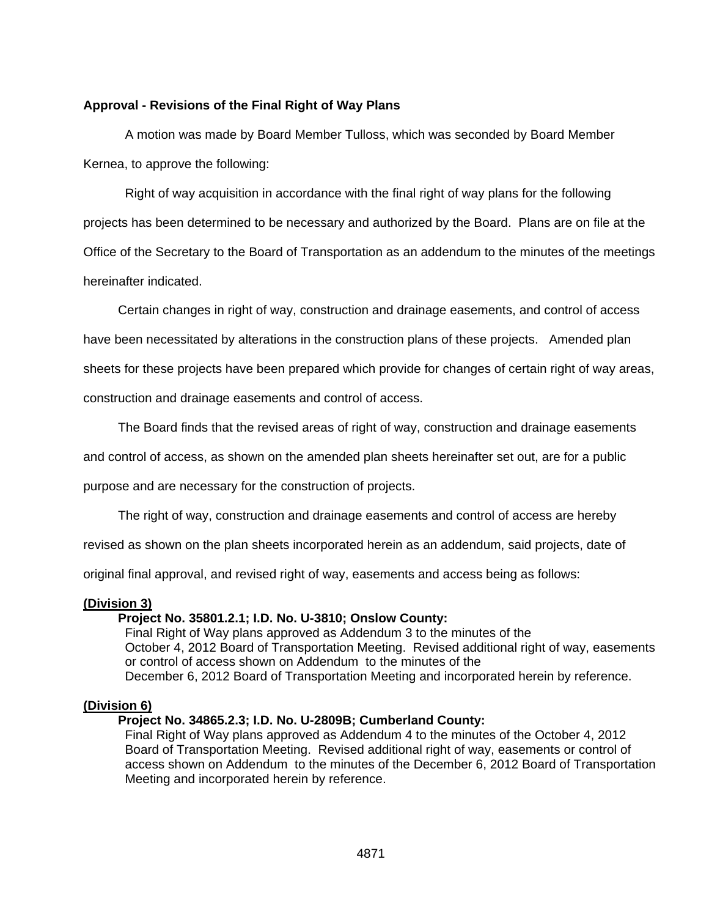**Approval - Revisions of the Final Right of Way Plans**

A motion was made by Board Member Tulloss, which was seconded by Board Member Kernea, to approve the following:

Right of way acquisition in accordance with the final right of way plans for the following projects has been determined to be necessary and authorized by the Board. Plans are on file at the Office of the Secretary to the Board of Transportation as an addendum to the minutes of the meetings hereinafter indicated.

Certain changes in right of way, construction and drainage easements, and control of access have been necessitated by alterations in the construction plans of these projects. Amended plan sheets for these projects have been prepared which provide for changes of certain right of way areas, construction and drainage easements and control of access.

The Board finds that the revised areas of right of way, construction and drainage easements and control of access, as shown on the amended plan sheets hereinafter set out, are for a public purpose and are necessary for the construction of projects.

The right of way, construction and drainage easements and control of access are hereby revised as shown on the plan sheets incorporated herein as an addendum, said projects, date of original final approval, and revised right of way, easements and access being as follows:

**(Division 3)**

**Project No. 35801.2.1; I.D. No. U-3810; Onslow County:**
Final Right of Way plans approved as Addendum 3 to the minutes of the October 4, 2012 Board of Transportation Meeting. Revised additional right of way, easements or control of access shown on Addendum to the minutes of the December 6, 2012 Board of Transportation Meeting and incorporated herein by reference.

**(Division 6)**

**Project No. 34865.2.3; I.D. No. U-2809B; Cumberland County:**
Final Right of Way plans approved as Addendum 4 to the minutes of the October 4, 2012 Board of Transportation Meeting. Revised additional right of way, easements or control of access shown on Addendum to the minutes of the December 6, 2012 Board of Transportation Meeting and incorporated herein by reference.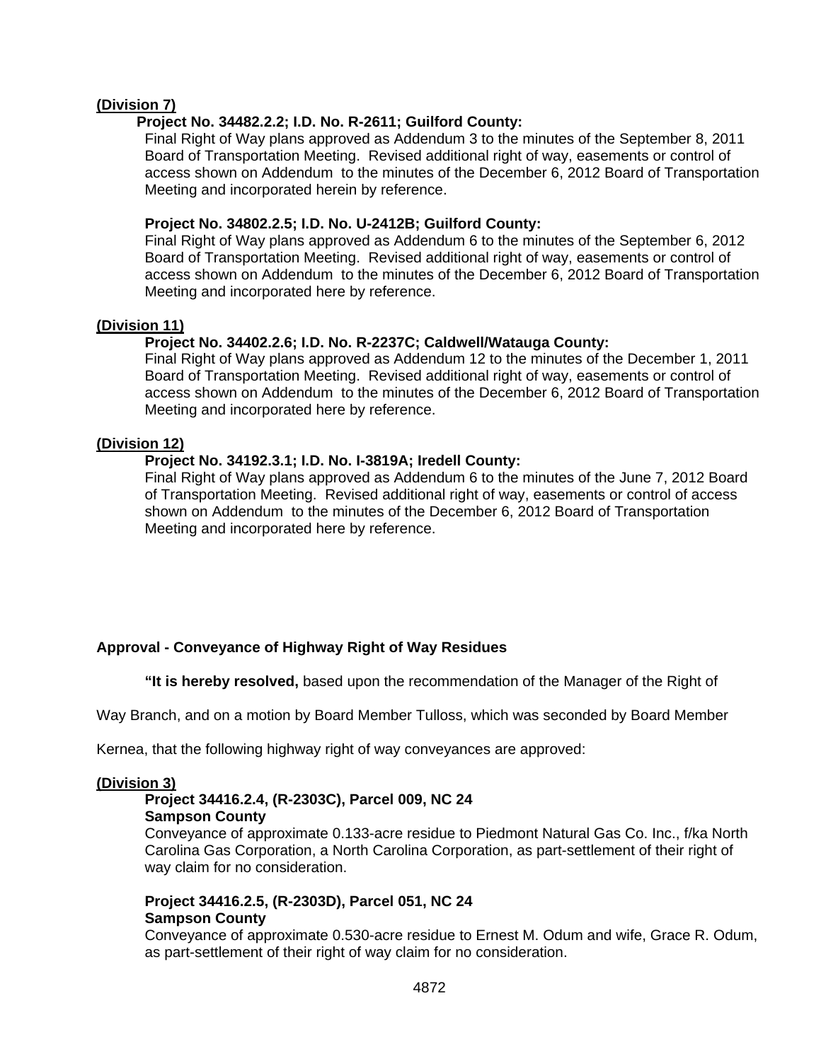**(Division 7)**

**Project No. 34482.2.2; I.D. No. R-2611; Guilford County:**
Final Right of Way plans approved as Addendum 3 to the minutes of the September 8, 2011 Board of Transportation Meeting. Revised additional right of way, easements or control of access shown on Addendum to the minutes of the December 6, 2012 Board of Transportation Meeting and incorporated herein by reference.

**Project No. 34802.2.5; I.D. No. U-2412B; Guilford County:**
Final Right of Way plans approved as Addendum 6 to the minutes of the September 6, 2012 Board of Transportation Meeting. Revised additional right of way, easements or control of access shown on Addendum to the minutes of the December 6, 2012 Board of Transportation Meeting and incorporated here by reference.

**(Division 11)**

**Project No. 34402.2.6; I.D. No. R-2237C; Caldwell/Watauga County:**
Final Right of Way plans approved as Addendum 12 to the minutes of the December 1, 2011 Board of Transportation Meeting. Revised additional right of way, easements or control of access shown on Addendum to the minutes of the December 6, 2012 Board of Transportation Meeting and incorporated here by reference.

**(Division 12)**

**Project No. 34192.3.1; I.D. No. I-3819A; Iredell County:**
Final Right of Way plans approved as Addendum 6 to the minutes of the June 7, 2012 Board of Transportation Meeting. Revised additional right of way, easements or control of access shown on Addendum to the minutes of the December 6, 2012 Board of Transportation Meeting and incorporated here by reference.

**Approval - Conveyance of Highway Right of Way Residues**

**"It is hereby resolved,** based upon the recommendation of the Manager of the Right of Way Branch, and on a motion by Board Member Tulloss, which was seconded by Board Member Kernea, that the following highway right of way conveyances are approved:

**(Division 3)**

**Project 34416.2.4, (R-2303C), Parcel 009, NC 24**
**Sampson County**
Conveyance of approximate 0.133-acre residue to Piedmont Natural Gas Co. Inc., f/ka North Carolina Gas Corporation, a North Carolina Corporation, as part-settlement of their right of way claim for no consideration.

**Project 34416.2.5, (R-2303D), Parcel 051, NC 24**
**Sampson County**
Conveyance of approximate 0.530-acre residue to Ernest M. Odum and wife, Grace R. Odum, as part-settlement of their right of way claim for no consideration.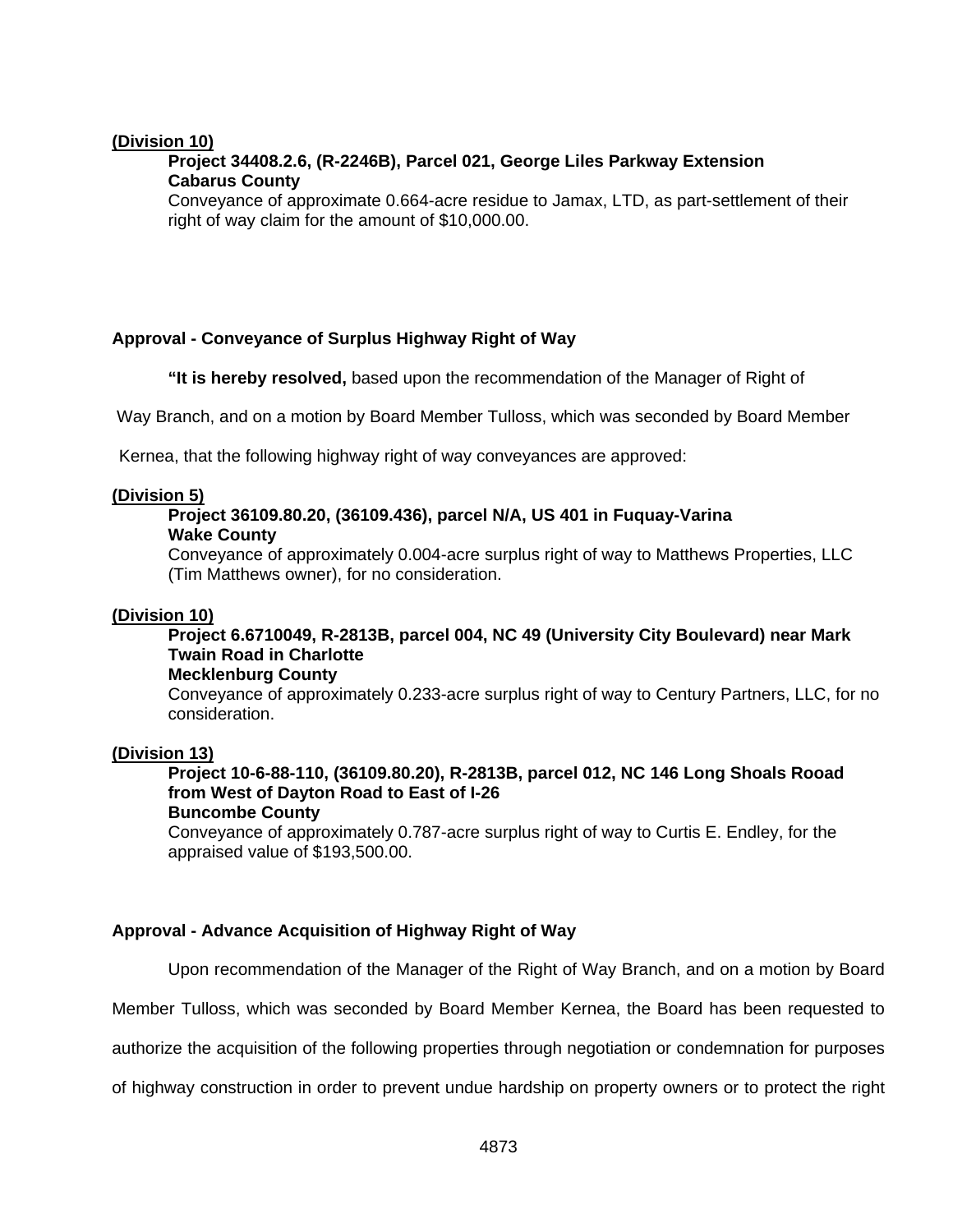**(Division 10)**

**Project 34408.2.6, (R-2246B), Parcel 021, George Liles Parkway Extension**
**Cabarus County**
Conveyance of approximate 0.664-acre residue to Jamax, LTD, as part-settlement of their right of way claim for the amount of $10,000.00.

**Approval - Conveyance of Surplus Highway Right of Way**

**"It is hereby resolved,** based upon the recommendation of the Manager of Right of Way Branch, and on a motion by Board Member Tulloss, which was seconded by Board Member Kernea, that the following highway right of way conveyances are approved:

**(Division 5)**

**Project 36109.80.20, (36109.436), parcel N/A, US 401 in Fuquay-Varina**
**Wake County**
Conveyance of approximately 0.004-acre surplus right of way to Matthews Properties, LLC (Tim Matthews owner), for no consideration.

**(Division 10)**

**Project 6.6710049, R-2813B, parcel 004, NC 49 (University City Boulevard) near Mark Twain Road in Charlotte**
**Mecklenburg County**
Conveyance of approximately 0.233-acre surplus right of way to Century Partners, LLC, for no consideration.

**(Division 13)**

**Project 10-6-88-110, (36109.80.20), R-2813B, parcel 012, NC 146 Long Shoals Rooad from West of Dayton Road to East of I-26**
**Buncombe County**
Conveyance of approximately 0.787-acre surplus right of way to Curtis E. Endley, for the appraised value of $193,500.00.

**Approval - Advance Acquisition of Highway Right of Way**

Upon recommendation of the Manager of the Right of Way Branch, and on a motion by Board Member Tulloss, which was seconded by Board Member Kernea, the Board has been requested to authorize the acquisition of the following properties through negotiation or condemnation for purposes of highway construction in order to prevent undue hardship on property owners or to protect the right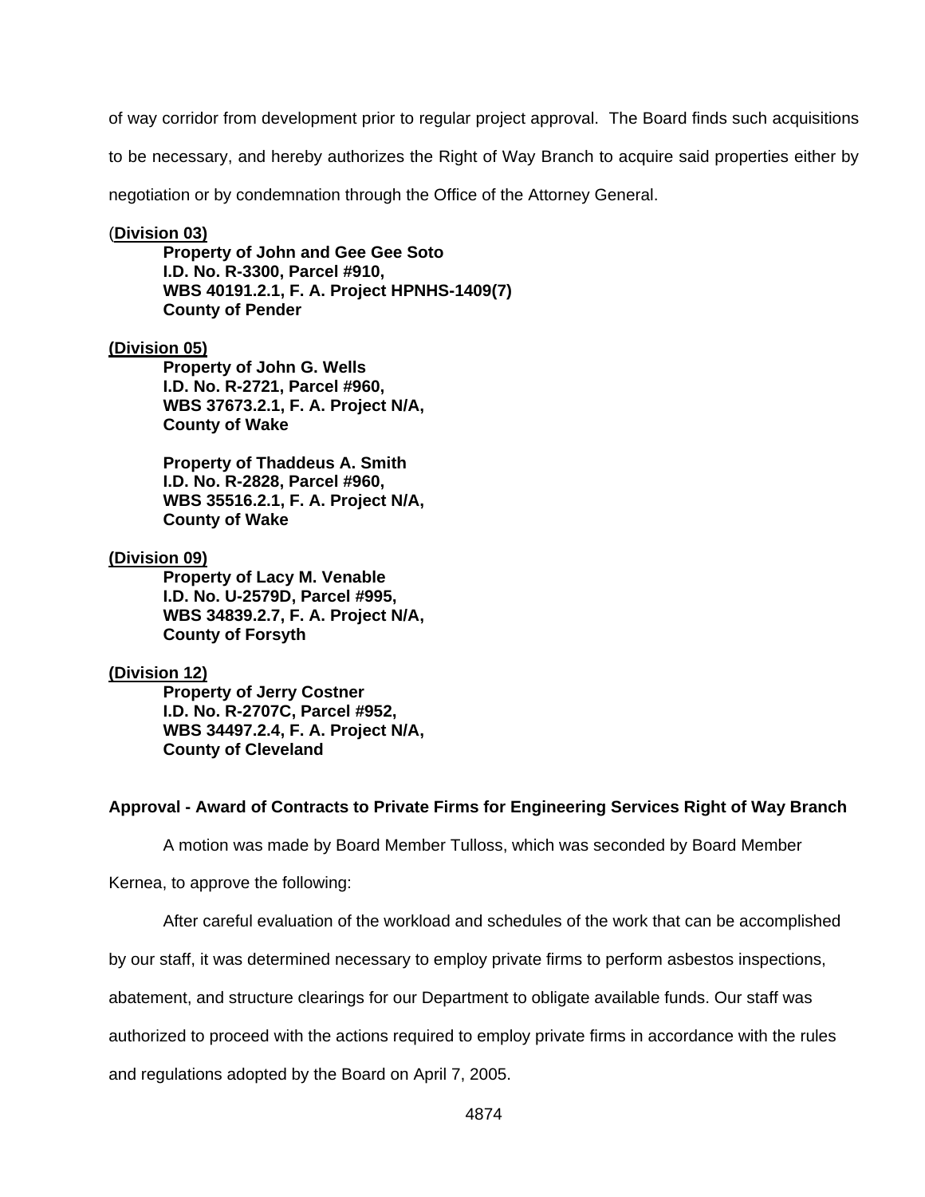of way corridor from development prior to regular project approval. The Board finds such acquisitions to be necessary, and hereby authorizes the Right of Way Branch to acquire said properties either by negotiation or by condemnation through the Office of the Attorney General.

(**Division 03)**

**Property of John and Gee Gee Soto**
**I.D. No. R-3300, Parcel #910,**
**WBS 40191.2.1, F. A. Project HPNHS-1409(7)**
**County of Pender**

**(Division 05)**

**Property of John G. Wells**
**I.D. No. R-2721, Parcel #960,**
**WBS 37673.2.1, F. A. Project N/A,**
**County of Wake**

**Property of Thaddeus A. Smith**
**I.D. No. R-2828, Parcel #960,**
**WBS 35516.2.1, F. A. Project N/A,**
**County of Wake**

**(Division 09)**

**Property of Lacy M. Venable**
**I.D. No. U-2579D, Parcel #995,**
**WBS 34839.2.7, F. A. Project N/A,**
**County of Forsyth**

**(Division 12)**

**Property of Jerry Costner**
**I.D. No. R-2707C, Parcel #952,**
**WBS 34497.2.4, F. A. Project N/A,**
**County of Cleveland**

**Approval - Award of Contracts to Private Firms for Engineering Services Right of Way Branch**

A motion was made by Board Member Tulloss, which was seconded by Board Member Kernea, to approve the following:

After careful evaluation of the workload and schedules of the work that can be accomplished by our staff, it was determined necessary to employ private firms to perform asbestos inspections, abatement, and structure clearings for our Department to obligate available funds. Our staff was authorized to proceed with the actions required to employ private firms in accordance with the rules and regulations adopted by the Board on April 7, 2005.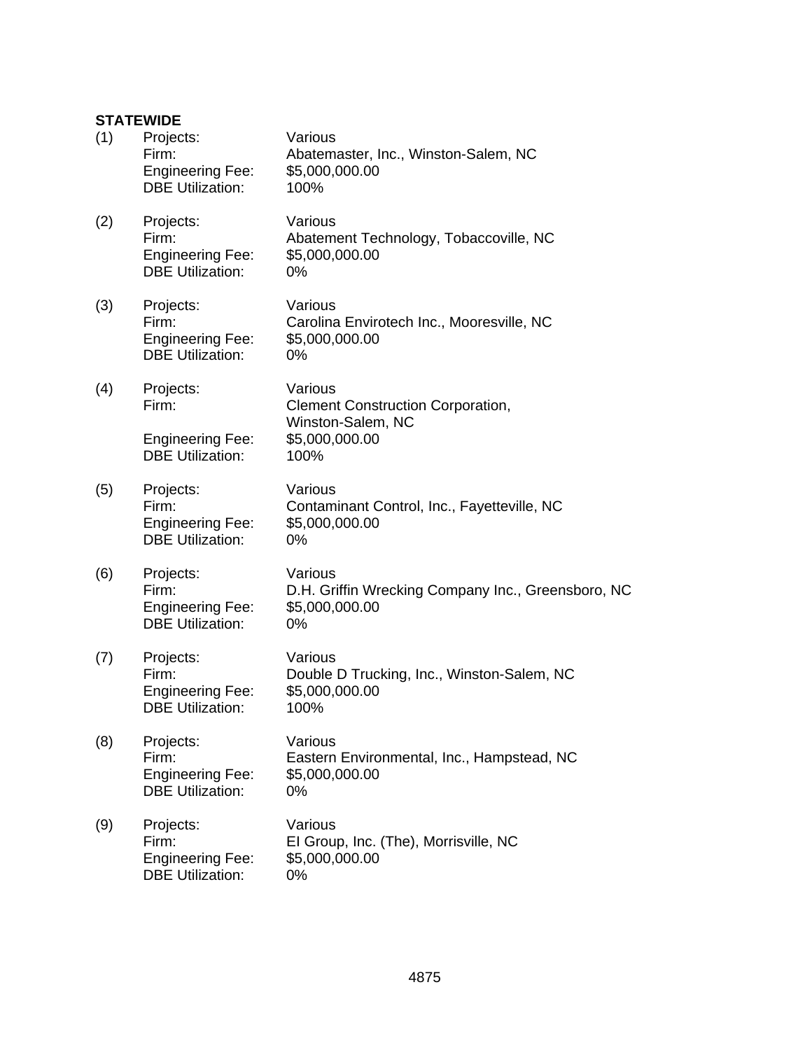**STATEWIDE**

(1) Projects: Various
Firm: Abatemaster, Inc., Winston-Salem, NC
Engineering Fee: $5,000,000.00
DBE Utilization: 100%

(2) Projects: Various
Firm: Abatement Technology, Tobaccoville, NC
Engineering Fee: $5,000,000.00
DBE Utilization: 0%

(3) Projects: Various
Firm: Carolina Envirotech Inc., Mooresville, NC
Engineering Fee: $5,000,000.00
DBE Utilization: 0%

(4) Projects: Various
Firm: Clement Construction Corporation, Winston-Salem, NC
Engineering Fee: $5,000,000.00
DBE Utilization: 100%

(5) Projects: Various
Firm: Contaminant Control, Inc., Fayetteville, NC
Engineering Fee: $5,000,000.00
DBE Utilization: 0%

(6) Projects: Various
Firm: D.H. Griffin Wrecking Company Inc., Greensboro, NC
Engineering Fee: $5,000,000.00
DBE Utilization: 0%

(7) Projects: Various
Firm: Double D Trucking, Inc., Winston-Salem, NC
Engineering Fee: $5,000,000.00
DBE Utilization: 100%

(8) Projects: Various
Firm: Eastern Environmental, Inc., Hampstead, NC
Engineering Fee: $5,000,000.00
DBE Utilization: 0%

(9) Projects: Various
Firm: EI Group, Inc. (The), Morrisville, NC
Engineering Fee: $5,000,000.00
DBE Utilization: 0%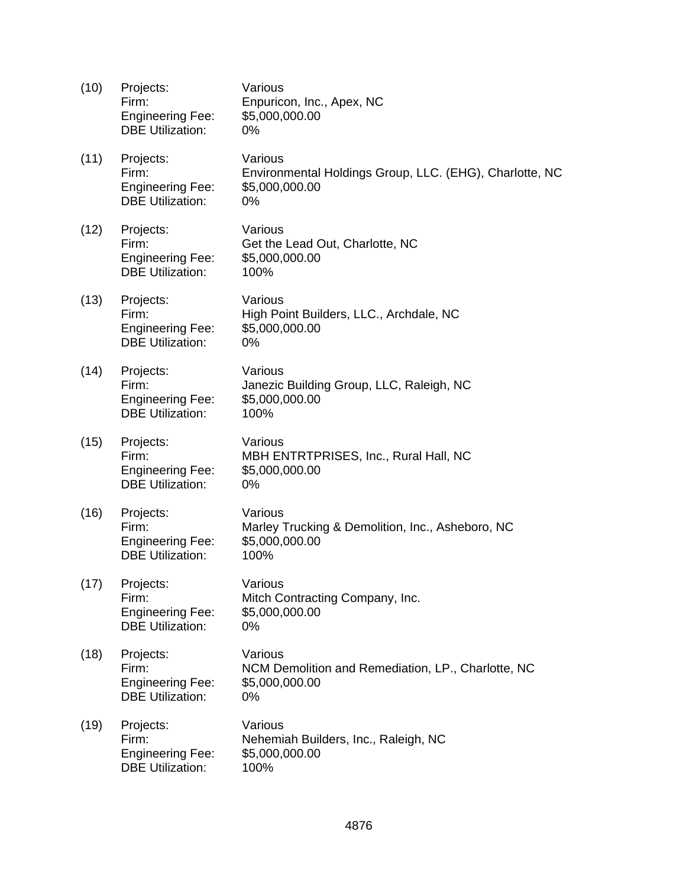(10) Projects: Various
Firm: Enpuricon, Inc., Apex, NC
Engineering Fee: $5,000,000.00
DBE Utilization: 0%

(11) Projects: Various
Firm: Environmental Holdings Group, LLC. (EHG), Charlotte, NC
Engineering Fee: $5,000,000.00
DBE Utilization: 0%

(12) Projects: Various
Firm: Get the Lead Out, Charlotte, NC
Engineering Fee: $5,000,000.00
DBE Utilization: 100%

(13) Projects: Various
Firm: High Point Builders, LLC., Archdale, NC
Engineering Fee: $5,000,000.00
DBE Utilization: 0%

(14) Projects: Various
Firm: Janezic Building Group, LLC, Raleigh, NC
Engineering Fee: $5,000,000.00
DBE Utilization: 100%

(15) Projects: Various
Firm: MBH ENTRTPRISES, Inc., Rural Hall, NC
Engineering Fee: $5,000,000.00
DBE Utilization: 0%

(16) Projects: Various
Firm: Marley Trucking & Demolition, Inc., Asheboro, NC
Engineering Fee: $5,000,000.00
DBE Utilization: 100%

(17) Projects: Various
Firm: Mitch Contracting Company, Inc.
Engineering Fee: $5,000,000.00
DBE Utilization: 0%

(18) Projects: Various
Firm: NCM Demolition and Remediation, LP., Charlotte, NC
Engineering Fee: $5,000,000.00
DBE Utilization: 0%

(19) Projects: Various
Firm: Nehemiah Builders, Inc., Raleigh, NC
Engineering Fee: $5,000,000.00
DBE Utilization: 100%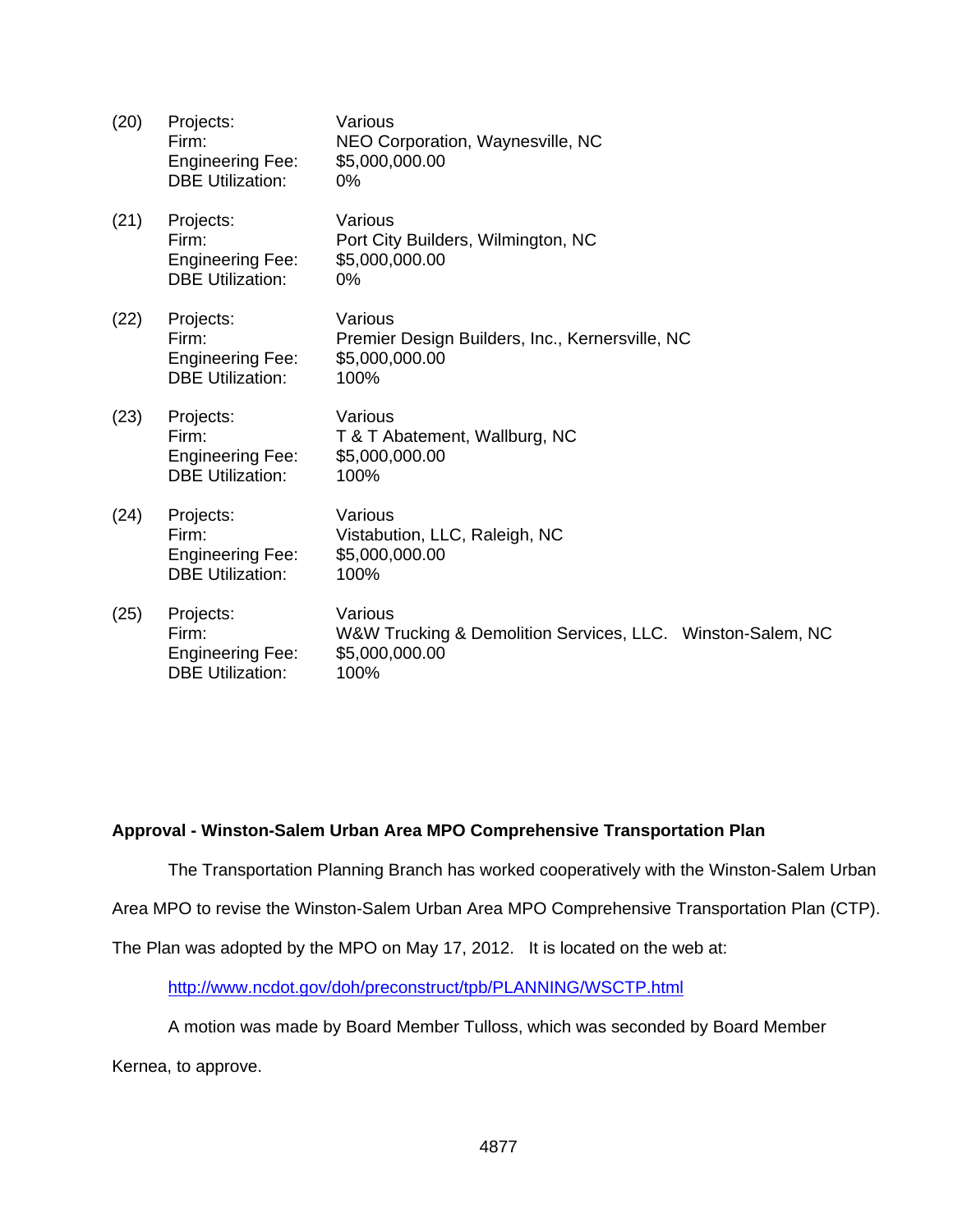(20) Projects: Various
Firm: NEO Corporation, Waynesville, NC
Engineering Fee: $5,000,000.00
DBE Utilization: 0%

(21) Projects: Various
Firm: Port City Builders, Wilmington, NC
Engineering Fee: $5,000,000.00
DBE Utilization: 0%

(22) Projects: Various
Firm: Premier Design Builders, Inc., Kernersville, NC
Engineering Fee: $5,000,000.00
DBE Utilization: 100%

(23) Projects: Various
Firm: T & T Abatement, Wallburg, NC
Engineering Fee: $5,000,000.00
DBE Utilization: 100%

(24) Projects: Various
Firm: Vistabution, LLC, Raleigh, NC
Engineering Fee: $5,000,000.00
DBE Utilization: 100%

(25) Projects: Various
Firm: W&W Trucking & Demolition Services, LLC. Winston-Salem, NC
Engineering Fee: $5,000,000.00
DBE Utilization: 100%

**Approval - Winston-Salem Urban Area MPO Comprehensive Transportation Plan**

The Transportation Planning Branch has worked cooperatively with the Winston-Salem Urban Area MPO to revise the Winston-Salem Urban Area MPO Comprehensive Transportation Plan (CTP). The Plan was adopted by the MPO on May 17, 2012. It is located on the web at:

http://www.ncdot.gov/doh/preconstruct/tpb/PLANNING/WSCTP.html

A motion was made by Board Member Tulloss, which was seconded by Board Member Kernea, to approve.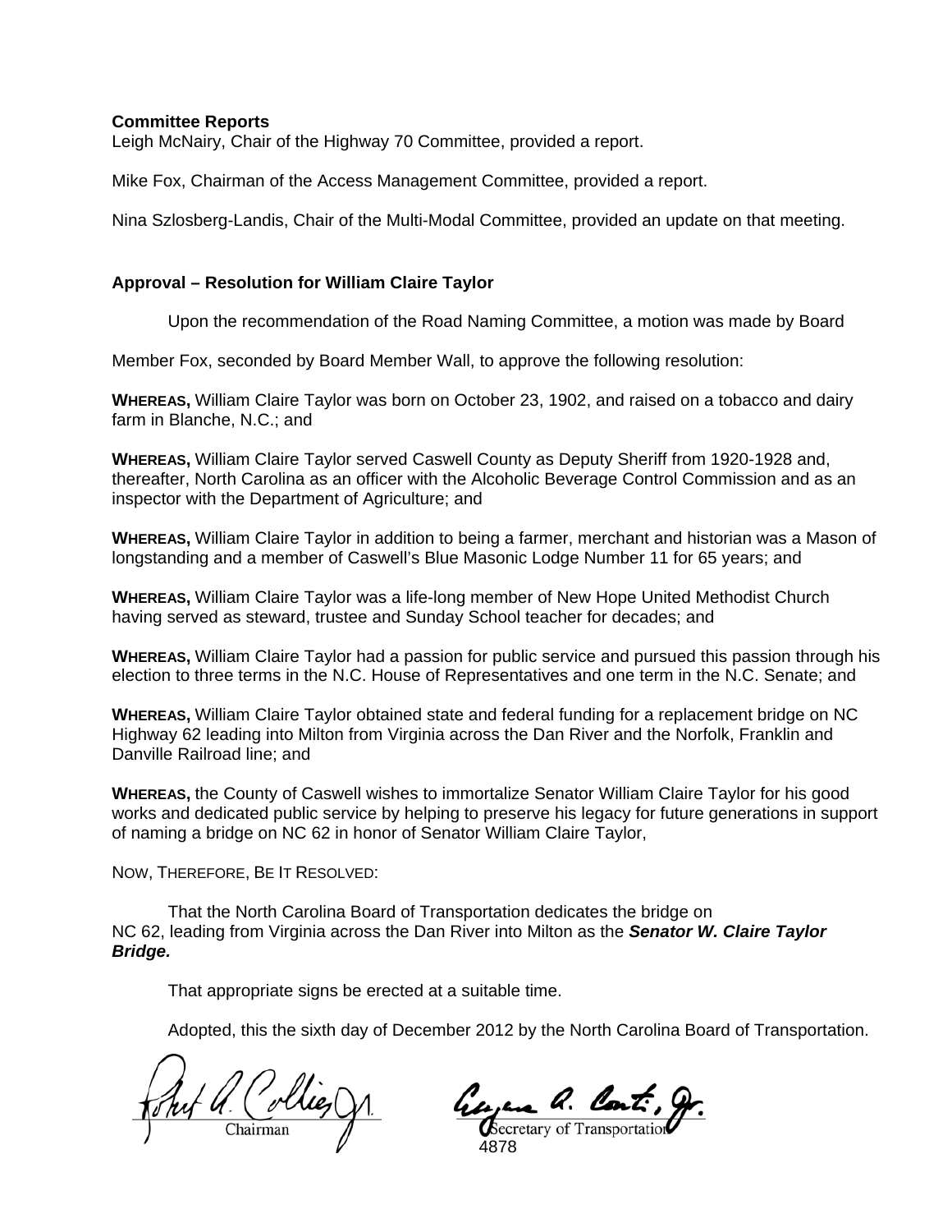**Committee Reports**

Leigh McNairy, Chair of the Highway 70 Committee, provided a report.

Mike Fox, Chairman of the Access Management Committee, provided a report.

Nina Szlosberg-Landis, Chair of the Multi-Modal Committee, provided an update on that meeting.

**Approval – Resolution for William Claire Taylor**

Upon the recommendation of the Road Naming Committee, a motion was made by Board Member Fox, seconded by Board Member Wall, to approve the following resolution:

**WHEREAS,** William Claire Taylor was born on October 23, 1902, and raised on a tobacco and dairy farm in Blanche, N.C.; and

**WHEREAS,** William Claire Taylor served Caswell County as Deputy Sheriff from 1920-1928 and, thereafter, North Carolina as an officer with the Alcoholic Beverage Control Commission and as an inspector with the Department of Agriculture; and

**WHEREAS,** William Claire Taylor in addition to being a farmer, merchant and historian was a Mason of longstanding and a member of Caswell's Blue Masonic Lodge Number 11 for 65 years; and

**WHEREAS,** William Claire Taylor was a life-long member of New Hope United Methodist Church having served as steward, trustee and Sunday School teacher for decades; and

**WHEREAS,** William Claire Taylor had a passion for public service and pursued this passion through his election to three terms in the N.C. House of Representatives and one term in the N.C. Senate; and

**WHEREAS,** William Claire Taylor obtained state and federal funding for a replacement bridge on NC Highway 62 leading into Milton from Virginia across the Dan River and the Norfolk, Franklin and Danville Railroad line; and

**WHEREAS,** the County of Caswell wishes to immortalize Senator William Claire Taylor for his good works and dedicated public service by helping to preserve his legacy for future generations in support of naming a bridge on NC 62 in honor of Senator William Claire Taylor,

NOW, THEREFORE, BE IT RESOLVED:

That the North Carolina Board of Transportation dedicates the bridge on NC 62, leading from Virginia across the Dan River into Milton as the ***Senator W. Claire Taylor Bridge.***

That appropriate signs be erected at a suitable time.

Adopted, this the sixth day of December 2012 by the North Carolina Board of Transportation.

Chairman

Secretary of Transportation

4878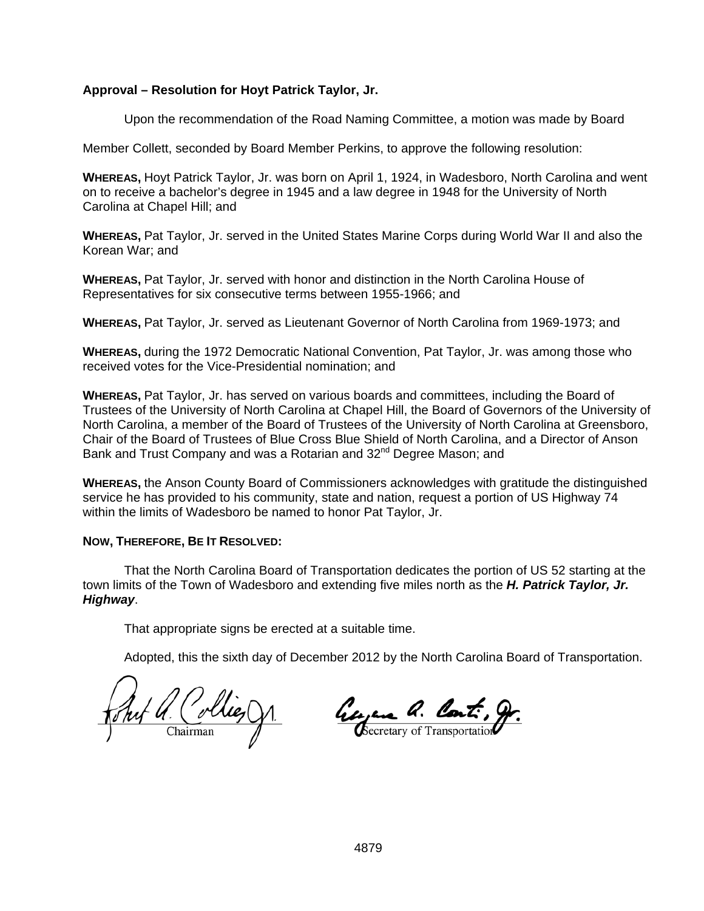**Approval – Resolution for Hoyt Patrick Taylor, Jr.**

Upon the recommendation of the Road Naming Committee, a motion was made by Board Member Collett, seconded by Board Member Perkins, to approve the following resolution:

**WHEREAS,** Hoyt Patrick Taylor, Jr. was born on April 1, 1924, in Wadesboro, North Carolina and went on to receive a bachelor's degree in 1945 and a law degree in 1948 for the University of North Carolina at Chapel Hill; and

**WHEREAS,** Pat Taylor, Jr. served in the United States Marine Corps during World War II and also the Korean War; and

**WHEREAS,** Pat Taylor, Jr. served with honor and distinction in the North Carolina House of Representatives for six consecutive terms between 1955-1966; and

**WHEREAS,** Pat Taylor, Jr. served as Lieutenant Governor of North Carolina from 1969-1973; and

**WHEREAS,** during the 1972 Democratic National Convention, Pat Taylor, Jr. was among those who received votes for the Vice-Presidential nomination; and

**WHEREAS,** Pat Taylor, Jr. has served on various boards and committees, including the Board of Trustees of the University of North Carolina at Chapel Hill, the Board of Governors of the University of North Carolina, a member of the Board of Trustees of the University of North Carolina at Greensboro, Chair of the Board of Trustees of Blue Cross Blue Shield of North Carolina, and a Director of Anson Bank and Trust Company and was a Rotarian and 32nd Degree Mason; and

**WHEREAS,** the Anson County Board of Commissioners acknowledges with gratitude the distinguished service he has provided to his community, state and nation, request a portion of US Highway 74 within the limits of Wadesboro be named to honor Pat Taylor, Jr.

**NOW, THEREFORE, BE IT RESOLVED:**

That the North Carolina Board of Transportation dedicates the portion of US 52 starting at the town limits of the Town of Wadesboro and extending five miles north as the ***H. Patrick Taylor, Jr. Highway***.

That appropriate signs be erected at a suitable time.

Adopted, this the sixth day of December 2012 by the North Carolina Board of Transportation.

Chairman

Secretary of Transportation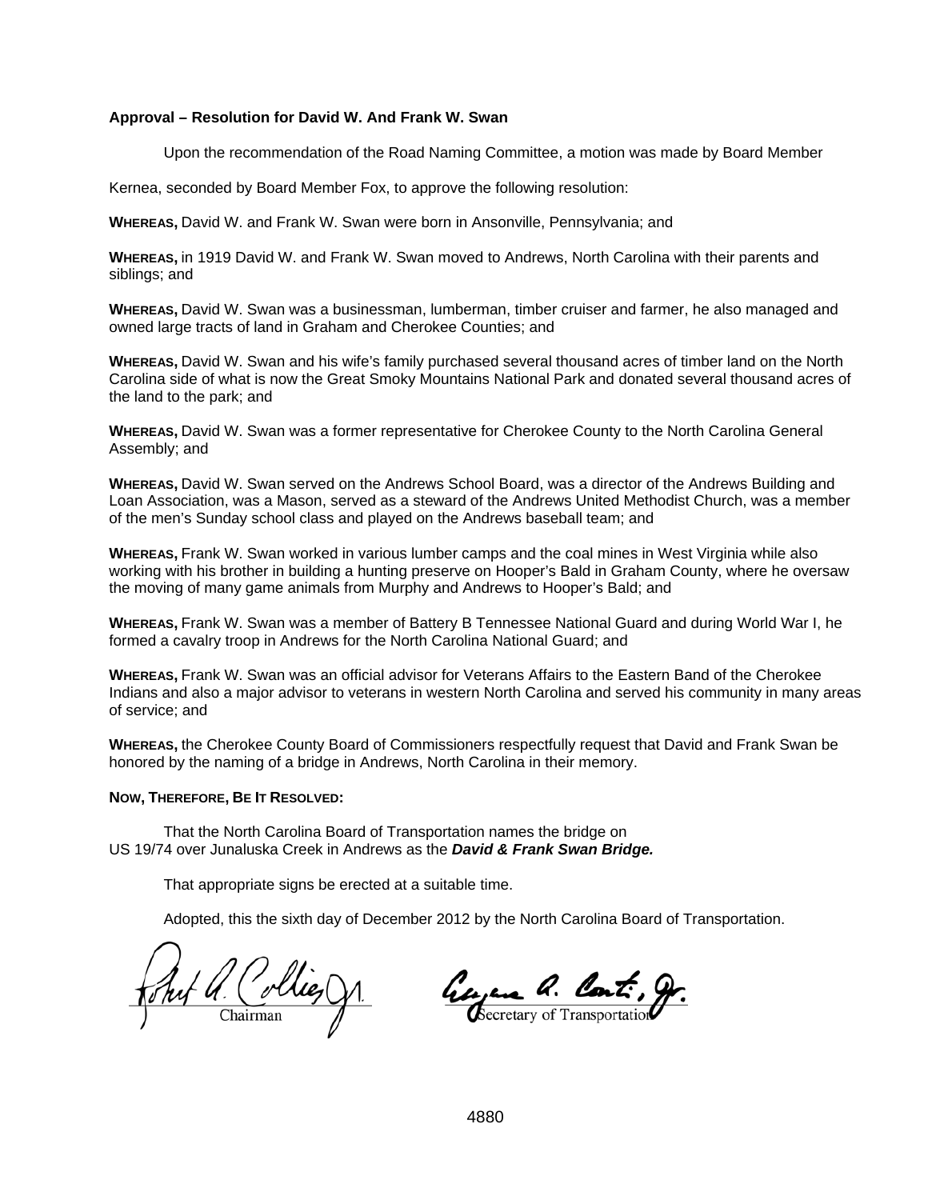**Approval – Resolution for David W. And Frank W. Swan**

Upon the recommendation of the Road Naming Committee, a motion was made by Board Member Kernea, seconded by Board Member Fox, to approve the following resolution:

**WHEREAS,** David W. and Frank W. Swan were born in Ansonville, Pennsylvania; and

**WHEREAS,** in 1919 David W. and Frank W. Swan moved to Andrews, North Carolina with their parents and siblings; and

**WHEREAS,** David W. Swan was a businessman, lumberman, timber cruiser and farmer, he also managed and owned large tracts of land in Graham and Cherokee Counties; and

**WHEREAS,** David W. Swan and his wife's family purchased several thousand acres of timber land on the North Carolina side of what is now the Great Smoky Mountains National Park and donated several thousand acres of the land to the park; and

**WHEREAS,** David W. Swan was a former representative for Cherokee County to the North Carolina General Assembly; and

**WHEREAS,** David W. Swan served on the Andrews School Board, was a director of the Andrews Building and Loan Association, was a Mason, served as a steward of the Andrews United Methodist Church, was a member of the men's Sunday school class and played on the Andrews baseball team; and

**WHEREAS,** Frank W. Swan worked in various lumber camps and the coal mines in West Virginia while also working with his brother in building a hunting preserve on Hooper's Bald in Graham County, where he oversaw the moving of many game animals from Murphy and Andrews to Hooper's Bald; and

**WHEREAS,** Frank W. Swan was a member of Battery B Tennessee National Guard and during World War I, he formed a cavalry troop in Andrews for the North Carolina National Guard; and

**WHEREAS,** Frank W. Swan was an official advisor for Veterans Affairs to the Eastern Band of the Cherokee Indians and also a major advisor to veterans in western North Carolina and served his community in many areas of service; and

**WHEREAS,** the Cherokee County Board of Commissioners respectfully request that David and Frank Swan be honored by the naming of a bridge in Andrews, North Carolina in their memory.

**NOW, THEREFORE, BE IT RESOLVED:**

That the North Carolina Board of Transportation names the bridge on US 19/74 over Junaluska Creek in Andrews as the ***David & Frank Swan Bridge.***

That appropriate signs be erected at a suitable time.

Adopted, this the sixth day of December 2012 by the North Carolina Board of Transportation.

Robert A. Collier, Jr.
Chairman

Eugene A. Conti, Jr.
Secretary of Transportation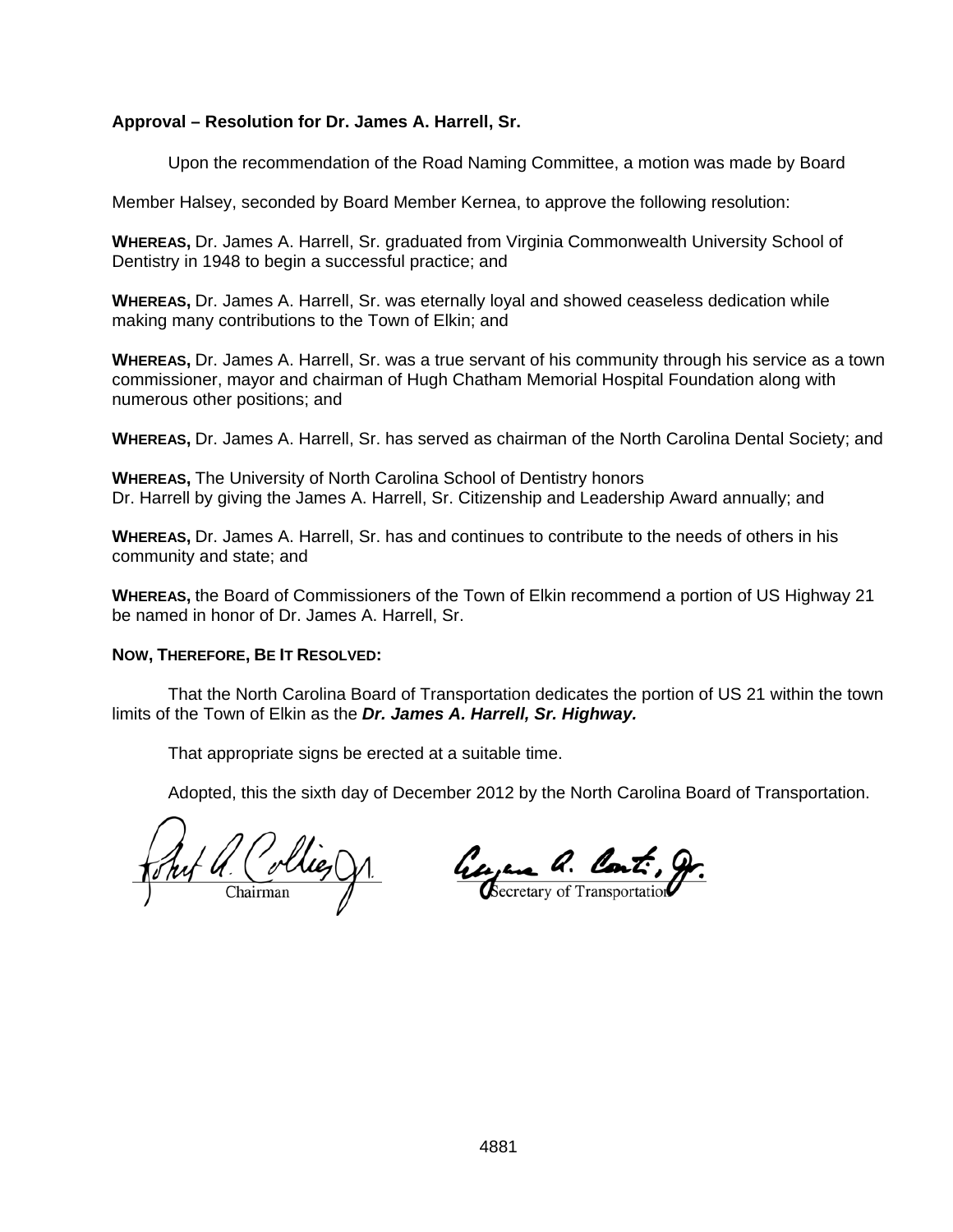**Approval – Resolution for Dr. James A. Harrell, Sr.**

Upon the recommendation of the Road Naming Committee, a motion was made by Board Member Halsey, seconded by Board Member Kernea, to approve the following resolution:

**WHEREAS,** Dr. James A. Harrell, Sr. graduated from Virginia Commonwealth University School of Dentistry in 1948 to begin a successful practice; and

**WHEREAS,** Dr. James A. Harrell, Sr. was eternally loyal and showed ceaseless dedication while making many contributions to the Town of Elkin; and

**WHEREAS,** Dr. James A. Harrell, Sr. was a true servant of his community through his service as a town commissioner, mayor and chairman of Hugh Chatham Memorial Hospital Foundation along with numerous other positions; and

**WHEREAS,** Dr. James A. Harrell, Sr. has served as chairman of the North Carolina Dental Society; and

**WHEREAS,** The University of North Carolina School of Dentistry honors Dr. Harrell by giving the James A. Harrell, Sr. Citizenship and Leadership Award annually; and

**WHEREAS,** Dr. James A. Harrell, Sr. has and continues to contribute to the needs of others in his community and state; and

**WHEREAS,** the Board of Commissioners of the Town of Elkin recommend a portion of US Highway 21 be named in honor of Dr. James A. Harrell, Sr.

**NOW, THEREFORE, BE IT RESOLVED:**

That the North Carolina Board of Transportation dedicates the portion of US 21 within the town limits of the Town of Elkin as the ***Dr. James A. Harrell, Sr. Highway.***

That appropriate signs be erected at a suitable time.

Adopted, this the sixth day of December 2012 by the North Carolina Board of Transportation.

Robert A. Collier, Jr.
Chairman

Eugene A. Conti, Jr.
Secretary of Transportation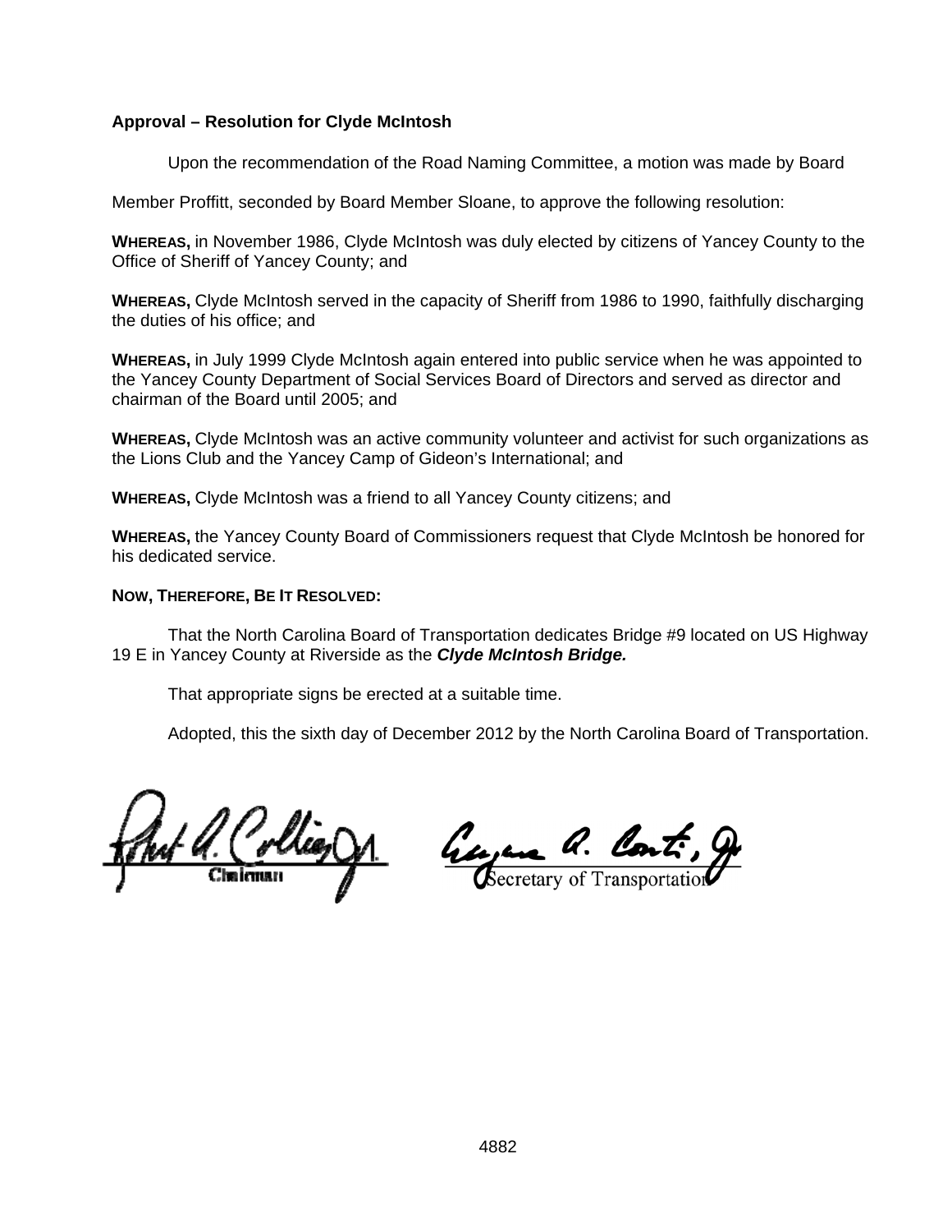**Approval – Resolution for Clyde McIntosh**

Upon the recommendation of the Road Naming Committee, a motion was made by Board Member Proffitt, seconded by Board Member Sloane, to approve the following resolution:

**WHEREAS,** in November 1986, Clyde McIntosh was duly elected by citizens of Yancey County to the Office of Sheriff of Yancey County; and

**WHEREAS,** Clyde McIntosh served in the capacity of Sheriff from 1986 to 1990, faithfully discharging the duties of his office; and

**WHEREAS,** in July 1999 Clyde McIntosh again entered into public service when he was appointed to the Yancey County Department of Social Services Board of Directors and served as director and chairman of the Board until 2005; and

**WHEREAS,** Clyde McIntosh was an active community volunteer and activist for such organizations as the Lions Club and the Yancey Camp of Gideon's International; and

**WHEREAS,** Clyde McIntosh was a friend to all Yancey County citizens; and

**WHEREAS,** the Yancey County Board of Commissioners request that Clyde McIntosh be honored for his dedicated service.

**NOW, THEREFORE, BE IT RESOLVED:**

That the North Carolina Board of Transportation dedicates Bridge #9 located on US Highway 19 E in Yancey County at Riverside as the ***Clyde McIntosh Bridge.***

That appropriate signs be erected at a suitable time.

Adopted, this the sixth day of December 2012 by the North Carolina Board of Transportation.

Chairman

Secretary of Transportation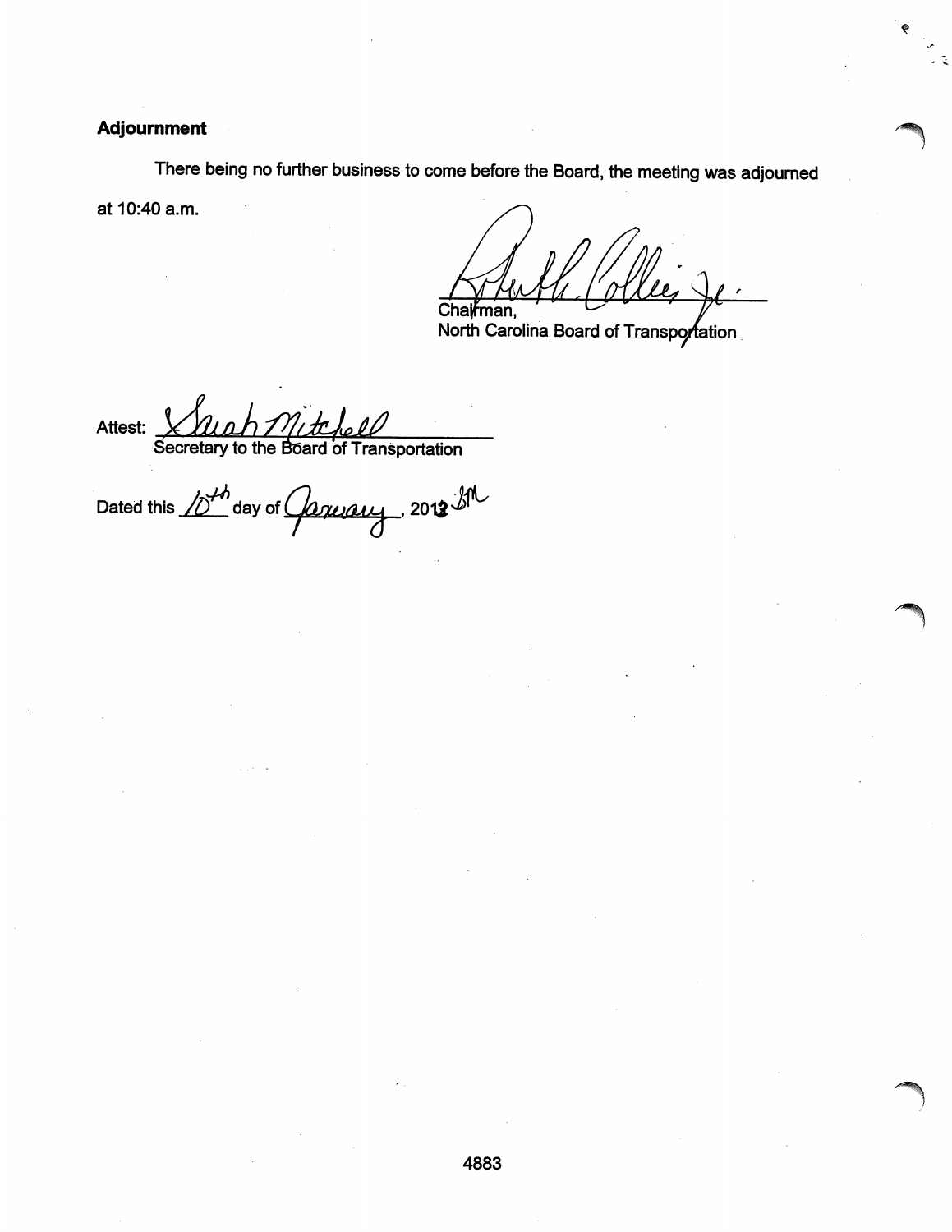## Adjournment

There being no further business to come before the Board, the meeting was adjourned at 10:40 a.m.

Chairman,
North Carolina Board of Transportation

Attest: Sarah Mitchell
Secretary to the Board of Transportation

Dated this 10th day of January, 2013 SM